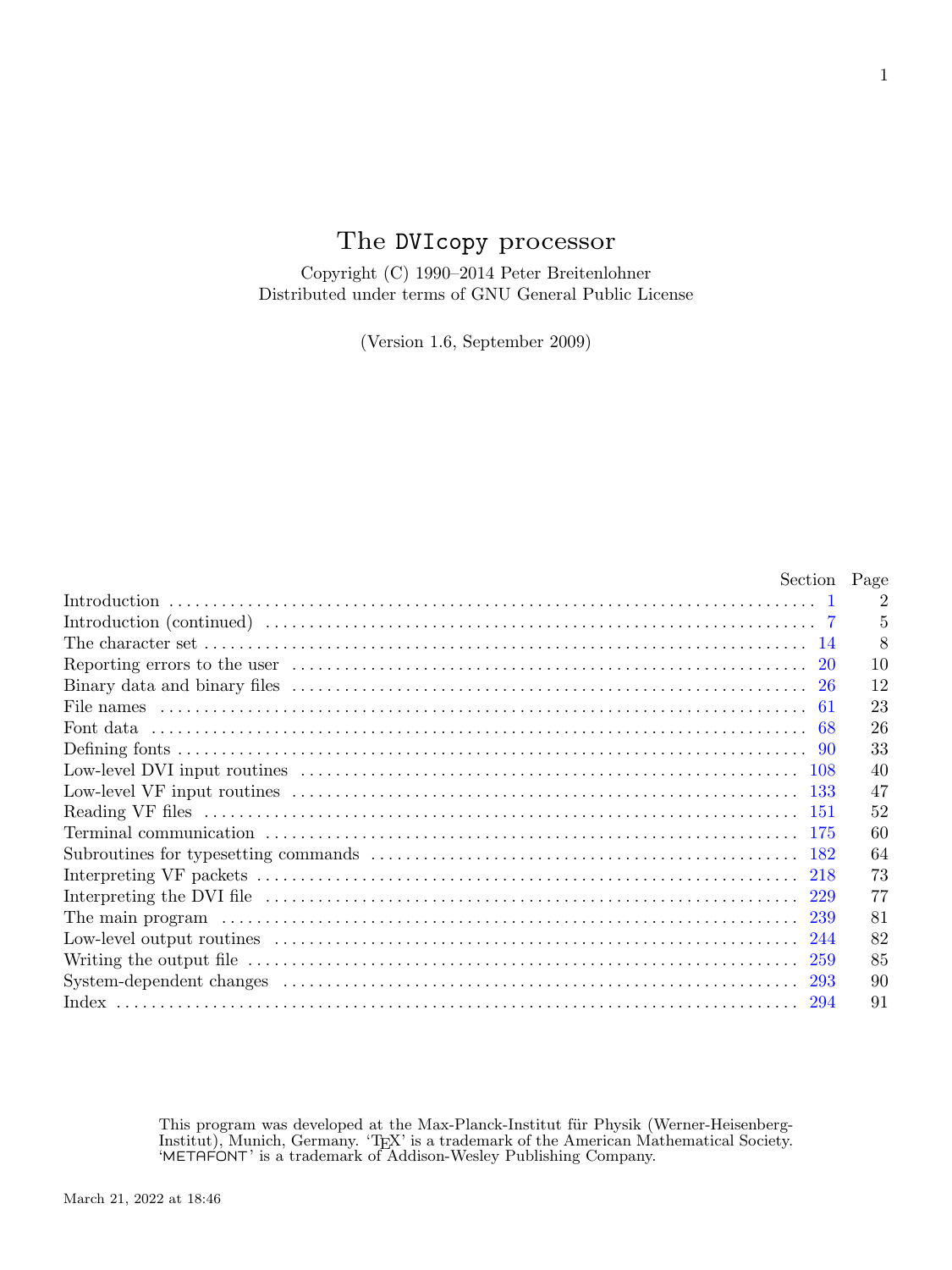# The DVIcopy processor

Copyright (C) 1990–2014 Peter Breitenlohner
Distributed under terms of GNU General Public License

(Version 1.6, September 2009)

| | Section | Page |
|---|---|---|
| Introduction | 1 | 2 |
| Introduction (continued) | 7 | 5 |
| The character set | 14 | 8 |
| Reporting errors to the user | 20 | 10 |
| Binary data and binary files | 26 | 12 |
| File names | 61 | 23 |
| Font data | 68 | 26 |
| Defining fonts | 90 | 33 |
| Low-level DVI input routines | 108 | 40 |
| Low-level VF input routines | 133 | 47 |
| Reading VF files | 151 | 52 |
| Terminal communication | 175 | 60 |
| Subroutines for typesetting commands | 182 | 64 |
| Interpreting VF packets | 218 | 73 |
| Interpreting the DVI file | 229 | 77 |
| The main program | 239 | 81 |
| Low-level output routines | 244 | 82 |
| Writing the output file | 259 | 85 |
| System-dependent changes | 293 | 90 |
| Index | 294 | 91 |

This program was developed at the Max-Planck-Institut für Physik (Werner-Heisenberg-Institut), Munich, Germany. 'TEX' is a trademark of the American Mathematical Society. 'METAFONT' is a trademark of Addison-Wesley Publishing Company.

March 21, 2022 at 18:46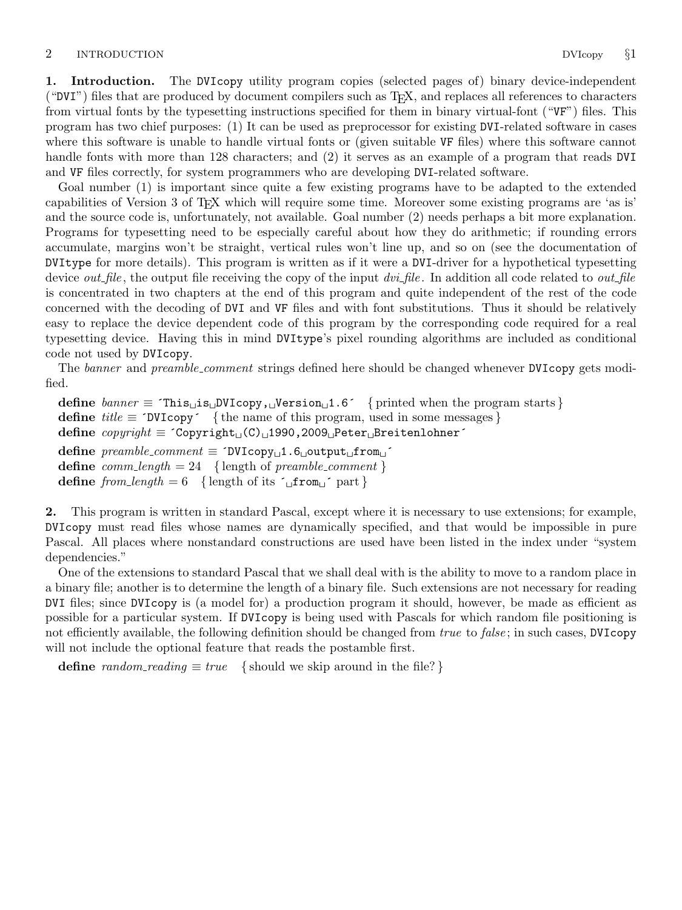**1. Introduction.** The DVIcopy utility program copies (selected pages of) binary device-independent ("DVI") files that are produced by document compilers such as TeX, and replaces all references to characters from virtual fonts by the typesetting instructions specified for them in binary virtual-font ("VF") files. This program has two chief purposes: (1) It can be used as preprocessor for existing DVI-related software in cases where this software is unable to handle virtual fonts or (given suitable VF files) where this software cannot handle fonts with more than 128 characters; and (2) it serves as an example of a program that reads DVI and VF files correctly, for system programmers who are developing DVI-related software.

Goal number (1) is important since quite a few existing programs have to be adapted to the extended capabilities of Version 3 of TeX which will require some time. Moreover some existing programs are 'as is' and the source code is, unfortunately, not available. Goal number (2) needs perhaps a bit more explanation. Programs for typesetting need to be especially careful about how they do arithmetic; if rounding errors accumulate, margins won't be straight, vertical rules won't line up, and so on (see the documentation of DVItype for more details). This program is written as if it were a DVI-driver for a hypothetical typesetting device *out_file*, the output file receiving the copy of the input *dvi_file*. In addition all code related to *out_file* is concentrated in two chapters at the end of this program and quite independent of the rest of the code concerned with the decoding of DVI and VF files and with font substitutions. Thus it should be relatively easy to replace the device dependent code of this program by the corresponding code required for a real typesetting device. Having this in mind DVItype's pixel rounding algorithms are included as conditional code not used by DVIcopy.

The *banner* and *preamble_comment* strings defined here should be changed whenever DVIcopy gets modified.

```
define banner ≡ ´This␣is␣DVIcopy,␣Version␣1.6´   { printed when the program starts }
define title ≡ ´DVIcopy´   { the name of this program, used in some messages }
define copyright ≡ ´Copyright␣(C)␣1990,2009␣Peter␣Breitenlohner´
define preamble_comment ≡ ´DVIcopy␣1.6␣output␣from␣´
define comm_length = 24   { length of preamble_comment }
define from_length = 6   { length of its ´␣from␣´ part }
```

**2.** This program is written in standard Pascal, except where it is necessary to use extensions; for example, DVIcopy must read files whose names are dynamically specified, and that would be impossible in pure Pascal. All places where nonstandard constructions are used have been listed in the index under "system dependencies."

One of the extensions to standard Pascal that we shall deal with is the ability to move to a random place in a binary file; another is to determine the length of a binary file. Such extensions are not necessary for reading DVI files; since DVIcopy is (a model for) a production program it should, however, be made as efficient as possible for a particular system. If DVIcopy is being used with Pascals for which random file positioning is not efficiently available, the following definition should be changed from *true* to *false*; in such cases, DVIcopy will not include the optional feature that reads the postamble first.

```
define random_reading ≡ true   { should we skip around in the file? }
```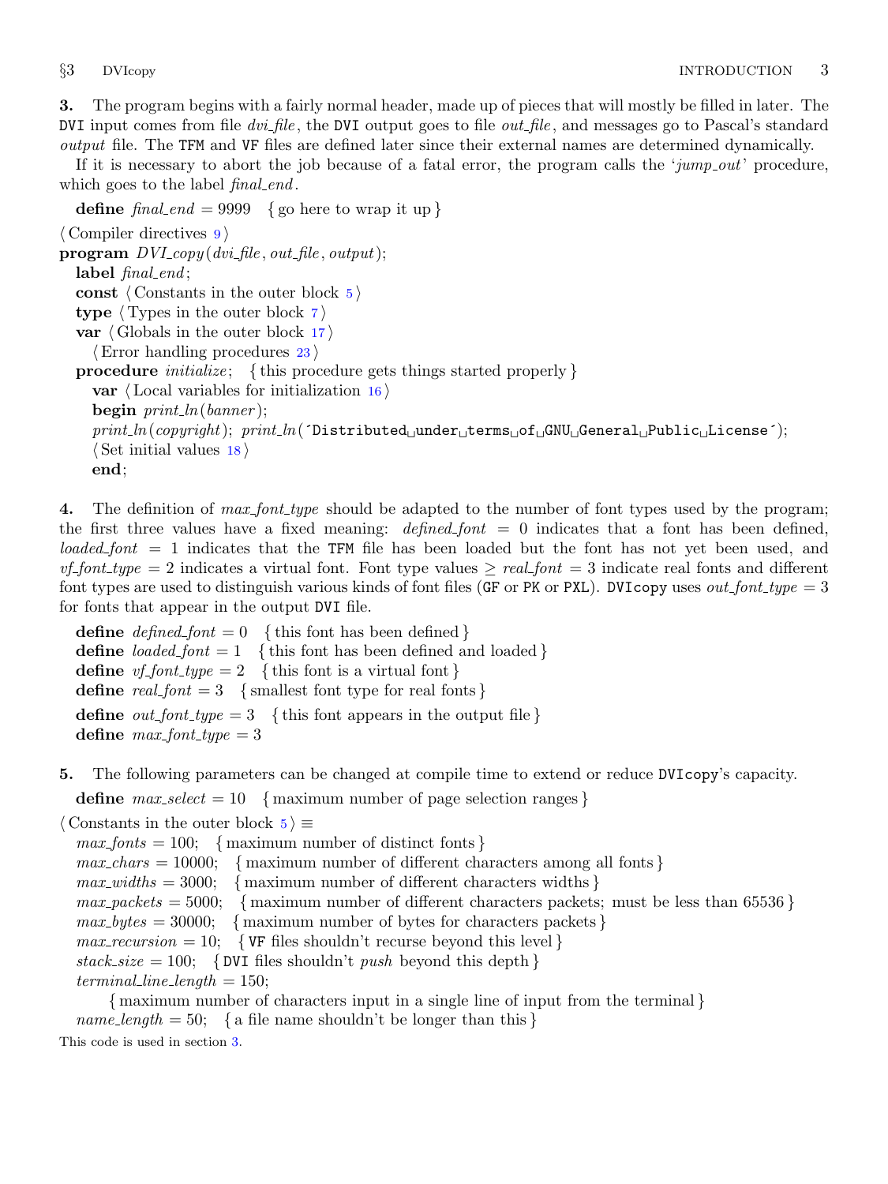**3.** The program begins with a fairly normal header, made up of pieces that will mostly be filled in later. The DVI input comes from file *dvi_file*, the DVI output goes to file *out_file*, and messages go to Pascal's standard *output* file. The TFM and VF files are defined later since their external names are determined dynamically.

If it is necessary to abort the job because of a fatal error, the program calls the '*jump_out*' procedure, which goes to the label *final_end*.

**define** *final_end* = 9999 { go here to wrap it up }

```
⟨ Compiler directives 9 ⟩
program DVI_copy(dvi_file, out_file, output);
  label final_end;
  const ⟨ Constants in the outer block 5 ⟩
  type ⟨ Types in the outer block 7 ⟩
  var ⟨ Globals in the outer block 17 ⟩
    ⟨ Error handling procedures 23 ⟩
  procedure initialize; { this procedure gets things started properly }
    var ⟨ Local variables for initialization 16 ⟩
    begin print_ln(banner);
    print_ln(copyright); print_ln(´Distributed␣under␣terms␣of␣GNU␣General␣Public␣License´);
    ⟨ Set initial values 18 ⟩
    end;
```

**4.** The definition of *max_font_type* should be adapted to the number of font types used by the program; the first three values have a fixed meaning: *defined_font* = 0 indicates that a font has been defined, *loaded_font* = 1 indicates that the TFM file has been loaded but the font has not yet been used, and *vf_font_type* = 2 indicates a virtual font. Font type values ≥ *real_font* = 3 indicate real fonts and different font types are used to distinguish various kinds of font files (GF or PK or PXL). DVIcopy uses *out_font_type* = 3 for fonts that appear in the output DVI file.

```
define defined_font = 0 { this font has been defined }
define loaded_font = 1 { this font has been defined and loaded }
define vf_font_type = 2 { this font is a virtual font }
define real_font = 3 { smallest font type for real fonts }
define out_font_type = 3 { this font appears in the output file }
define max_font_type = 3
```

**5.** The following parameters can be changed at compile time to extend or reduce DVIcopy's capacity.

```
define max_select = 10 { maximum number of page selection ranges }

⟨ Constants in the outer block 5 ⟩ ≡
  max_fonts = 100; { maximum number of distinct fonts }
  max_chars = 10000; { maximum number of different characters among all fonts }
  max_widths = 3000; { maximum number of different characters widths }
  max_packets = 5000; { maximum number of different characters packets; must be less than 65536 }
  max_bytes = 30000; { maximum number of bytes for characters packets }
  max_recursion = 10; { VF files shouldn't recurse beyond this level }
  stack_size = 100; { DVI files shouldn't push beyond this depth }
  terminal_line_length = 150;
      { maximum number of characters input in a single line of input from the terminal }
  name_length = 50; { a file name shouldn't be longer than this }
```

This code is used in section 3.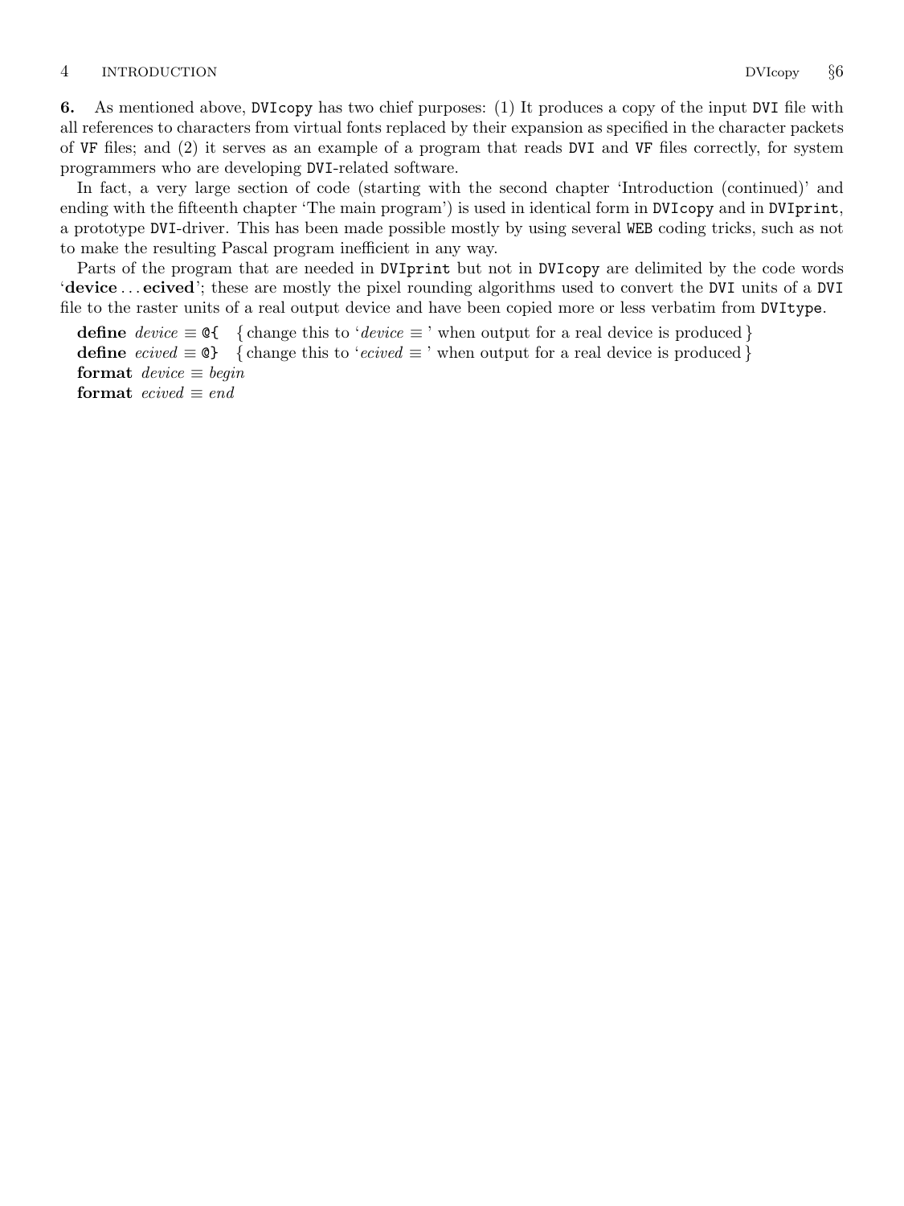**6.** As mentioned above, `DVIcopy` has two chief purposes: (1) It produces a copy of the input `DVI` file with all references to characters from virtual fonts replaced by their expansion as specified in the character packets of `VF` files; and (2) it serves as an example of a program that reads `DVI` and `VF` files correctly, for system programmers who are developing `DVI`-related software.

In fact, a very large section of code (starting with the second chapter 'Introduction (continued)' and ending with the fifteenth chapter 'The main program') is used in identical form in `DVIcopy` and in `DVIprint`, a prototype `DVI`-driver. This has been made possible mostly by using several `WEB` coding tricks, such as not to make the resulting Pascal program inefficient in any way.

Parts of the program that are needed in `DVIprint` but not in `DVIcopy` are delimited by the code words '**device** . . . **ecived**'; these are mostly the pixel rounding algorithms used to convert the `DVI` units of a `DVI` file to the raster units of a real output device and have been copied more or less verbatim from `DVItype`.

**define** *device* ≡ `@{` { change this to '*device* ≡ ' when output for a real device is produced }
**define** *ecived* ≡ `@}` { change this to '*ecived* ≡ ' when output for a real device is produced }
**format** *device* ≡ *begin*
**format** *ecived* ≡ *end*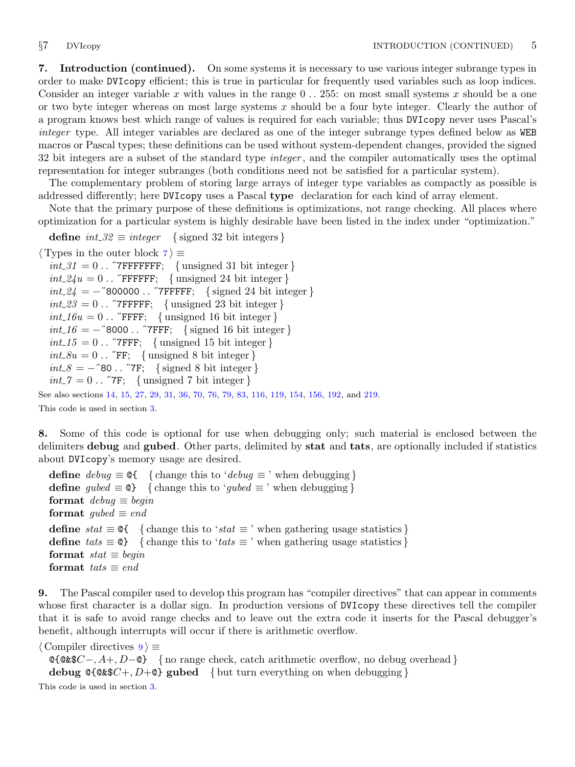**7. Introduction (continued).** On some systems it is necessary to use various integer subrange types in order to make `DVIcopy` efficient; this is true in particular for frequently used variables such as loop indices. Consider an integer variable $x$ with values in the range $0\,..\,255$: on most small systems $x$ should be a one or two byte integer whereas on most large systems $x$ should be a four byte integer. Clearly the author of a program knows best which range of values is required for each variable; thus `DVIcopy` never uses Pascal's *integer* type. All integer variables are declared as one of the integer subrange types defined below as `WEB` macros or Pascal types; these definitions can be used without system-dependent changes, provided the signed 32 bit integers are a subset of the standard type *integer*, and the compiler automatically uses the optimal representation for integer subranges (both conditions need not be satisfied for a particular system).

The complementary problem of storing large arrays of integer type variables as compactly as possible is addressed differently; here `DVIcopy` uses a Pascal **type** declaration for each kind of array element.

Note that the primary purpose of these definitions is optimizations, not range checking. All places where optimization for a particular system is highly desirable have been listed in the index under "optimization."

**define** *int_32* ≡ *integer* { signed 32 bit integers }

⟨ Types in the outer block 7 ⟩ ≡
*int_31* = 0 .. ″7FFFFFFF; { unsigned 31 bit integer }
*int_24u* = 0 .. ″FFFFFF; { unsigned 24 bit integer }
*int_24* = −″800000 .. ″7FFFFF; { signed 24 bit integer }
*int_23* = 0 .. ″7FFFFF; { unsigned 23 bit integer }
*int_16u* = 0 .. ″FFFF; { unsigned 16 bit integer }
*int_16* = −″8000 .. ″7FFF; { signed 16 bit integer }
*int_15* = 0 .. ″7FFF; { unsigned 15 bit integer }
*int_8u* = 0 .. ″FF; { unsigned 8 bit integer }
*int_8* = −″80 .. ″7F; { signed 8 bit integer }
*int_7* = 0 .. ″7F; { unsigned 7 bit integer }

See also sections 14, 15, 27, 29, 31, 36, 70, 76, 79, 83, 116, 119, 154, 156, 192, and 219.

This code is used in section 3.

**8.** Some of this code is optional for use when debugging only; such material is enclosed between the delimiters **debug** and **gubed**. Other parts, delimited by **stat** and **tats**, are optionally included if statistics about `DVIcopy`'s memory usage are desired.

**define** *debug* ≡ @{ { change this to '*debug* ≡ ' when debugging }
**define** *gubed* ≡ @} { change this to '*gubed* ≡ ' when debugging }
**format** *debug* ≡ *begin*
**format** *gubed* ≡ *end*

**define** *stat* ≡ @{ { change this to '*stat* ≡ ' when gathering usage statistics }
**define** *tats* ≡ @} { change this to '*tats* ≡ ' when gathering usage statistics }
**format** *stat* ≡ *begin*
**format** *tats* ≡ *end*

**9.** The Pascal compiler used to develop this program has "compiler directives" that can appear in comments whose first character is a dollar sign. In production versions of `DVIcopy` these directives tell the compiler that it is safe to avoid range checks and to leave out the extra code it inserts for the Pascal debugger's benefit, although interrupts will occur if there is arithmetic overflow.

⟨ Compiler directives 9 ⟩ ≡
@{@&$*C*−, *A*+, *D*−@} { no range check, catch arithmetic overflow, no debug overhead }
**debug** @{@&$*C*+, *D*+@} **gubed** { but turn everything on when debugging }

This code is used in section 3.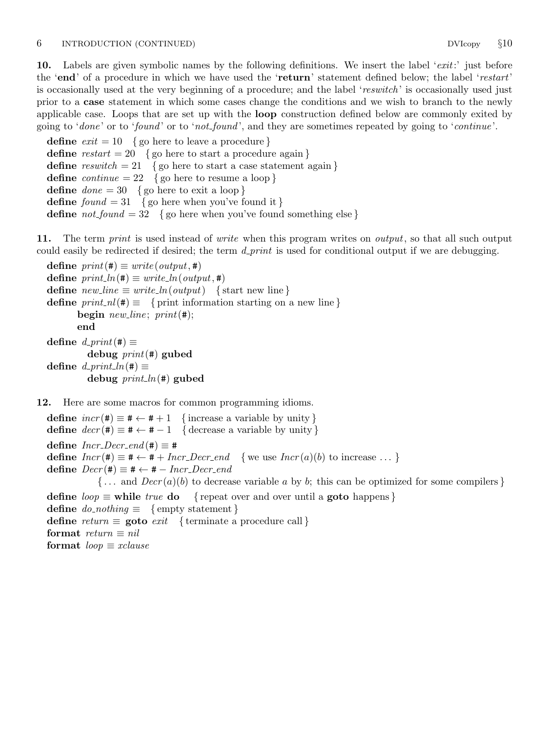**10.** Labels are given symbolic names by the following definitions. We insert the label '*exit*:' just before the '**end**' of a procedure in which we have used the '**return**' statement defined below; the label '*restart*' is occasionally used at the very beginning of a procedure; and the label '*reswitch*' is occasionally used just prior to a **case** statement in which some cases change the conditions and we wish to branch to the newly applicable case. Loops that are set up with the **loop** construction defined below are commonly exited by going to '*done*' or to '*found*' or to '*not_found*', and they are sometimes repeated by going to '*continue*'.

**define** *exit* $= 10$ { go here to leave a procedure }
**define** *restart* $= 20$ { go here to start a procedure again }
**define** *reswitch* $= 21$ { go here to start a case statement again }
**define** *continue* $= 22$ { go here to resume a loop }
**define** *done* $= 30$ { go here to exit a loop }
**define** *found* $= 31$ { go here when you've found it }
**define** *not_found* $= 32$ { go here when you've found something else }

**11.** The term *print* is used instead of *write* when this program writes on *output*, so that all such output could easily be redirected if desired; the term *d_print* is used for conditional output if we are debugging.

**define** *print*(#) ≡ *write*(*output*, #)
**define** *print_ln*(#) ≡ *write_ln*(*output*, #)
**define** *new_line* ≡ *write_ln*(*output*) { start new line }
**define** *print_nl*(#) ≡ { print information starting on a new line }
  **begin** *new_line*; *print*(#);
  **end**
**define** *d_print*(#) ≡
  **debug** *print*(#) **gubed**
**define** *d_print_ln*(#) ≡
  **debug** *print_ln*(#) **gubed**

**12.** Here are some macros for common programming idioms.

**define** *incr*(#) ≡ # ← # + 1 { increase a variable by unity }
**define** *decr*(#) ≡ # ← # − 1 { decrease a variable by unity }
**define** *Incr_Decr_end*(#) ≡ #
**define** *Incr*(#) ≡ # ← # + *Incr_Decr_end* { we use *Incr*(*a*)(*b*) to increase ... }
**define** *Decr*(#) ≡ # ← # − *Incr_Decr_end*
  { ... and *Decr*(*a*)(*b*) to decrease variable *a* by *b*; this can be optimized for some compilers }
**define** *loop* ≡ **while** *true* **do** { repeat over and over until a **goto** happens }
**define** *do_nothing* ≡ { empty statement }
**define** *return* ≡ **goto** *exit* { terminate a procedure call }
**format** *return* ≡ *nil*
**format** *loop* ≡ *xclause*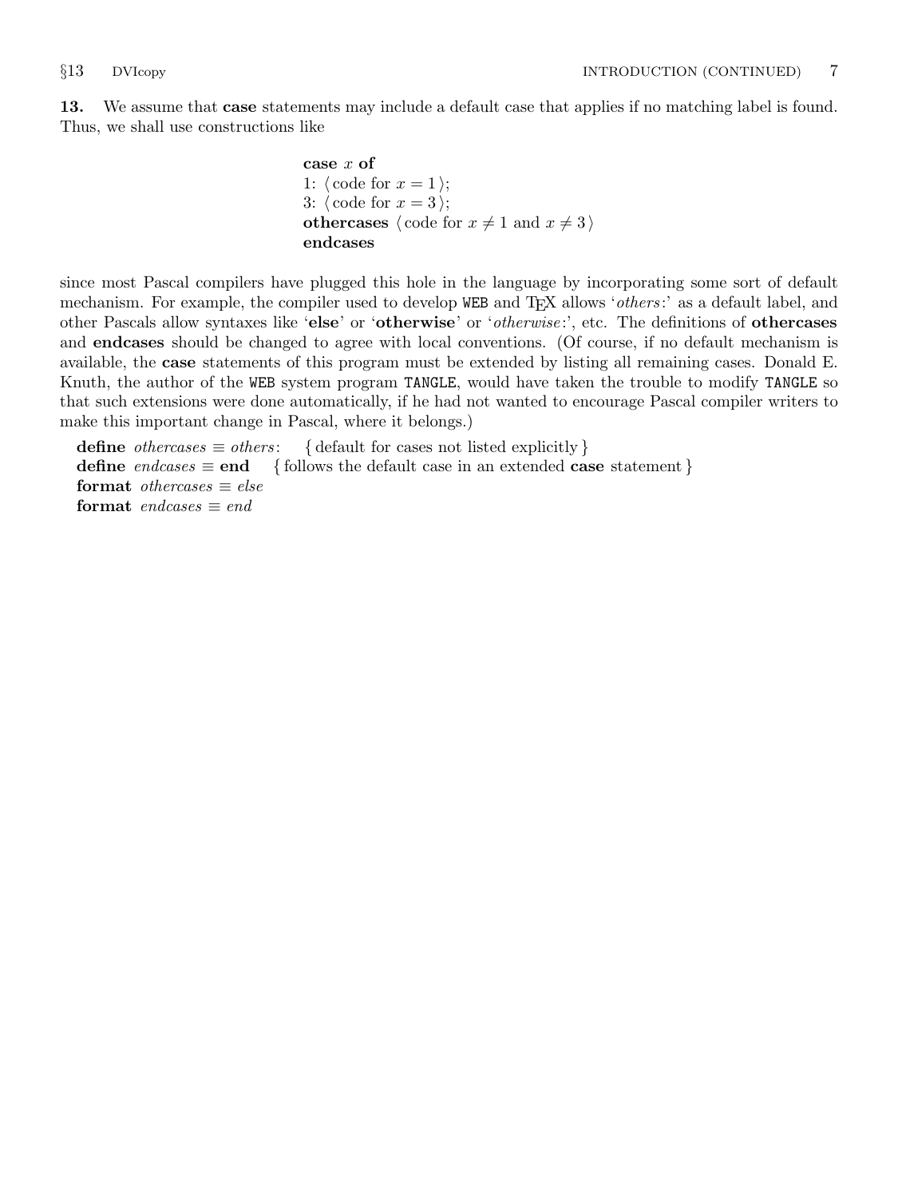**13.** We assume that **case** statements may include a default case that applies if no matching label is found. Thus, we shall use constructions like

> **case** $x$ **of**
> 1: ⟨ code for $x = 1$ ⟩;
> 3: ⟨ code for $x = 3$ ⟩;
> **othercases** ⟨ code for $x \neq 1$ and $x \neq 3$ ⟩
> **endcases**

since most Pascal compilers have plugged this hole in the language by incorporating some sort of default mechanism. For example, the compiler used to develop WEB and TeX allows '*others*:' as a default label, and other Pascals allow syntaxes like '**else**' or '**otherwise**' or '*otherwise*:', etc. The definitions of **othercases** and **endcases** should be changed to agree with local conventions. (Of course, if no default mechanism is available, the **case** statements of this program must be extended by listing all remaining cases. Donald E. Knuth, the author of the WEB system program TANGLE, would have taken the trouble to modify TANGLE so that such extensions were done automatically, if he had not wanted to encourage Pascal compiler writers to make this important change in Pascal, where it belongs.)

**define** *othercases* ≡ *others*: { default for cases not listed explicitly }
**define** *endcases* ≡ **end** { follows the default case in an extended **case** statement }
**format** *othercases* ≡ *else*
**format** *endcases* ≡ *end*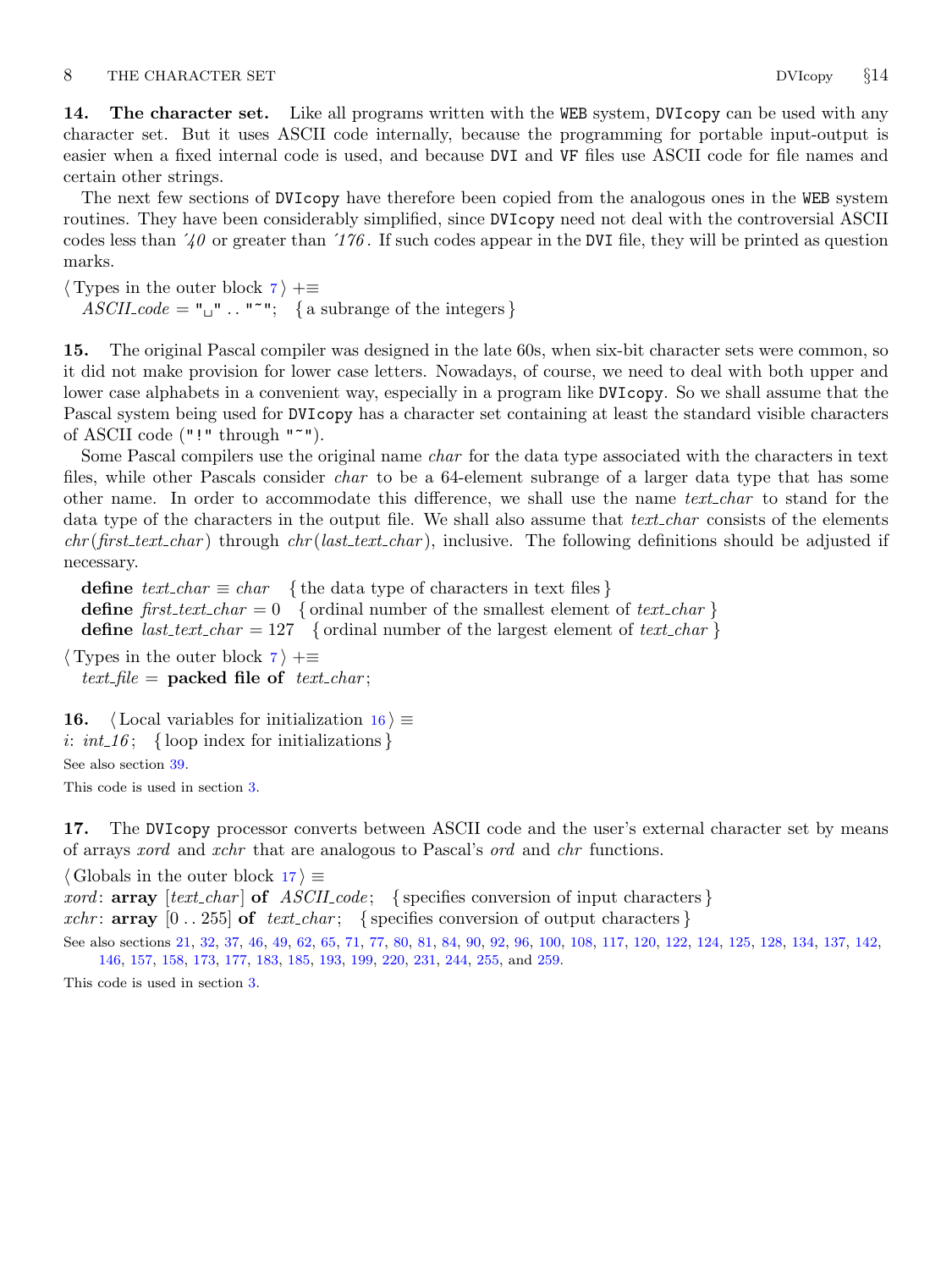**14. The character set.** Like all programs written with the WEB system, DVIcopy can be used with any character set. But it uses ASCII code internally, because the programming for portable input-output is easier when a fixed internal code is used, and because DVI and VF files use ASCII code for file names and certain other strings.

The next few sections of DVIcopy have therefore been copied from the analogous ones in the WEB system routines. They have been considerably simplified, since DVIcopy need not deal with the controversial ASCII codes less than ´40 or greater than ´176. If such codes appear in the DVI file, they will be printed as question marks.

⟨ Types in the outer block 7 ⟩ +≡
*ASCII_code* = "␣" . . "~"; { a subrange of the integers }

**15.** The original Pascal compiler was designed in the late 60s, when six-bit character sets were common, so it did not make provision for lower case letters. Nowadays, of course, we need to deal with both upper and lower case alphabets in a convenient way, especially in a program like DVIcopy. So we shall assume that the Pascal system being used for DVIcopy has a character set containing at least the standard visible characters of ASCII code ("!" through "~").

Some Pascal compilers use the original name *char* for the data type associated with the characters in text files, while other Pascals consider *char* to be a 64-element subrange of a larger data type that has some other name. In order to accommodate this difference, we shall use the name *text_char* to stand for the data type of the characters in the output file. We shall also assume that *text_char* consists of the elements *chr*(*first_text_char*) through *chr*(*last_text_char*), inclusive. The following definitions should be adjusted if necessary.

**define** *text_char* ≡ *char* { the data type of characters in text files }
**define** *first_text_char* = 0 { ordinal number of the smallest element of *text_char* }
**define** *last_text_char* = 127 { ordinal number of the largest element of *text_char* }

⟨ Types in the outer block 7 ⟩ +≡
*text_file* = **packed file of** *text_char*;

**16.** ⟨ Local variables for initialization 16 ⟩ ≡
*i*: *int_16*; { loop index for initializations }

See also section 39.

This code is used in section 3.

**17.** The DVIcopy processor converts between ASCII code and the user's external character set by means of arrays *xord* and *xchr* that are analogous to Pascal's *ord* and *chr* functions.

⟨ Globals in the outer block 17 ⟩ ≡
*xord*: **array** [*text_char*] **of** *ASCII_code*; { specifies conversion of input characters }
*xchr*: **array** [0 . . 255] **of** *text_char*; { specifies conversion of output characters }

See also sections 21, 32, 37, 46, 49, 62, 65, 71, 77, 80, 81, 84, 90, 92, 96, 100, 108, 117, 120, 122, 124, 125, 128, 134, 137, 142, 146, 157, 158, 173, 177, 183, 185, 193, 199, 220, 231, 244, 255, and 259.

This code is used in section 3.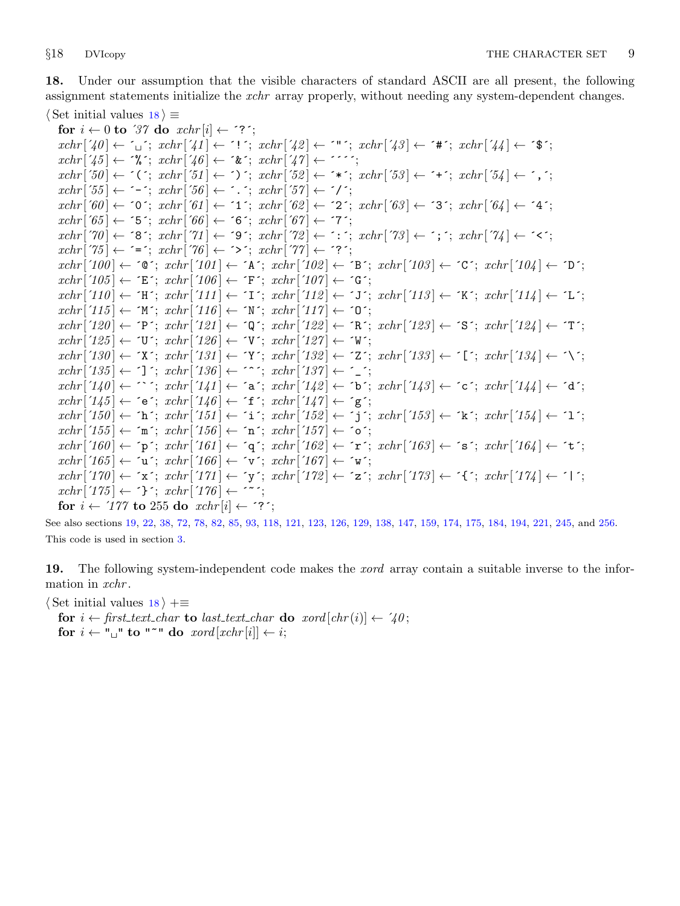**18.** Under our assumption that the visible characters of standard ASCII are all present, the following assignment statements initialize the *xchr* array properly, without needing any system-dependent changes.

```
⟨Set initial values 18⟩ ≡
  for i ← 0 to '37 do xchr[i] ← '?';
  xchr['40] ← '␣'; xchr['41] ← '!'; xchr['42] ← '"'; xchr['43] ← '#'; xchr['44] ← '$';
  xchr['45] ← '%'; xchr['46] ← '&'; xchr['47] ← '''';
  xchr['50] ← '('; xchr['51] ← ')'; xchr['52] ← '*'; xchr['53] ← '+'; xchr['54] ← ',';
  xchr['55] ← '-'; xchr['56] ← '.'; xchr['57] ← '/';
  xchr['60] ← '0'; xchr['61] ← '1'; xchr['62] ← '2'; xchr['63] ← '3'; xchr['64] ← '4';
  xchr['65] ← '5'; xchr['66] ← '6'; xchr['67] ← '7';
  xchr['70] ← '8'; xchr['71] ← '9'; xchr['72] ← ':'; xchr['73] ← ';'; xchr['74] ← '<';
  xchr['75] ← '='; xchr['76] ← '>'; xchr['77] ← '?';
  xchr['100] ← '@'; xchr['101] ← 'A'; xchr['102] ← 'B'; xchr['103] ← 'C'; xchr['104] ← 'D';
  xchr['105] ← 'E'; xchr['106] ← 'F'; xchr['107] ← 'G';
  xchr['110] ← 'H'; xchr['111] ← 'I'; xchr['112] ← 'J'; xchr['113] ← 'K'; xchr['114] ← 'L';
  xchr['115] ← 'M'; xchr['116] ← 'N'; xchr['117] ← 'O';
  xchr['120] ← 'P'; xchr['121] ← 'Q'; xchr['122] ← 'R'; xchr['123] ← 'S'; xchr['124] ← 'T';
  xchr['125] ← 'U'; xchr['126] ← 'V'; xchr['127] ← 'W';
  xchr['130] ← 'X'; xchr['131] ← 'Y'; xchr['132] ← 'Z'; xchr['133] ← '['; xchr['134] ← '\';
  xchr['135] ← ']'; xchr['136] ← '^'; xchr['137] ← '_';
  xchr['140] ← '`'; xchr['141] ← 'a'; xchr['142] ← 'b'; xchr['143] ← 'c'; xchr['144] ← 'd';
  xchr['145] ← 'e'; xchr['146] ← 'f'; xchr['147] ← 'g';
  xchr['150] ← 'h'; xchr['151] ← 'i'; xchr['152] ← 'j'; xchr['153] ← 'k'; xchr['154] ← 'l';
  xchr['155] ← 'm'; xchr['156] ← 'n'; xchr['157] ← 'o';
  xchr['160] ← 'p'; xchr['161] ← 'q'; xchr['162] ← 'r'; xchr['163] ← 's'; xchr['164] ← 't';
  xchr['165] ← 'u'; xchr['166] ← 'v'; xchr['167] ← 'w';
  xchr['170] ← 'x'; xchr['171] ← 'y'; xchr['172] ← 'z'; xchr['173] ← '{'; xchr['174] ← '|';
  xchr['175] ← '}'; xchr['176] ← '~';
  for i ← '177 to 255 do xchr[i] ← '?';
```

See also sections 19, 22, 38, 72, 78, 82, 85, 93, 118, 121, 123, 126, 129, 138, 147, 159, 174, 175, 184, 194, 221, 245, and 256.

This code is used in section 3.

**19.** The following system-independent code makes the *xord* array contain a suitable inverse to the information in *xchr*.

```
⟨Set initial values 18⟩ +≡
  for i ← first_text_char to last_text_char do xord[chr(i)] ← '40;
  for i ← "␣" to "~" do xord[xchr[i]] ← i;
```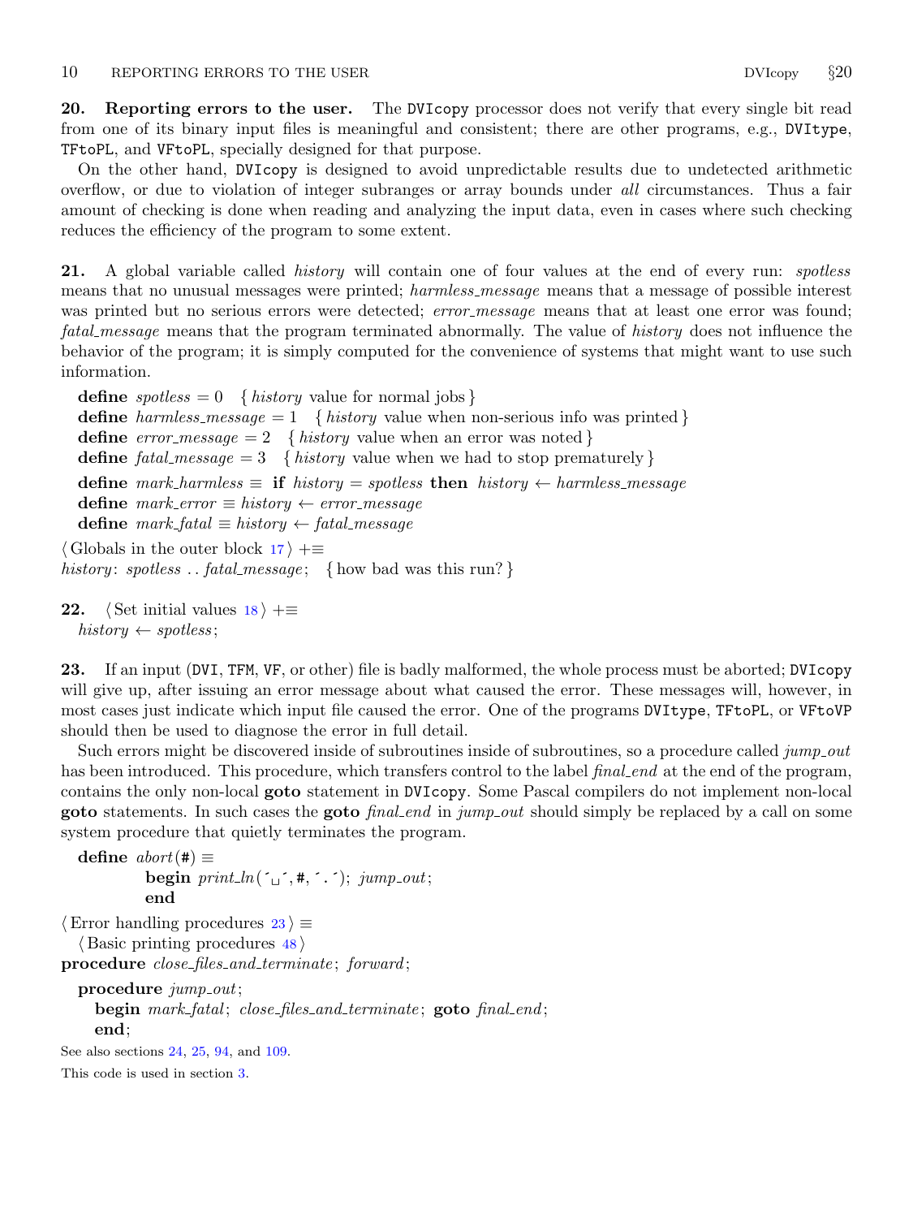**20. Reporting errors to the user.** The DVIcopy processor does not verify that every single bit read from one of its binary input files is meaningful and consistent; there are other programs, e.g., DVItype, TFtoPL, and VFtoPL, specially designed for that purpose.

On the other hand, DVIcopy is designed to avoid unpredictable results due to undetected arithmetic overflow, or due to violation of integer subranges or array bounds under *all* circumstances. Thus a fair amount of checking is done when reading and analyzing the input data, even in cases where such checking reduces the efficiency of the program to some extent.

**21.** A global variable called *history* will contain one of four values at the end of every run: *spotless* means that no unusual messages were printed; *harmless_message* means that a message of possible interest was printed but no serious errors were detected; *error_message* means that at least one error was found; *fatal_message* means that the program terminated abnormally. The value of *history* does not influence the behavior of the program; it is simply computed for the convenience of systems that might want to use such information.

```
define spotless = 0  { history value for normal jobs }
define harmless_message = 1  { history value when non-serious info was printed }
define error_message = 2  { history value when an error was noted }
define fatal_message = 3  { history value when we had to stop prematurely }
define mark_harmless ≡ if history = spotless then history ← harmless_message
define mark_error ≡ history ← error_message
define mark_fatal ≡ history ← fatal_message
```

⟨Globals in the outer block 17⟩ +≡
*history*: *spotless* .. *fatal_message*; { how bad was this run? }

**22.** ⟨Set initial values 18⟩ +≡
*history* ← *spotless*;

**23.** If an input (DVI, TFM, VF, or other) file is badly malformed, the whole process must be aborted; DVIcopy will give up, after issuing an error message about what caused the error. These messages will, however, in most cases just indicate which input file caused the error. One of the programs DVItype, TFtoPL, or VFtoVP should then be used to diagnose the error in full detail.

Such errors might be discovered inside of subroutines inside of subroutines, so a procedure called *jump_out* has been introduced. This procedure, which transfers control to the label *final_end* at the end of the program, contains the only non-local **goto** statement in DVIcopy. Some Pascal compilers do not implement non-local **goto** statements. In such cases the **goto** *final_end* in *jump_out* should simply be replaced by a call on some system procedure that quietly terminates the program.

```
define abort(#) ≡
    begin print_ln(´␣´, #, ´.´); jump_out;
    end
```

⟨Error handling procedures 23⟩ ≡
⟨Basic printing procedures 48⟩

```
procedure close_files_and_terminate; forward;
  procedure jump_out;
    begin mark_fatal; close_files_and_terminate; goto final_end;
    end;
```

See also sections 24, 25, 94, and 109.

This code is used in section 3.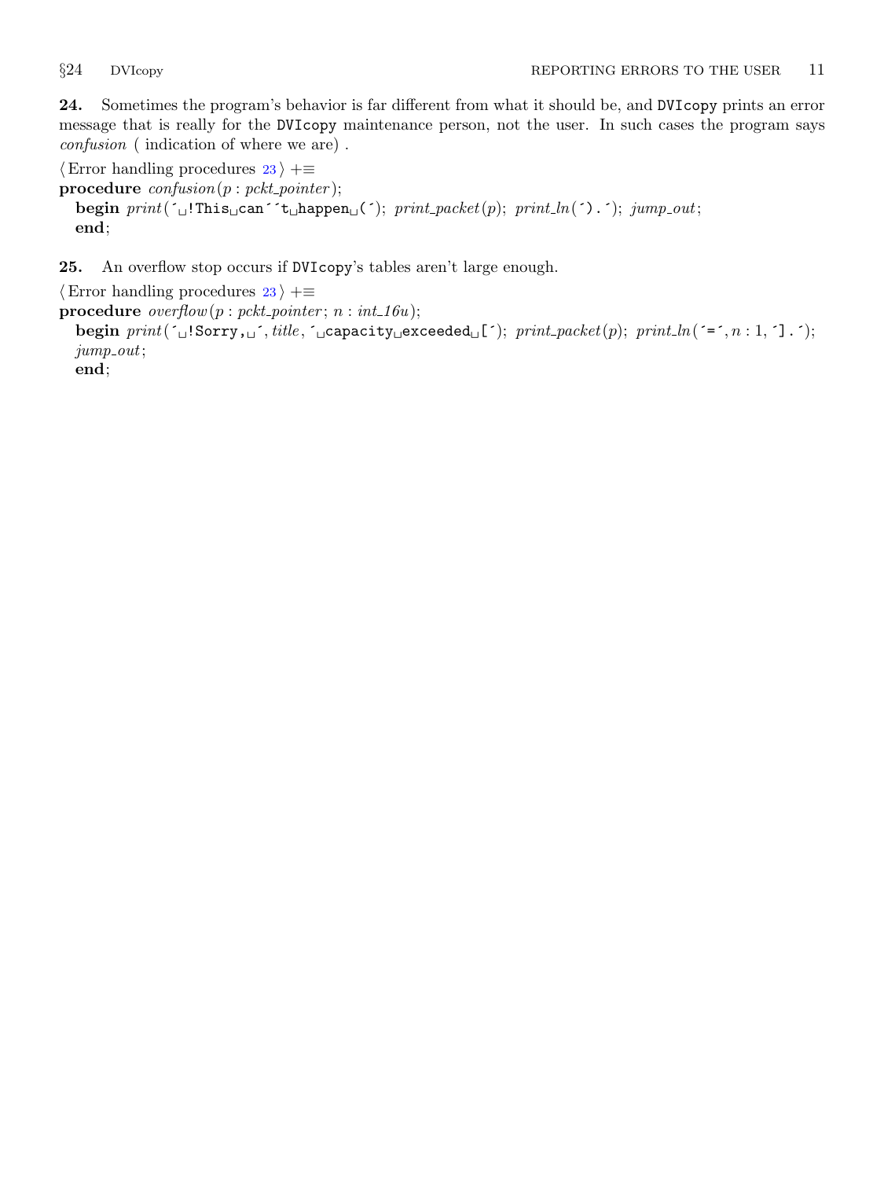**24.** Sometimes the program's behavior is far different from what it should be, and `DVIcopy` prints an error message that is really for the `DVIcopy` maintenance person, not the user. In such cases the program says *confusion* ( indication of where we are) .

⟨ Error handling procedures 23 ⟩ +≡
**procedure** *confusion*(*p* : *pckt_pointer*);
  **begin** *print*(´␣!This␣can´´t␣happen␣(´); *print_packet*(*p*); *print_ln*(´).´); *jump_out*;
  **end**;

**25.** An overflow stop occurs if `DVIcopy`'s tables aren't large enough.

⟨ Error handling procedures 23 ⟩ +≡
**procedure** *overflow*(*p* : *pckt_pointer*; *n* : *int_16u*);
  **begin** *print*(´␣!Sorry,␣´, *title*, ´␣capacity␣exceeded␣[´); *print_packet*(*p*); *print_ln*(´=´, *n* : 1, ´].´);
  *jump_out*;
  **end**;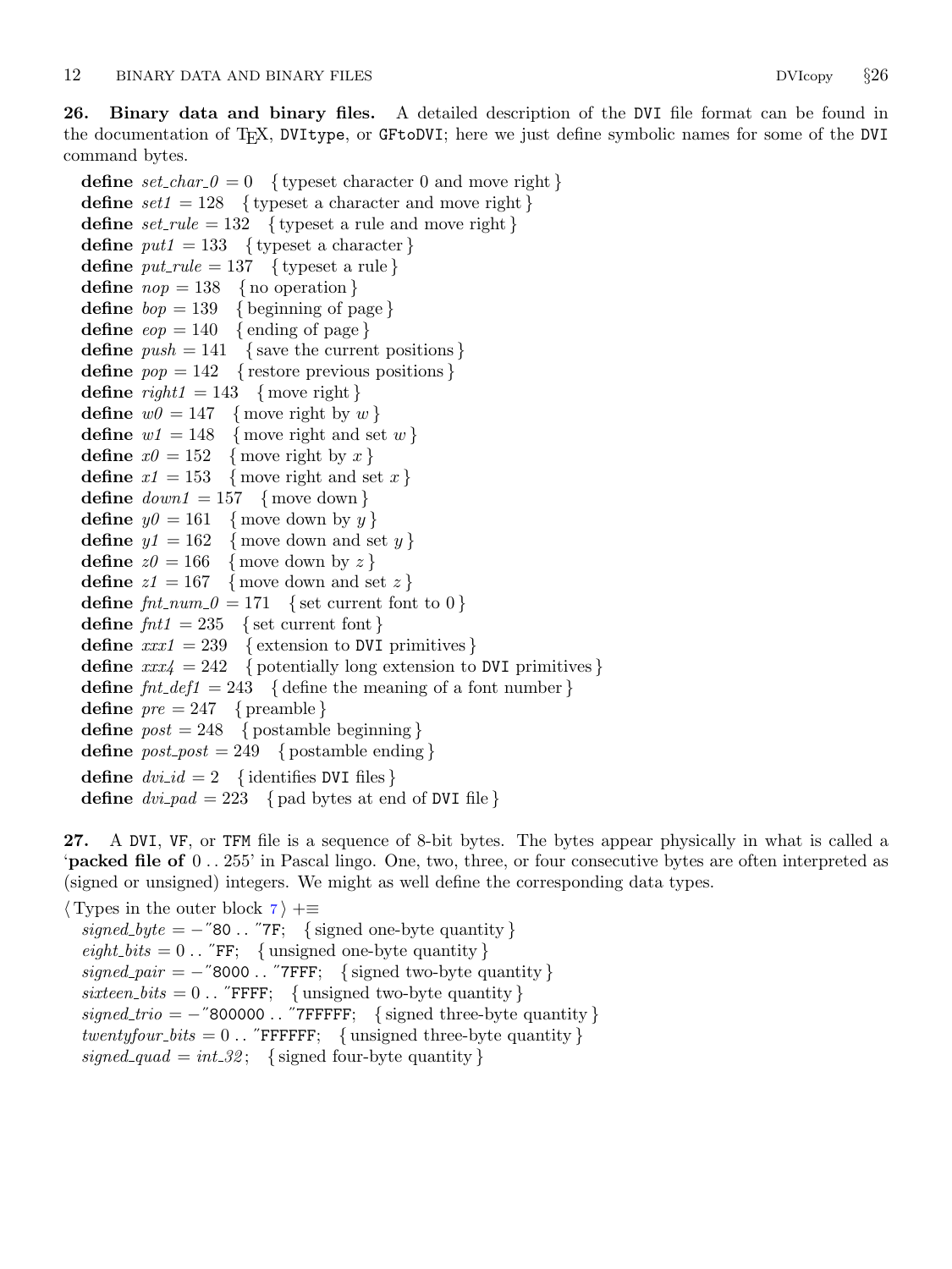**26. Binary data and binary files.** A detailed description of the DVI file format can be found in the documentation of TEX, DVItype, or GFtoDVI; here we just define symbolic names for some of the DVI command bytes.

**define** *set_char_0* = 0 { typeset character 0 and move right }
**define** *set1* = 128 { typeset a character and move right }
**define** *set_rule* = 132 { typeset a rule and move right }
**define** *put1* = 133 { typeset a character }
**define** *put_rule* = 137 { typeset a rule }
**define** *nop* = 138 { no operation }
**define** *bop* = 139 { beginning of page }
**define** *eop* = 140 { ending of page }
**define** *push* = 141 { save the current positions }
**define** *pop* = 142 { restore previous positions }
**define** *right1* = 143 { move right }
**define** *w0* = 147 { move right by $w$ }
**define** *w1* = 148 { move right and set $w$ }
**define** *x0* = 152 { move right by $x$ }
**define** *x1* = 153 { move right and set $x$ }
**define** *down1* = 157 { move down }
**define** *y0* = 161 { move down by $y$ }
**define** *y1* = 162 { move down and set $y$ }
**define** *z0* = 166 { move down by $z$ }
**define** *z1* = 167 { move down and set $z$ }
**define** *fnt_num_0* = 171 { set current font to 0 }
**define** *fnt1* = 235 { set current font }
**define** *xxx1* = 239 { extension to DVI primitives }
**define** *xxx4* = 242 { potentially long extension to DVI primitives }
**define** *fnt_def1* = 243 { define the meaning of a font number }
**define** *pre* = 247 { preamble }
**define** *post* = 248 { postamble beginning }
**define** *post_post* = 249 { postamble ending }
**define** *dvi_id* = 2 { identifies DVI files }
**define** *dvi_pad* = 223 { pad bytes at end of DVI file }

**27.** A DVI, VF, or TFM file is a sequence of 8-bit bytes. The bytes appear physically in what is called a '**packed file of** 0 .. 255' in Pascal lingo. One, two, three, or four consecutive bytes are often interpreted as (signed or unsigned) integers. We might as well define the corresponding data types.

⟨ Types in the outer block 7 ⟩ +≡
*signed_byte* = −"80 .. "7F; { signed one-byte quantity }
*eight_bits* = 0 .. "FF; { unsigned one-byte quantity }
*signed_pair* = −"8000 .. "7FFF; { signed two-byte quantity }
*sixteen_bits* = 0 .. "FFFF; { unsigned two-byte quantity }
*signed_trio* = −"800000 .. "7FFFFF; { signed three-byte quantity }
*twentyfour_bits* = 0 .. "FFFFFF; { unsigned three-byte quantity }
*signed_quad* = *int_32*; { signed four-byte quantity }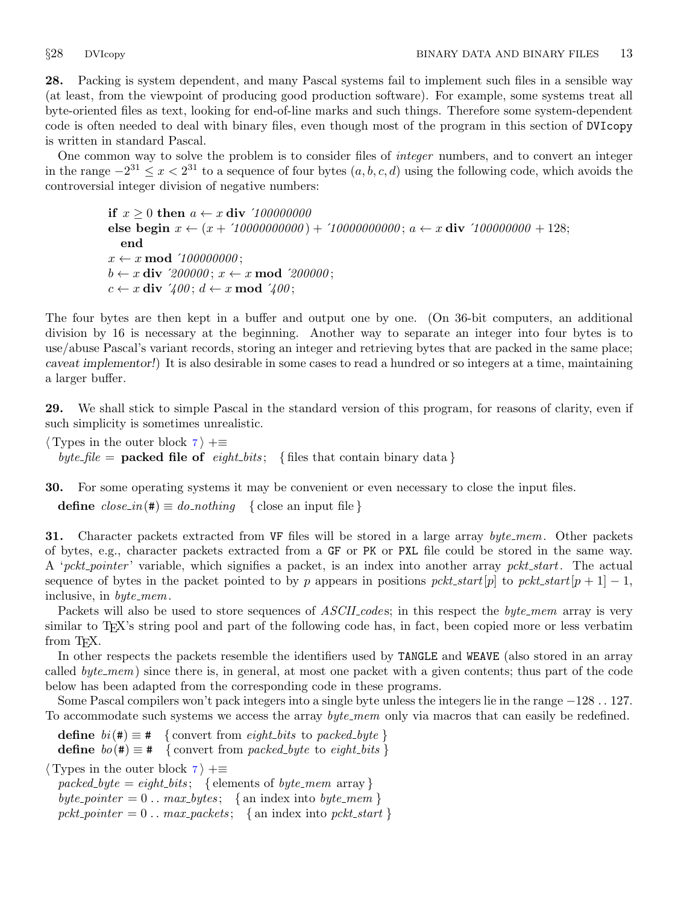**28.** Packing is system dependent, and many Pascal systems fail to implement such files in a sensible way (at least, from the viewpoint of producing good production software). For example, some systems treat all byte-oriented files as text, looking for end-of-line marks and such things. Therefore some system-dependent code is often needed to deal with binary files, even though most of the program in this section of DVIcopy is written in standard Pascal.

One common way to solve the problem is to consider files of *integer* numbers, and to convert an integer in the range $-2^{31} \le x < 2^{31}$ to a sequence of four bytes $(a, b, c, d)$ using the following code, which avoids the controversial integer division of negative numbers:

```
if x ≥ 0 then a ← x div ´100000000
else begin x ← (x + ´10000000000) + ´10000000000; a ← x div ´100000000 + 128;
  end
x ← x mod ´100000000;
b ← x div ´200000; x ← x mod ´200000;
c ← x div ´400; d ← x mod ´400;
```

The four bytes are then kept in a buffer and output one by one. (On 36-bit computers, an additional division by 16 is necessary at the beginning. Another way to separate an integer into four bytes is to use/abuse Pascal's variant records, storing an integer and retrieving bytes that are packed in the same place; *caveat implementor!*) It is also desirable in some cases to read a hundred or so integers at a time, maintaining a larger buffer.

**29.** We shall stick to simple Pascal in the standard version of this program, for reasons of clarity, even if such simplicity is sometimes unrealistic.

```
⟨Types in the outer block 7⟩ +≡
  byte_file = packed file of eight_bits;   { files that contain binary data }
```

**30.** For some operating systems it may be convenient or even necessary to close the input files.

```
define close_in(#) ≡ do_nothing   { close an input file }
```

**31.** Character packets extracted from VF files will be stored in a large array *byte_mem*. Other packets of bytes, e.g., character packets extracted from a GF or PK or PXL file could be stored in the same way. A '*pckt_pointer*' variable, which signifies a packet, is an index into another array *pckt_start*. The actual sequence of bytes in the packet pointed to by $p$ appears in positions $pckt\_start[p]$ to $pckt\_start[p+1]-1$, inclusive, in *byte_mem*.

Packets will also be used to store sequences of *ASCII_codes*; in this respect the *byte_mem* array is very similar to TEX's string pool and part of the following code has, in fact, been copied more or less verbatim from TEX.

In other respects the packets resemble the identifiers used by TANGLE and WEAVE (also stored in an array called *byte_mem*) since there is, in general, at most one packet with a given contents; thus part of the code below has been adapted from the corresponding code in these programs.

Some Pascal compilers won't pack integers into a single byte unless the integers lie in the range $-128 \,..\, 127$. To accommodate such systems we access the array *byte_mem* only via macros that can easily be redefined.

```
define bi(#) ≡ #   { convert from eight_bits to packed_byte }
define bo(#) ≡ #   { convert from packed_byte to eight_bits }

⟨Types in the outer block 7⟩ +≡
  packed_byte = eight_bits;   { elements of byte_mem array }
  byte_pointer = 0 .. max_bytes;   { an index into byte_mem }
  pckt_pointer = 0 .. max_packets;   { an index into pckt_start }
```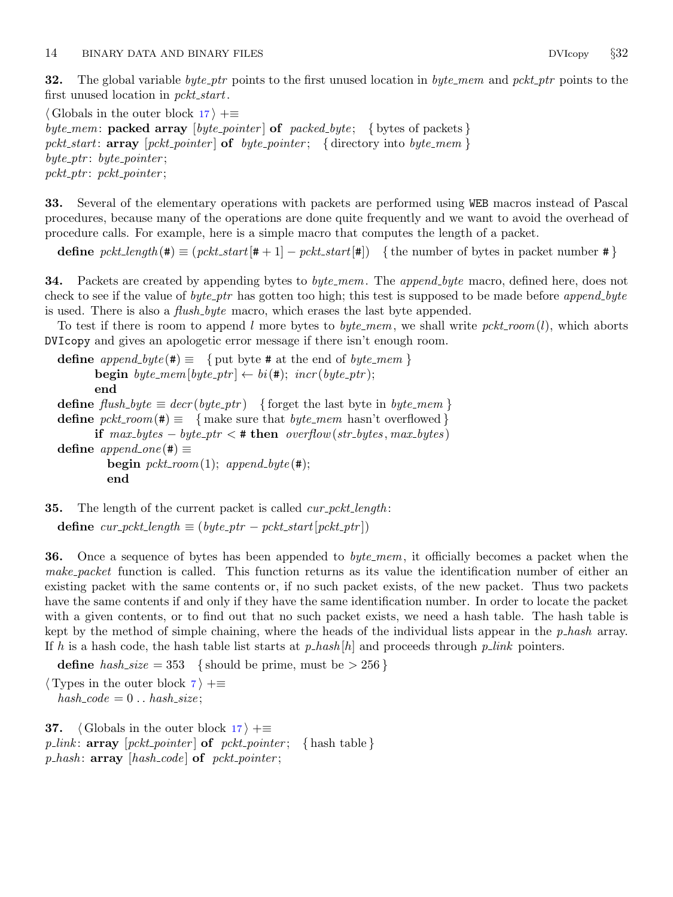**32.** The global variable *byte_ptr* points to the first unused location in *byte_mem* and *pckt_ptr* points to the first unused location in *pckt_start*.

⟨ Globals in the outer block 17 ⟩ +≡
*byte_mem*: **packed array** [*byte_pointer*] **of** *packed_byte*; { bytes of packets }
*pckt_start*: **array** [*pckt_pointer*] **of** *byte_pointer*; { directory into *byte_mem* }
*byte_ptr*: *byte_pointer*;
*pckt_ptr*: *pckt_pointer*;

**33.** Several of the elementary operations with packets are performed using WEB macros instead of Pascal procedures, because many of the operations are done quite frequently and we want to avoid the overhead of procedure calls. For example, here is a simple macro that computes the length of a packet.

**define** *pckt_length*(#) ≡ (*pckt_start*[# + 1] − *pckt_start*[#]) { the number of bytes in packet number # }

**34.** Packets are created by appending bytes to *byte_mem*. The *append_byte* macro, defined here, does not check to see if the value of *byte_ptr* has gotten too high; this test is supposed to be made before *append_byte* is used. There is also a *flush_byte* macro, which erases the last byte appended.

To test if there is room to append $l$ more bytes to *byte_mem*, we shall write *pckt_room*($l$), which aborts DVIcopy and gives an apologetic error message if there isn't enough room.

**define** *append_byte*(#) ≡ { put byte # at the end of *byte_mem* }
  **begin** *byte_mem*[*byte_ptr*] ← *bi*(#); *incr*(*byte_ptr*);
  **end**
**define** *flush_byte* ≡ *decr*(*byte_ptr*) { forget the last byte in *byte_mem* }
**define** *pckt_room*(#) ≡ { make sure that *byte_mem* hasn't overflowed }
  **if** *max_bytes* − *byte_ptr* < # **then** *overflow*(*str_bytes*, *max_bytes*)
**define** *append_one*(#) ≡
   **begin** *pckt_room*(1); *append_byte*(#);
   **end**

**35.** The length of the current packet is called *cur_pckt_length*:

**define** *cur_pckt_length* ≡ (*byte_ptr* − *pckt_start*[*pckt_ptr*])

**36.** Once a sequence of bytes has been appended to *byte_mem*, it officially becomes a packet when the *make_packet* function is called. This function returns as its value the identification number of either an existing packet with the same contents or, if no such packet exists, of the new packet. Thus two packets have the same contents if and only if they have the same identification number. In order to locate the packet with a given contents, or to find out that no such packet exists, we need a hash table. The hash table is kept by the method of simple chaining, where the heads of the individual lists appear in the *p_hash* array. If $h$ is a hash code, the hash table list starts at *p_hash*[$h$] and proceeds through *p_link* pointers.

**define** *hash_size* = 353 { should be prime, must be > 256 }

⟨ Types in the outer block 7 ⟩ +≡
  *hash_code* = 0 . . *hash_size*;

**37.** ⟨ Globals in the outer block 17 ⟩ +≡
*p_link*: **array** [*pckt_pointer*] **of** *pckt_pointer*; { hash table }
*p_hash*: **array** [*hash_code*] **of** *pckt_pointer*;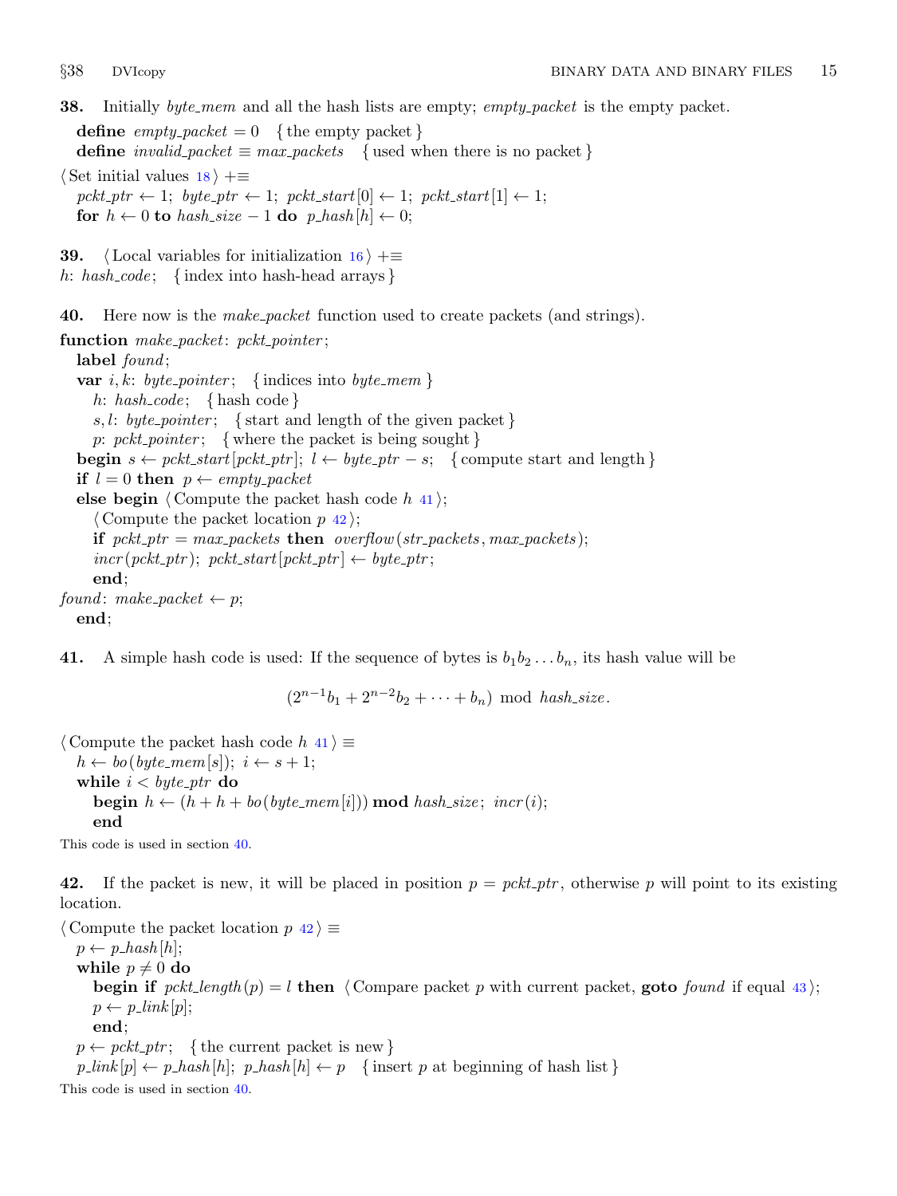**38.** Initially *byte_mem* and all the hash lists are empty; *empty_packet* is the empty packet.

```
define empty_packet = 0  { the empty packet }
define invalid_packet ≡ max_packets  { used when there is no packet }
```

⟨ Set initial values 18 ⟩ +≡

```
pckt_ptr ← 1; byte_ptr ← 1; pckt_start[0] ← 1; pckt_start[1] ← 1;
for h ← 0 to hash_size − 1 do p_hash[h] ← 0;
```

**39.** ⟨ Local variables for initialization 16 ⟩ +≡

```
h: hash_code;  { index into hash-head arrays }
```

**40.** Here now is the *make_packet* function used to create packets (and strings).

```
function make_packet: pckt_pointer;
  label found;
  var i, k: byte_pointer;  { indices into byte_mem }
    h: hash_code;  { hash code }
    s, l: byte_pointer;  { start and length of the given packet }
    p: pckt_pointer;  { where the packet is being sought }
  begin s ← pckt_start[pckt_ptr]; l ← byte_ptr − s;  { compute start and length }
  if l = 0 then p ← empty_packet
  else begin ⟨ Compute the packet hash code h 41 ⟩;
    ⟨ Compute the packet location p 42 ⟩;
    if pckt_ptr = max_packets then overflow(str_packets, max_packets);
    incr(pckt_ptr); pckt_start[pckt_ptr] ← byte_ptr;
    end;
found: make_packet ← p;
  end;
```

**41.** A simple hash code is used: If the sequence of bytes is $b_1 b_2 \ldots b_n$, its hash value will be

$$(2^{n-1}b_1 + 2^{n-2}b_2 + \cdots + b_n) \bmod \mathit{hash\_size}.$$

⟨ Compute the packet hash code h 41 ⟩ ≡

```
h ← bo(byte_mem[s]); i ← s + 1;
while i < byte_ptr do
  begin h ← (h + h + bo(byte_mem[i])) mod hash_size; incr(i);
  end
```

This code is used in section 40.

**42.** If the packet is new, it will be placed in position $p = \mathit{pckt\_ptr}$, otherwise $p$ will point to its existing location.

⟨ Compute the packet location p 42 ⟩ ≡

```
p ← p_hash[h];
while p ≠ 0 do
  begin if pckt_length(p) = l then ⟨ Compare packet p with current packet, goto found if equal 43 ⟩;
  p ← p_link[p];
  end;
p ← pckt_ptr;  { the current packet is new }
p_link[p] ← p_hash[h]; p_hash[h] ← p  { insert p at beginning of hash list }
```

This code is used in section 40.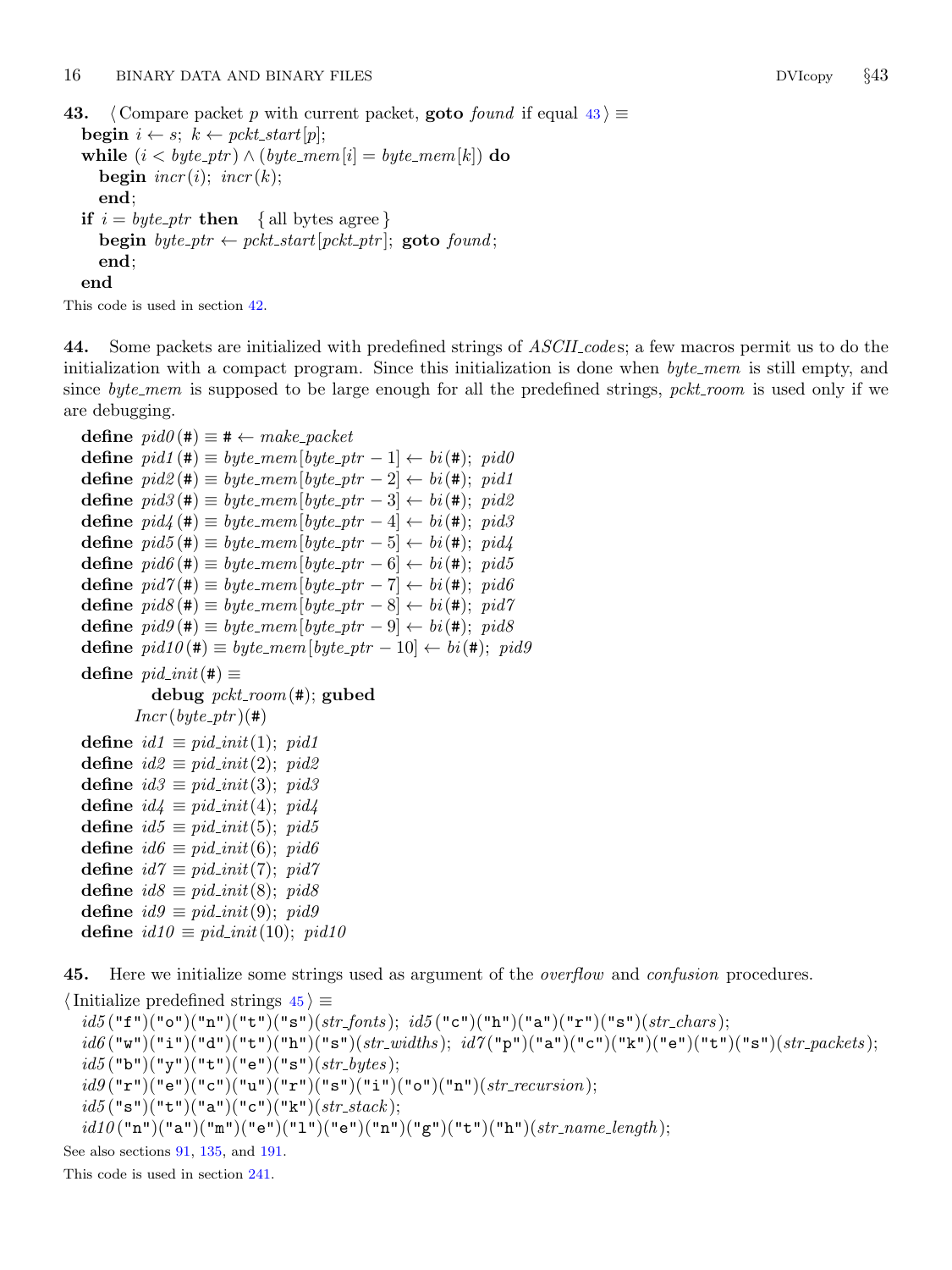**43.** ⟨ Compare packet $p$ with current packet, **goto** *found* if equal 43 ⟩ ≡

```
begin i ← s; k ← pckt_start[p];
while (i < byte_ptr) ∧ (byte_mem[i] = byte_mem[k]) do
  begin incr(i); incr(k);
  end;
if i = byte_ptr then   { all bytes agree }
  begin byte_ptr ← pckt_start[pckt_ptr]; goto found;
  end;
end
```

This code is used in section 42.

**44.** Some packets are initialized with predefined strings of *ASCII_code*s; a few macros permit us to do the initialization with a compact program. Since this initialization is done when *byte_mem* is still empty, and since *byte_mem* is supposed to be large enough for all the predefined strings, *pckt_room* is used only if we are debugging.

```
define pid0(#) ≡ # ← make_packet
define pid1(#) ≡ byte_mem[byte_ptr − 1] ← bi(#); pid0
define pid2(#) ≡ byte_mem[byte_ptr − 2] ← bi(#); pid1
define pid3(#) ≡ byte_mem[byte_ptr − 3] ← bi(#); pid2
define pid4(#) ≡ byte_mem[byte_ptr − 4] ← bi(#); pid3
define pid5(#) ≡ byte_mem[byte_ptr − 5] ← bi(#); pid4
define pid6(#) ≡ byte_mem[byte_ptr − 6] ← bi(#); pid5
define pid7(#) ≡ byte_mem[byte_ptr − 7] ← bi(#); pid6
define pid8(#) ≡ byte_mem[byte_ptr − 8] ← bi(#); pid7
define pid9(#) ≡ byte_mem[byte_ptr − 9] ← bi(#); pid8
define pid10(#) ≡ byte_mem[byte_ptr − 10] ← bi(#); pid9
define pid_init(#) ≡
      debug pckt_room(#); gubed
    Incr(byte_ptr)(#)
define id1 ≡ pid_init(1); pid1
define id2 ≡ pid_init(2); pid2
define id3 ≡ pid_init(3); pid3
define id4 ≡ pid_init(4); pid4
define id5 ≡ pid_init(5); pid5
define id6 ≡ pid_init(6); pid6
define id7 ≡ pid_init(7); pid7
define id8 ≡ pid_init(8); pid8
define id9 ≡ pid_init(9); pid9
define id10 ≡ pid_init(10); pid10
```

**45.** Here we initialize some strings used as argument of the *overflow* and *confusion* procedures.

⟨ Initialize predefined strings 45 ⟩ ≡

```
id5("f")("o")("n")("t")("s")(str_fonts); id5("c")("h")("a")("r")("s")(str_chars);
id6("w")("i")("d")("t")("h")("s")(str_widths); id7("p")("a")("c")("k")("e")("t")("s")(str_packets);
id5("b")("y")("t")("e")("s")(str_bytes);
id9("r")("e")("c")("u")("r")("s")("i")("o")("n")(str_recursion);
id5("s")("t")("a")("c")("k")(str_stack);
id10("n")("a")("m")("e")("l")("e")("n")("g")("t")("h")(str_name_length);
```

See also sections 91, 135, and 191.

This code is used in section 241.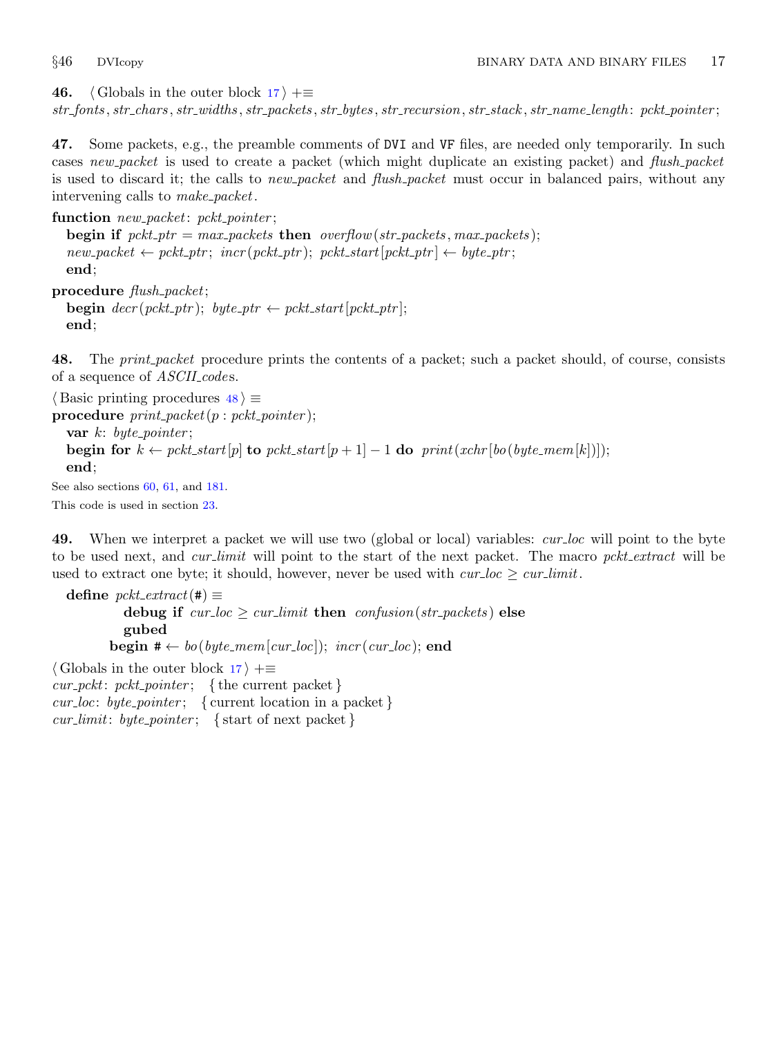**46.** ⟨ Globals in the outer block 17 ⟩ +≡
*str_fonts*, *str_chars*, *str_widths*, *str_packets*, *str_bytes*, *str_recursion*, *str_stack*, *str_name_length*: *pckt_pointer*;

**47.** Some packets, e.g., the preamble comments of `DVI` and `VF` files, are needed only temporarily. In such cases *new_packet* is used to create a packet (which might duplicate an existing packet) and *flush_packet* is used to discard it; the calls to *new_packet* and *flush_packet* must occur in balanced pairs, without any intervening calls to *make_packet*.

```
function new_packet: pckt_pointer;
  begin if pckt_ptr = max_packets then overflow(str_packets, max_packets);
  new_packet ← pckt_ptr; incr(pckt_ptr); pckt_start[pckt_ptr] ← byte_ptr;
  end;
procedure flush_packet;
  begin decr(pckt_ptr); byte_ptr ← pckt_start[pckt_ptr];
  end;
```

**48.** The *print_packet* procedure prints the contents of a packet; such a packet should, of course, consists of a sequence of *ASCII_codes*.

```
⟨ Basic printing procedures 48 ⟩ ≡
procedure print_packet(p : pckt_pointer);
  var k: byte_pointer;
  begin for k ← pckt_start[p] to pckt_start[p + 1] − 1 do print(xchr[bo(byte_mem[k])]);
  end;
```

See also sections 60, 61, and 181.

This code is used in section 23.

**49.** When we interpret a packet we will use two (global or local) variables: *cur_loc* will point to the byte to be used next, and *cur_limit* will point to the start of the next packet. The macro *pckt_extract* will be used to extract one byte; it should, however, never be used with *cur_loc* ≥ *cur_limit*.

```
define pckt_extract(#) ≡
    debug if cur_loc ≥ cur_limit then confusion(str_packets) else
    gubed
  begin # ← bo(byte_mem[cur_loc]); incr(cur_loc); end

⟨ Globals in the outer block 17 ⟩ +≡
cur_pckt: pckt_pointer;   { the current packet }
cur_loc: byte_pointer;   { current location in a packet }
cur_limit: byte_pointer;   { start of next packet }
```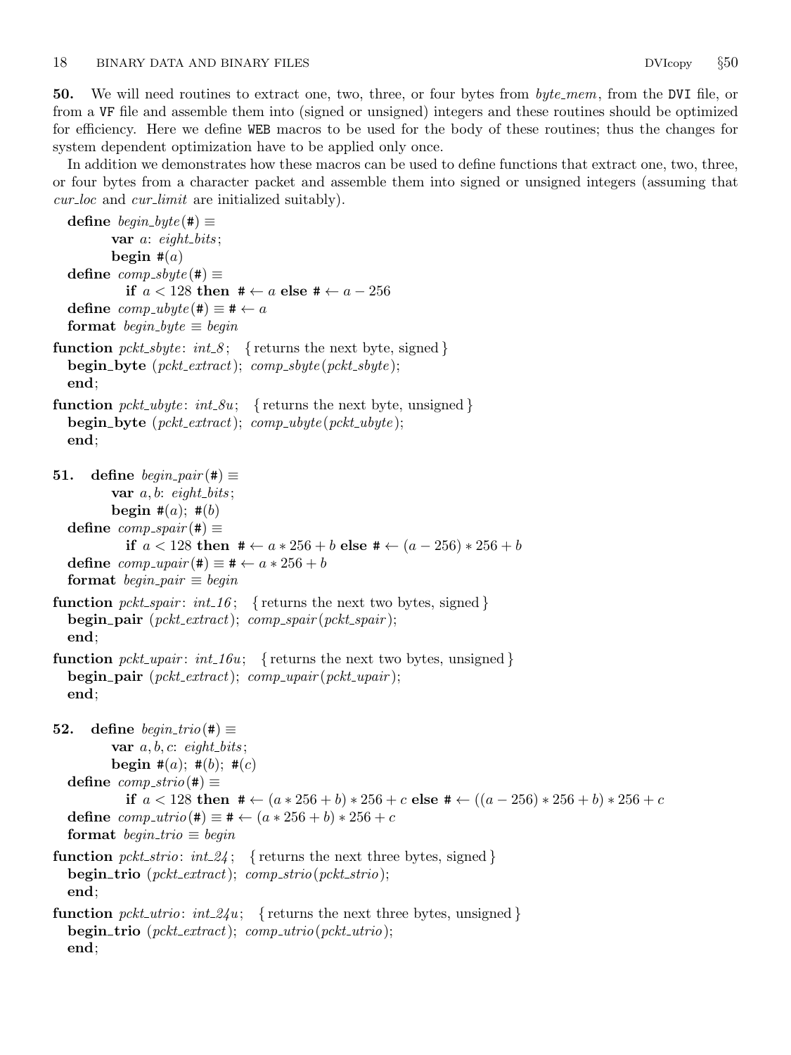**50.** We will need routines to extract one, two, three, or four bytes from *byte_mem*, from the DVI file, or from a VF file and assemble them into (signed or unsigned) integers and these routines should be optimized for efficiency. Here we define WEB macros to be used for the body of these routines; thus the changes for system dependent optimization have to be applied only once.

In addition we demonstrates how these macros can be used to define functions that extract one, two, three, or four bytes from a character packet and assemble them into signed or unsigned integers (assuming that *cur_loc* and *cur_limit* are initialized suitably).

```
define begin_byte(#) ≡
        var a: eight_bits;
        begin #(a)
define comp_sbyte(#) ≡
          if a < 128 then # ← a else # ← a − 256
define comp_ubyte(#) ≡ # ← a
format begin_byte ≡ begin

function pckt_sbyte: int_8;   { returns the next byte, signed }
  begin_byte (pckt_extract); comp_sbyte(pckt_sbyte);
  end;

function pckt_ubyte: int_8u;   { returns the next byte, unsigned }
  begin_byte (pckt_extract); comp_ubyte(pckt_ubyte);
  end;
```

**51.**

```
define begin_pair(#) ≡
        var a, b: eight_bits;
        begin #(a); #(b)
define comp_spair(#) ≡
          if a < 128 then # ← a * 256 + b else # ← (a − 256) * 256 + b
define comp_upair(#) ≡ # ← a * 256 + b
format begin_pair ≡ begin

function pckt_spair: int_16;   { returns the next two bytes, signed }
  begin_pair (pckt_extract); comp_spair(pckt_spair);
  end;

function pckt_upair: int_16u;   { returns the next two bytes, unsigned }
  begin_pair (pckt_extract); comp_upair(pckt_upair);
  end;
```

**52.**

```
define begin_trio(#) ≡
        var a, b, c: eight_bits;
        begin #(a); #(b); #(c)
define comp_strio(#) ≡
          if a < 128 then # ← (a * 256 + b) * 256 + c else # ← ((a − 256) * 256 + b) * 256 + c
define comp_utrio(#) ≡ # ← (a * 256 + b) * 256 + c
format begin_trio ≡ begin

function pckt_strio: int_24;   { returns the next three bytes, signed }
  begin_trio (pckt_extract); comp_strio(pckt_strio);
  end;

function pckt_utrio: int_24u;   { returns the next three bytes, unsigned }
  begin_trio (pckt_extract); comp_utrio(pckt_utrio);
  end;
```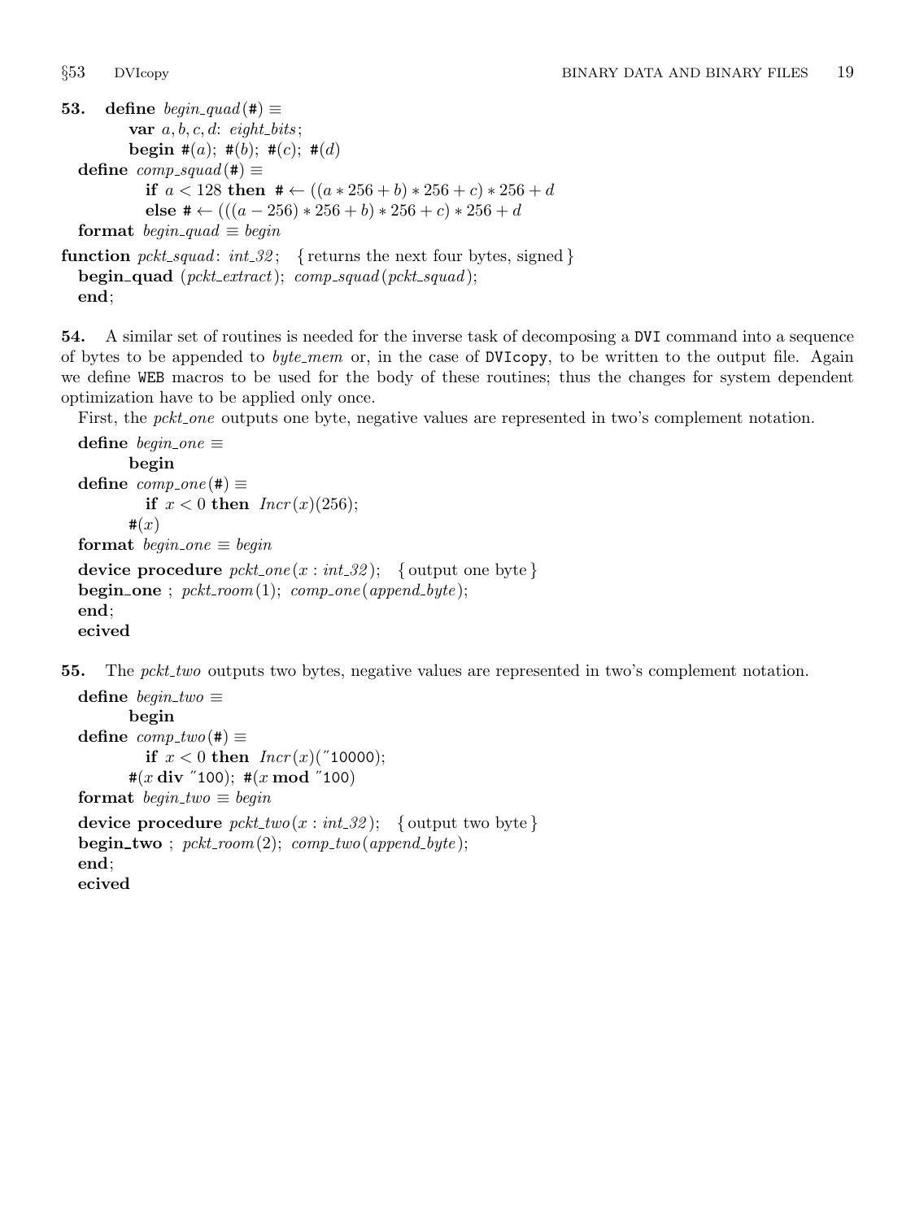**53.** **define** *begin_quad*(#) ≡
**var** $a, b, c, d$: *eight_bits*;
**begin** #($a$); #($b$); #($c$); #($d$)
**define** *comp_squad*(#) ≡
**if** $a < 128$ **then** # ← $((a * 256 + b) * 256 + c) * 256 + d$
**else** # ← $(((a - 256) * 256 + b) * 256 + c) * 256 + d$
**format** *begin_quad* ≡ *begin*

**function** *pckt_squad*: *int_32*; { returns the next four bytes, signed }
**begin_quad** (*pckt_extract*); *comp_squad*(*pckt_squad*);
**end**;

**54.** A similar set of routines is needed for the inverse task of decomposing a DVI command into a sequence of bytes to be appended to *byte_mem* or, in the case of DVIcopy, to be written to the output file. Again we define WEB macros to be used for the body of these routines; thus the changes for system dependent optimization have to be applied only once.

First, the *pckt_one* outputs one byte, negative values are represented in two's complement notation.

**define** *begin_one* ≡
**begin**
**define** *comp_one*(#) ≡
**if** $x < 0$ **then** *Incr*($x$)(256);
#($x$)
**format** *begin_one* ≡ *begin*

**device procedure** *pckt_one*($x$ : *int_32*); { output one byte }
**begin_one** ; *pckt_room*(1); *comp_one*(*append_byte*);
**end**;
**ecived**

**55.** The *pckt_two* outputs two bytes, negative values are represented in two's complement notation.

**define** *begin_two* ≡
**begin**
**define** *comp_two*(#) ≡
**if** $x < 0$ **then** *Incr*($x$)(″10000);
#($x$ **div** ″100); #($x$ **mod** ″100)
**format** *begin_two* ≡ *begin*

**device procedure** *pckt_two*($x$ : *int_32*); { output two byte }
**begin_two** ; *pckt_room*(2); *comp_two*(*append_byte*);
**end**;
**ecived**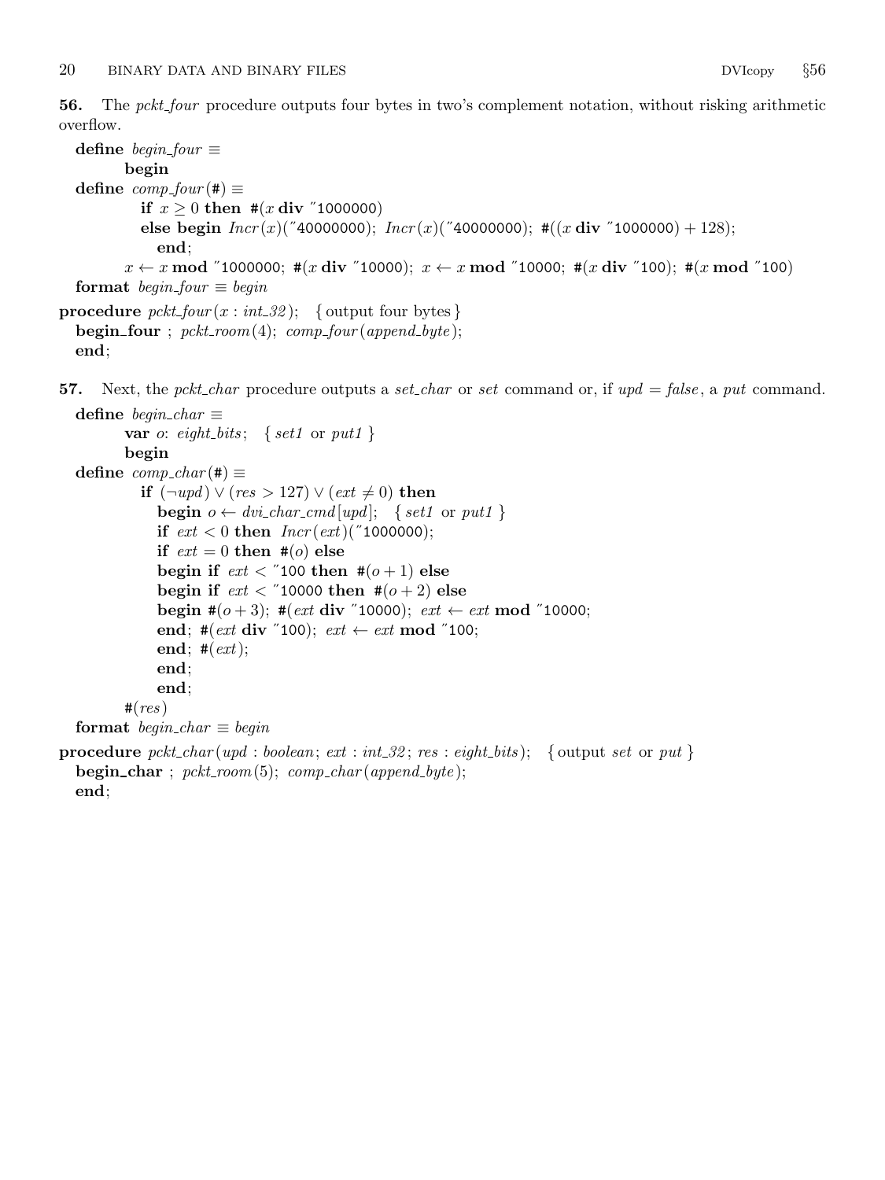**56.** The *pckt_four* procedure outputs four bytes in two's complement notation, without risking arithmetic overflow.

```
define begin_four ≡
        begin
define comp_four(#) ≡
          if x ≥ 0 then #(x div "1000000)
          else begin Incr(x)("40000000); Incr(x)("40000000); #((x div "1000000) + 128);
             end;
        x ← x mod "1000000; #(x div "10000); x ← x mod "10000; #(x div "100); #(x mod "100)
format begin_four ≡ begin
procedure pckt_four(x : int_32);   { output four bytes }
  begin_four ; pckt_room(4); comp_four(append_byte);
  end;
```

**57.** Next, the *pckt_char* procedure outputs a *set_char* or *set* command or, if *upd* = *false*, a *put* command.

```
define begin_char ≡
        var o: eight_bits;   { set1 or put1 }
        begin
define comp_char(#) ≡
          if (¬upd) ∨ (res > 127) ∨ (ext ≠ 0) then
             begin o ← dvi_char_cmd[upd];   { set1 or put1 }
             if ext < 0 then Incr(ext)("1000000);
             if ext = 0 then #(o) else
             begin if ext < "100 then #(o + 1) else
             begin if ext < "10000 then #(o + 2) else
             begin #(o + 3); #(ext div "10000); ext ← ext mod "10000;
             end; #(ext div "100); ext ← ext mod "100;
             end; #(ext);
             end;
             end;
        #(res)
format begin_char ≡ begin
procedure pckt_char(upd : boolean; ext : int_32; res : eight_bits);   { output set or put }
  begin_char ; pckt_room(5); comp_char(append_byte);
  end;
```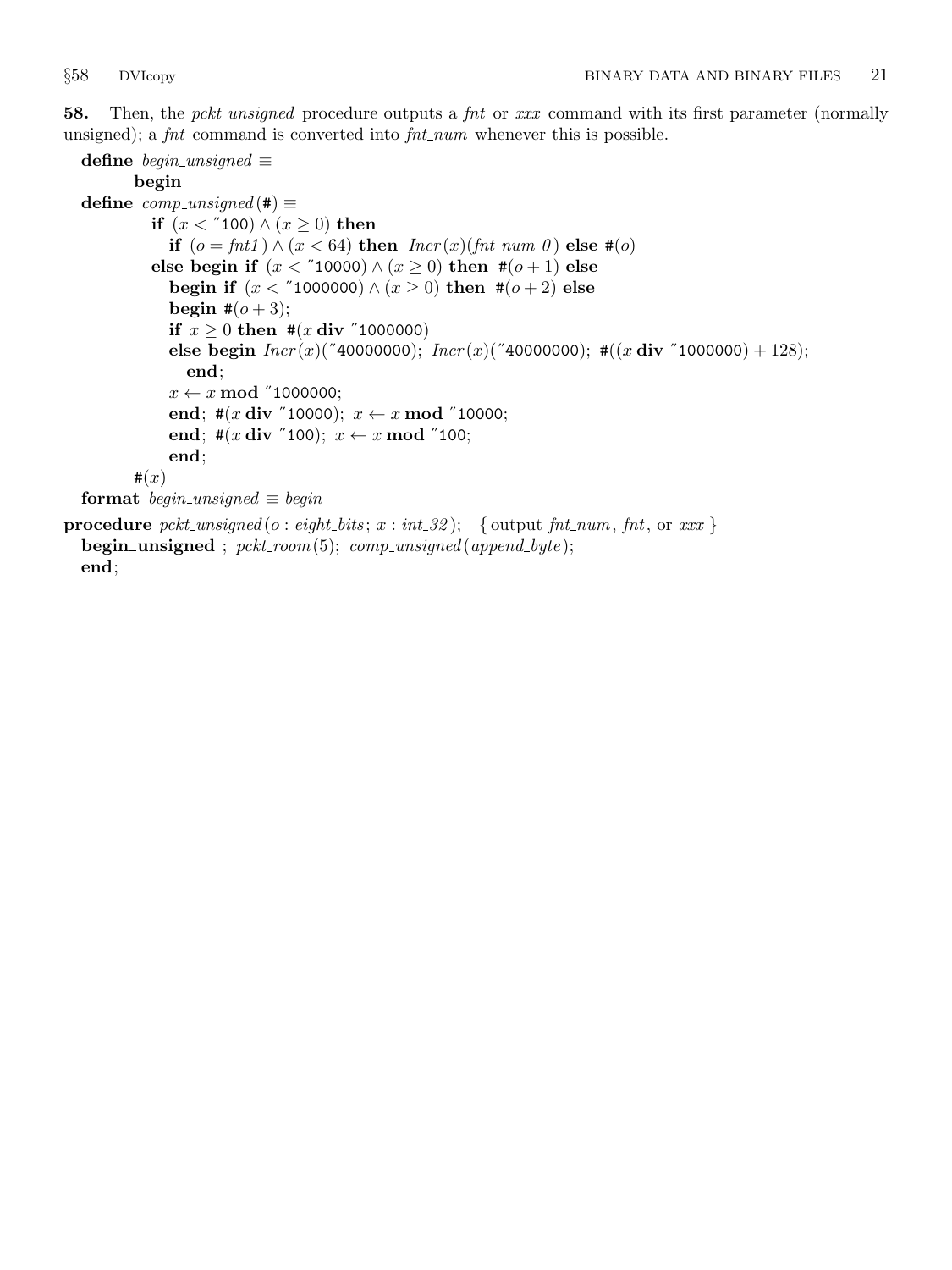**58.** Then, the *pckt_unsigned* procedure outputs a *fnt* or *xxx* command with its first parameter (normally unsigned); a *fnt* command is converted into *fnt_num* whenever this is possible.

```
define begin_unsigned ≡
        begin
define comp_unsigned(#) ≡
          if (x < "100) ∧ (x ≥ 0) then
            if (o = fnt1) ∧ (x < 64) then Incr(x)(fnt_num_0) else #(o)
          else begin if (x < "10000) ∧ (x ≥ 0) then #(o + 1) else
            begin if (x < "1000000) ∧ (x ≥ 0) then #(o + 2) else
            begin #(o + 3);
            if x ≥ 0 then #(x div "1000000)
            else begin Incr(x)("40000000); Incr(x)("40000000); #((x div "1000000) + 128);
              end;
            x ← x mod "1000000;
            end; #(x div "10000); x ← x mod "10000;
            end; #(x div "100); x ← x mod "100;
            end;
        #(x)
format begin_unsigned ≡ begin

procedure pckt_unsigned(o : eight_bits; x : int_32);   { output fnt_num, fnt, or xxx }
  begin_unsigned ; pckt_room(5); comp_unsigned(append_byte);
  end;
```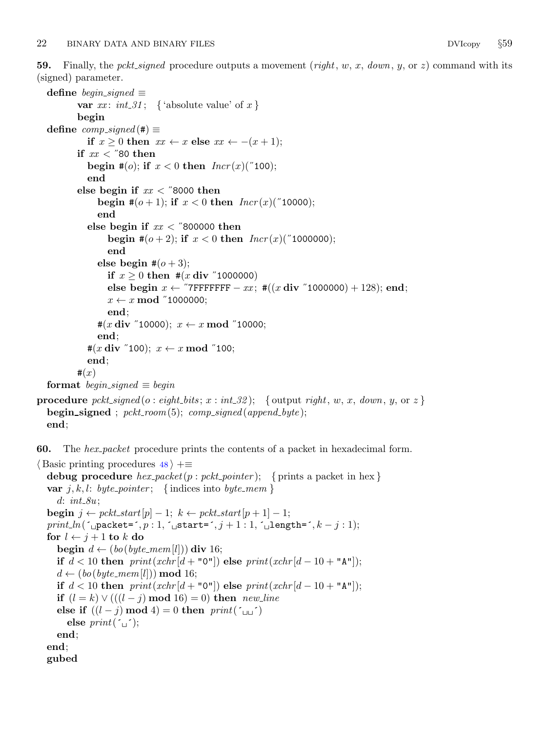**59.** Finally, the *pckt_signed* procedure outputs a movement (*right*, *w*, *x*, *down*, *y*, or *z*) command with its (signed) parameter.

```
define begin_signed ≡
        var xx: int_31;   { 'absolute value' of x }
        begin
define comp_signed(#) ≡
          if x ≥ 0 then xx ← x else xx ← −(x + 1);
        if xx < ″80 then
          begin #(o); if x < 0 then Incr(x)(″100);
          end
        else begin if xx < ″8000 then
            begin #(o + 1); if x < 0 then Incr(x)(″10000);
            end
          else begin if xx < ″800000 then
              begin #(o + 2); if x < 0 then Incr(x)(″1000000);
              end
            else begin #(o + 3);
              if x ≥ 0 then #(x div ″1000000)
              else begin x ← ″7FFFFFFF − xx; #((x div ″1000000) + 128); end;
              x ← x mod ″1000000;
              end;
            #(x div ″10000); x ← x mod ″10000;
            end;
          #(x div ″100); x ← x mod ″100;
          end;
        #(x)
format begin_signed ≡ begin

procedure pckt_signed(o : eight_bits; x : int_32);   { output right, w, x, down, y, or z }
  begin_signed ; pckt_room(5); comp_signed(append_byte);
  end;
```

**60.** The *hex_packet* procedure prints the contents of a packet in hexadecimal form.

```
⟨ Basic printing procedures 48 ⟩ +≡
  debug procedure hex_packet(p : pckt_pointer);   { prints a packet in hex }
  var j, k, l: byte_pointer;   { indices into byte_mem }
    d: int_8u;
  begin j ← pckt_start[p] − 1; k ← pckt_start[p + 1] − 1;
  print_ln(´␣packet=´, p : 1, ´␣start=´, j + 1 : 1, ´␣length=´, k − j : 1);
  for l ← j + 1 to k do
    begin d ← (bo(byte_mem[l])) div 16;
    if d < 10 then print(xchr[d + "0"]) else print(xchr[d − 10 + "A"]);
    d ← (bo(byte_mem[l])) mod 16;
    if d < 10 then print(xchr[d + "0"]) else print(xchr[d − 10 + "A"]);
    if (l = k) ∨ (((l − j) mod 16) = 0) then new_line
    else if ((l − j) mod 4) = 0 then print(´␣␣´)
      else print(´␣´);
    end;
  end;
  gubed
```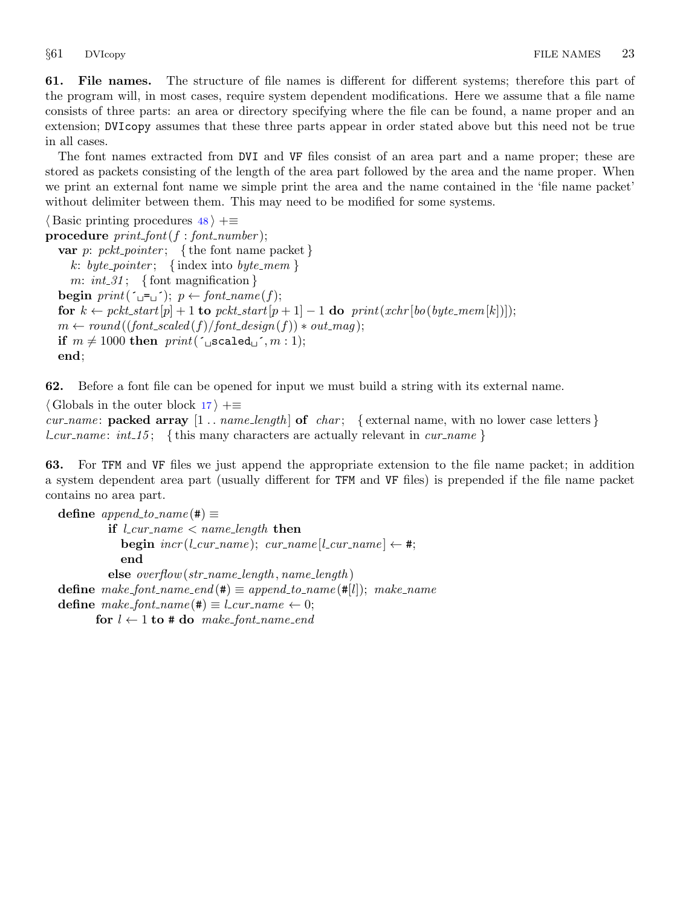**61. File names.** The structure of file names is different for different systems; therefore this part of the program will, in most cases, require system dependent modifications. Here we assume that a file name consists of three parts: an area or directory specifying where the file can be found, a name proper and an extension; DVIcopy assumes that these three parts appear in order stated above but this need not be true in all cases.

The font names extracted from DVI and VF files consist of an area part and a name proper; these are stored as packets consisting of the length of the area part followed by the area and the name proper. When we print an external font name we simple print the area and the name contained in the 'file name packet' without delimiter between them. This may need to be modified for some systems.

```
⟨ Basic printing procedures 48 ⟩ +≡
procedure print_font(f : font_number);
  var p: pckt_pointer; { the font name packet }
    k: byte_pointer; { index into byte_mem }
    m: int_31; { font magnification }
  begin print(´␣=␣´); p ← font_name(f);
  for k ← pckt_start[p] + 1 to pckt_start[p + 1] − 1 do print(xchr[bo(byte_mem[k])]);
  m ← round((font_scaled(f)/font_design(f)) ∗ out_mag);
  if m ≠ 1000 then print(´␣scaled␣´, m : 1);
  end;
```

**62.** Before a font file can be opened for input we must build a string with its external name.

```
⟨ Globals in the outer block 17 ⟩ +≡
cur_name: packed array [1 .. name_length] of char; { external name, with no lower case letters }
l_cur_name: int_15; { this many characters are actually relevant in cur_name }
```

**63.** For TFM and VF files we just append the appropriate extension to the file name packet; in addition a system dependent area part (usually different for TFM and VF files) is prepended if the file name packet contains no area part.

```
define append_to_name(#) ≡
        if l_cur_name < name_length then
          begin incr(l_cur_name); cur_name[l_cur_name] ← #;
          end
        else overflow(str_name_length, name_length)
define make_font_name_end(#) ≡ append_to_name(#[l]); make_name
define make_font_name(#) ≡ l_cur_name ← 0;
      for l ← 1 to # do make_font_name_end
```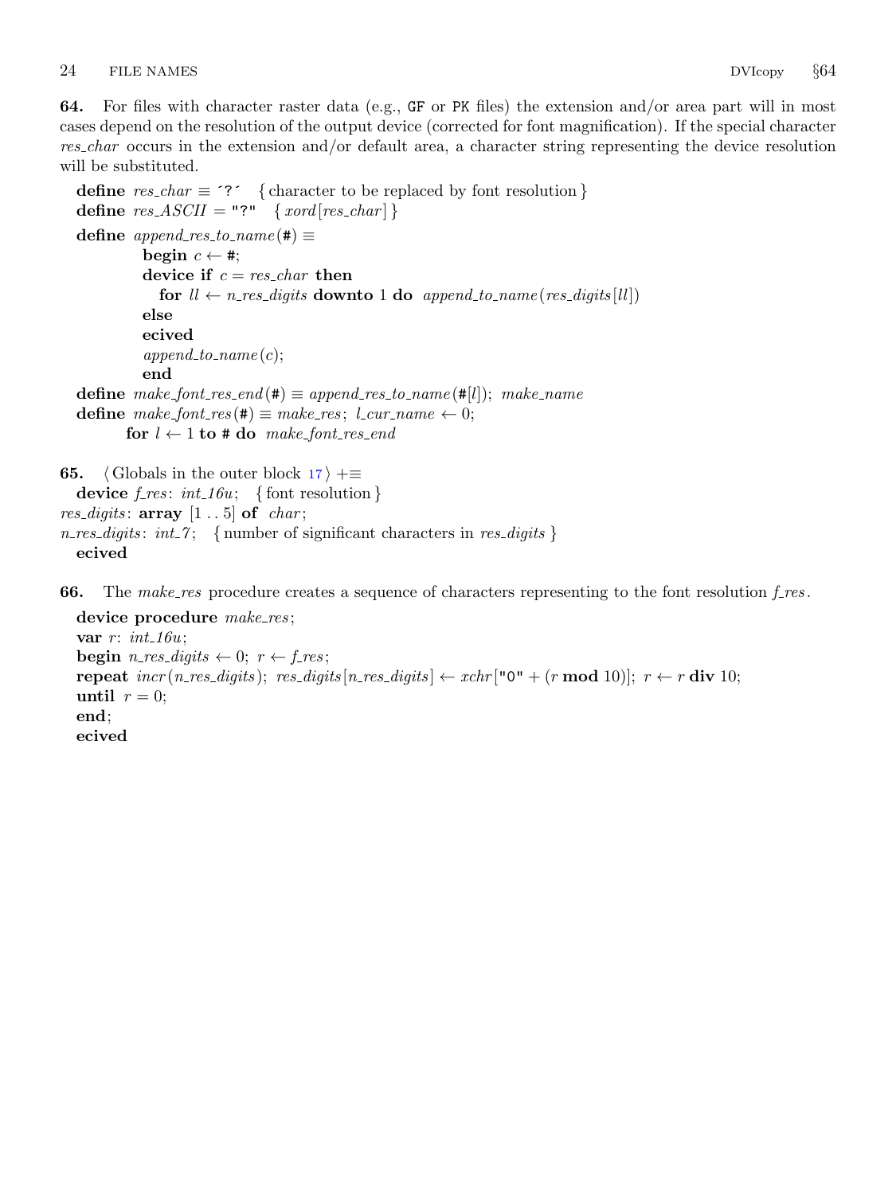**64.** For files with character raster data (e.g., GF or PK files) the extension and/or area part will in most cases depend on the resolution of the output device (corrected for font magnification). If the special character *res_char* occurs in the extension and/or default area, a character string representing the device resolution will be substituted.

```
define res_char ≡ "?"   { character to be replaced by font resolution }
define res_ASCII = "?"   { xord[res_char] }
define append_res_to_name(#) ≡
          begin c ← #;
          device if c = res_char then
            for ll ← n_res_digits downto 1 do append_to_name(res_digits[ll])
          else
          ecived
          append_to_name(c);
          end
define make_font_res_end(#) ≡ append_res_to_name(#[l]); make_name
define make_font_res(#) ≡ make_res; l_cur_name ← 0;
        for l ← 1 to # do make_font_res_end
```

**65.** ⟨ Globals in the outer block 17 ⟩ +≡

```
device f_res: int_16u;   { font resolution }
res_digits: array [1 .. 5] of char;
n_res_digits: int_7;   { number of significant characters in res_digits }
ecived
```

**66.** The *make_res* procedure creates a sequence of characters representing to the font resolution *f_res*.

```
device procedure make_res;
var r: int_16u;
begin n_res_digits ← 0; r ← f_res;
repeat incr(n_res_digits); res_digits[n_res_digits] ← xchr["0" + (r mod 10)]; r ← r div 10;
until r = 0;
end;
ecived
```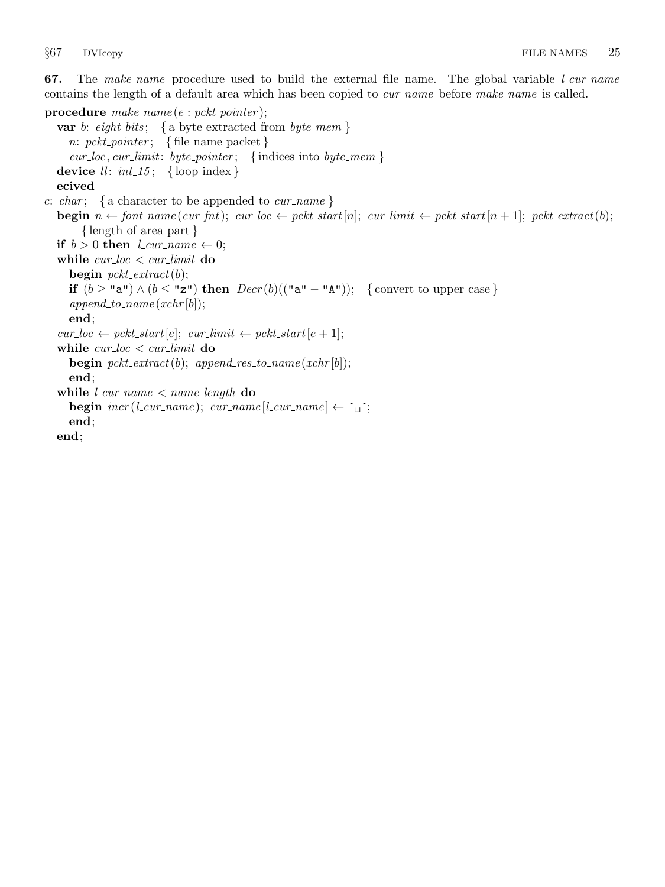**67.** The *make_name* procedure used to build the external file name. The global variable *l_cur_name* contains the length of a default area which has been copied to *cur_name* before *make_name* is called.

```
procedure make_name(e : pckt_pointer);
  var b: eight_bits;  { a byte extracted from byte_mem }
    n: pckt_pointer;  { file name packet }
    cur_loc, cur_limit: byte_pointer;  { indices into byte_mem }
  device ll: int_15;  { loop index }
  ecived
c: char;  { a character to be appended to cur_name }
  begin n ← font_name(cur_fnt); cur_loc ← pckt_start[n]; cur_limit ← pckt_start[n + 1]; pckt_extract(b);
      { length of area part }
  if b > 0 then l_cur_name ← 0;
  while cur_loc < cur_limit do
    begin pckt_extract(b);
    if (b ≥ "a") ∧ (b ≤ "z") then Decr(b)(("a" − "A"));  { convert to upper case }
    append_to_name(xchr[b]);
    end;
  cur_loc ← pckt_start[e]; cur_limit ← pckt_start[e + 1];
  while cur_loc < cur_limit do
    begin pckt_extract(b); append_res_to_name(xchr[b]);
    end;
  while l_cur_name < name_length do
    begin incr(l_cur_name); cur_name[l_cur_name] ← ´␣´;
    end;
  end;
```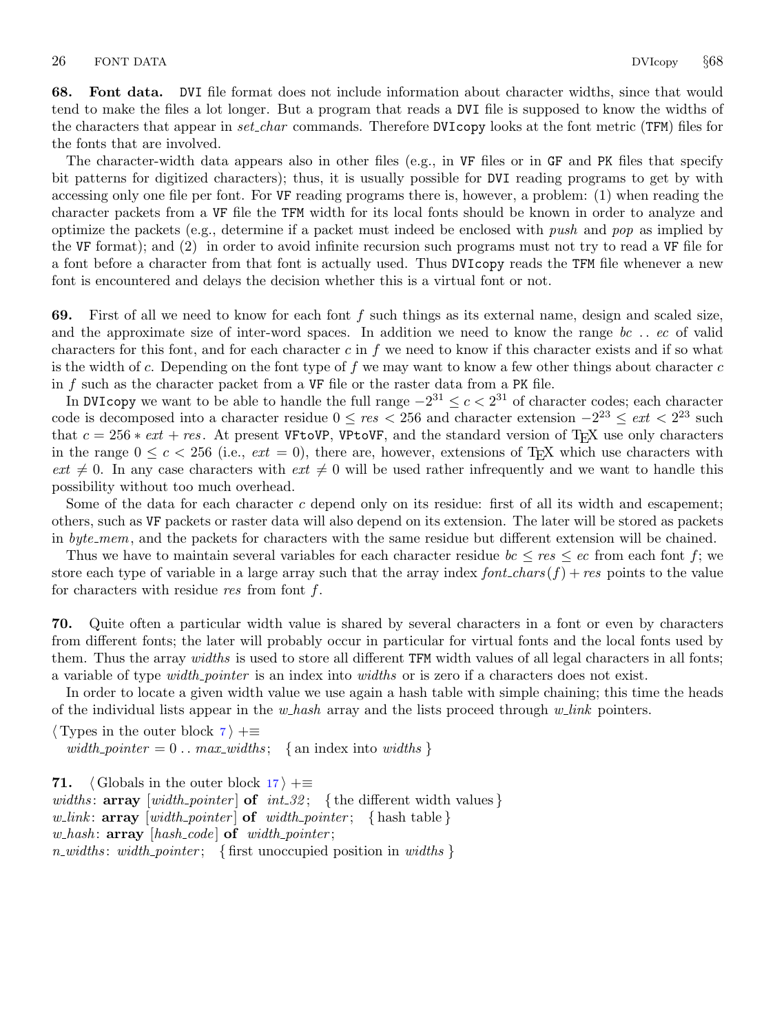**68. Font data.** DVI file format does not include information about character widths, since that would tend to make the files a lot longer. But a program that reads a DVI file is supposed to know the widths of the characters that appear in *set_char* commands. Therefore DVIcopy looks at the font metric (TFM) files for the fonts that are involved.

The character-width data appears also in other files (e.g., in VF files or in GF and PK files that specify bit patterns for digitized characters); thus, it is usually possible for DVI reading programs to get by with accessing only one file per font. For VF reading programs there is, however, a problem: (1) when reading the character packets from a VF file the TFM width for its local fonts should be known in order to analyze and optimize the packets (e.g., determine if a packet must indeed be enclosed with *push* and *pop* as implied by the VF format); and (2) in order to avoid infinite recursion such programs must not try to read a VF file for a font before a character from that font is actually used. Thus DVIcopy reads the TFM file whenever a new font is encountered and delays the decision whether this is a virtual font or not.

**69.** First of all we need to know for each font $f$ such things as its external name, design and scaled size, and the approximate size of inter-word spaces. In addition we need to know the range $bc \mathrel{..} ec$ of valid characters for this font, and for each character $c$ in $f$ we need to know if this character exists and if so what is the width of $c$. Depending on the font type of $f$ we may want to know a few other things about character $c$ in $f$ such as the character packet from a VF file or the raster data from a PK file.

In DVIcopy we want to be able to handle the full range $-2^{31} \le c < 2^{31}$ of character codes; each character code is decomposed into a character residue $0 \le res < 256$ and character extension $-2^{23} \le ext < 2^{23}$ such that $c = 256 * ext + res$. At present VFtoVP, VPtoVF, and the standard version of TeX use only characters in the range $0 \le c < 256$ (i.e., $ext = 0$), there are, however, extensions of TeX which use characters with $ext \ne 0$. In any case characters with $ext \ne 0$ will be used rather infrequently and we want to handle this possibility without too much overhead.

Some of the data for each character $c$ depend only on its residue: first of all its width and escapement; others, such as VF packets or raster data will also depend on its extension. The later will be stored as packets in *byte_mem*, and the packets for characters with the same residue but different extension will be chained.

Thus we have to maintain several variables for each character residue $bc \le res \le ec$ from each font $f$; we store each type of variable in a large array such that the array index $font\_chars(f) + res$ points to the value for characters with residue $res$ from font $f$.

**70.** Quite often a particular width value is shared by several characters in a font or even by characters from different fonts; the later will probably occur in particular for virtual fonts and the local fonts used by them. Thus the array *widths* is used to store all different TFM width values of all legal characters in all fonts; a variable of type *width_pointer* is an index into *widths* or is zero if a characters does not exist.

In order to locate a given width value we use again a hash table with simple chaining; this time the heads of the individual lists appear in the *w_hash* array and the lists proceed through *w_link* pointers.

⟨ Types in the outer block 7 ⟩ +≡
  *width_pointer* = 0 .. *max_widths*;   { an index into *widths* }

**71.** ⟨ Globals in the outer block 17 ⟩ +≡
*widths*: **array** [*width_pointer*] **of** *int_32*;   { the different width values }
*w_link*: **array** [*width_pointer*] **of** *width_pointer*;   { hash table }
*w_hash*: **array** [*hash_code*] **of** *width_pointer*;
*n_widths*: *width_pointer*;   { first unoccupied position in *widths* }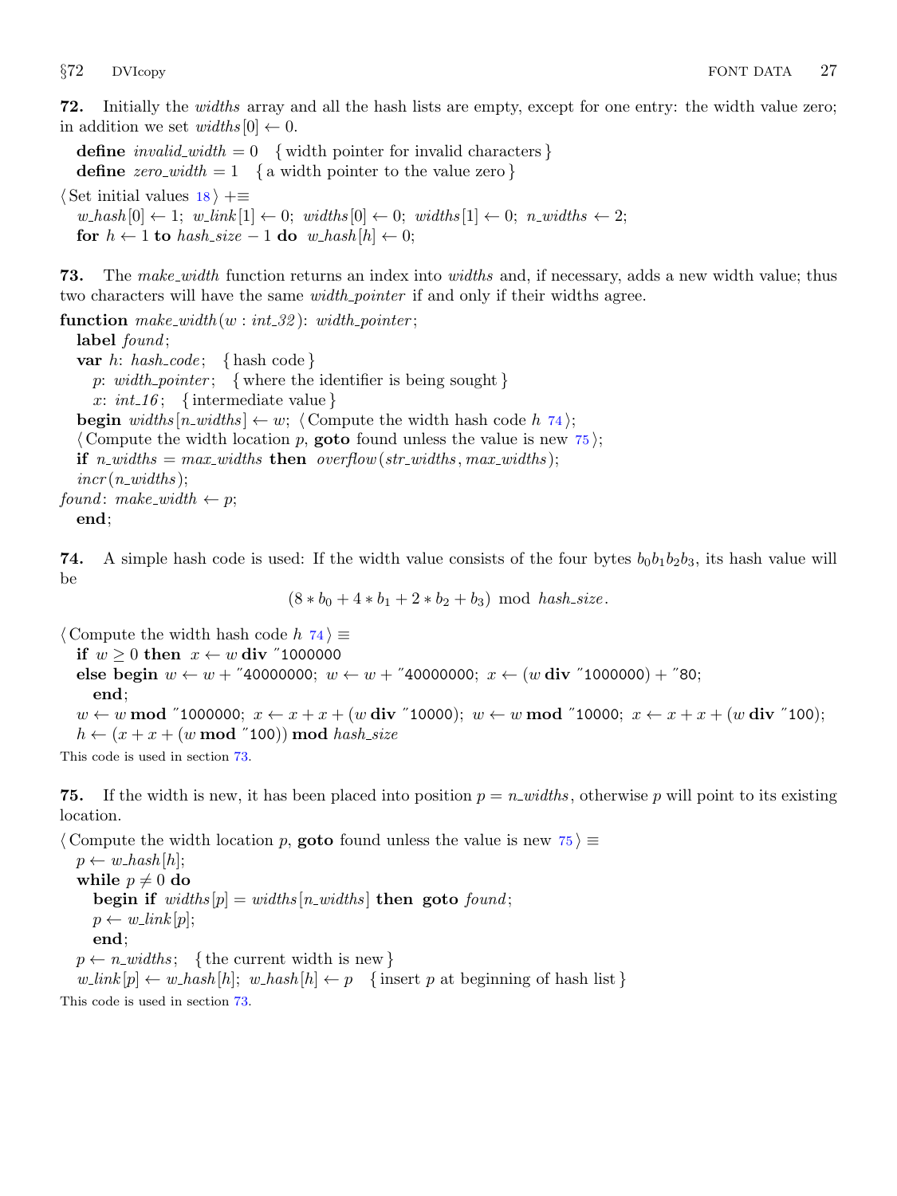**72.** Initially the *widths* array and all the hash lists are empty, except for one entry: the width value zero; in addition we set $widths[0] \leftarrow 0$.

```
define invalid_width = 0   { width pointer for invalid characters }
define zero_width = 1   { a width pointer to the value zero }

⟨ Set initial values 18 ⟩ +≡
  w_hash[0] ← 1; w_link[1] ← 0; widths[0] ← 0; widths[1] ← 0; n_widths ← 2;
  for h ← 1 to hash_size − 1 do w_hash[h] ← 0;
```

**73.** The *make_width* function returns an index into *widths* and, if necessary, adds a new width value; thus two characters will have the same *width_pointer* if and only if their widths agree.

```
function make_width(w : int_32): width_pointer;
  label found;
  var h: hash_code;   { hash code }
    p: width_pointer;   { where the identifier is being sought }
    x: int_16;   { intermediate value }
  begin widths[n_widths] ← w; ⟨ Compute the width hash code h 74 ⟩;
  ⟨ Compute the width location p, goto found unless the value is new 75 ⟩;
  if n_widths = max_widths then overflow(str_widths, max_widths);
  incr(n_widths);
found: make_width ← p;
  end;
```

**74.** A simple hash code is used: If the width value consists of the four bytes $b_0b_1b_2b_3$, its hash value will be

$$(8 * b_0 + 4 * b_1 + 2 * b_2 + b_3) \bmod hash\_size.$$

```
⟨ Compute the width hash code h 74 ⟩ ≡
  if w ≥ 0 then x ← w div "1000000
  else begin w ← w + "40000000; w ← w + "40000000; x ← (w div "1000000) + "80;
    end;
  w ← w mod "1000000; x ← x + x + (w div "10000); w ← w mod "10000; x ← x + x + (w div "100);
  h ← (x + x + (w mod "100)) mod hash_size
```

This code is used in section 73.

**75.** If the width is new, it has been placed into position $p = n\_widths$, otherwise $p$ will point to its existing location.

```
⟨ Compute the width location p, goto found unless the value is new 75 ⟩ ≡
  p ← w_hash[h];
  while p ≠ 0 do
    begin if widths[p] = widths[n_widths] then goto found;
    p ← w_link[p];
    end;
  p ← n_widths;   { the current width is new }
  w_link[p] ← w_hash[h]; w_hash[h] ← p   { insert p at beginning of hash list }
```

This code is used in section 73.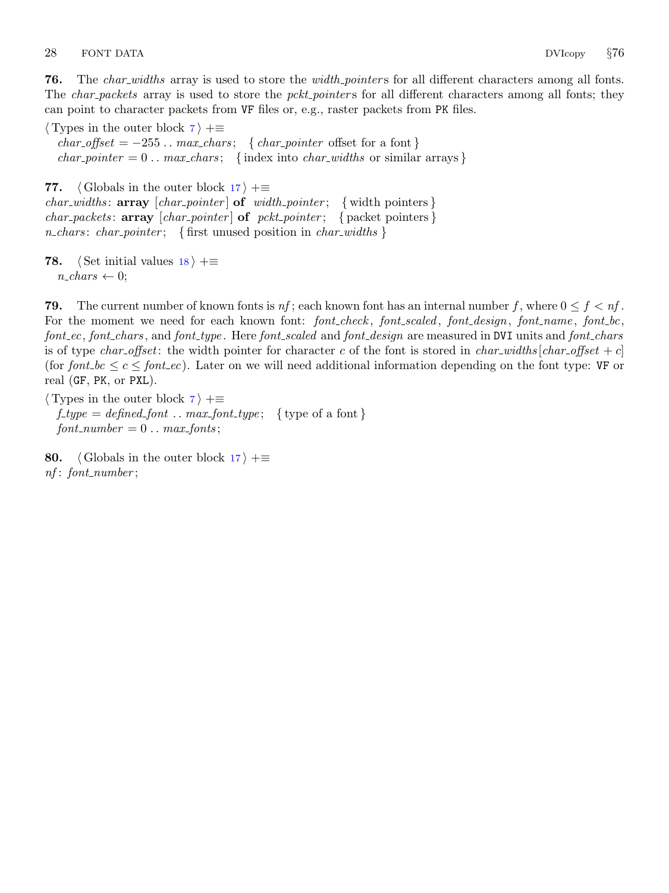**76.** The *char_widths* array is used to store the *width_pointer*s for all different characters among all fonts. The *char_packets* array is used to store the *pckt_pointer*s for all different characters among all fonts; they can point to character packets from VF files or, e.g., raster packets from PK files.

⟨ Types in the outer block 7 ⟩ +≡
  *char_offset* = −255 . . *max_chars*;  { *char_pointer* offset for a font }
  *char_pointer* = 0 . . *max_chars*;  { index into *char_widths* or similar arrays }

**77.** ⟨ Globals in the outer block 17 ⟩ +≡
*char_widths*: **array** [*char_pointer*] **of** *width_pointer*;  { width pointers }
*char_packets*: **array** [*char_pointer*] **of** *pckt_pointer*;  { packet pointers }
*n_chars*: *char_pointer*;  { first unused position in *char_widths* }

**78.** ⟨ Set initial values 18 ⟩ +≡
  *n_chars* ← 0;

**79.** The current number of known fonts is *nf*; each known font has an internal number *f*, where $0 \le f < nf$. For the moment we need for each known font: *font_check*, *font_scaled*, *font_design*, *font_name*, *font_bc*, *font_ec*, *font_chars*, and *font_type*. Here *font_scaled* and *font_design* are measured in DVI units and *font_chars* is of type *char_offset*: the width pointer for character *c* of the font is stored in *char_widths*[*char_offset* + *c*] (for $font\_bc \le c \le font\_ec$). Later on we will need additional information depending on the font type: VF or real (GF, PK, or PXL).

⟨ Types in the outer block 7 ⟩ +≡
  *f_type* = *defined_font* . . *max_font_type*;  { type of a font }
  *font_number* = 0 . . *max_fonts*;

**80.** ⟨ Globals in the outer block 17 ⟩ +≡
*nf*: *font_number*;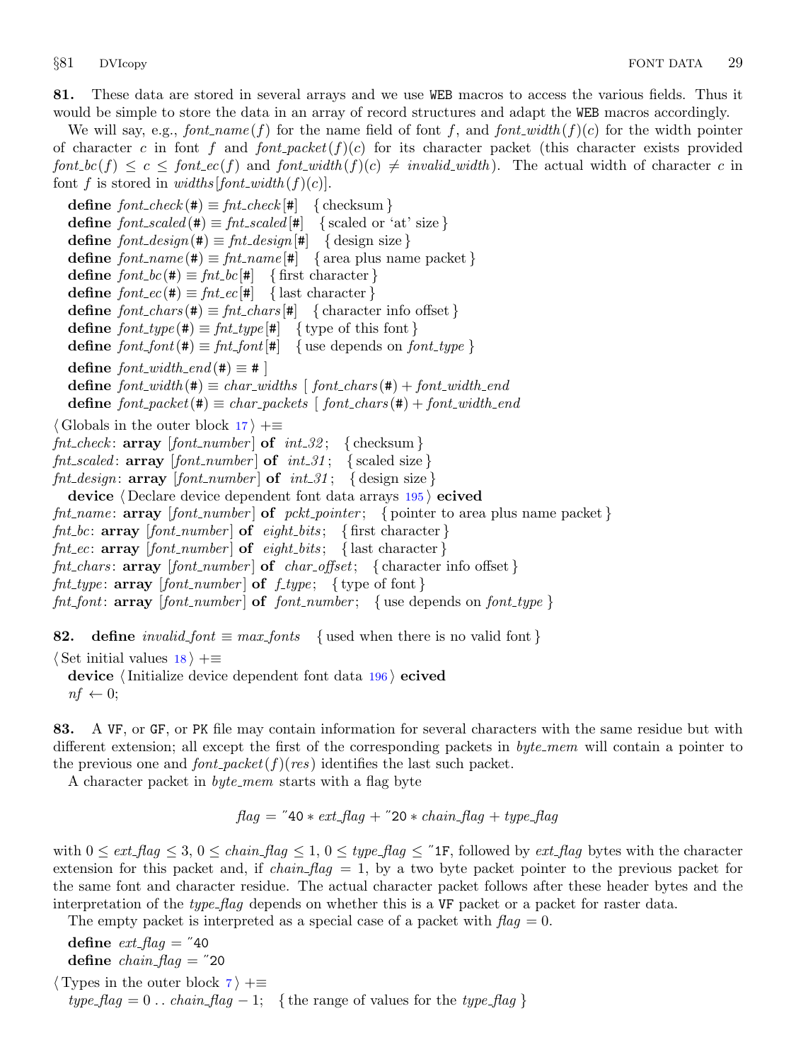**81.** These data are stored in several arrays and we use WEB macros to access the various fields. Thus it would be simple to store the data in an array of record structures and adapt the WEB macros accordingly.

We will say, e.g., *font_name*$(f)$ for the name field of font $f$, and *font_width*$(f)(c)$ for the width pointer of character $c$ in font $f$ and *font_packet*$(f)(c)$ for its character packet (this character exists provided *font_bc*$(f) \le c \le$ *font_ec*$(f)$ and *font_width*$(f)(c) \ne$ *invalid_width*). The actual width of character $c$ in font $f$ is stored in *widths*[*font_width*$(f)(c)$].

**define** *font_check*(#) ≡ *fnt_check*[#] { checksum }
**define** *font_scaled*(#) ≡ *fnt_scaled*[#] { scaled or 'at' size }
**define** *font_design*(#) ≡ *fnt_design*[#] { design size }
**define** *font_name*(#) ≡ *fnt_name*[#] { area plus name packet }
**define** *font_bc*(#) ≡ *fnt_bc*[#] { first character }
**define** *font_ec*(#) ≡ *fnt_ec*[#] { last character }
**define** *font_chars*(#) ≡ *fnt_chars*[#] { character info offset }
**define** *font_type*(#) ≡ *fnt_type*[#] { type of this font }
**define** *font_font*(#) ≡ *fnt_font*[#] { use depends on *font_type* }
**define** *font_width_end*(#) ≡ # ]
**define** *font_width*(#) ≡ *char_widths* [ *font_chars*(#) + *font_width_end*
**define** *font_packet*(#) ≡ *char_packets* [ *font_chars*(#) + *font_width_end*

⟨ Globals in the outer block 17 ⟩ +≡
*fnt_check*: **array** [*font_number*] **of** *int_32*; { checksum }
*fnt_scaled*: **array** [*font_number*] **of** *int_31*; { scaled size }
*fnt_design*: **array** [*font_number*] **of** *int_31*; { design size }
**device** ⟨ Declare device dependent font data arrays 195 ⟩ **ecived**
*fnt_name*: **array** [*font_number*] **of** *pckt_pointer*; { pointer to area plus name packet }
*fnt_bc*: **array** [*font_number*] **of** *eight_bits*; { first character }
*fnt_ec*: **array** [*font_number*] **of** *eight_bits*; { last character }
*fnt_chars*: **array** [*font_number*] **of** *char_offset*; { character info offset }
*fnt_type*: **array** [*font_number*] **of** *f_type*; { type of font }
*fnt_font*: **array** [*font_number*] **of** *font_number*; { use depends on *font_type* }

**82. define** *invalid_font* ≡ *max_fonts* { used when there is no valid font }

⟨ Set initial values 18 ⟩ +≡
**device** ⟨ Initialize device dependent font data 196 ⟩ **ecived**
*nf* ← 0;

**83.** A VF, or GF, or PK file may contain information for several characters with the same residue but with different extension; all except the first of the corresponding packets in *byte_mem* will contain a pointer to the previous one and *font_packet*$(f)(res)$ identifies the last such packet.

A character packet in *byte_mem* starts with a flag byte

$$flag = {''40} * ext\_flag + {''20} * chain\_flag + type\_flag$$

with $0 \le ext\_flag \le 3$, $0 \le chain\_flag \le 1$, $0 \le type\_flag \le {''1F}$, followed by *ext_flag* bytes with the character extension for this packet and, if $chain\_flag = 1$, by a two byte packet pointer to the previous packet for the same font and character residue. The actual character packet follows after these header bytes and the interpretation of the *type_flag* depends on whether this is a VF packet or a packet for raster data.

The empty packet is interpreted as a special case of a packet with $flag = 0$.

**define** *ext_flag* = ″40
**define** *chain_flag* = ″20

⟨ Types in the outer block 7 ⟩ +≡
*type_flag* = 0 .. *chain_flag* − 1; { the range of values for the *type_flag* }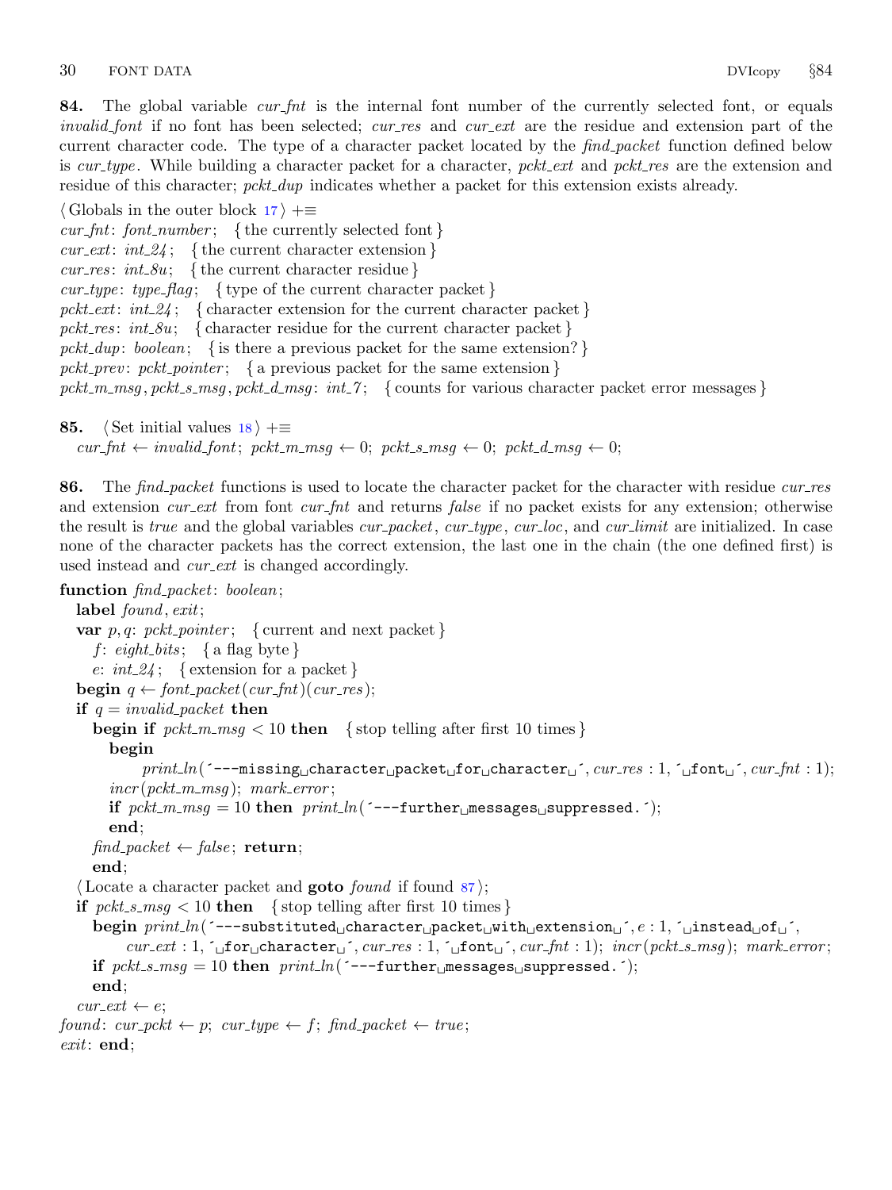**84.** The global variable *cur_fnt* is the internal font number of the currently selected font, or equals *invalid_font* if no font has been selected; *cur_res* and *cur_ext* are the residue and extension part of the current character code. The type of a character packet located by the *find_packet* function defined below is *cur_type*. While building a character packet for a character, *pckt_ext* and *pckt_res* are the extension and residue of this character; *pckt_dup* indicates whether a packet for this extension exists already.

⟨Globals in the outer block 17⟩ +≡
*cur_fnt*: *font_number*; { the currently selected font }
*cur_ext*: *int_24*; { the current character extension }
*cur_res*: *int_8u*; { the current character residue }
*cur_type*: *type_flag*; { type of the current character packet }
*pckt_ext*: *int_24*; { character extension for the current character packet }
*pckt_res*: *int_8u*; { character residue for the current character packet }
*pckt_dup*: *boolean*; { is there a previous packet for the same extension? }
*pckt_prev*: *pckt_pointer*; { a previous packet for the same extension }
*pckt_m_msg*, *pckt_s_msg*, *pckt_d_msg*: *int_7*; { counts for various character packet error messages }

**85.** ⟨Set initial values 18⟩ +≡
*cur_fnt* ← *invalid_font*; *pckt_m_msg* ← 0; *pckt_s_msg* ← 0; *pckt_d_msg* ← 0;

**86.** The *find_packet* functions is used to locate the character packet for the character with residue *cur_res* and extension *cur_ext* from font *cur_fnt* and returns *false* if no packet exists for any extension; otherwise the result is *true* and the global variables *cur_packet*, *cur_type*, *cur_loc*, and *cur_limit* are initialized. In case none of the character packets has the correct extension, the last one in the chain (the one defined first) is used instead and *cur_ext* is changed accordingly.

```
function find_packet: boolean;
  label found, exit;
  var p, q: pckt_pointer; { current and next packet }
    f: eight_bits; { a flag byte }
    e: int_24; { extension for a packet }
  begin q ← font_packet(cur_fnt)(cur_res);
  if q = invalid_packet then
    begin if pckt_m_msg < 10 then { stop telling after first 10 times }
      begin
        print_ln('---missing character packet for character ', cur_res : 1, ' font ', cur_fnt : 1);
      incr(pckt_m_msg); mark_error;
      if pckt_m_msg = 10 then print_ln('---further messages suppressed.');
      end;
    find_packet ← false; return;
    end;
  ⟨Locate a character packet and goto found if found 87⟩;
  if pckt_s_msg < 10 then { stop telling after first 10 times }
    begin print_ln('---substituted character packet with extension ', e : 1, ' instead of ',
        cur_ext : 1, ' for character ', cur_res : 1, ' font ', cur_fnt : 1); incr(pckt_s_msg); mark_error;
    if pckt_s_msg = 10 then print_ln('---further messages suppressed.');
    end;
  cur_ext ← e;
found: cur_pckt ← p; cur_type ← f; find_packet ← true;
exit: end;
```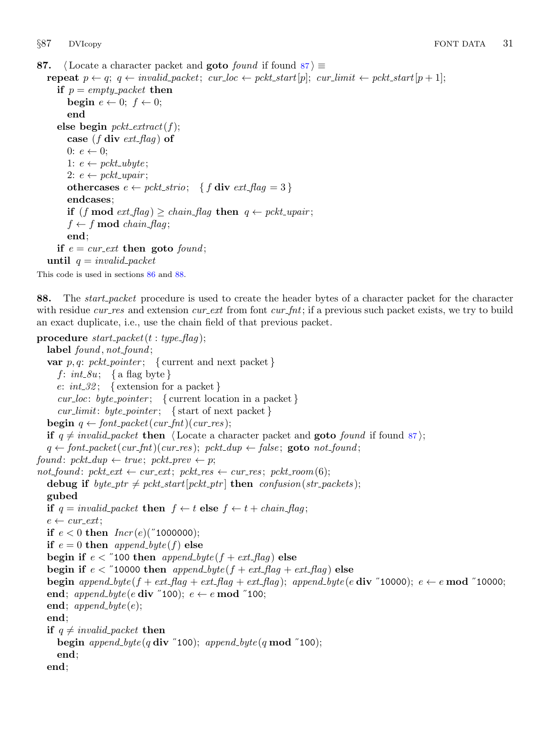**87.** ⟨ Locate a character packet and **goto** *found* if found 87 ⟩ ≡

```
repeat p ← q; q ← invalid_packet; cur_loc ← pckt_start[p]; cur_limit ← pckt_start[p + 1];
  if p = empty_packet then
    begin e ← 0; f ← 0;
    end
  else begin pckt_extract(f);
    case (f div ext_flag) of
    0: e ← 0;
    1: e ← pckt_ubyte;
    2: e ← pckt_upair;
    othercases e ← pckt_strio;   { f div ext_flag = 3 }
    endcases;
    if (f mod ext_flag) ≥ chain_flag then q ← pckt_upair;
    f ← f mod chain_flag;
    end;
  if e = cur_ext then goto found;
until q = invalid_packet
```

This code is used in sections 86 and 88.

**88.** The *start_packet* procedure is used to create the header bytes of a character packet for the character with residue *cur_res* and extension *cur_ext* from font *cur_fnt*; if a previous such packet exists, we try to build an exact duplicate, i.e., use the chain field of that previous packet.

```
procedure start_packet(t : type_flag);
  label found, not_found;
  var p, q: pckt_pointer;   { current and next packet }
    f: int_8u;   { a flag byte }
    e: int_32;   { extension for a packet }
    cur_loc: byte_pointer;   { current location in a packet }
    cur_limit: byte_pointer;   { start of next packet }
  begin q ← font_packet(cur_fnt)(cur_res);
  if q ≠ invalid_packet then ⟨ Locate a character packet and goto found if found 87 ⟩;
  q ← font_packet(cur_fnt)(cur_res); pckt_dup ← false; goto not_found;
found: pckt_dup ← true; pckt_prev ← p;
not_found: pckt_ext ← cur_ext; pckt_res ← cur_res; pckt_room(6);
  debug if byte_ptr ≠ pckt_start[pckt_ptr] then confusion(str_packets);
  gubed
  if q = invalid_packet then f ← t else f ← t + chain_flag;
  e ← cur_ext;
  if e < 0 then Incr(e)("1000000);
  if e = 0 then append_byte(f) else
  begin if e < "100 then append_byte(f + ext_flag) else
  begin if e < "10000 then append_byte(f + ext_flag + ext_flag) else
  begin append_byte(f + ext_flag + ext_flag + ext_flag); append_byte(e div "10000); e ← e mod "10000;
  end; append_byte(e div "100); e ← e mod "100;
  end; append_byte(e);
  end;
  if q ≠ invalid_packet then
    begin append_byte(q div "100); append_byte(q mod "100);
    end;
  end;
```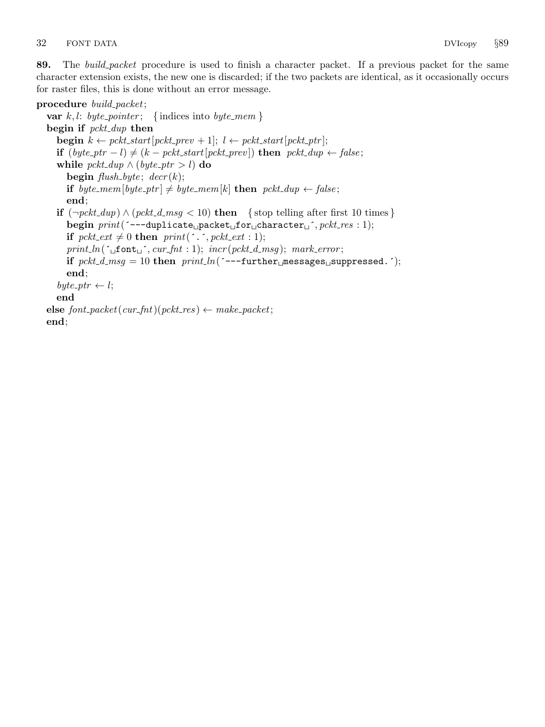**89.** The *build_packet* procedure is used to finish a character packet. If a previous packet for the same character extension exists, the new one is discarded; if the two packets are identical, as it occasionally occurs for raster files, this is done without an error message.

```
procedure build_packet;
  var k, l: byte_pointer;  { indices into byte_mem }
  begin if pckt_dup then
    begin k ← pckt_start[pckt_prev + 1]; l ← pckt_start[pckt_ptr];
    if (byte_ptr − l) ≠ (k − pckt_start[pckt_prev]) then pckt_dup ← false;
    while pckt_dup ∧ (byte_ptr > l) do
      begin flush_byte; decr(k);
      if byte_mem[byte_ptr] ≠ byte_mem[k] then pckt_dup ← false;
      end;
    if (¬pckt_dup) ∧ (pckt_d_msg < 10) then  { stop telling after first 10 times }
      begin print('---duplicate␣packet␣for␣character␣', pckt_res : 1);
      if pckt_ext ≠ 0 then print('.', pckt_ext : 1);
      print_ln('␣font␣', cur_fnt : 1); incr(pckt_d_msg); mark_error;
      if pckt_d_msg = 10 then print_ln('---further␣messages␣suppressed.');
      end;
    byte_ptr ← l;
    end
  else font_packet(cur_fnt)(pckt_res) ← make_packet;
  end;
```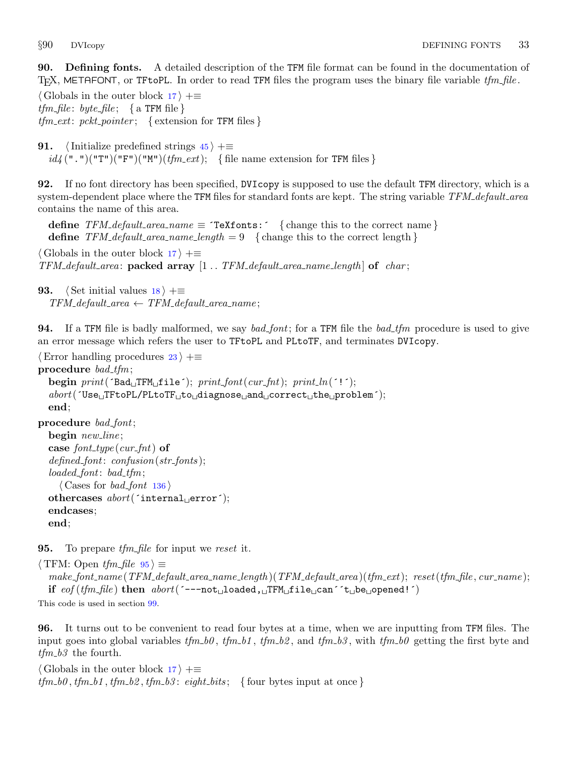**90. Defining fonts.** A detailed description of the TFM file format can be found in the documentation of TEX, METAFONT, or TFtoPL. In order to read TFM files the program uses the binary file variable *tfm_file*.

⟨ Globals in the outer block 17 ⟩ +≡
*tfm_file*: *byte_file*; { a TFM file }
*tfm_ext*: *pckt_pointer*; { extension for TFM files }

**91.** ⟨ Initialize predefined strings 45 ⟩ +≡
*id4*(".")("T")("F")("M")(*tfm_ext*); { file name extension for TFM files }

**92.** If no font directory has been specified, DVIcopy is supposed to use the default TFM directory, which is a system-dependent place where the TFM files for standard fonts are kept. The string variable *TFM_default_area* contains the name of this area.

**define** *TFM_default_area_name* ≡ ´TeXfonts:´ { change this to the correct name }
**define** *TFM_default_area_name_length* = 9 { change this to the correct length }

⟨ Globals in the outer block 17 ⟩ +≡
*TFM_default_area*: **packed array** [1 .. *TFM_default_area_name_length*] **of** *char*;

**93.** ⟨ Set initial values 18 ⟩ +≡
*TFM_default_area* ← *TFM_default_area_name*;

**94.** If a TFM file is badly malformed, we say *bad_font*; for a TFM file the *bad_tfm* procedure is used to give an error message which refers the user to TFtoPL and PLtoTF, and terminates DVIcopy.

⟨ Error handling procedures 23 ⟩ +≡
**procedure** *bad_tfm*;
**begin** *print*(´Bad␣TFM␣file´); *print_font*(*cur_fnt*); *print_ln*(´!´);
*abort*(´Use␣TFtoPL/PLtoTF␣to␣diagnose␣and␣correct␣the␣problem´);
**end**;

**procedure** *bad_font*;
**begin** *new_line*;
**case** *font_type*(*cur_fnt*) **of**
*defined_font*: *confusion*(*str_fonts*);
*loaded_font*: *bad_tfm*;
⟨ Cases for *bad_font* 136 ⟩
**othercases** *abort*(´internal␣error´);
**endcases**;
**end**;

**95.** To prepare *tfm_file* for input we *reset* it.

⟨ TFM: Open *tfm_file* 95 ⟩ ≡
*make_font_name*(*TFM_default_area_name_length*)(*TFM_default_area*)(*tfm_ext*); *reset*(*tfm_file*, *cur_name*);
**if** *eof*(*tfm_file*) **then** *abort*(´---not␣loaded,␣TFM␣file␣can´´t␣be␣opened!´)

This code is used in section 99.

**96.** It turns out to be convenient to read four bytes at a time, when we are inputting from TFM files. The input goes into global variables *tfm_b0*, *tfm_b1*, *tfm_b2*, and *tfm_b3*, with *tfm_b0* getting the first byte and *tfm_b3* the fourth.

⟨ Globals in the outer block 17 ⟩ +≡
*tfm_b0*, *tfm_b1*, *tfm_b2*, *tfm_b3*: *eight_bits*; { four bytes input at once }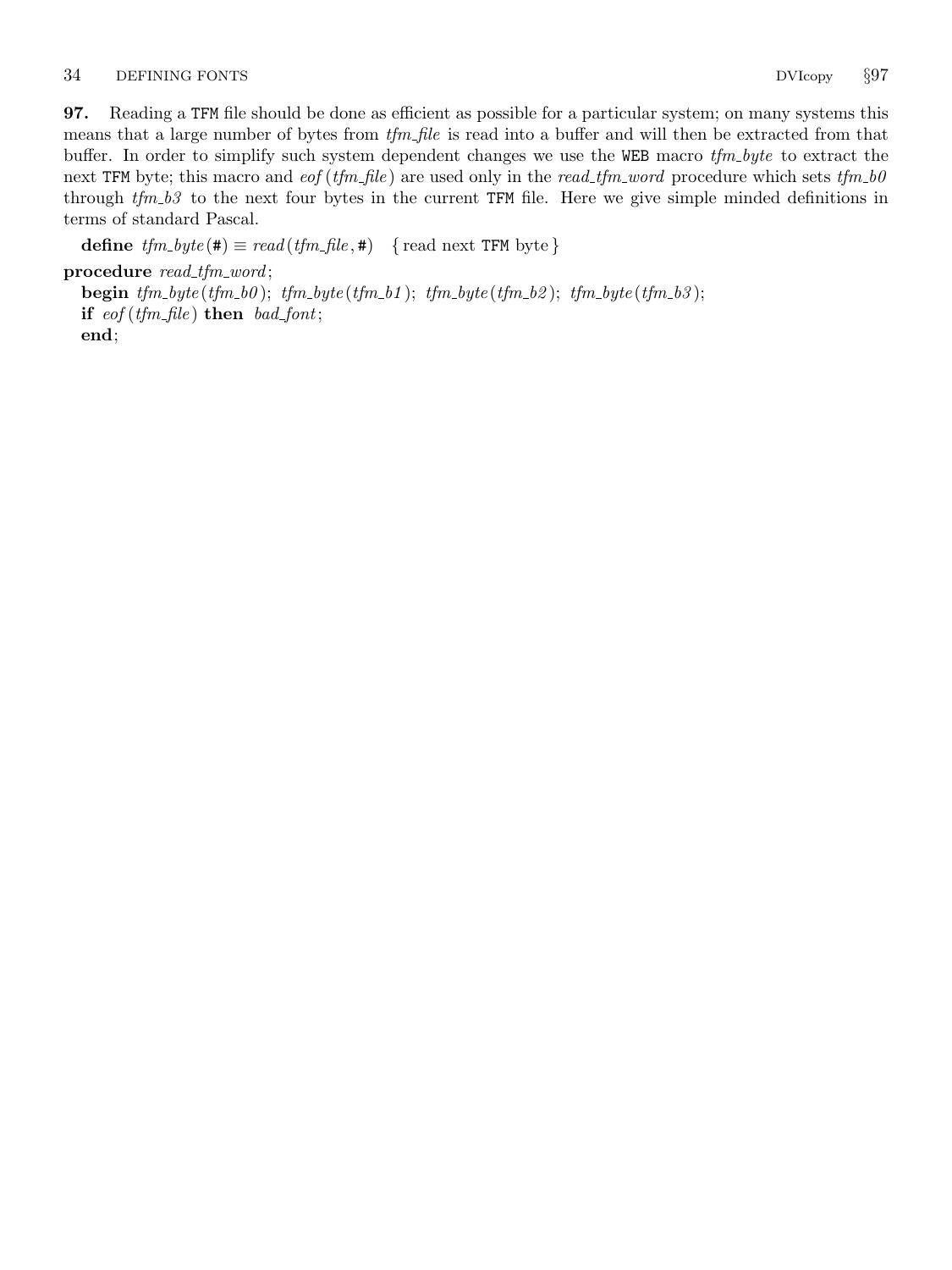**97.** Reading a TFM file should be done as efficient as possible for a particular system; on many systems this means that a large number of bytes from *tfm_file* is read into a buffer and will then be extracted from that buffer. In order to simplify such system dependent changes we use the WEB macro *tfm_byte* to extract the next TFM byte; this macro and *eof*(*tfm_file*) are used only in the *read_tfm_word* procedure which sets *tfm_b0* through *tfm_b3* to the next four bytes in the current TFM file. Here we give simple minded definitions in terms of standard Pascal.

```
define tfm_byte(#) ≡ read(tfm_file, #)  { read next TFM byte }

procedure read_tfm_word;
  begin tfm_byte(tfm_b0); tfm_byte(tfm_b1); tfm_byte(tfm_b2); tfm_byte(tfm_b3);
  if eof(tfm_file) then bad_font;
  end;
```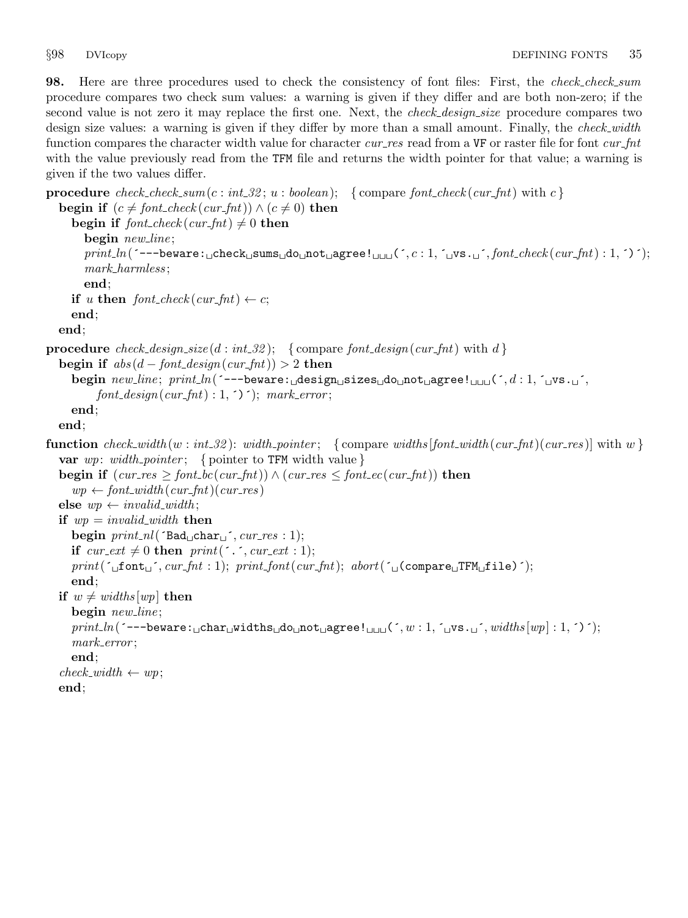**98.** Here are three procedures used to check the consistency of font files: First, the *check_check_sum* procedure compares two check sum values: a warning is given if they differ and are both non-zero; if the second value is not zero it may replace the first one. Next, the *check_design_size* procedure compares two design size values: a warning is given if they differ by more than a small amount. Finally, the *check_width* function compares the character width value for character *cur_res* read from a VF or raster file for font *cur_fnt* with the value previously read from the TFM file and returns the width pointer for that value; a warning is given if the two values differ.

```
procedure check_check_sum(c : int_32; u : boolean);   { compare font_check(cur_fnt) with c }
  begin if (c ≠ font_check(cur_fnt)) ∧ (c ≠ 0) then
    begin if font_check(cur_fnt) ≠ 0 then
      begin new_line;
      print_ln('---beware: check sums do not agree!   (', c : 1, ' vs. ', font_check(cur_fnt) : 1, ')');
      mark_harmless;
      end;
    if u then font_check(cur_fnt) ← c;
    end;
  end;

procedure check_design_size(d : int_32);   { compare font_design(cur_fnt) with d }
  begin if abs(d − font_design(cur_fnt)) > 2 then
    begin new_line; print_ln('---beware: design sizes do not agree!   (', d : 1, ' vs. ',
        font_design(cur_fnt) : 1, ')'); mark_error;
    end;
  end;

function check_width(w : int_32): width_pointer;   { compare widths[font_width(cur_fnt)(cur_res)] with w }
  var wp: width_pointer;   { pointer to TFM width value }
  begin if (cur_res ≥ font_bc(cur_fnt)) ∧ (cur_res ≤ font_ec(cur_fnt)) then
    wp ← font_width(cur_fnt)(cur_res)
  else wp ← invalid_width;
  if wp = invalid_width then
    begin print_nl('Bad char ', cur_res : 1);
    if cur_ext ≠ 0 then print('.', cur_ext : 1);
    print(' font ', cur_fnt : 1); print_font(cur_fnt); abort(' (compare TFM file)');
    end;
  if w ≠ widths[wp] then
    begin new_line;
    print_ln('---beware: char widths do not agree!   (', w : 1, ' vs. ', widths[wp] : 1, ')');
    mark_error;
    end;
  check_width ← wp;
  end;
```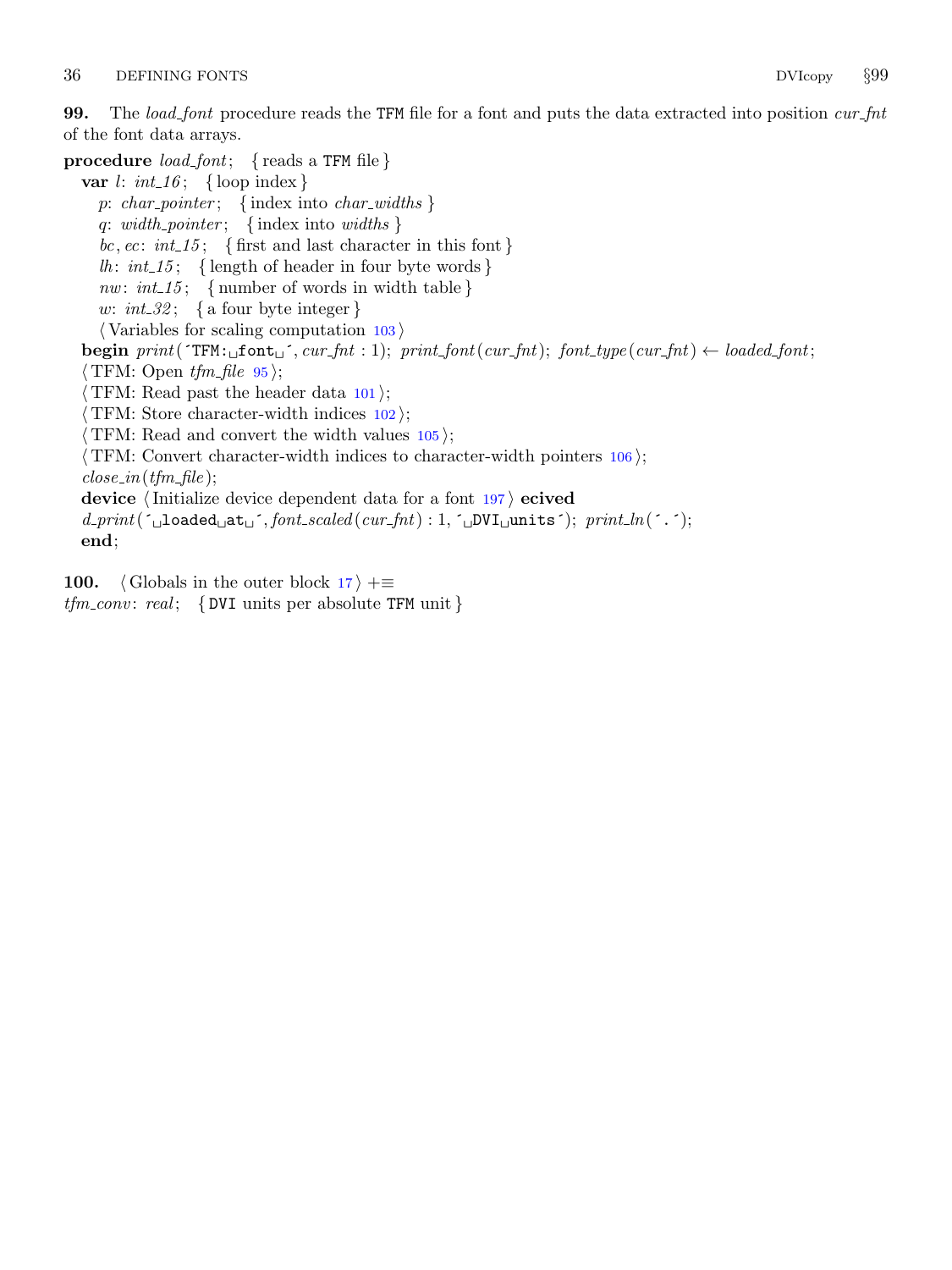**99.** The *load_font* procedure reads the TFM file for a font and puts the data extracted into position *cur_fnt* of the font data arrays.

**procedure** *load_font*; { reads a TFM file }
  **var** *l*: *int_16*; { loop index }
    *p*: *char_pointer*; { index into *char_widths* }
    *q*: *width_pointer*; { index into *widths* }
    *bc*, *ec*: *int_15*; { first and last character in this font }
    *lh*: *int_15*; { length of header in four byte words }
    *nw*: *int_15*; { number of words in width table }
    *w*: *int_32*; { a four byte integer }
    ⟨ Variables for scaling computation 103 ⟩
  **begin** *print*(´TFM:␣font␣´, *cur_fnt* : 1); *print_font*(*cur_fnt*); *font_type*(*cur_fnt*) ← *loaded_font*;
  ⟨ TFM: Open *tfm_file* 95 ⟩;
  ⟨ TFM: Read past the header data 101 ⟩;
  ⟨ TFM: Store character-width indices 102 ⟩;
  ⟨ TFM: Read and convert the width values 105 ⟩;
  ⟨ TFM: Convert character-width indices to character-width pointers 106 ⟩;
  *close_in*(*tfm_file*);
  **device** ⟨ Initialize device dependent data for a font 197 ⟩ **ecived**
  *d_print*(´␣loaded␣at␣´, *font_scaled*(*cur_fnt*) : 1, ´␣DVI␣units´); *print_ln*(´.´);
  **end**;

**100.** ⟨ Globals in the outer block 17 ⟩ +≡
*tfm_conv*: *real*; { DVI units per absolute TFM unit }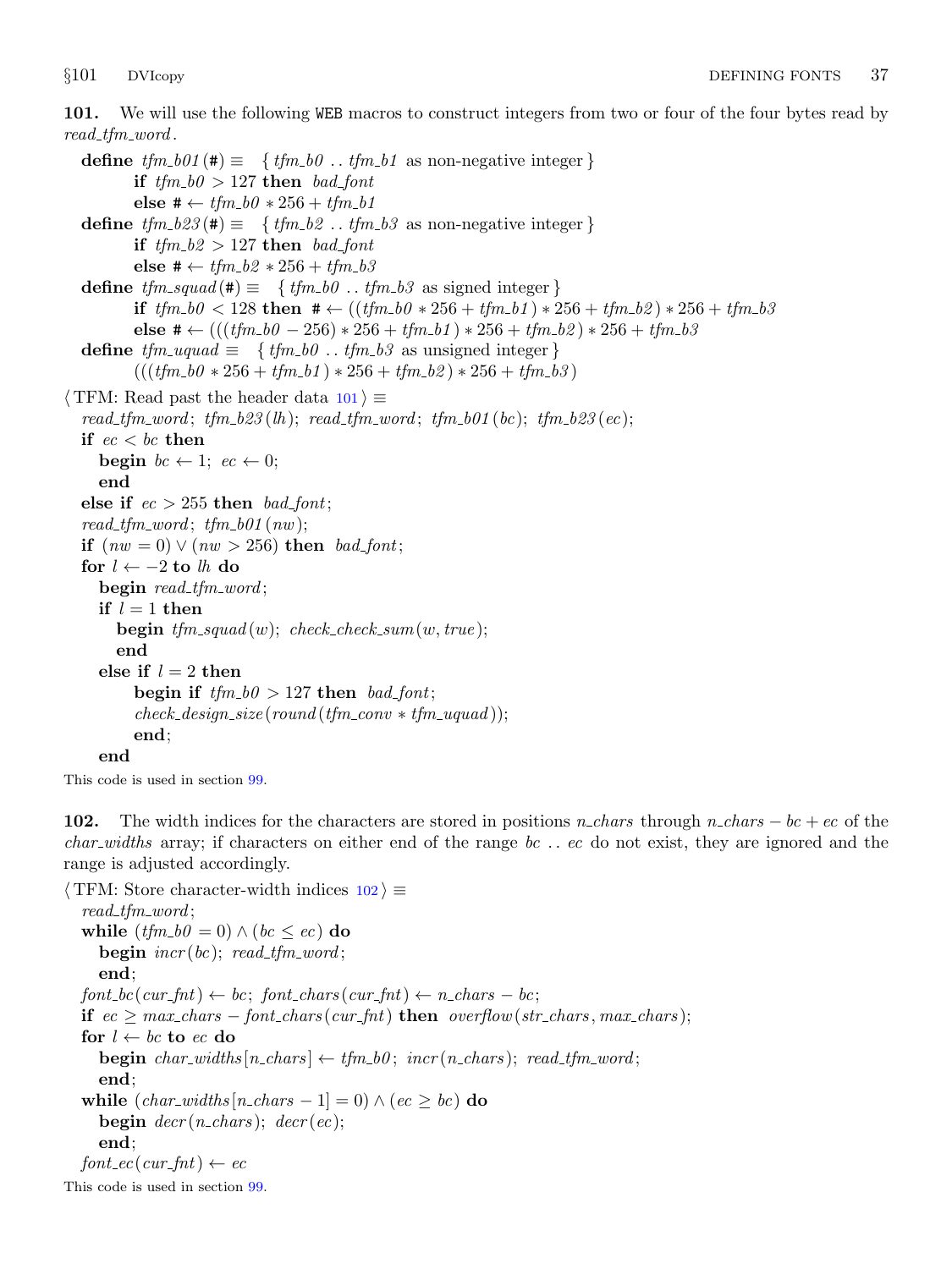**101.** We will use the following WEB macros to construct integers from two or four of the four bytes read by *read_tfm_word*.

```
define tfm_b01(#) ≡   { tfm_b0 .. tfm_b1 as non-negative integer }
        if tfm_b0 > 127 then bad_font
        else # ← tfm_b0 * 256 + tfm_b1
define tfm_b23(#) ≡   { tfm_b2 .. tfm_b3 as non-negative integer }
        if tfm_b2 > 127 then bad_font
        else # ← tfm_b2 * 256 + tfm_b3
define tfm_squad(#) ≡   { tfm_b0 .. tfm_b3 as signed integer }
        if tfm_b0 < 128 then # ← ((tfm_b0 * 256 + tfm_b1) * 256 + tfm_b2) * 256 + tfm_b3
        else # ← (((tfm_b0 − 256) * 256 + tfm_b1) * 256 + tfm_b2) * 256 + tfm_b3
define tfm_uquad ≡   { tfm_b0 .. tfm_b3 as unsigned integer }
        (((tfm_b0 * 256 + tfm_b1) * 256 + tfm_b2) * 256 + tfm_b3)
```

```
⟨TFM: Read past the header data 101⟩ ≡
  read_tfm_word; tfm_b23(lh); read_tfm_word; tfm_b01(bc); tfm_b23(ec);
  if ec < bc then
    begin bc ← 1; ec ← 0;
    end
  else if ec > 255 then bad_font;
  read_tfm_word; tfm_b01(nw);
  if (nw = 0) ∨ (nw > 256) then bad_font;
  for l ← −2 to lh do
    begin read_tfm_word;
    if l = 1 then
      begin tfm_squad(w); check_check_sum(w, true);
      end
    else if l = 2 then
        begin if tfm_b0 > 127 then bad_font;
        check_design_size(round(tfm_conv * tfm_uquad));
        end;
    end
```

This code is used in section 99.

**102.** The width indices for the characters are stored in positions *n_chars* through $n\_chars - bc + ec$ of the *char_widths* array; if characters on either end of the range $bc$ .. $ec$ do not exist, they are ignored and the range is adjusted accordingly.

```
⟨TFM: Store character-width indices 102⟩ ≡
  read_tfm_word;
  while (tfm_b0 = 0) ∧ (bc ≤ ec) do
    begin incr(bc); read_tfm_word;
    end;
  font_bc(cur_fnt) ← bc; font_chars(cur_fnt) ← n_chars − bc;
  if ec ≥ max_chars − font_chars(cur_fnt) then overflow(str_chars, max_chars);
  for l ← bc to ec do
    begin char_widths[n_chars] ← tfm_b0; incr(n_chars); read_tfm_word;
    end;
  while (char_widths[n_chars − 1] = 0) ∧ (ec ≥ bc) do
    begin decr(n_chars); decr(ec);
    end;
  font_ec(cur_fnt) ← ec
```

This code is used in section 99.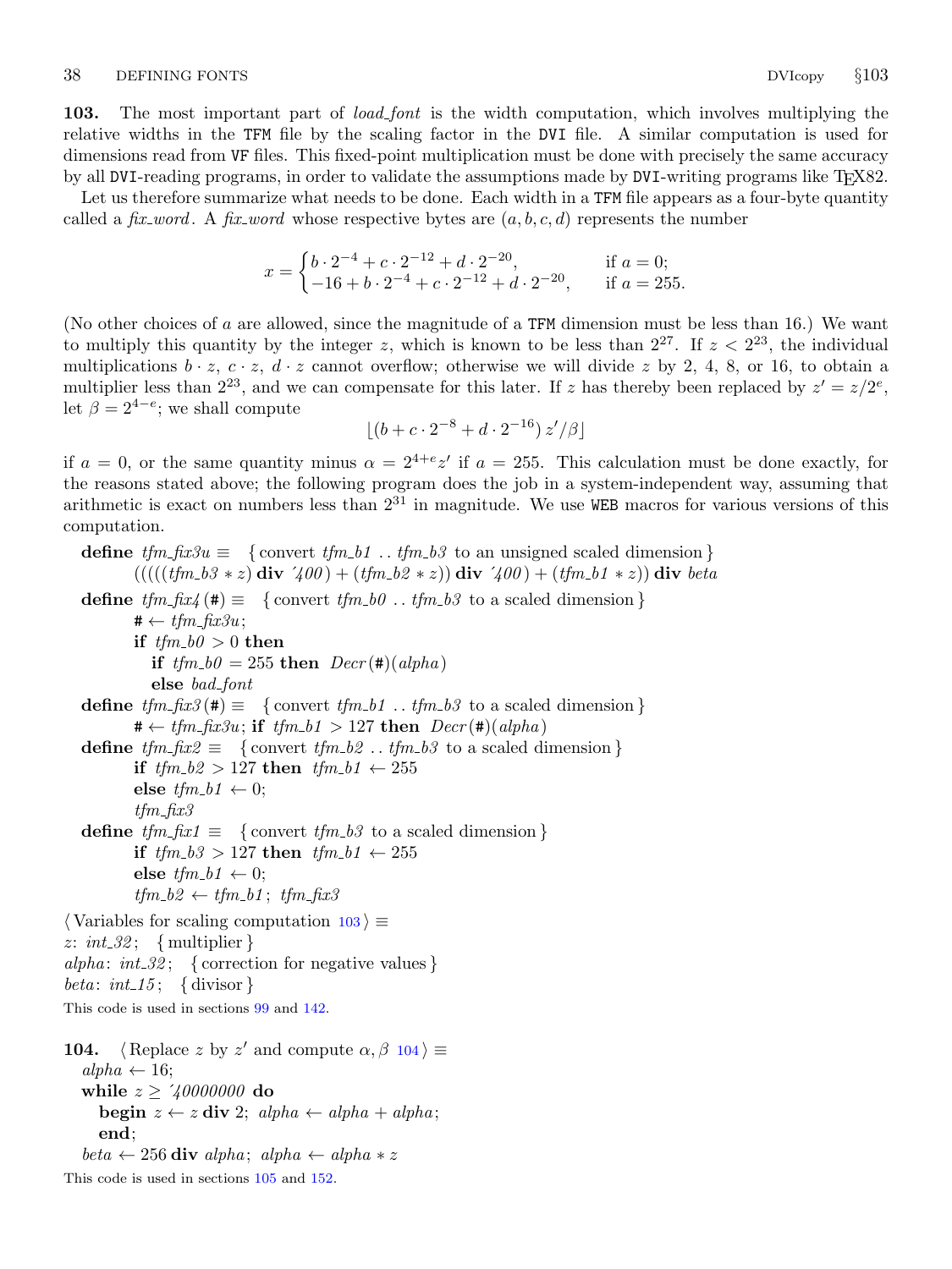**103.** The most important part of *load_font* is the width computation, which involves multiplying the relative widths in the TFM file by the scaling factor in the DVI file. A similar computation is used for dimensions read from VF files. This fixed-point multiplication must be done with precisely the same accuracy by all DVI-reading programs, in order to validate the assumptions made by DVI-writing programs like TEX82.

Let us therefore summarize what needs to be done. Each width in a TFM file appears as a four-byte quantity called a *fix_word*. A *fix_word* whose respective bytes are $(a, b, c, d)$ represents the number

$$x = \begin{cases} b \cdot 2^{-4} + c \cdot 2^{-12} + d \cdot 2^{-20}, & \text{if } a = 0; \\ -16 + b \cdot 2^{-4} + c \cdot 2^{-12} + d \cdot 2^{-20}, & \text{if } a = 255. \end{cases}$$

(No other choices of $a$ are allowed, since the magnitude of a TFM dimension must be less than 16.) We want to multiply this quantity by the integer $z$, which is known to be less than $2^{27}$. If $z < 2^{23}$, the individual multiplications $b \cdot z$, $c \cdot z$, $d \cdot z$ cannot overflow; otherwise we will divide $z$ by 2, 4, 8, or 16, to obtain a multiplier less than $2^{23}$, and we can compensate for this later. If $z$ has thereby been replaced by $z' = z/2^e$, let $\beta = 2^{4-e}$; we shall compute

$$\lfloor (b + c \cdot 2^{-8} + d \cdot 2^{-16})\, z'/\beta \rfloor$$

if $a = 0$, or the same quantity minus $\alpha = 2^{4+e}z'$ if $a = 255$. This calculation must be done exactly, for the reasons stated above; the following program does the job in a system-independent way, assuming that arithmetic is exact on numbers less than $2^{31}$ in magnitude. We use WEB macros for various versions of this computation.

```
define tfm_fix3u ≡ { convert tfm_b1 .. tfm_b3 to an unsigned scaled dimension }
        (((((tfm_b3 * z) div '400) + (tfm_b2 * z)) div '400) + (tfm_b1 * z)) div beta
define tfm_fix4(#) ≡ { convert tfm_b0 .. tfm_b3 to a scaled dimension }
        # ← tfm_fix3u;
        if tfm_b0 > 0 then
          if tfm_b0 = 255 then Decr(#)(alpha)
          else bad_font
define tfm_fix3(#) ≡ { convert tfm_b1 .. tfm_b3 to a scaled dimension }
        # ← tfm_fix3u; if tfm_b1 > 127 then Decr(#)(alpha)
define tfm_fix2 ≡ { convert tfm_b2 .. tfm_b3 to a scaled dimension }
        if tfm_b2 > 127 then tfm_b1 ← 255
        else tfm_b1 ← 0;
        tfm_fix3
define tfm_fix1 ≡ { convert tfm_b3 to a scaled dimension }
        if tfm_b3 > 127 then tfm_b1 ← 255
        else tfm_b1 ← 0;
        tfm_b2 ← tfm_b1; tfm_fix3
```

```
⟨ Variables for scaling computation 103 ⟩ ≡
z: int_32;  { multiplier }
alpha: int_32;  { correction for negative values }
beta: int_15;  { divisor }
```

This code is used in sections 99 and 142.

**104.**

```
⟨ Replace z by z′ and compute α, β 104 ⟩ ≡
  alpha ← 16;
  while z ≥ '40000000 do
    begin z ← z div 2; alpha ← alpha + alpha;
    end;
  beta ← 256 div alpha; alpha ← alpha * z
```

This code is used in sections 105 and 152.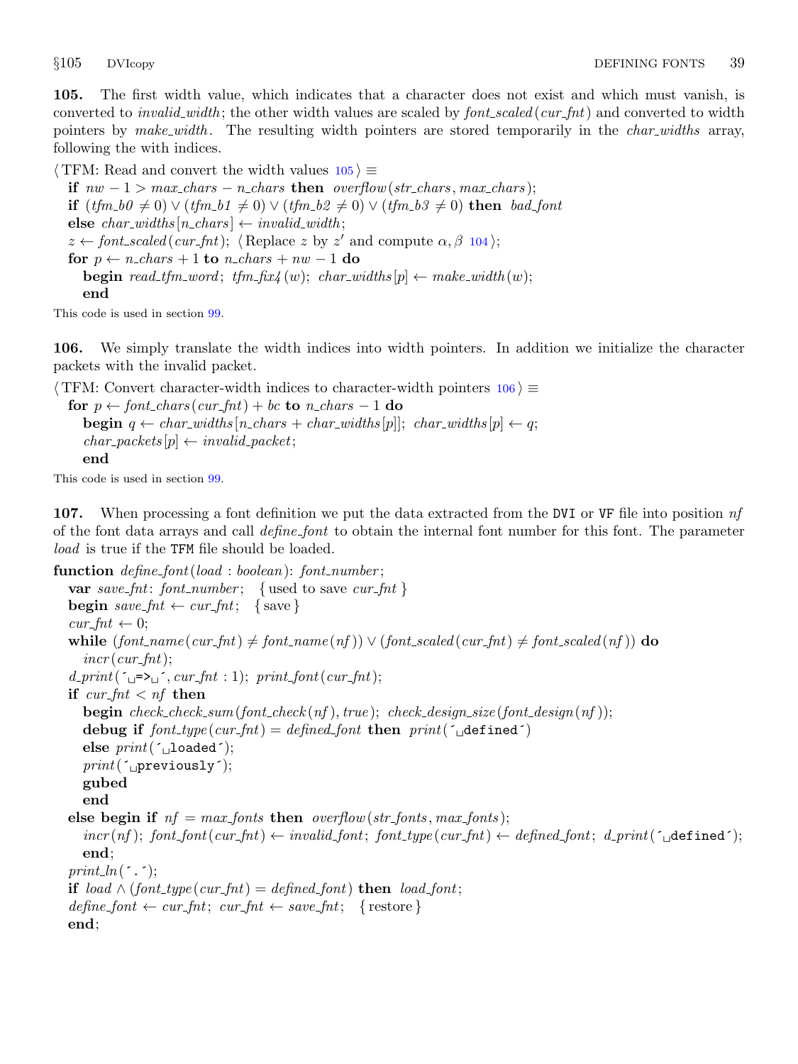**105.** The first width value, which indicates that a character does not exist and which must vanish, is converted to *invalid_width*; the other width values are scaled by *font_scaled*(*cur_fnt*) and converted to width pointers by *make_width*. The resulting width pointers are stored temporarily in the *char_widths* array, following the with indices.

```
⟨TFM: Read and convert the width values 105⟩ ≡
  if nw − 1 > max_chars − n_chars then overflow(str_chars, max_chars);
  if (tfm_b0 ≠ 0) ∨ (tfm_b1 ≠ 0) ∨ (tfm_b2 ≠ 0) ∨ (tfm_b3 ≠ 0) then bad_font
  else char_widths[n_chars] ← invalid_width;
  z ← font_scaled(cur_fnt); ⟨Replace z by z′ and compute α, β 104⟩;
  for p ← n_chars + 1 to n_chars + nw − 1 do
    begin read_tfm_word; tfm_fix4(w); char_widths[p] ← make_width(w);
    end
```

This code is used in section 99.

**106.** We simply translate the width indices into width pointers. In addition we initialize the character packets with the invalid packet.

```
⟨TFM: Convert character-width indices to character-width pointers 106⟩ ≡
  for p ← font_chars(cur_fnt) + bc to n_chars − 1 do
    begin q ← char_widths[n_chars + char_widths[p]]; char_widths[p] ← q;
    char_packets[p] ← invalid_packet;
    end
```

This code is used in section 99.

**107.** When processing a font definition we put the data extracted from the DVI or VF file into position *nf* of the font data arrays and call *define_font* to obtain the internal font number for this font. The parameter *load* is true if the TFM file should be loaded.

```
function define_font(load : boolean): font_number;
  var save_fnt: font_number; { used to save cur_fnt }
  begin save_fnt ← cur_fnt; { save }
  cur_fnt ← 0;
  while (font_name(cur_fnt) ≠ font_name(nf)) ∨ (font_scaled(cur_fnt) ≠ font_scaled(nf)) do
    incr(cur_fnt);
  d_print(´␣=>␣´, cur_fnt : 1); print_font(cur_fnt);
  if cur_fnt < nf then
    begin check_check_sum(font_check(nf), true); check_design_size(font_design(nf));
    debug if font_type(cur_fnt) = defined_font then print(´␣defined´)
    else print(´␣loaded´);
    print(´␣previously´);
    gubed
    end
  else begin if nf = max_fonts then overflow(str_fonts, max_fonts);
    incr(nf); font_font(cur_fnt) ← invalid_font; font_type(cur_fnt) ← defined_font; d_print(´␣defined´);
    end;
  print_ln(´.´);
  if load ∧ (font_type(cur_fnt) = defined_font) then load_font;
  define_font ← cur_fnt; cur_fnt ← save_fnt; { restore }
  end;
```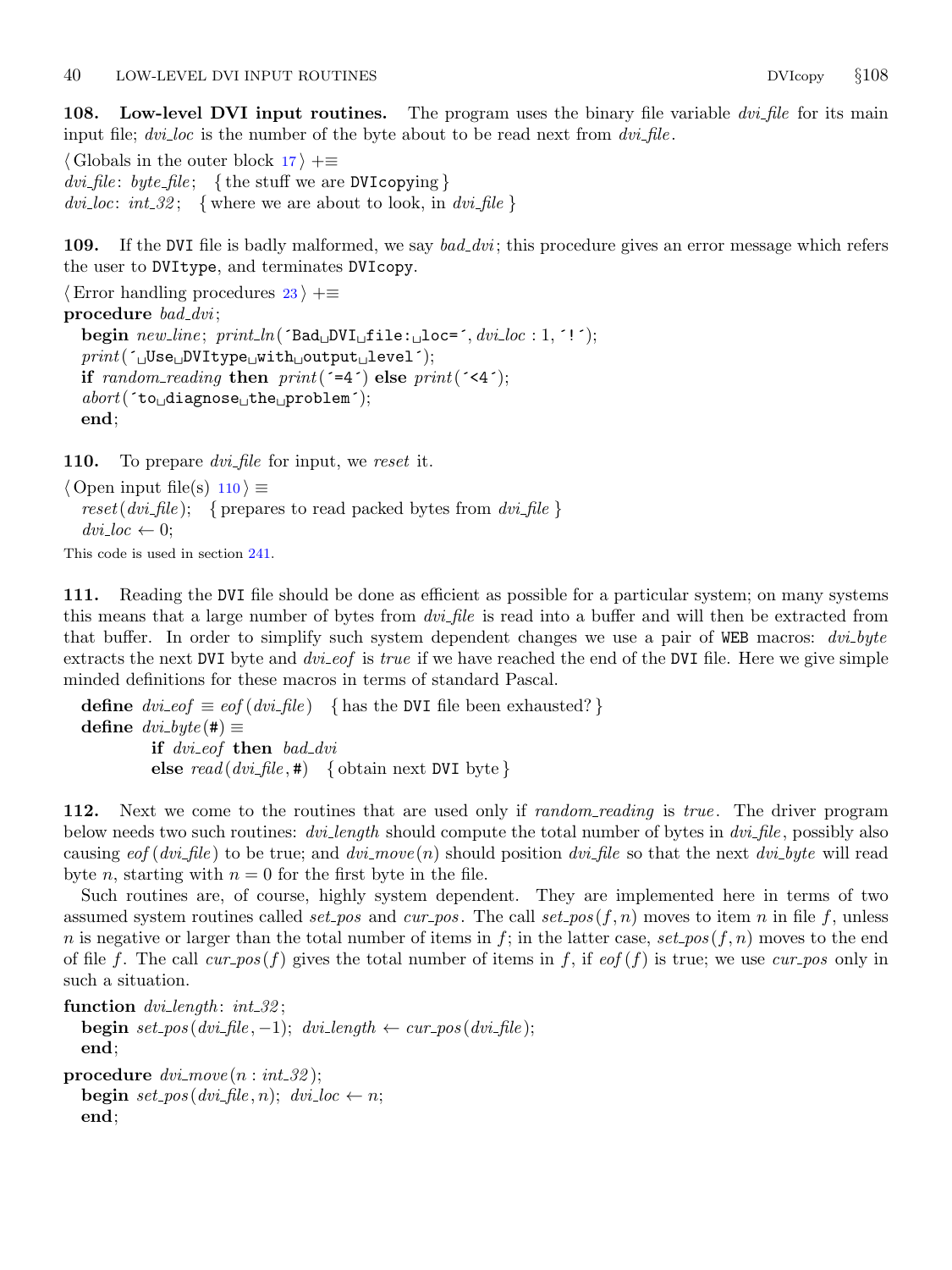**108. Low-level DVI input routines.** The program uses the binary file variable *dvi_file* for its main input file; *dvi_loc* is the number of the byte about to be read next from *dvi_file*.

⟨ Globals in the outer block 17 ⟩ +≡
*dvi_file*: *byte_file*; { the stuff we are DVIcopying }
*dvi_loc*: *int_32*; { where we are about to look, in *dvi_file* }

**109.** If the DVI file is badly malformed, we say *bad_dvi*; this procedure gives an error message which refers the user to DVItype, and terminates DVIcopy.

⟨ Error handling procedures 23 ⟩ +≡

```
procedure bad_dvi;
  begin new_line; print_ln(´Bad DVI file: loc=´, dvi_loc : 1, ´!´);
  print(´ Use DVItype with output level´);
  if random_reading then print(´=4´) else print(´<4´);
  abort(´to diagnose the problem´);
  end;
```

**110.** To prepare *dvi_file* for input, we *reset* it.

⟨ Open input file(s) 110 ⟩ ≡

```
  reset(dvi_file); { prepares to read packed bytes from dvi_file }
  dvi_loc ← 0;
```

This code is used in section 241.

**111.** Reading the DVI file should be done as efficient as possible for a particular system; on many systems this means that a large number of bytes from *dvi_file* is read into a buffer and will then be extracted from that buffer. In order to simplify such system dependent changes we use a pair of WEB macros: *dvi_byte* extracts the next DVI byte and *dvi_eof* is *true* if we have reached the end of the DVI file. Here we give simple minded definitions for these macros in terms of standard Pascal.

```
  define dvi_eof ≡ eof(dvi_file) { has the DVI file been exhausted? }
  define dvi_byte(#) ≡
          if dvi_eof then bad_dvi
          else read(dvi_file, #) { obtain next DVI byte }
```

**112.** Next we come to the routines that are used only if *random_reading* is *true*. The driver program below needs two such routines: *dvi_length* should compute the total number of bytes in *dvi_file*, possibly also causing *eof*(*dvi_file*) to be true; and *dvi_move*($n$) should position *dvi_file* so that the next *dvi_byte* will read byte $n$, starting with $n = 0$ for the first byte in the file.

Such routines are, of course, highly system dependent. They are implemented here in terms of two assumed system routines called *set_pos* and *cur_pos*. The call *set_pos*($f, n$) moves to item $n$ in file $f$, unless $n$ is negative or larger than the total number of items in $f$; in the latter case, *set_pos*($f, n$) moves to the end of file $f$. The call *cur_pos*($f$) gives the total number of items in $f$, if *eof*($f$) is true; we use *cur_pos* only in such a situation.

```
function dvi_length: int_32;
  begin set_pos(dvi_file, −1); dvi_length ← cur_pos(dvi_file);
  end;

procedure dvi_move(n : int_32);
  begin set_pos(dvi_file, n); dvi_loc ← n;
  end;
```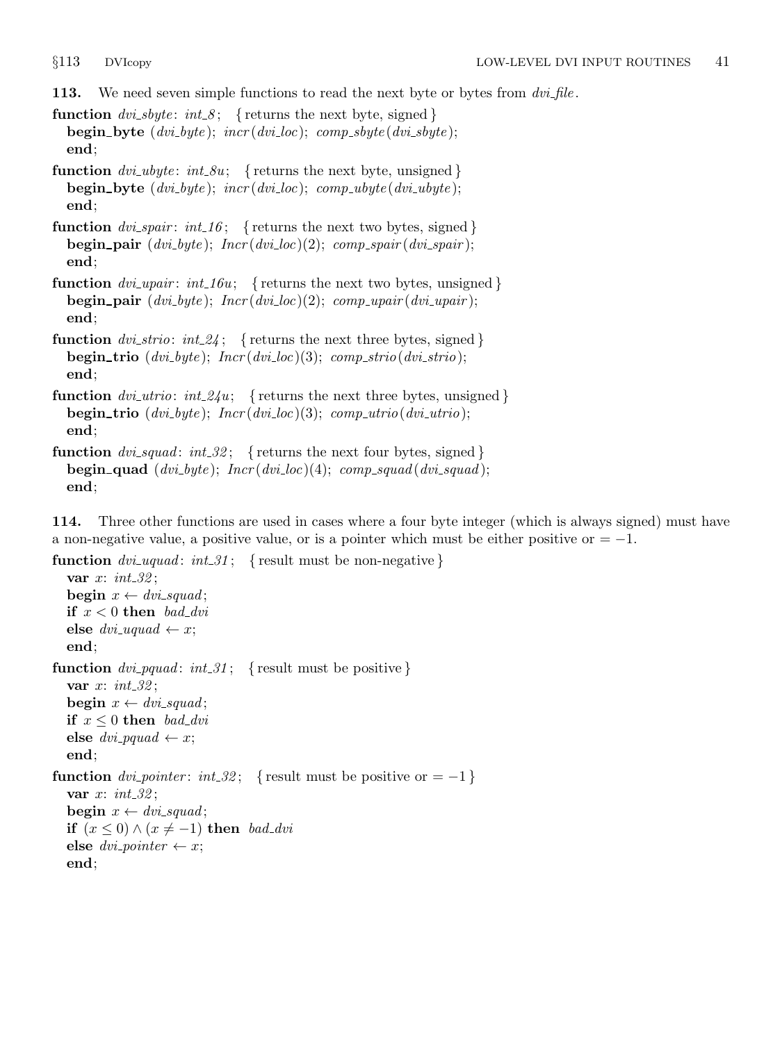**113.** We need seven simple functions to read the next byte or bytes from *dvi_file*.

**function** *dvi_sbyte*: *int_8*; { returns the next byte, signed }
  **begin_byte** (*dvi_byte*); *incr*(*dvi_loc*); *comp_sbyte*(*dvi_sbyte*);
  **end**;

**function** *dvi_ubyte*: *int_8u*; { returns the next byte, unsigned }
  **begin_byte** (*dvi_byte*); *incr*(*dvi_loc*); *comp_ubyte*(*dvi_ubyte*);
  **end**;

**function** *dvi_spair*: *int_16*; { returns the next two bytes, signed }
  **begin_pair** (*dvi_byte*); *Incr*(*dvi_loc*)(2); *comp_spair*(*dvi_spair*);
  **end**;

**function** *dvi_upair*: *int_16u*; { returns the next two bytes, unsigned }
  **begin_pair** (*dvi_byte*); *Incr*(*dvi_loc*)(2); *comp_upair*(*dvi_upair*);
  **end**;

**function** *dvi_strio*: *int_24*; { returns the next three bytes, signed }
  **begin_trio** (*dvi_byte*); *Incr*(*dvi_loc*)(3); *comp_strio*(*dvi_strio*);
  **end**;

**function** *dvi_utrio*: *int_24u*; { returns the next three bytes, unsigned }
  **begin_trio** (*dvi_byte*); *Incr*(*dvi_loc*)(3); *comp_utrio*(*dvi_utrio*);
  **end**;

**function** *dvi_squad*: *int_32*; { returns the next four bytes, signed }
  **begin_quad** (*dvi_byte*); *Incr*(*dvi_loc*)(4); *comp_squad*(*dvi_squad*);
  **end**;

**114.** Three other functions are used in cases where a four byte integer (which is always signed) must have a non-negative value, a positive value, or is a pointer which must be either positive or $= -1$.

**function** *dvi_uquad*: *int_31*; { result must be non-negative }
  **var** *x*: *int_32*;
  **begin** $x \leftarrow$ *dvi_squad*;
  **if** $x < 0$ **then** *bad_dvi*
  **else** *dvi_uquad* $\leftarrow x$;
  **end**;

**function** *dvi_pquad*: *int_31*; { result must be positive }
  **var** *x*: *int_32*;
  **begin** $x \leftarrow$ *dvi_squad*;
  **if** $x \le 0$ **then** *bad_dvi*
  **else** *dvi_pquad* $\leftarrow x$;
  **end**;

**function** *dvi_pointer*: *int_32*; { result must be positive or $= -1$ }
  **var** *x*: *int_32*;
  **begin** $x \leftarrow$ *dvi_squad*;
  **if** $(x \le 0) \land (x \ne -1)$ **then** *bad_dvi*
  **else** *dvi_pointer* $\leftarrow x$;
  **end**;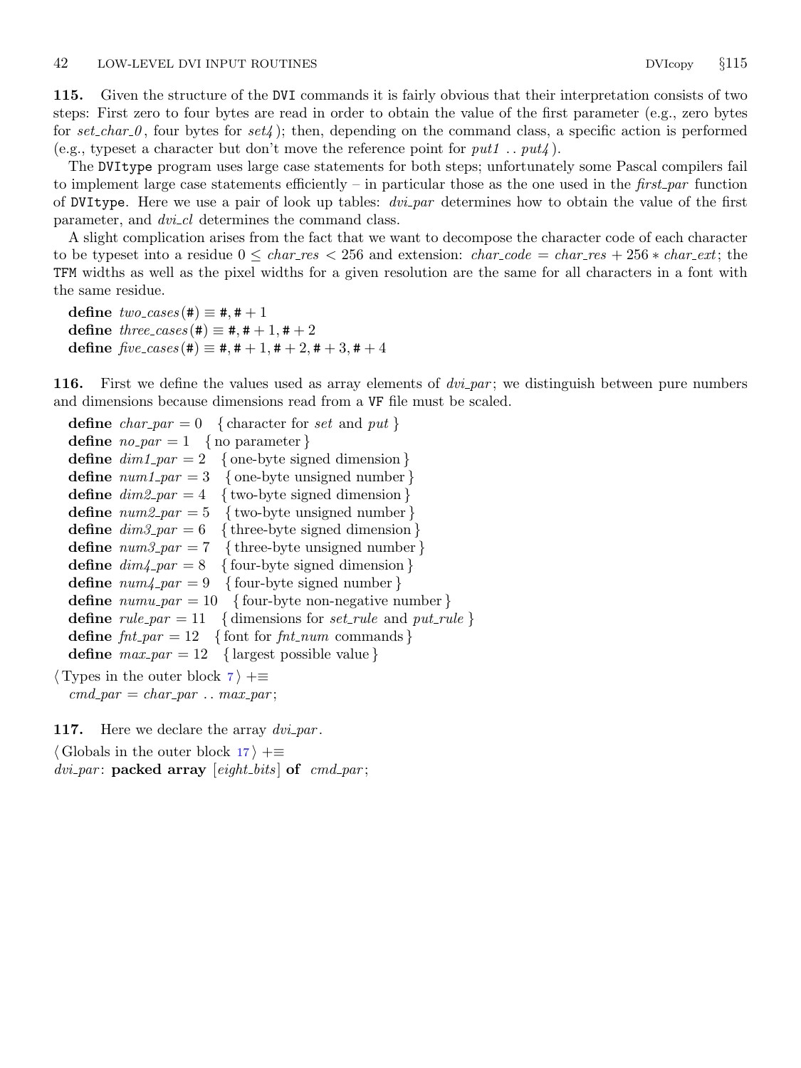**115.** Given the structure of the DVI commands it is fairly obvious that their interpretation consists of two steps: First zero to four bytes are read in order to obtain the value of the first parameter (e.g., zero bytes for *set_char_0*, four bytes for *set4*); then, depending on the command class, a specific action is performed (e.g., typeset a character but don't move the reference point for *put1* .. *put4*).

The DVItype program uses large case statements for both steps; unfortunately some Pascal compilers fail to implement large case statements efficiently – in particular those as the one used in the *first_par* function of DVItype. Here we use a pair of look up tables: *dvi_par* determines how to obtain the value of the first parameter, and *dvi_cl* determines the command class.

A slight complication arises from the fact that we want to decompose the character code of each character to be typeset into a residue $0 \le char\_res < 256$ and extension: $char\_code = char\_res + 256 * char\_ext$; the TFM widths as well as the pixel widths for a given resolution are the same for all characters in a font with the same residue.

**define** *two_cases*(#) ≡ #, # + 1
**define** *three_cases*(#) ≡ #, # + 1, # + 2
**define** *five_cases*(#) ≡ #, # + 1, # + 2, # + 3, # + 4

**116.** First we define the values used as array elements of *dvi_par*; we distinguish between pure numbers and dimensions because dimensions read from a VF file must be scaled.

**define** *char_par* = 0 { character for *set* and *put* }
**define** *no_par* = 1 { no parameter }
**define** *dim1_par* = 2 { one-byte signed dimension }
**define** *num1_par* = 3 { one-byte unsigned number }
**define** *dim2_par* = 4 { two-byte signed dimension }
**define** *num2_par* = 5 { two-byte unsigned number }
**define** *dim3_par* = 6 { three-byte signed dimension }
**define** *num3_par* = 7 { three-byte unsigned number }
**define** *dim4_par* = 8 { four-byte signed dimension }
**define** *num4_par* = 9 { four-byte signed number }
**define** *numu_par* = 10 { four-byte non-negative number }
**define** *rule_par* = 11 { dimensions for *set_rule* and *put_rule* }
**define** *fnt_par* = 12 { font for *fnt_num* commands }
**define** *max_par* = 12 { largest possible value }

⟨ Types in the outer block 7 ⟩ +≡
*cmd_par* = *char_par* .. *max_par*;

**117.** Here we declare the array *dvi_par*.

⟨ Globals in the outer block 17 ⟩ +≡
*dvi_par*: **packed array** [*eight_bits*] **of** *cmd_par*;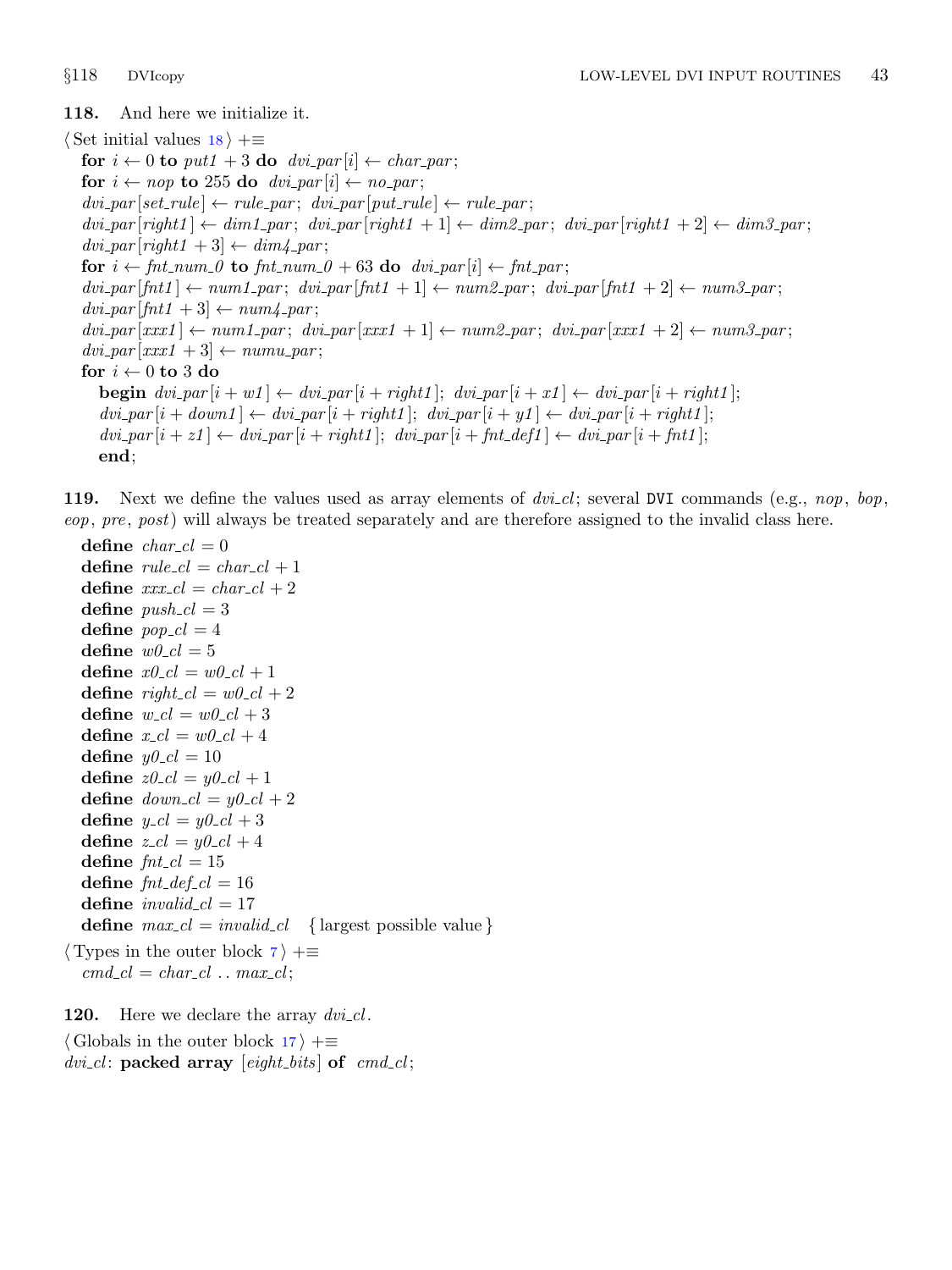**118.** And here we initialize it.

⟨ Set initial values 18 ⟩ +≡

```
for i ← 0 to put1 + 3 do dvi_par[i] ← char_par;
for i ← nop to 255 do dvi_par[i] ← no_par;
dvi_par[set_rule] ← rule_par; dvi_par[put_rule] ← rule_par;
dvi_par[right1] ← dim1_par; dvi_par[right1 + 1] ← dim2_par; dvi_par[right1 + 2] ← dim3_par;
dvi_par[right1 + 3] ← dim4_par;
for i ← fnt_num_0 to fnt_num_0 + 63 do dvi_par[i] ← fnt_par;
dvi_par[fnt1] ← num1_par; dvi_par[fnt1 + 1] ← num2_par; dvi_par[fnt1 + 2] ← num3_par;
dvi_par[fnt1 + 3] ← num4_par;
dvi_par[xxx1] ← num1_par; dvi_par[xxx1 + 1] ← num2_par; dvi_par[xxx1 + 2] ← num3_par;
dvi_par[xxx1 + 3] ← numu_par;
for i ← 0 to 3 do
  begin dvi_par[i + w1] ← dvi_par[i + right1]; dvi_par[i + x1] ← dvi_par[i + right1];
  dvi_par[i + down1] ← dvi_par[i + right1]; dvi_par[i + y1] ← dvi_par[i + right1];
  dvi_par[i + z1] ← dvi_par[i + right1]; dvi_par[i + fnt_def1] ← dvi_par[i + fnt1];
  end;
```

**119.** Next we define the values used as array elements of *dvi_cl*; several DVI commands (e.g., *nop*, *bop*, *eop*, *pre*, *post*) will always be treated separately and are therefore assigned to the invalid class here.

```
define char_cl = 0
define rule_cl = char_cl + 1
define xxx_cl = char_cl + 2
define push_cl = 3
define pop_cl = 4
define w0_cl = 5
define x0_cl = w0_cl + 1
define right_cl = w0_cl + 2
define w_cl = w0_cl + 3
define x_cl = w0_cl + 4
define y0_cl = 10
define z0_cl = y0_cl + 1
define down_cl = y0_cl + 2
define y_cl = y0_cl + 3
define z_cl = y0_cl + 4
define fnt_cl = 15
define fnt_def_cl = 16
define invalid_cl = 17
define max_cl = invalid_cl   { largest possible value }
```

⟨ Types in the outer block 7 ⟩ +≡

```
cmd_cl = char_cl .. max_cl;
```

**120.** Here we declare the array *dvi_cl*.

⟨ Globals in the outer block 17 ⟩ +≡

```
dvi_cl: packed array [eight_bits] of cmd_cl;
```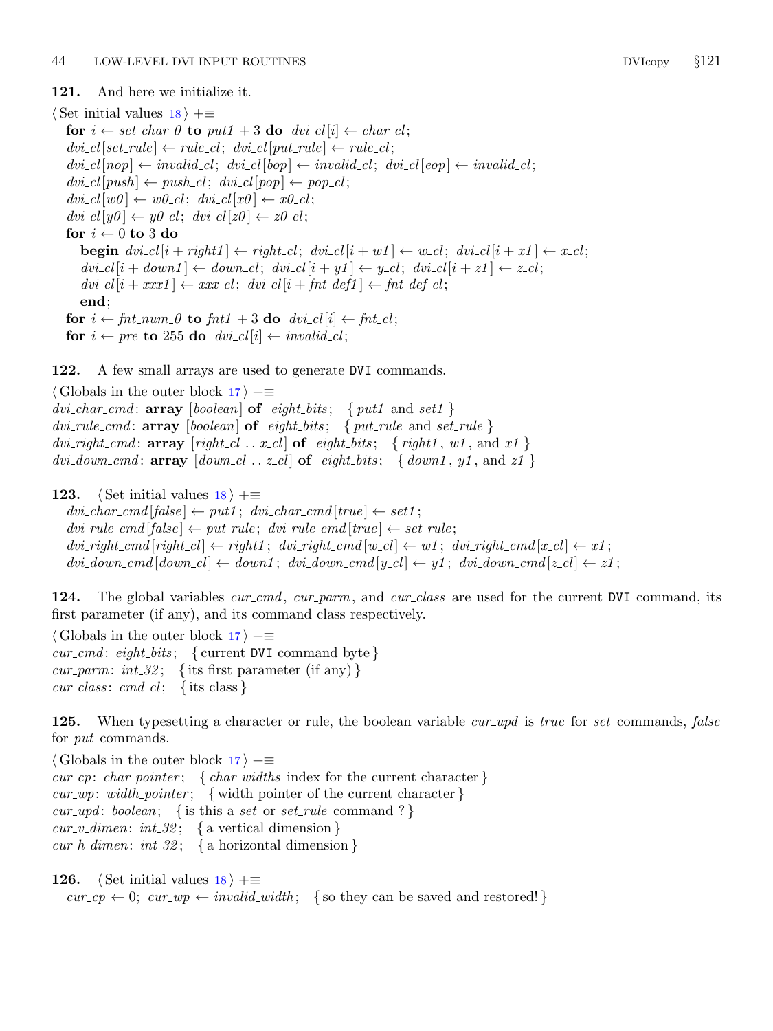**121.** And here we initialize it.

⟨ Set initial values 18 ⟩ +≡
  **for** $i \leftarrow set\_char\_0$ **to** $put1 + 3$ **do** $dvi\_cl[i] \leftarrow char\_cl$;
  $dvi\_cl[set\_rule] \leftarrow rule\_cl$; $dvi\_cl[put\_rule] \leftarrow rule\_cl$;
  $dvi\_cl[nop] \leftarrow invalid\_cl$; $dvi\_cl[bop] \leftarrow invalid\_cl$; $dvi\_cl[eop] \leftarrow invalid\_cl$;
  $dvi\_cl[push] \leftarrow push\_cl$; $dvi\_cl[pop] \leftarrow pop\_cl$;
  $dvi\_cl[w0] \leftarrow w0\_cl$; $dvi\_cl[x0] \leftarrow x0\_cl$;
  $dvi\_cl[y0] \leftarrow y0\_cl$; $dvi\_cl[z0] \leftarrow z0\_cl$;
  **for** $i \leftarrow 0$ **to** 3 **do**
    **begin** $dvi\_cl[i + right1] \leftarrow right\_cl$; $dvi\_cl[i + w1] \leftarrow w\_cl$; $dvi\_cl[i + x1] \leftarrow x\_cl$;
    $dvi\_cl[i + down1] \leftarrow down\_cl$; $dvi\_cl[i + y1] \leftarrow y\_cl$; $dvi\_cl[i + z1] \leftarrow z\_cl$;
    $dvi\_cl[i + xxx1] \leftarrow xxx\_cl$; $dvi\_cl[i + fnt\_def1] \leftarrow fnt\_def\_cl$;
    **end**;
  **for** $i \leftarrow fnt\_num\_0$ **to** $fnt1 + 3$ **do** $dvi\_cl[i] \leftarrow fnt\_cl$;
  **for** $i \leftarrow pre$ **to** 255 **do** $dvi\_cl[i] \leftarrow invalid\_cl$;

**122.** A few small arrays are used to generate DVI commands.

⟨ Globals in the outer block 17 ⟩ +≡
*dvi\_char\_cmd*: **array** [*boolean*] **of** *eight\_bits*; { *put1* and *set1* }
*dvi\_rule\_cmd*: **array** [*boolean*] **of** *eight\_bits*; { *put\_rule* and *set\_rule* }
*dvi\_right\_cmd*: **array** [*right\_cl* .. *x\_cl*] **of** *eight\_bits*; { *right1*, *w1*, and *x1* }
*dvi\_down\_cmd*: **array** [*down\_cl* .. *z\_cl*] **of** *eight\_bits*; { *down1*, *y1*, and *z1* }

**123.** ⟨ Set initial values 18 ⟩ +≡
  $dvi\_char\_cmd[false] \leftarrow put1$; $dvi\_char\_cmd[true] \leftarrow set1$;
  $dvi\_rule\_cmd[false] \leftarrow put\_rule$; $dvi\_rule\_cmd[true] \leftarrow set\_rule$;
  $dvi\_right\_cmd[right\_cl] \leftarrow right1$; $dvi\_right\_cmd[w\_cl] \leftarrow w1$; $dvi\_right\_cmd[x\_cl] \leftarrow x1$;
  $dvi\_down\_cmd[down\_cl] \leftarrow down1$; $dvi\_down\_cmd[y\_cl] \leftarrow y1$; $dvi\_down\_cmd[z\_cl] \leftarrow z1$;

**124.** The global variables *cur\_cmd*, *cur\_parm*, and *cur\_class* are used for the current DVI command, its first parameter (if any), and its command class respectively.

⟨ Globals in the outer block 17 ⟩ +≡
*cur\_cmd*: *eight\_bits*; { current DVI command byte }
*cur\_parm*: *int\_32*; { its first parameter (if any) }
*cur\_class*: *cmd\_cl*; { its class }

**125.** When typesetting a character or rule, the boolean variable *cur\_upd* is *true* for *set* commands, *false* for *put* commands.

⟨ Globals in the outer block 17 ⟩ +≡
*cur\_cp*: *char\_pointer*; { *char\_widths* index for the current character }
*cur\_wp*: *width\_pointer*; { width pointer of the current character }
*cur\_upd*: *boolean*; { is this a *set* or *set\_rule* command ? }
*cur\_v\_dimen*: *int\_32*; { a vertical dimension }
*cur\_h\_dimen*: *int\_32*; { a horizontal dimension }

**126.** ⟨ Set initial values 18 ⟩ +≡
  $cur\_cp \leftarrow 0$; $cur\_wp \leftarrow invalid\_width$; { so they can be saved and restored! }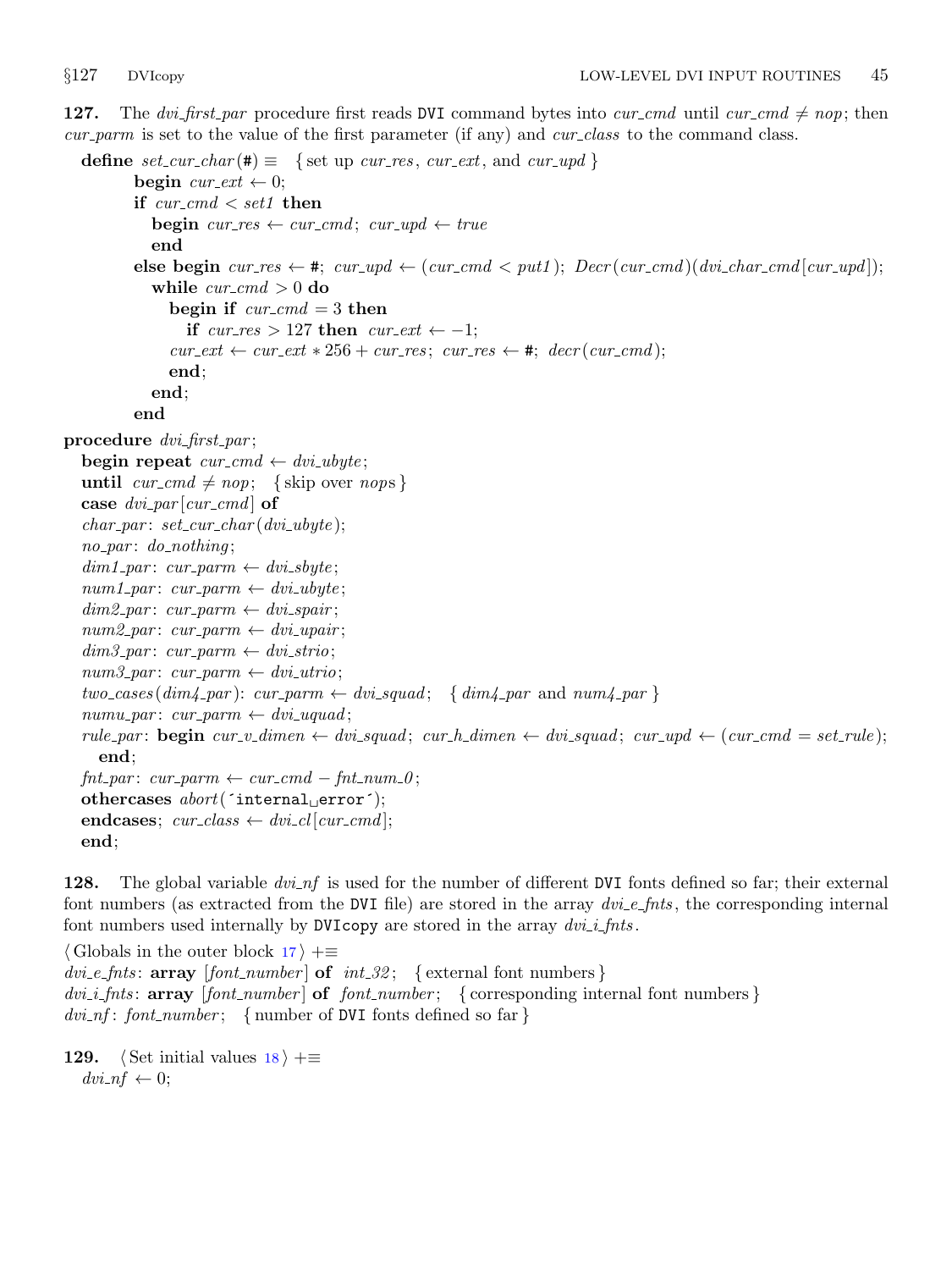**127.** The *dvi_first_par* procedure first reads DVI command bytes into *cur_cmd* until *cur_cmd* ≠ *nop*; then *cur_parm* is set to the value of the first parameter (if any) and *cur_class* to the command class.

```
define set_cur_char(#) ≡ { set up cur_res, cur_ext, and cur_upd }
    begin cur_ext ← 0;
    if cur_cmd < set1 then
      begin cur_res ← cur_cmd; cur_upd ← true
      end
    else begin cur_res ← #; cur_upd ← (cur_cmd < put1); Decr(cur_cmd)(dvi_char_cmd[cur_upd]);
      while cur_cmd > 0 do
        begin if cur_cmd = 3 then
          if cur_res > 127 then cur_ext ← −1;
        cur_ext ← cur_ext * 256 + cur_res; cur_res ← #; decr(cur_cmd);
        end;
      end;
    end

procedure dvi_first_par;
  begin repeat cur_cmd ← dvi_ubyte;
  until cur_cmd ≠ nop; { skip over nops }
  case dvi_par[cur_cmd] of
  char_par: set_cur_char(dvi_ubyte);
  no_par: do_nothing;
  dim1_par: cur_parm ← dvi_sbyte;
  num1_par: cur_parm ← dvi_ubyte;
  dim2_par: cur_parm ← dvi_spair;
  num2_par: cur_parm ← dvi_upair;
  dim3_par: cur_parm ← dvi_strio;
  num3_par: cur_parm ← dvi_utrio;
  two_cases(dim4_par): cur_parm ← dvi_squad; { dim4_par and num4_par }
  numu_par: cur_parm ← dvi_uquad;
  rule_par: begin cur_v_dimen ← dvi_squad; cur_h_dimen ← dvi_squad; cur_upd ← (cur_cmd = set_rule);
    end;
  fnt_par: cur_parm ← cur_cmd − fnt_num_0;
  othercases abort('internal error');
  endcases; cur_class ← dvi_cl[cur_cmd];
  end;
```

**128.** The global variable *dvi_nf* is used for the number of different DVI fonts defined so far; their external font numbers (as extracted from the DVI file) are stored in the array *dvi_e_fnts*, the corresponding internal font numbers used internally by DVIcopy are stored in the array *dvi_i_fnts*.

```
⟨ Globals in the outer block 17 ⟩ +≡
dvi_e_fnts: array [font_number] of int_32; { external font numbers }
dvi_i_fnts: array [font_number] of font_number; { corresponding internal font numbers }
dvi_nf: font_number; { number of DVI fonts defined so far }
```

**129.** ⟨ Set initial values 18 ⟩ +≡

```
dvi_nf ← 0;
```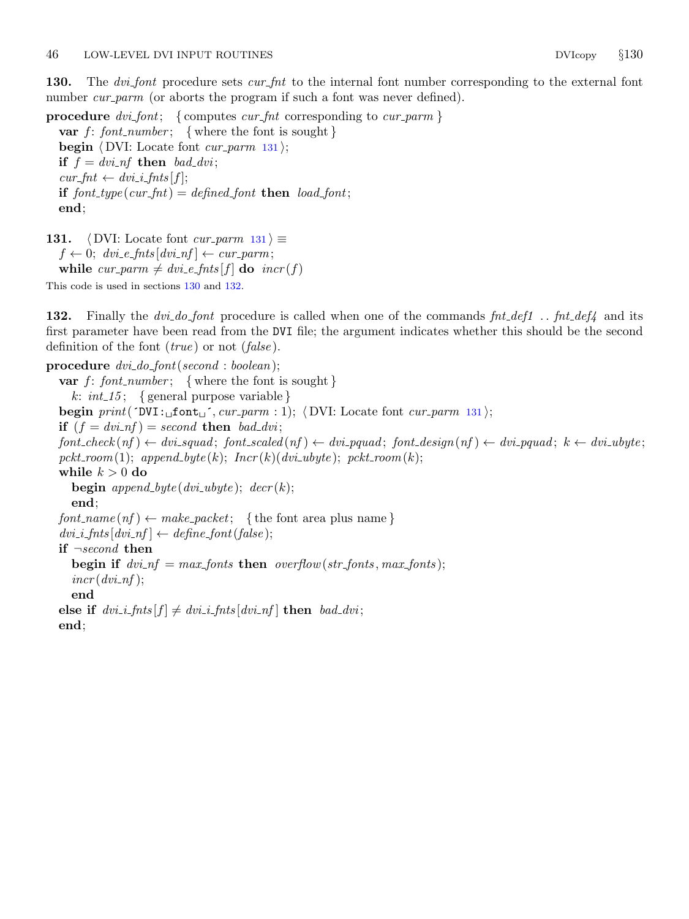**130.** The *dvi_font* procedure sets *cur_fnt* to the internal font number corresponding to the external font number *cur_parm* (or aborts the program if such a font was never defined).

**procedure** *dvi_font*; { computes *cur_fnt* corresponding to *cur_parm* }
  **var** *f*: *font_number*; { where the font is sought }
  **begin** ⟨ DVI: Locate font *cur_parm* 131 ⟩;
  **if** $f = dvi\_nf$ **then** *bad_dvi*;
  $cur\_fnt \leftarrow dvi\_i\_fnts[f]$;
  **if** $font\_type(cur\_fnt) = defined\_font$ **then** *load_font*;
  **end**;

**131.** ⟨ DVI: Locate font *cur_parm* 131 ⟩ ≡
  $f \leftarrow 0$; $dvi\_e\_fnts[dvi\_nf] \leftarrow cur\_parm$;
  **while** $cur\_parm \neq dvi\_e\_fnts[f]$ **do** *incr*(*f*)

This code is used in sections 130 and 132.

**132.** Finally the *dvi_do_font* procedure is called when one of the commands *fnt_def1* .. *fnt_def4* and its first parameter have been read from the DVI file; the argument indicates whether this should be the second definition of the font (*true*) or not (*false*).

**procedure** *dvi_do_font*(*second* : *boolean*);
  **var** *f*: *font_number*; { where the font is sought }
    *k*: *int_15*; { general purpose variable }
  **begin** *print*(´DVI: font ´, *cur_parm* : 1); ⟨ DVI: Locate font *cur_parm* 131 ⟩;
  **if** $(f = dvi\_nf) = second$ **then** *bad_dvi*;
  $font\_check(nf) \leftarrow dvi\_squad$; $font\_scaled(nf) \leftarrow dvi\_pquad$; $font\_design(nf) \leftarrow dvi\_pquad$; $k \leftarrow dvi\_ubyte$;
  *pckt_room*(1); *append_byte*(*k*); *Incr*(*k*)(*dvi_ubyte*); *pckt_room*(*k*);
  **while** $k > 0$ **do**
    **begin** *append_byte*(*dvi_ubyte*); *decr*(*k*);
    **end**;
  $font\_name(nf) \leftarrow make\_packet$; { the font area plus name }
  $dvi\_i\_fnts[dvi\_nf] \leftarrow define\_font(false)$;
  **if** ¬*second* **then**
    **begin if** $dvi\_nf = max\_fonts$ **then** *overflow*(*str_fonts*, *max_fonts*);
    *incr*(*dvi_nf*);
    **end**
  **else if** $dvi\_i\_fnts[f] \neq dvi\_i\_fnts[dvi\_nf]$ **then** *bad_dvi*;
  **end**;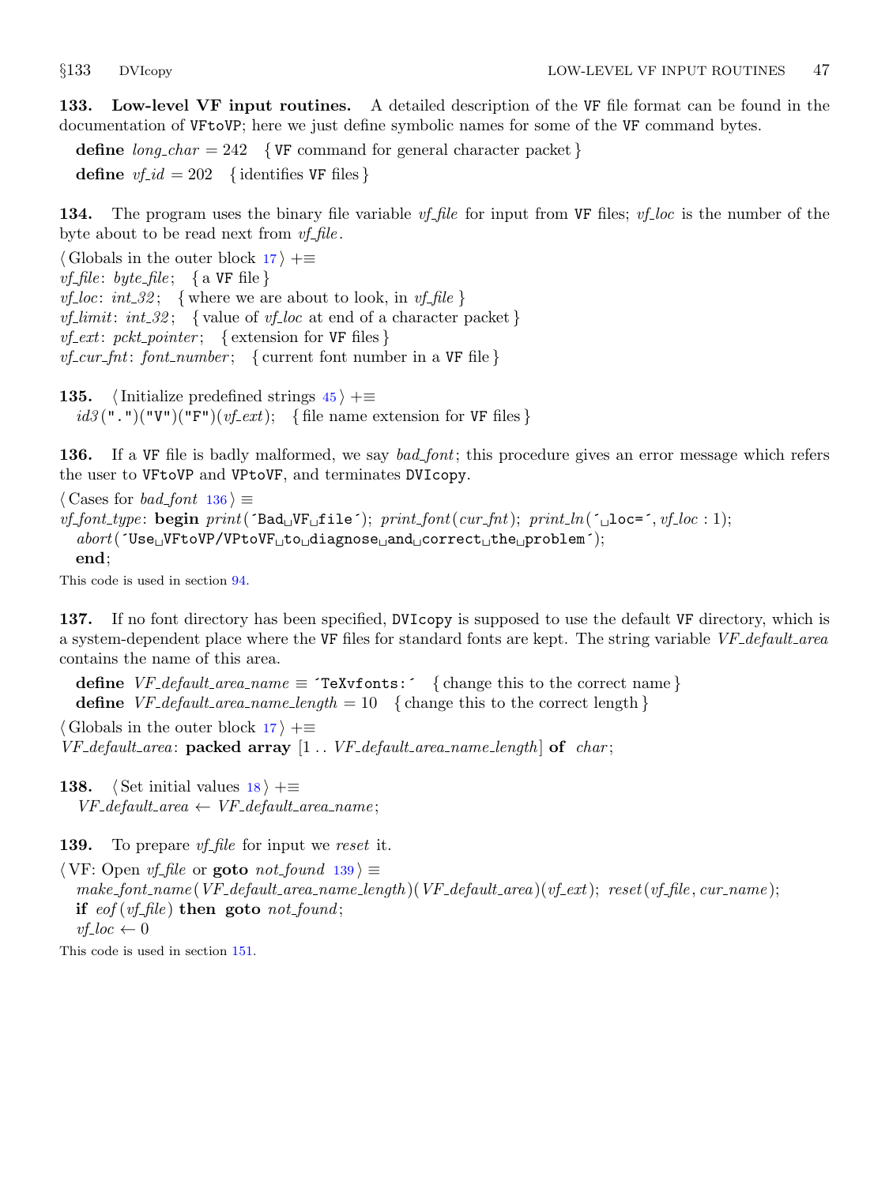**133. Low-level VF input routines.** A detailed description of the VF file format can be found in the documentation of VFtoVP; here we just define symbolic names for some of the VF command bytes.

**define** *long_char* = 242 { VF command for general character packet }
**define** *vf_id* = 202 { identifies VF files }

**134.** The program uses the binary file variable *vf_file* for input from VF files; *vf_loc* is the number of the byte about to be read next from *vf_file*.

⟨ Globals in the outer block 17 ⟩ +≡
*vf_file*: *byte_file*; { a VF file }
*vf_loc*: *int_32*; { where we are about to look, in *vf_file* }
*vf_limit*: *int_32*; { value of *vf_loc* at end of a character packet }
*vf_ext*: *pckt_pointer*; { extension for VF files }
*vf_cur_fnt*: *font_number*; { current font number in a VF file }

**135.** ⟨ Initialize predefined strings 45 ⟩ +≡
*id3*(".")("V")("F")(*vf_ext*); { file name extension for VF files }

**136.** If a VF file is badly malformed, we say *bad_font*; this procedure gives an error message which refers the user to VFtoVP and VPtoVF, and terminates DVIcopy.

⟨ Cases for *bad_font* 136 ⟩ ≡
*vf_font_type*: **begin** *print*(´Bad␣VF␣file´); *print_font*(*cur_fnt*); *print_ln*(´␣loc=´, *vf_loc* : 1);
*abort*(´Use␣VFtoVP/VPtoVF␣to␣diagnose␣and␣correct␣the␣problem´);
**end**;

This code is used in section 94.

**137.** If no font directory has been specified, DVIcopy is supposed to use the default VF directory, which is a system-dependent place where the VF files for standard fonts are kept. The string variable *VF_default_area* contains the name of this area.

**define** *VF_default_area_name* ≡ ´TeXvfonts:´ { change this to the correct name }
**define** *VF_default_area_name_length* = 10 { change this to the correct length }

⟨ Globals in the outer block 17 ⟩ +≡
*VF_default_area*: **packed array** [1 .. *VF_default_area_name_length*] **of** *char*;

**138.** ⟨ Set initial values 18 ⟩ +≡
*VF_default_area* ← *VF_default_area_name*;

**139.** To prepare *vf_file* for input we *reset* it.

⟨ VF: Open *vf_file* or **goto** *not_found* 139 ⟩ ≡
*make_font_name*(*VF_default_area_name_length*)(*VF_default_area*)(*vf_ext*); *reset*(*vf_file*, *cur_name*);
**if** *eof*(*vf_file*) **then goto** *not_found*;
*vf_loc* ← 0

This code is used in section 151.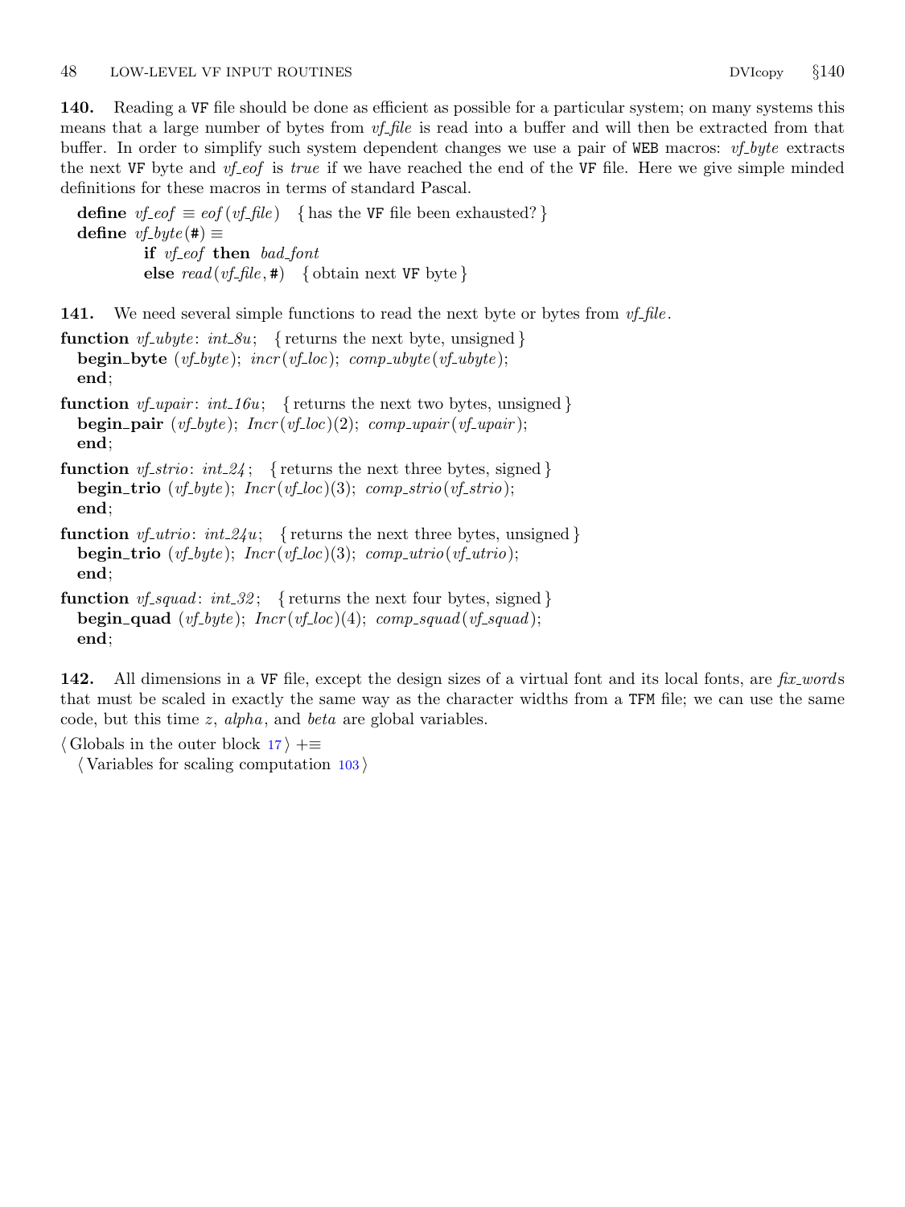**140.** Reading a VF file should be done as efficient as possible for a particular system; on many systems this means that a large number of bytes from *vf_file* is read into a buffer and will then be extracted from that buffer. In order to simplify such system dependent changes we use a pair of WEB macros: *vf_byte* extracts the next VF byte and *vf_eof* is *true* if we have reached the end of the VF file. Here we give simple minded definitions for these macros in terms of standard Pascal.

```
define vf_eof ≡ eof(vf_file)   { has the VF file been exhausted? }
define vf_byte(#) ≡
          if vf_eof then bad_font
          else read(vf_file, #)   { obtain next VF byte }
```

**141.** We need several simple functions to read the next byte or bytes from *vf_file*.

```
function vf_ubyte: int_8u;   { returns the next byte, unsigned }
  begin_byte (vf_byte); incr(vf_loc); comp_ubyte(vf_ubyte);
  end;

function vf_upair: int_16u;   { returns the next two bytes, unsigned }
  begin_pair (vf_byte); Incr(vf_loc)(2); comp_upair(vf_upair);
  end;

function vf_strio: int_24;   { returns the next three bytes, signed }
  begin_trio (vf_byte); Incr(vf_loc)(3); comp_strio(vf_strio);
  end;

function vf_utrio: int_24u;   { returns the next three bytes, unsigned }
  begin_trio (vf_byte); Incr(vf_loc)(3); comp_utrio(vf_utrio);
  end;

function vf_squad: int_32;   { returns the next four bytes, signed }
  begin_quad (vf_byte); Incr(vf_loc)(4); comp_squad(vf_squad);
  end;
```

**142.** All dimensions in a VF file, except the design sizes of a virtual font and its local fonts, are *fix_word*s that must be scaled in exactly the same way as the character widths from a TFM file; we can use the same code, but this time *z*, *alpha*, and *beta* are global variables.

```
⟨ Globals in the outer block 17 ⟩ +≡
  ⟨ Variables for scaling computation 103 ⟩
```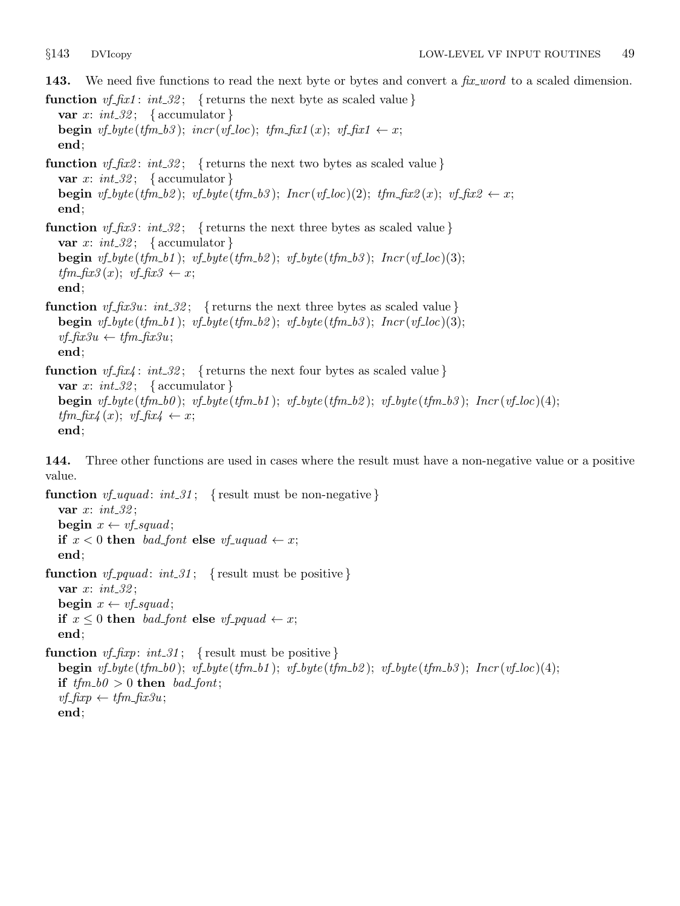**143.** We need five functions to read the next byte or bytes and convert a *fix_word* to a scaled dimension.

**function** *vf_fix1*: *int_32*; { returns the next byte as scaled value }
  **var** *x*: *int_32*; { accumulator }
  **begin** *vf_byte*(*tfm_b3*); *incr*(*vf_loc*); *tfm_fix1*(*x*); *vf_fix1* ← *x*;
  **end**;

**function** *vf_fix2*: *int_32*; { returns the next two bytes as scaled value }
  **var** *x*: *int_32*; { accumulator }
  **begin** *vf_byte*(*tfm_b2*); *vf_byte*(*tfm_b3*); *Incr*(*vf_loc*)(2); *tfm_fix2*(*x*); *vf_fix2* ← *x*;
  **end**;

**function** *vf_fix3*: *int_32*; { returns the next three bytes as scaled value }
  **var** *x*: *int_32*; { accumulator }
  **begin** *vf_byte*(*tfm_b1*); *vf_byte*(*tfm_b2*); *vf_byte*(*tfm_b3*); *Incr*(*vf_loc*)(3);
  *tfm_fix3*(*x*); *vf_fix3* ← *x*;
  **end**;

**function** *vf_fix3u*: *int_32*; { returns the next three bytes as scaled value }
  **begin** *vf_byte*(*tfm_b1*); *vf_byte*(*tfm_b2*); *vf_byte*(*tfm_b3*); *Incr*(*vf_loc*)(3);
  *vf_fix3u* ← *tfm_fix3u*;
  **end**;

**function** *vf_fix4*: *int_32*; { returns the next four bytes as scaled value }
  **var** *x*: *int_32*; { accumulator }
  **begin** *vf_byte*(*tfm_b0*); *vf_byte*(*tfm_b1*); *vf_byte*(*tfm_b2*); *vf_byte*(*tfm_b3*); *Incr*(*vf_loc*)(4);
  *tfm_fix4*(*x*); *vf_fix4* ← *x*;
  **end**;

**144.** Three other functions are used in cases where the result must have a non-negative value or a positive value.

**function** *vf_uquad*: *int_31*; { result must be non-negative }
  **var** *x*: *int_32*;
  **begin** *x* ← *vf_squad*;
  **if** $x < 0$ **then** *bad_font* **else** *vf_uquad* ← *x*;
  **end**;

**function** *vf_pquad*: *int_31*; { result must be positive }
  **var** *x*: *int_32*;
  **begin** *x* ← *vf_squad*;
  **if** $x \le 0$ **then** *bad_font* **else** *vf_pquad* ← *x*;
  **end**;

**function** *vf_fixp*: *int_31*; { result must be positive }
  **begin** *vf_byte*(*tfm_b0*); *vf_byte*(*tfm_b1*); *vf_byte*(*tfm_b2*); *vf_byte*(*tfm_b3*); *Incr*(*vf_loc*)(4);
  **if** *tfm_b0* > 0 **then** *bad_font*;
  *vf_fixp* ← *tfm_fix3u*;
  **end**;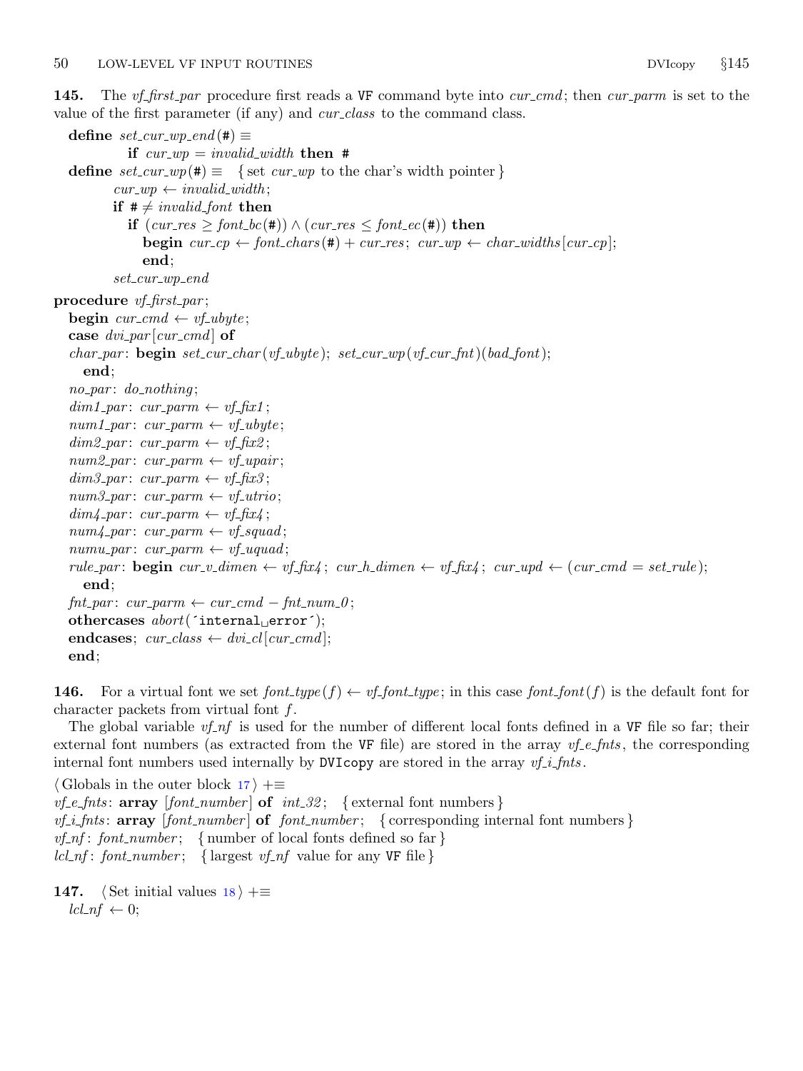**145.** The *vf_first_par* procedure first reads a VF command byte into *cur_cmd*; then *cur_parm* is set to the value of the first parameter (if any) and *cur_class* to the command class.

```
define set_cur_wp_end(#) ≡
          if cur_wp = invalid_width then #
define set_cur_wp(#) ≡  { set cur_wp to the char's width pointer }
        cur_wp ← invalid_width;
        if # ≠ invalid_font then
          if (cur_res ≥ font_bc(#)) ∧ (cur_res ≤ font_ec(#)) then
            begin cur_cp ← font_chars(#) + cur_res; cur_wp ← char_widths[cur_cp];
            end;
        set_cur_wp_end

procedure vf_first_par;
  begin cur_cmd ← vf_ubyte;
  case dvi_par[cur_cmd] of
  char_par: begin set_cur_char(vf_ubyte); set_cur_wp(vf_cur_fnt)(bad_font);
    end;
  no_par: do_nothing;
  dim1_par: cur_parm ← vf_fix1;
  num1_par: cur_parm ← vf_ubyte;
  dim2_par: cur_parm ← vf_fix2;
  num2_par: cur_parm ← vf_upair;
  dim3_par: cur_parm ← vf_fix3;
  num3_par: cur_parm ← vf_utrio;
  dim4_par: cur_parm ← vf_fix4;
  num4_par: cur_parm ← vf_squad;
  numu_par: cur_parm ← vf_uquad;
  rule_par: begin cur_v_dimen ← vf_fix4; cur_h_dimen ← vf_fix4; cur_upd ← (cur_cmd = set_rule);
    end;
  fnt_par: cur_parm ← cur_cmd − fnt_num_0;
  othercases abort('internal error');
  endcases; cur_class ← dvi_cl[cur_cmd];
  end;
```

**146.** For a virtual font we set *font_type*(*f*) ← *vf_font_type*; in this case *font_font*(*f*) is the default font for character packets from virtual font *f*.

The global variable *vf_nf* is used for the number of different local fonts defined in a VF file so far; their external font numbers (as extracted from the VF file) are stored in the array *vf_e_fnts*, the corresponding internal font numbers used internally by DVIcopy are stored in the array *vf_i_fnts*.

```
⟨ Globals in the outer block 17 ⟩ +≡
vf_e_fnts: array [font_number] of int_32;  { external font numbers }
vf_i_fnts: array [font_number] of font_number;  { corresponding internal font numbers }
vf_nf: font_number;  { number of local fonts defined so far }
lcl_nf: font_number;  { largest vf_nf value for any VF file }
```

**147.** ⟨ Set initial values 18 ⟩ +≡

```
  lcl_nf ← 0;
```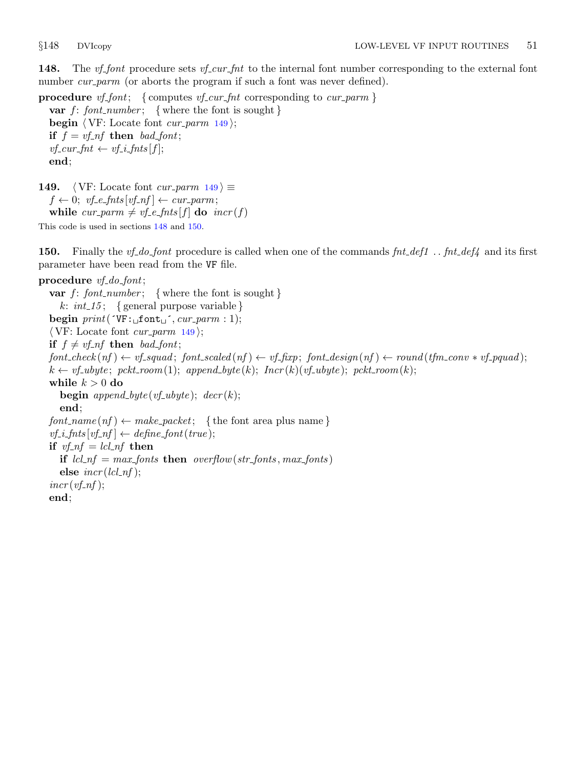**148.** The *vf_font* procedure sets *vf_cur_fnt* to the internal font number corresponding to the external font number *cur_parm* (or aborts the program if such a font was never defined).

```
procedure vf_font; { computes vf_cur_fnt corresponding to cur_parm }
  var f: font_number; { where the font is sought }
  begin ⟨VF: Locate font cur_parm 149⟩;
  if f = vf_nf then bad_font;
  vf_cur_fnt ← vf_i_fnts[f];
  end;
```

**149.** ⟨VF: Locate font *cur_parm* 149⟩ ≡

```
  f ← 0; vf_e_fnts[vf_nf] ← cur_parm;
  while cur_parm ≠ vf_e_fnts[f] do incr(f)
```

This code is used in sections 148 and 150.

**150.** Finally the *vf_do_font* procedure is called when one of the commands *fnt_def1* . . *fnt_def4* and its first parameter have been read from the VF file.

```
procedure vf_do_font;
  var f: font_number; { where the font is sought }
    k: int_15; { general purpose variable }
  begin print(´VF:␣font␣´, cur_parm : 1);
  ⟨VF: Locate font cur_parm 149⟩;
  if f ≠ vf_nf then bad_font;
  font_check(nf) ← vf_squad; font_scaled(nf) ← vf_fixp; font_design(nf) ← round(tfm_conv ∗ vf_pquad);
  k ← vf_ubyte; pckt_room(1); append_byte(k); Incr(k)(vf_ubyte); pckt_room(k);
  while k > 0 do
    begin append_byte(vf_ubyte); decr(k);
    end;
  font_name(nf) ← make_packet; { the font area plus name }
  vf_i_fnts[vf_nf] ← define_font(true);
  if vf_nf = lcl_nf then
    if lcl_nf = max_fonts then overflow(str_fonts, max_fonts)
    else incr(lcl_nf);
  incr(vf_nf);
  end;
```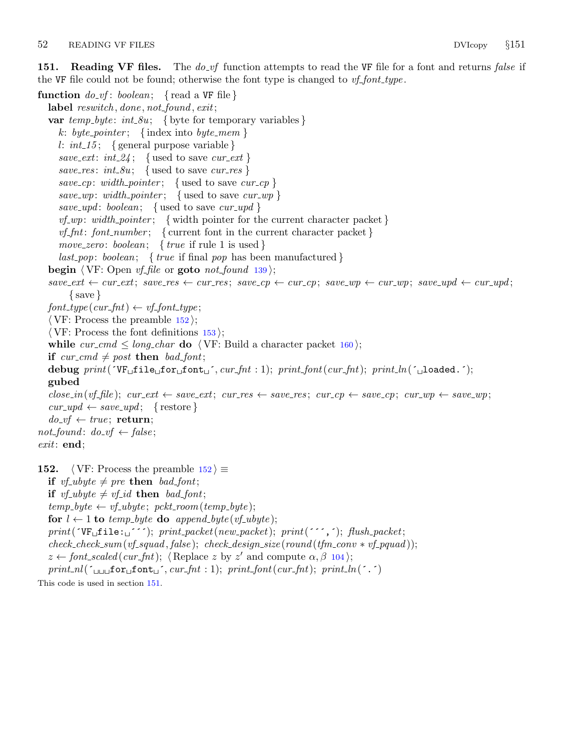**151. Reading VF files.** The *do_vf* function attempts to read the VF file for a font and returns *false* if the VF file could not be found; otherwise the font type is changed to *vf_font_type*.

```
function do_vf: boolean;  { read a VF file }
  label reswitch, done, not_found, exit;
  var temp_byte: int_8u;  { byte for temporary variables }
    k: byte_pointer;  { index into byte_mem }
    l: int_15;  { general purpose variable }
    save_ext: int_24;  { used to save cur_ext }
    save_res: int_8u;  { used to save cur_res }
    save_cp: width_pointer;  { used to save cur_cp }
    save_wp: width_pointer;  { used to save cur_wp }
    save_upd: boolean;  { used to save cur_upd }
    vf_wp: width_pointer;  { width pointer for the current character packet }
    vf_fnt: font_number;  { current font in the current character packet }
    move_zero: boolean;  { true if rule 1 is used }
    last_pop: boolean;  { true if final pop has been manufactured }
  begin ⟨VF: Open vf_file or goto not_found 139⟩;
  save_ext ← cur_ext; save_res ← cur_res; save_cp ← cur_cp; save_wp ← cur_wp; save_upd ← cur_upd;
      { save }
  font_type(cur_fnt) ← vf_font_type;
  ⟨VF: Process the preamble 152⟩;
  ⟨VF: Process the font definitions 153⟩;
  while cur_cmd ≤ long_char do ⟨VF: Build a character packet 160⟩;
  if cur_cmd ≠ post then bad_font;
  debug print(´VF␣file␣for␣font␣´, cur_fnt : 1); print_font(cur_fnt); print_ln(´␣loaded.´);
  gubed
  close_in(vf_file); cur_ext ← save_ext; cur_res ← save_res; cur_cp ← save_cp; cur_wp ← save_wp;
  cur_upd ← save_upd;  { restore }
  do_vf ← true; return;
not_found: do_vf ← false;
exit: end;
```

**152.** ⟨VF: Process the preamble 152⟩ ≡

```
  if vf_ubyte ≠ pre then bad_font;
  if vf_ubyte ≠ vf_id then bad_font;
  temp_byte ← vf_ubyte; pckt_room(temp_byte);
  for l ← 1 to temp_byte do append_byte(vf_ubyte);
  print(´VF␣file:␣´´´); print_packet(new_packet); print(´´´,´); flush_packet;
  check_check_sum(vf_squad, false); check_design_size(round(tfm_conv ∗ vf_pquad));
  z ← font_scaled(cur_fnt); ⟨Replace z by z′ and compute α, β 104⟩;
  print_nl(´␣␣␣for␣font␣´, cur_fnt : 1); print_font(cur_fnt); print_ln(´.´)
```

This code is used in section 151.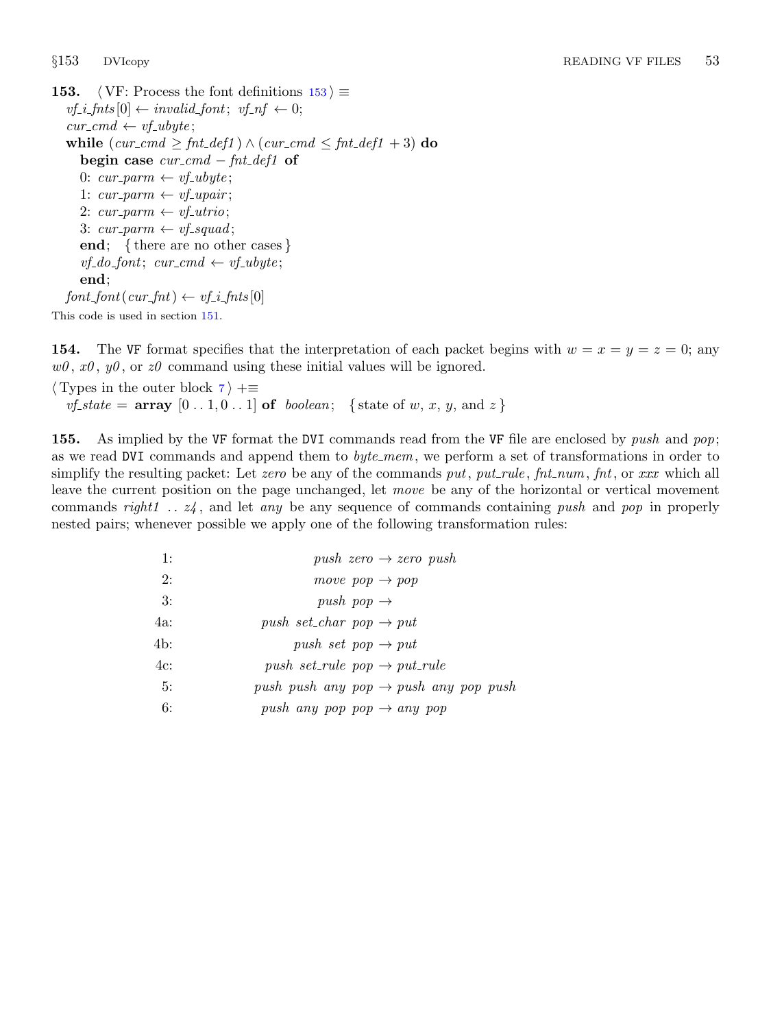**153.** ⟨ VF: Process the font definitions 153 ⟩ ≡
*vf_i_fnts*[0] ← *invalid_font*; *vf_nf* ← 0;
*cur_cmd* ← *vf_ubyte*;
**while** (*cur_cmd* ≥ *fnt_def1*) ∧ (*cur_cmd* ≤ *fnt_def1* + 3) **do**
  **begin case** *cur_cmd* − *fnt_def1* **of**
  0: *cur_parm* ← *vf_ubyte*;
  1: *cur_parm* ← *vf_upair*;
  2: *cur_parm* ← *vf_utrio*;
  3: *cur_parm* ← *vf_squad*;
  **end**;  { there are no other cases }
  *vf_do_font*; *cur_cmd* ← *vf_ubyte*;
  **end**;
*font_font*(*cur_fnt*) ← *vf_i_fnts*[0]

This code is used in section 151.

**154.** The VF format specifies that the interpretation of each packet begins with $w = x = y = z = 0$; any *w0*, *x0*, *y0*, or *z0* command using these initial values will be ignored.

⟨ Types in the outer block 7 ⟩ +≡
  *vf_state* = **array** [0 .. 1, 0 .. 1] **of** *boolean*;  { state of $w$, $x$, $y$, and $z$ }

**155.** As implied by the VF format the DVI commands read from the VF file are enclosed by *push* and *pop*; as we read DVI commands and append them to *byte_mem*, we perform a set of transformations in order to simplify the resulting packet: Let *zero* be any of the commands *put*, *put_rule*, *fnt_num*, *fnt*, or *xxx* which all leave the current position on the page unchanged, let *move* be any of the horizontal or vertical movement commands *right1* .. *z4*, and let *any* be any sequence of commands containing *push* and *pop* in properly nested pairs; whenever possible we apply one of the following transformation rules:

| | |
|---|---|
| 1: | *push zero* → *zero push* |
| 2: | *move pop* → *pop* |
| 3: | *push pop* → |
| 4a: | *push set_char pop* → *put* |
| 4b: | *push set pop* → *put* |
| 4c: | *push set_rule pop* → *put_rule* |
| 5: | *push push any pop* → *push any pop push* |
| 6: | *push any pop pop* → *any pop* |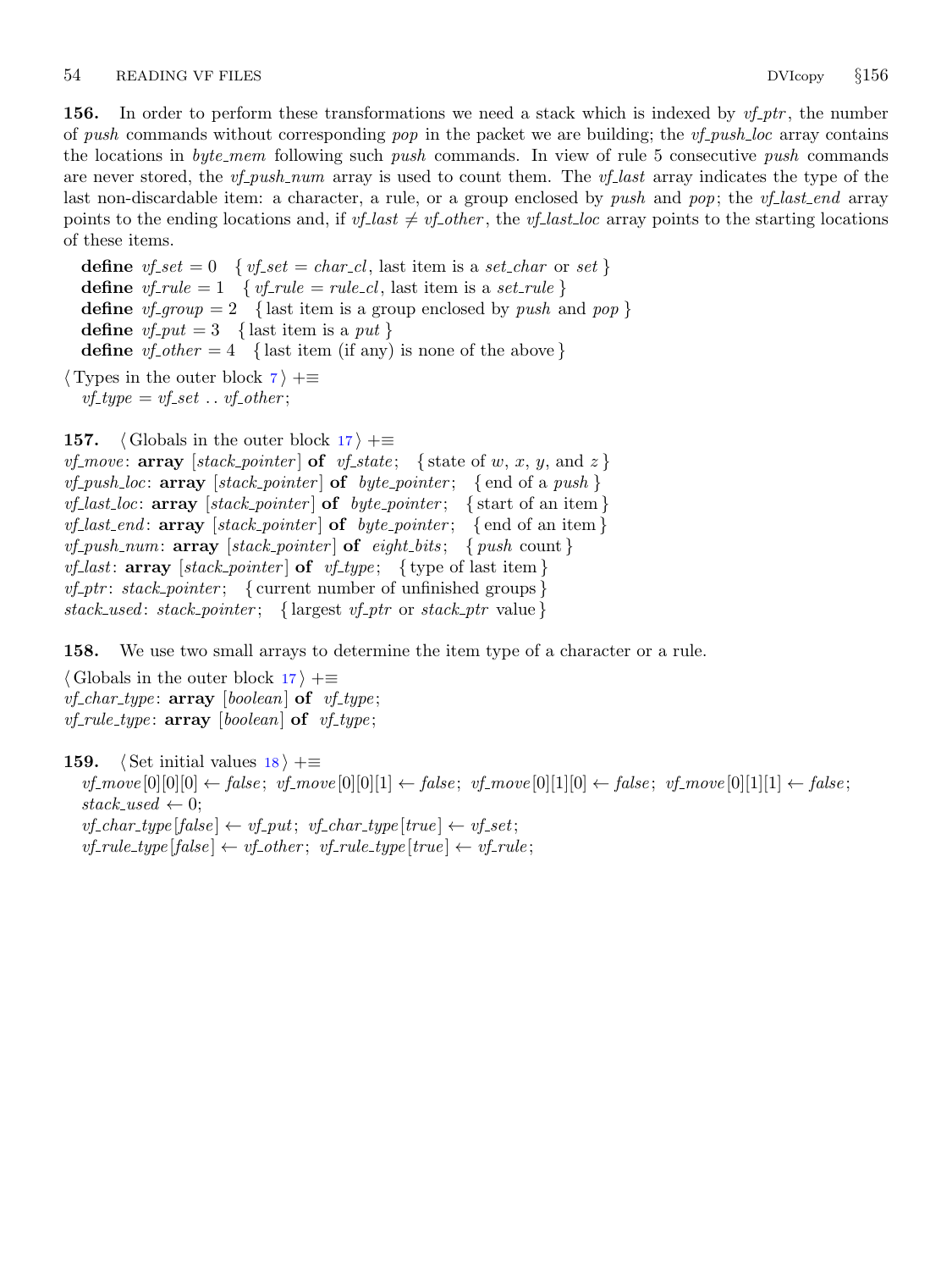**156.** In order to perform these transformations we need a stack which is indexed by *vf_ptr*, the number of *push* commands without corresponding *pop* in the packet we are building; the *vf_push_loc* array contains the locations in *byte_mem* following such *push* commands. In view of rule 5 consecutive *push* commands are never stored, the *vf_push_num* array is used to count them. The *vf_last* array indicates the type of the last non-discardable item: a character, a rule, or a group enclosed by *push* and *pop*; the *vf_last_end* array points to the ending locations and, if $vf\_last \neq vf\_other$, the *vf_last_loc* array points to the starting locations of these items.

**define** $vf\_set = 0$ { $vf\_set = char\_cl$, last item is a *set_char* or *set* }
**define** $vf\_rule = 1$ { $vf\_rule = rule\_cl$, last item is a *set_rule* }
**define** $vf\_group = 2$ { last item is a group enclosed by *push* and *pop* }
**define** $vf\_put = 3$ { last item is a *put* }
**define** $vf\_other = 4$ { last item (if any) is none of the above }

⟨ Types in the outer block 7 ⟩ +≡
*vf_type* = *vf_set* .. *vf_other*;

**157.** ⟨ Globals in the outer block 17 ⟩ +≡
*vf_move*: **array** [*stack_pointer*] **of** *vf_state*; { state of $w$, $x$, $y$, and $z$ }
*vf_push_loc*: **array** [*stack_pointer*] **of** *byte_pointer*; { end of a *push* }
*vf_last_loc*: **array** [*stack_pointer*] **of** *byte_pointer*; { start of an item }
*vf_last_end*: **array** [*stack_pointer*] **of** *byte_pointer*; { end of an item }
*vf_push_num*: **array** [*stack_pointer*] **of** *eight_bits*; { *push* count }
*vf_last*: **array** [*stack_pointer*] **of** *vf_type*; { type of last item }
*vf_ptr*: *stack_pointer*; { current number of unfinished groups }
*stack_used*: *stack_pointer*; { largest *vf_ptr* or *stack_ptr* value }

**158.** We use two small arrays to determine the item type of a character or a rule.

⟨ Globals in the outer block 17 ⟩ +≡
*vf_char_type*: **array** [*boolean*] **of** *vf_type*;
*vf_rule_type*: **array** [*boolean*] **of** *vf_type*;

**159.** ⟨ Set initial values 18 ⟩ +≡
*vf_move*[0][0][0] ← *false*; *vf_move*[0][0][1] ← *false*; *vf_move*[0][1][0] ← *false*; *vf_move*[0][1][1] ← *false*;
*stack_used* ← 0;
*vf_char_type*[*false*] ← *vf_put*; *vf_char_type*[*true*] ← *vf_set*;
*vf_rule_type*[*false*] ← *vf_other*; *vf_rule_type*[*true*] ← *vf_rule*;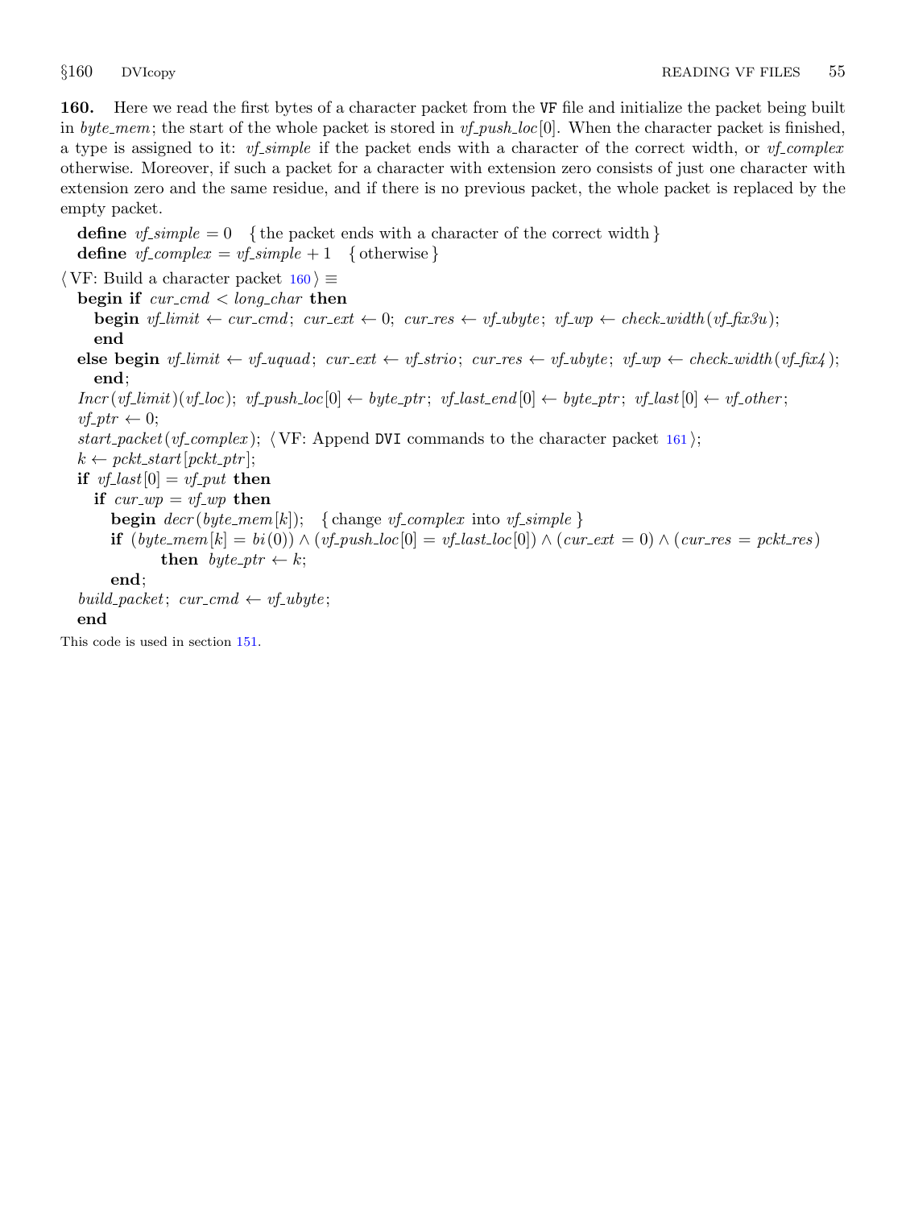**160.** Here we read the first bytes of a character packet from the `VF` file and initialize the packet being built in *byte_mem*; the start of the whole packet is stored in *vf_push_loc*[0]. When the character packet is finished, a type is assigned to it: *vf_simple* if the packet ends with a character of the correct width, or *vf_complex* otherwise. Moreover, if such a packet for a character with extension zero consists of just one character with extension zero and the same residue, and if there is no previous packet, the whole packet is replaced by the empty packet.

```
define vf_simple = 0  { the packet ends with a character of the correct width }
define vf_complex = vf_simple + 1  { otherwise }

⟨ VF: Build a character packet 160 ⟩ ≡
  begin if cur_cmd < long_char then
    begin vf_limit ← cur_cmd; cur_ext ← 0; cur_res ← vf_ubyte; vf_wp ← check_width(vf_fix3u);
    end
  else begin vf_limit ← vf_uquad; cur_ext ← vf_strio; cur_res ← vf_ubyte; vf_wp ← check_width(vf_fix4);
    end;
  Incr(vf_limit)(vf_loc); vf_push_loc[0] ← byte_ptr; vf_last_end[0] ← byte_ptr; vf_last[0] ← vf_other;
  vf_ptr ← 0;
  start_packet(vf_complex); ⟨ VF: Append DVI commands to the character packet 161 ⟩;
  k ← pckt_start[pckt_ptr];
  if vf_last[0] = vf_put then
    if cur_wp = vf_wp then
      begin decr(byte_mem[k]);  { change vf_complex into vf_simple }
      if (byte_mem[k] = bi(0)) ∧ (vf_push_loc[0] = vf_last_loc[0]) ∧ (cur_ext = 0) ∧ (cur_res = pckt_res)
          then byte_ptr ← k;
      end;
  build_packet; cur_cmd ← vf_ubyte;
  end
```

This code is used in section 151.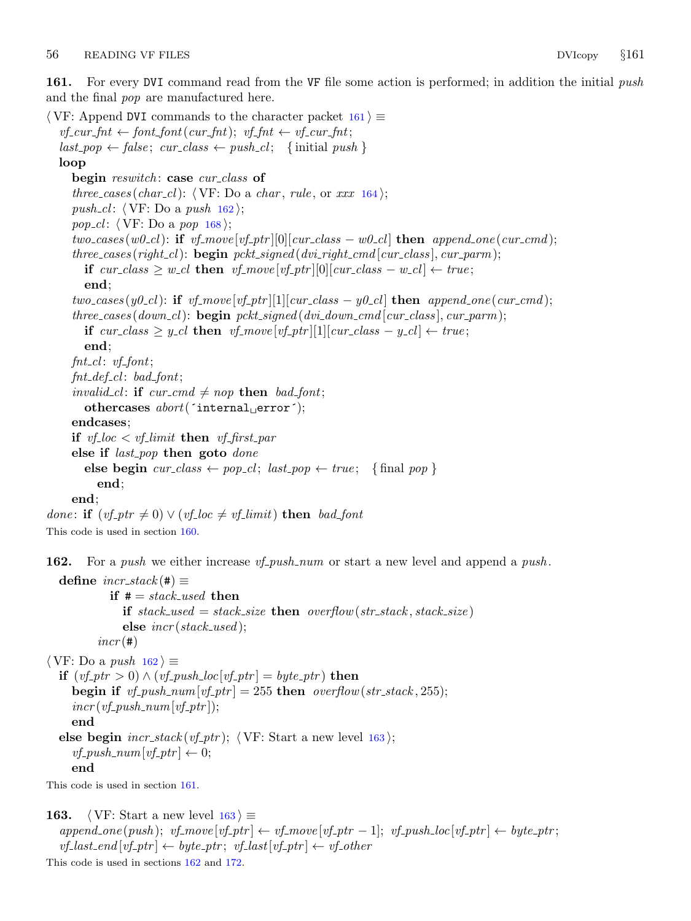**161.** For every DVI command read from the VF file some action is performed; in addition the initial *push* and the final *pop* are manufactured here.

```
⟨VF: Append DVI commands to the character packet 161⟩ ≡
  vf_cur_fnt ← font_font(cur_fnt); vf_fnt ← vf_cur_fnt;
  last_pop ← false; cur_class ← push_cl;  { initial push }
  loop
    begin reswitch: case cur_class of
    three_cases(char_cl): ⟨VF: Do a char, rule, or xxx 164⟩;
    push_cl: ⟨VF: Do a push 162⟩;
    pop_cl: ⟨VF: Do a pop 168⟩;
    two_cases(w0_cl): if vf_move[vf_ptr][0][cur_class − w0_cl] then append_one(cur_cmd);
    three_cases(right_cl): begin pckt_signed(dvi_right_cmd[cur_class], cur_parm);
      if cur_class ≥ w_cl then vf_move[vf_ptr][0][cur_class − w_cl] ← true;
      end;
    two_cases(y0_cl): if vf_move[vf_ptr][1][cur_class − y0_cl] then append_one(cur_cmd);
    three_cases(down_cl): begin pckt_signed(dvi_down_cmd[cur_class], cur_parm);
      if cur_class ≥ y_cl then vf_move[vf_ptr][1][cur_class − y_cl] ← true;
      end;
    fnt_cl: vf_font;
    fnt_def_cl: bad_font;
    invalid_cl: if cur_cmd ≠ nop then bad_font;
      othercases abort('internal error');
    endcases;
    if vf_loc < vf_limit then vf_first_par
    else if last_pop then goto done
      else begin cur_class ← pop_cl; last_pop ← true;  { final pop }
        end;
    end;
done: if (vf_ptr ≠ 0) ∨ (vf_loc ≠ vf_limit) then bad_font
```

This code is used in section 160.

**162.** For a *push* we either increase *vf_push_num* or start a new level and append a *push*.

```
define incr_stack(#) ≡
        if # = stack_used then
          if stack_used = stack_size then overflow(str_stack, stack_size)
          else incr(stack_used);
        incr(#)

⟨VF: Do a push 162⟩ ≡
  if (vf_ptr > 0) ∧ (vf_push_loc[vf_ptr] = byte_ptr) then
    begin if vf_push_num[vf_ptr] = 255 then overflow(str_stack, 255);
    incr(vf_push_num[vf_ptr]);
    end
  else begin incr_stack(vf_ptr); ⟨VF: Start a new level 163⟩;
    vf_push_num[vf_ptr] ← 0;
    end
```

This code is used in section 161.

**163.**

```
⟨VF: Start a new level 163⟩ ≡
  append_one(push); vf_move[vf_ptr] ← vf_move[vf_ptr − 1]; vf_push_loc[vf_ptr] ← byte_ptr;
  vf_last_end[vf_ptr] ← byte_ptr; vf_last[vf_ptr] ← vf_other
```

This code is used in sections 162 and 172.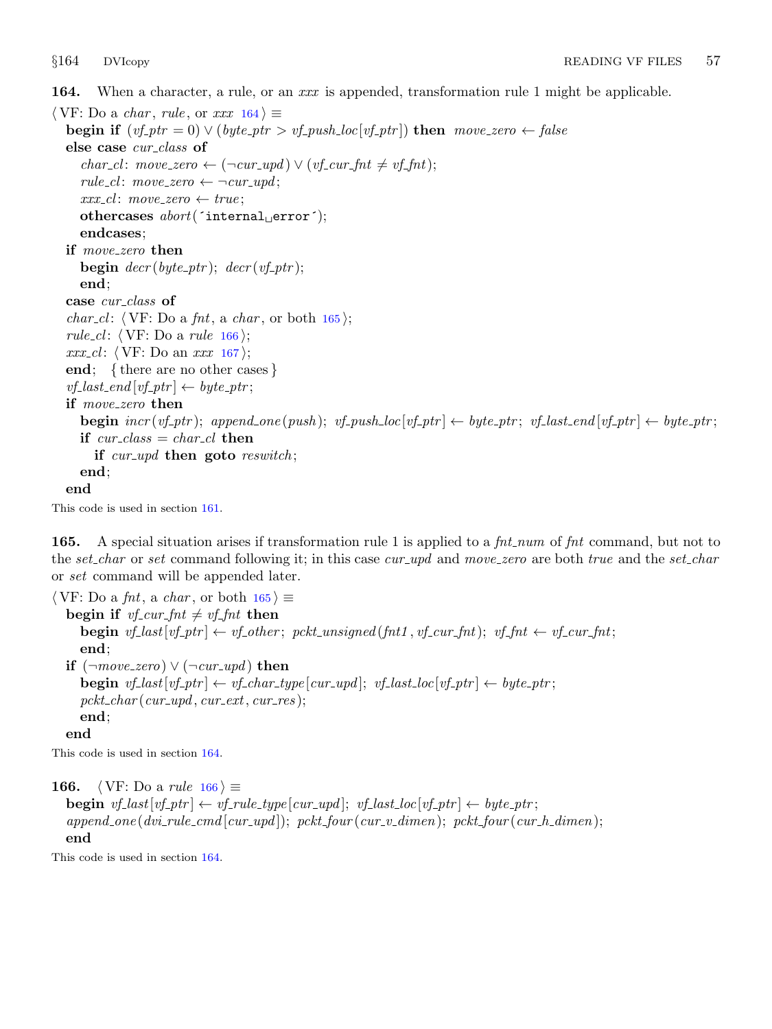**164.** When a character, a rule, or an *xxx* is appended, transformation rule 1 might be applicable.

⟨ VF: Do a *char*, *rule*, or *xxx* 164 ⟩ ≡

```
begin if (vf_ptr = 0) ∨ (byte_ptr > vf_push_loc[vf_ptr]) then move_zero ← false
else case cur_class of
    char_cl: move_zero ← (¬cur_upd) ∨ (vf_cur_fnt ≠ vf_fnt);
    rule_cl: move_zero ← ¬cur_upd;
    xxx_cl: move_zero ← true;
    othercases abort(´internal␣error´);
    endcases;
if move_zero then
    begin decr(byte_ptr); decr(vf_ptr);
    end;
case cur_class of
char_cl: ⟨VF: Do a fnt, a char, or both 165⟩;
rule_cl: ⟨VF: Do a rule 166⟩;
xxx_cl: ⟨VF: Do an xxx 167⟩;
end;   { there are no other cases }
vf_last_end[vf_ptr] ← byte_ptr;
if move_zero then
    begin incr(vf_ptr); append_one(push); vf_push_loc[vf_ptr] ← byte_ptr; vf_last_end[vf_ptr] ← byte_ptr;
    if cur_class = char_cl then
        if cur_upd then goto reswitch;
    end;
end
```

This code is used in section 161.

**165.** A special situation arises if transformation rule 1 is applied to a *fnt_num* of *fnt* command, but not to the *set_char* or *set* command following it; in this case *cur_upd* and *move_zero* are both *true* and the *set_char* or *set* command will be appended later.

⟨ VF: Do a *fnt*, a *char*, or both 165 ⟩ ≡

```
begin if vf_cur_fnt ≠ vf_fnt then
    begin vf_last[vf_ptr] ← vf_other; pckt_unsigned(fnt1, vf_cur_fnt); vf_fnt ← vf_cur_fnt;
    end;
if (¬move_zero) ∨ (¬cur_upd) then
    begin vf_last[vf_ptr] ← vf_char_type[cur_upd]; vf_last_loc[vf_ptr] ← byte_ptr;
    pckt_char(cur_upd, cur_ext, cur_res);
    end;
end
```

This code is used in section 164.

**166.** ⟨ VF: Do a *rule* 166 ⟩ ≡

```
begin vf_last[vf_ptr] ← vf_rule_type[cur_upd]; vf_last_loc[vf_ptr] ← byte_ptr;
append_one(dvi_rule_cmd[cur_upd]); pckt_four(cur_v_dimen); pckt_four(cur_h_dimen);
end
```

This code is used in section 164.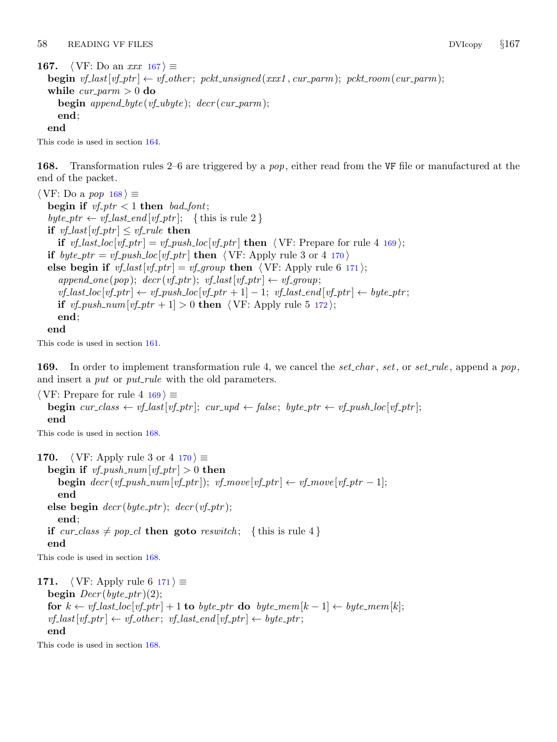**167.** ⟨VF: Do an *xxx* 167⟩ ≡

```
begin vf_last[vf_ptr] ← vf_other; pckt_unsigned(xxx1, cur_parm); pckt_room(cur_parm);
while cur_parm > 0 do
  begin append_byte(vf_ubyte); decr(cur_parm);
  end;
end
```

This code is used in section 164.

**168.** Transformation rules 2–6 are triggered by a *pop*, either read from the VF file or manufactured at the end of the packet.

⟨VF: Do a *pop* 168⟩ ≡

```
begin if vf_ptr < 1 then bad_font;
byte_ptr ← vf_last_end[vf_ptr];  { this is rule 2 }
if vf_last[vf_ptr] ≤ vf_rule then
  if vf_last_loc[vf_ptr] = vf_push_loc[vf_ptr] then ⟨VF: Prepare for rule 4 169⟩;
if byte_ptr = vf_push_loc[vf_ptr] then ⟨VF: Apply rule 3 or 4 170⟩
else begin if vf_last[vf_ptr] = vf_group then ⟨VF: Apply rule 6 171⟩;
  append_one(pop); decr(vf_ptr); vf_last[vf_ptr] ← vf_group;
  vf_last_loc[vf_ptr] ← vf_push_loc[vf_ptr + 1] − 1; vf_last_end[vf_ptr] ← byte_ptr;
  if vf_push_num[vf_ptr + 1] > 0 then ⟨VF: Apply rule 5 172⟩;
  end;
end
```

This code is used in section 161.

**169.** In order to implement transformation rule 4, we cancel the *set_char*, *set*, or *set_rule*, append a *pop*, and insert a *put* or *put_rule* with the old parameters.

⟨VF: Prepare for rule 4 169⟩ ≡

```
begin cur_class ← vf_last[vf_ptr]; cur_upd ← false; byte_ptr ← vf_push_loc[vf_ptr];
end
```

This code is used in section 168.

**170.** ⟨VF: Apply rule 3 or 4 170⟩ ≡

```
begin if vf_push_num[vf_ptr] > 0 then
  begin decr(vf_push_num[vf_ptr]); vf_move[vf_ptr] ← vf_move[vf_ptr − 1];
  end
else begin decr(byte_ptr); decr(vf_ptr);
  end;
if cur_class ≠ pop_cl then goto reswitch;  { this is rule 4 }
end
```

This code is used in section 168.

**171.** ⟨VF: Apply rule 6 171⟩ ≡

```
begin Decr(byte_ptr)(2);
for k ← vf_last_loc[vf_ptr] + 1 to byte_ptr do byte_mem[k − 1] ← byte_mem[k];
vf_last[vf_ptr] ← vf_other; vf_last_end[vf_ptr] ← byte_ptr;
end
```

This code is used in section 168.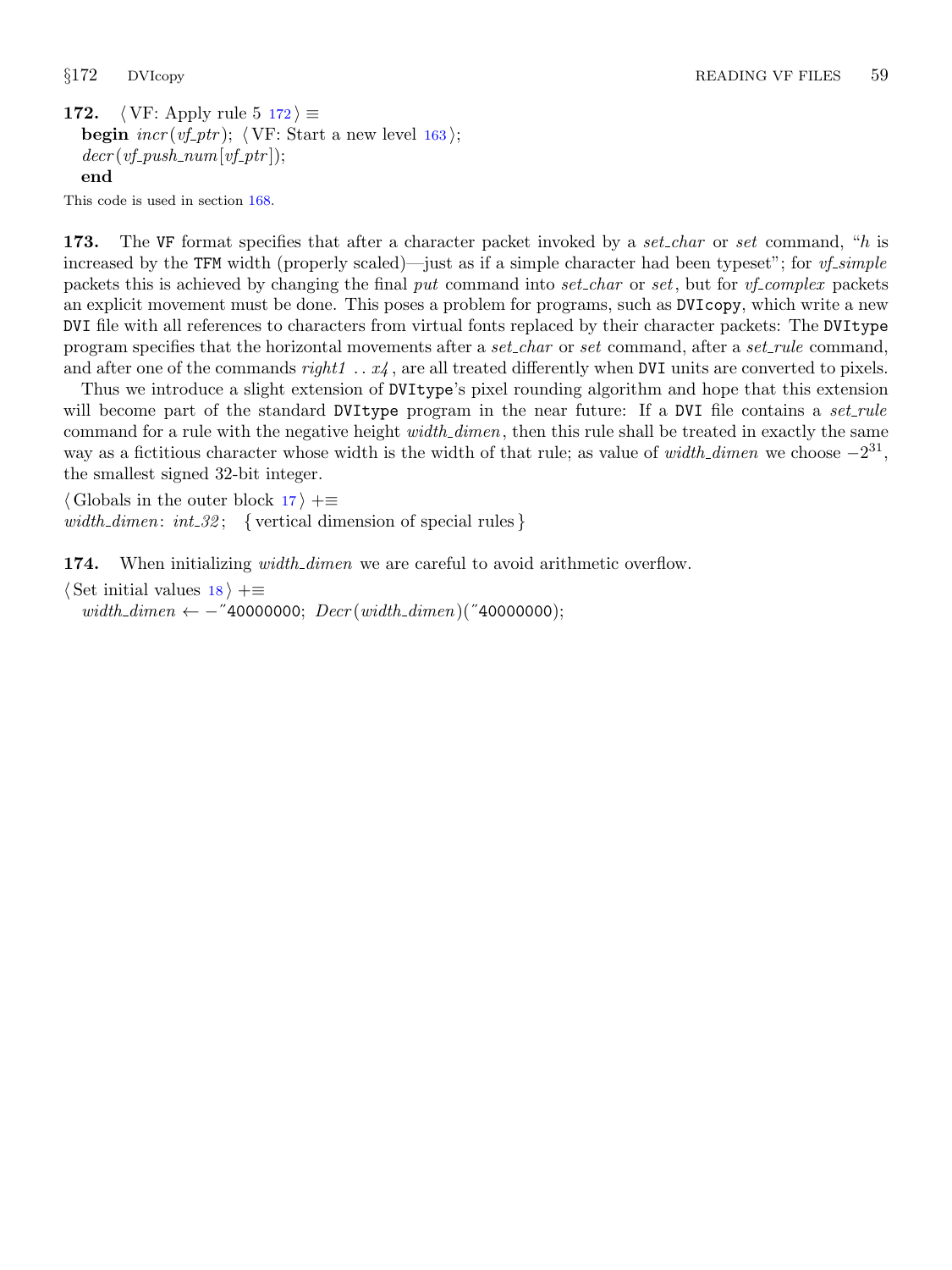**172.** ⟨VF: Apply rule 5 172⟩ ≡
**begin** *incr*(*vf_ptr*); ⟨VF: Start a new level 163⟩;
*decr*(*vf_push_num*[*vf_ptr*]);
**end**

This code is used in section 168.

**173.** The VF format specifies that after a character packet invoked by a *set_char* or *set* command, "*h* is increased by the TFM width (properly scaled)—just as if a simple character had been typeset"; for *vf_simple* packets this is achieved by changing the final *put* command into *set_char* or *set*, but for *vf_complex* packets an explicit movement must be done. This poses a problem for programs, such as DVIcopy, which write a new DVI file with all references to characters from virtual fonts replaced by their character packets: The DVItype program specifies that the horizontal movements after a *set_char* or *set* command, after a *set_rule* command, and after one of the commands *right1* .. *x4*, are all treated differently when DVI units are converted to pixels.

Thus we introduce a slight extension of DVItype's pixel rounding algorithm and hope that this extension will become part of the standard DVItype program in the near future: If a DVI file contains a *set_rule* command for a rule with the negative height *width_dimen*, then this rule shall be treated in exactly the same way as a fictitious character whose width is the width of that rule; as value of *width_dimen* we choose $-2^{31}$, the smallest signed 32-bit integer.

⟨Globals in the outer block 17⟩ +≡
*width_dimen*: *int_32*; { vertical dimension of special rules }

**174.** When initializing *width_dimen* we are careful to avoid arithmetic overflow.

⟨Set initial values 18⟩ +≡
*width_dimen* ← −"40000000; *Decr*(*width_dimen*)("40000000);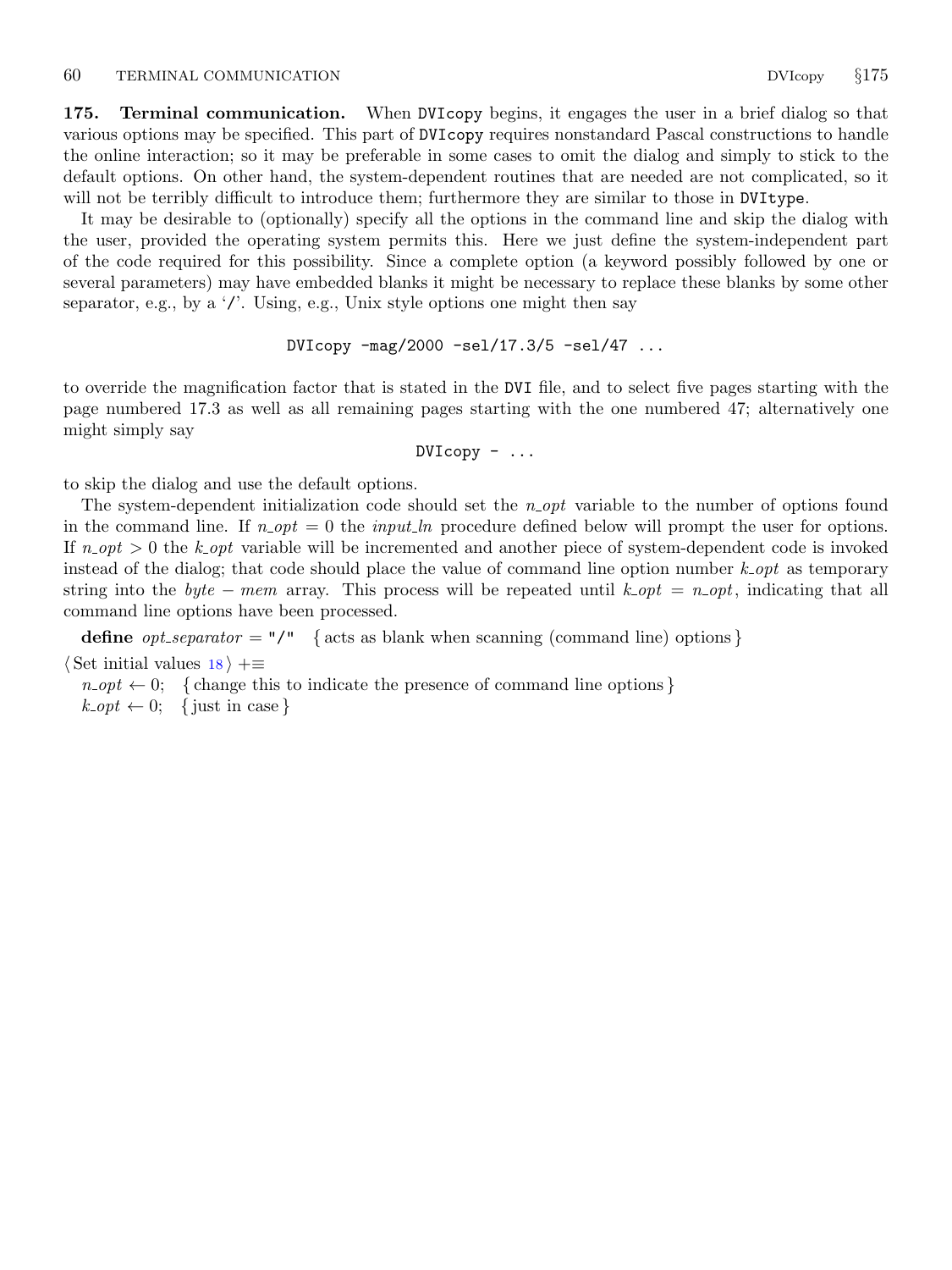**175. Terminal communication.** When `DVIcopy` begins, it engages the user in a brief dialog so that various options may be specified. This part of `DVIcopy` requires nonstandard Pascal constructions to handle the online interaction; so it may be preferable in some cases to omit the dialog and simply to stick to the default options. On other hand, the system-dependent routines that are needed are not complicated, so it will not be terribly difficult to introduce them; furthermore they are similar to those in `DVItype`.

It may be desirable to (optionally) specify all the options in the command line and skip the dialog with the user, provided the operating system permits this. Here we just define the system-independent part of the code required for this possibility. Since a complete option (a keyword possibly followed by one or several parameters) may have embedded blanks it might be necessary to replace these blanks by some other separator, e.g., by a '`/`'. Using, e.g., Unix style options one might then say

```
DVIcopy -mag/2000 -sel/17.3/5 -sel/47 ...
```

to override the magnification factor that is stated in the `DVI` file, and to select five pages starting with the page numbered 17.3 as well as all remaining pages starting with the one numbered 47; alternatively one might simply say

```
DVIcopy - ...
```

to skip the dialog and use the default options.

The system-dependent initialization code should set the *n_opt* variable to the number of options found in the command line. If $n\_opt = 0$ the *input_ln* procedure defined below will prompt the user for options. If $n\_opt > 0$ the *k_opt* variable will be incremented and another piece of system-dependent code is invoked instead of the dialog; that code should place the value of command line option number *k_opt* as temporary string into the $byte - mem$ array. This process will be repeated until $k\_opt = n\_opt$, indicating that all command line options have been processed.

**define** *opt_separator* = `"/"` { acts as blank when scanning (command line) options }

⟨ Set initial values 18 ⟩ +≡
*n_opt* ← 0; { change this to indicate the presence of command line options }
*k_opt* ← 0; { just in case }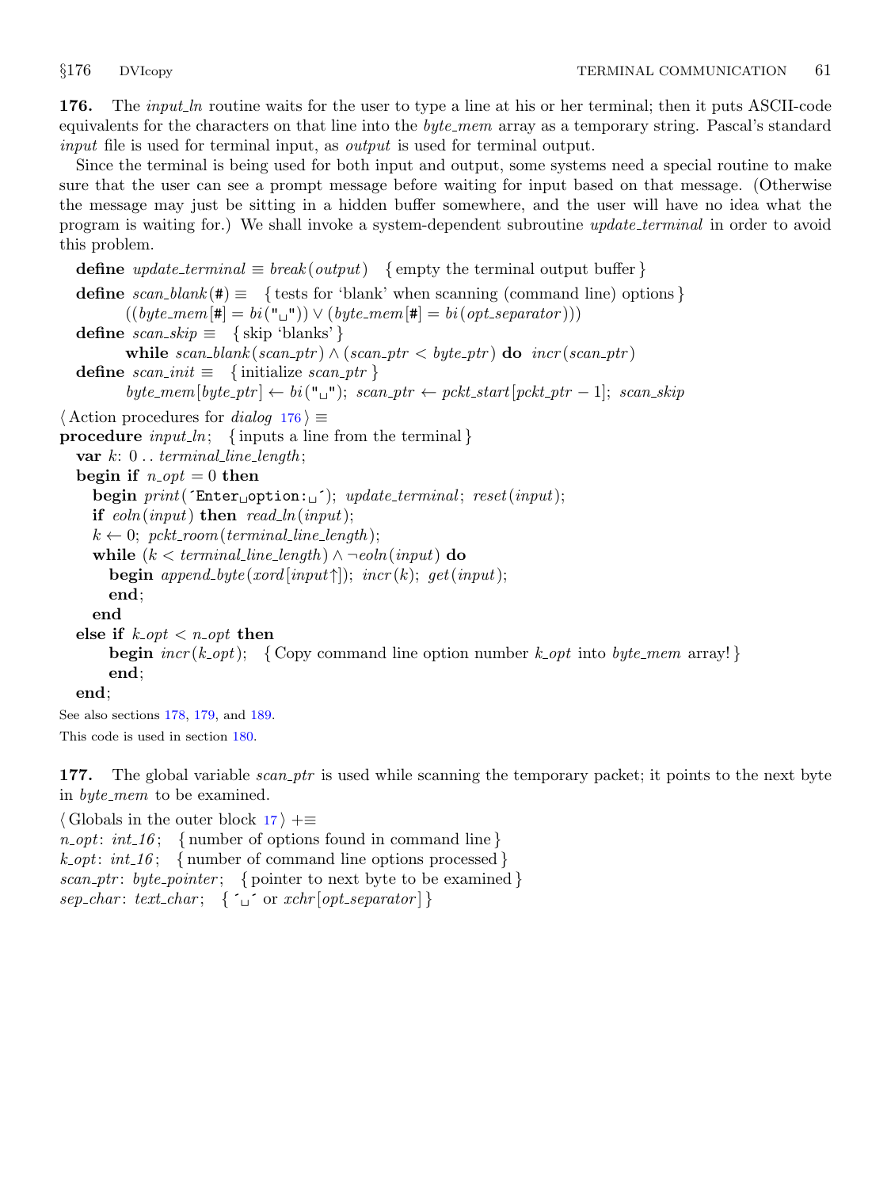**176.** The *input_ln* routine waits for the user to type a line at his or her terminal; then it puts ASCII-code equivalents for the characters on that line into the *byte_mem* array as a temporary string. Pascal's standard *input* file is used for terminal input, as *output* is used for terminal output.

Since the terminal is being used for both input and output, some systems need a special routine to make sure that the user can see a prompt message before waiting for input based on that message. (Otherwise the message may just be sitting in a hidden buffer somewhere, and the user will have no idea what the program is waiting for.) We shall invoke a system-dependent subroutine *update_terminal* in order to avoid this problem.

```
define update_terminal ≡ break(output)   { empty the terminal output buffer }
define scan_blank(#) ≡   { tests for 'blank' when scanning (command line) options }
        ((byte_mem[#] = bi("␣")) ∨ (byte_mem[#] = bi(opt_separator)))
define scan_skip ≡   { skip 'blanks' }
        while scan_blank(scan_ptr) ∧ (scan_ptr < byte_ptr) do incr(scan_ptr)
define scan_init ≡   { initialize scan_ptr }
        byte_mem[byte_ptr] ← bi("␣"); scan_ptr ← pckt_start[pckt_ptr − 1]; scan_skip

⟨ Action procedures for dialog 176 ⟩ ≡
procedure input_ln;   { inputs a line from the terminal }
  var k: 0 .. terminal_line_length;
  begin if n_opt = 0 then
    begin print('Enter␣option:␣'); update_terminal; reset(input);
    if eoln(input) then read_ln(input);
    k ← 0; pckt_room(terminal_line_length);
    while (k < terminal_line_length) ∧ ¬eoln(input) do
      begin append_byte(xord[input↑]); incr(k); get(input);
      end;
    end
  else if k_opt < n_opt then
      begin incr(k_opt);   { Copy command line option number k_opt into byte_mem array! }
      end;
  end;
```

See also sections 178, 179, and 189.

This code is used in section 180.

**177.** The global variable *scan_ptr* is used while scanning the temporary packet; it points to the next byte in *byte_mem* to be examined.

```
⟨ Globals in the outer block 17 ⟩ +≡
n_opt: int_16;   { number of options found in command line }
k_opt: int_16;   { number of command line options processed }
scan_ptr: byte_pointer;   { pointer to next byte to be examined }
sep_char: text_char;   { '␣' or xchr[opt_separator] }
```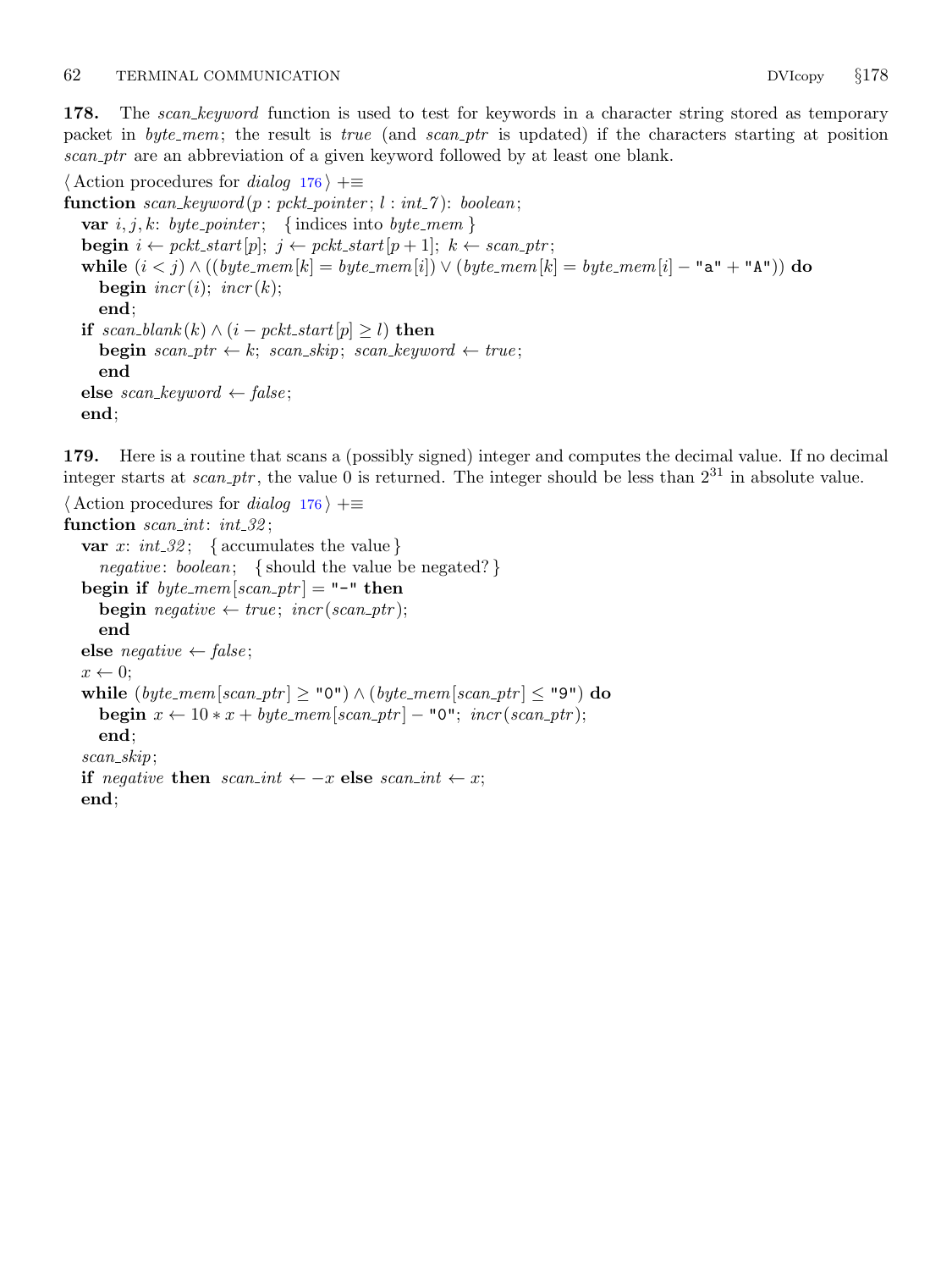**178.** The *scan_keyword* function is used to test for keywords in a character string stored as temporary packet in *byte_mem*; the result is *true* (and *scan_ptr* is updated) if the characters starting at position *scan_ptr* are an abbreviation of a given keyword followed by at least one blank.

⟨ Action procedures for *dialog* 176 ⟩ +≡

```
function scan_keyword(p : pckt_pointer; l : int_7): boolean;
  var i, j, k: byte_pointer;  { indices into byte_mem }
  begin i ← pckt_start[p]; j ← pckt_start[p + 1]; k ← scan_ptr;
  while (i < j) ∧ ((byte_mem[k] = byte_mem[i]) ∨ (byte_mem[k] = byte_mem[i] − "a" + "A")) do
    begin incr(i); incr(k);
    end;
  if scan_blank(k) ∧ (i − pckt_start[p] ≥ l) then
    begin scan_ptr ← k; scan_skip; scan_keyword ← true;
    end
  else scan_keyword ← false;
  end;
```

**179.** Here is a routine that scans a (possibly signed) integer and computes the decimal value. If no decimal integer starts at *scan_ptr*, the value 0 is returned. The integer should be less than $2^{31}$ in absolute value.

⟨ Action procedures for *dialog* 176 ⟩ +≡

```
function scan_int: int_32;
  var x: int_32;  { accumulates the value }
    negative: boolean;  { should the value be negated? }
  begin if byte_mem[scan_ptr] = "-" then
    begin negative ← true; incr(scan_ptr);
    end
  else negative ← false;
  x ← 0;
  while (byte_mem[scan_ptr] ≥ "0") ∧ (byte_mem[scan_ptr] ≤ "9") do
    begin x ← 10 ∗ x + byte_mem[scan_ptr] − "0"; incr(scan_ptr);
    end;
  scan_skip;
  if negative then scan_int ← −x else scan_int ← x;
  end;
```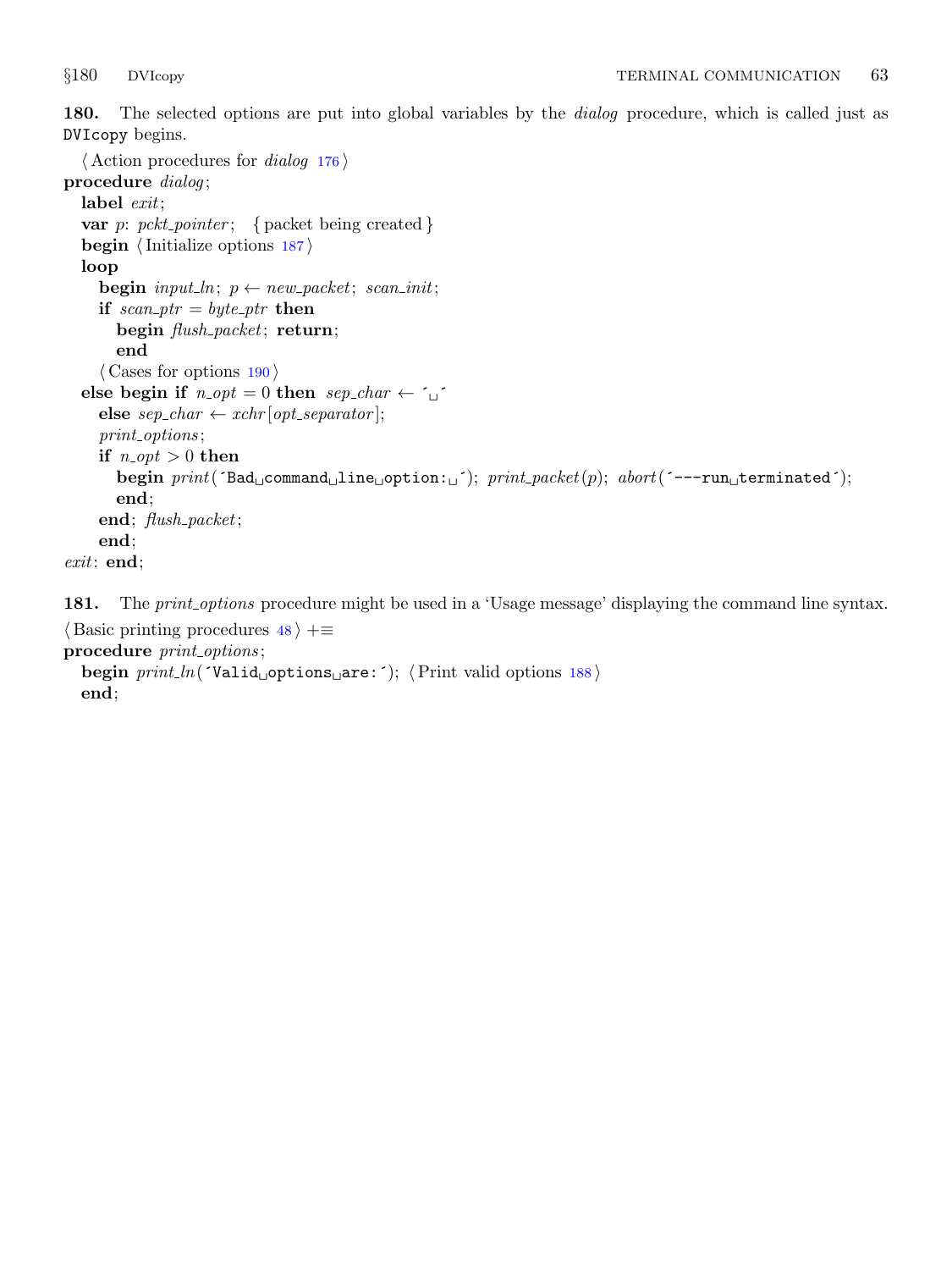**180.** The selected options are put into global variables by the *dialog* procedure, which is called just as DVIcopy begins.

```
⟨Action procedures for dialog 176⟩
procedure dialog;
  label exit;
  var p: pckt_pointer;   { packet being created }
  begin ⟨Initialize options 187⟩
  loop
    begin input_ln; p ← new_packet; scan_init;
    if scan_ptr = byte_ptr then
      begin flush_packet; return;
      end
    ⟨Cases for options 190⟩
  else begin if n_opt = 0 then sep_char ← ´␣´
    else sep_char ← xchr[opt_separator];
    print_options;
    if n_opt > 0 then
      begin print(´Bad␣command␣line␣option:␣´); print_packet(p); abort(´---run␣terminated´);
      end;
    end; flush_packet;
    end;
exit: end;
```

**181.** The *print_options* procedure might be used in a 'Usage message' displaying the command line syntax.

```
⟨Basic printing procedures 48⟩ +≡
procedure print_options;
  begin print_ln(´Valid␣options␣are:´); ⟨Print valid options 188⟩
  end;
```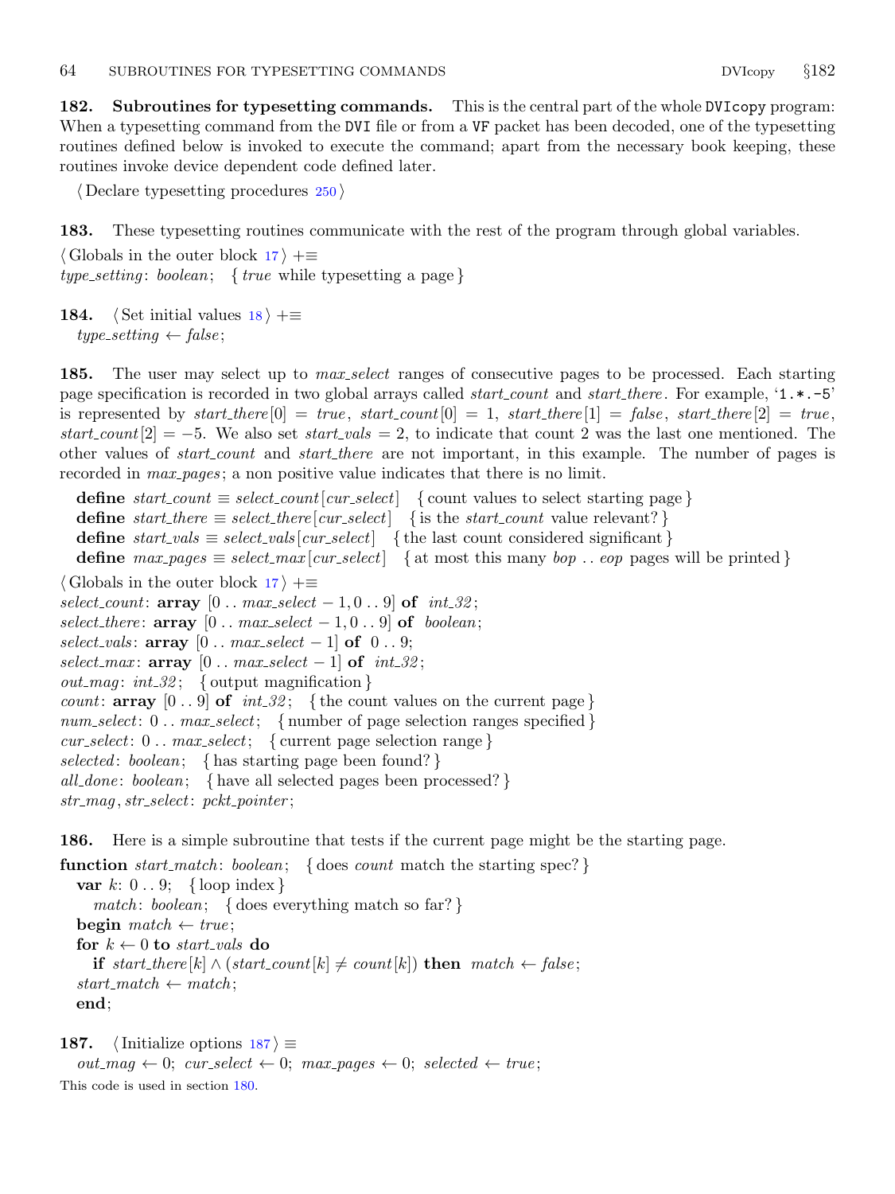**182. Subroutines for typesetting commands.** This is the central part of the whole DVIcopy program: When a typesetting command from the DVI file or from a VF packet has been decoded, one of the typesetting routines defined below is invoked to execute the command; apart from the necessary book keeping, these routines invoke device dependent code defined later.

⟨Declare typesetting procedures 250⟩

**183.** These typesetting routines communicate with the rest of the program through global variables.

⟨Globals in the outer block 17⟩ +≡
*type_setting*: *boolean*;  { *true* while typesetting a page }

**184.** ⟨Set initial values 18⟩ +≡
*type_setting* ← *false*;

**185.** The user may select up to *max_select* ranges of consecutive pages to be processed. Each starting page specification is recorded in two global arrays called *start_count* and *start_there*. For example, '1.*.-5' is represented by *start_there*[0] = *true*, *start_count*[0] = 1, *start_there*[1] = *false*, *start_there*[2] = *true*, *start_count*[2] = −5. We also set *start_vals* = 2, to indicate that count 2 was the last one mentioned. The other values of *start_count* and *start_there* are not important, in this example. The number of pages is recorded in *max_pages*; a non positive value indicates that there is no limit.

**define** *start_count* ≡ *select_count*[*cur_select*]  { count values to select starting page }
**define** *start_there* ≡ *select_there*[*cur_select*]  { is the *start_count* value relevant? }
**define** *start_vals* ≡ *select_vals*[*cur_select*]  { the last count considered significant }
**define** *max_pages* ≡ *select_max*[*cur_select*]  { at most this many *bop* .. *eop* pages will be printed }

⟨Globals in the outer block 17⟩ +≡
*select_count*: **array** [0 .. *max_select* − 1, 0 .. 9] **of** *int_32*;
*select_there*: **array** [0 .. *max_select* − 1, 0 .. 9] **of** *boolean*;
*select_vals*: **array** [0 .. *max_select* − 1] **of** 0 .. 9;
*select_max*: **array** [0 .. *max_select* − 1] **of** *int_32*;
*out_mag*: *int_32*;  { output magnification }
*count*: **array** [0 .. 9] **of** *int_32*;  { the count values on the current page }
*num_select*: 0 .. *max_select*;  { number of page selection ranges specified }
*cur_select*: 0 .. *max_select*;  { current page selection range }
*selected*: *boolean*;  { has starting page been found? }
*all_done*: *boolean*;  { have all selected pages been processed? }
*str_mag*, *str_select*: *pckt_pointer*;

**186.** Here is a simple subroutine that tests if the current page might be the starting page.

**function** *start_match*: *boolean*;  { does *count* match the starting spec? }
  **var** *k*: 0 .. 9;  { loop index }
    *match*: *boolean*;  { does everything match so far? }
  **begin** *match* ← *true*;
  **for** *k* ← 0 **to** *start_vals* **do**
    **if** *start_there*[*k*] ∧ (*start_count*[*k*] ≠ *count*[*k*]) **then** *match* ← *false*;
  *start_match* ← *match*;
  **end**;

**187.** ⟨Initialize options 187⟩ ≡
  *out_mag* ← 0; *cur_select* ← 0; *max_pages* ← 0; *selected* ← *true*;

This code is used in section 180.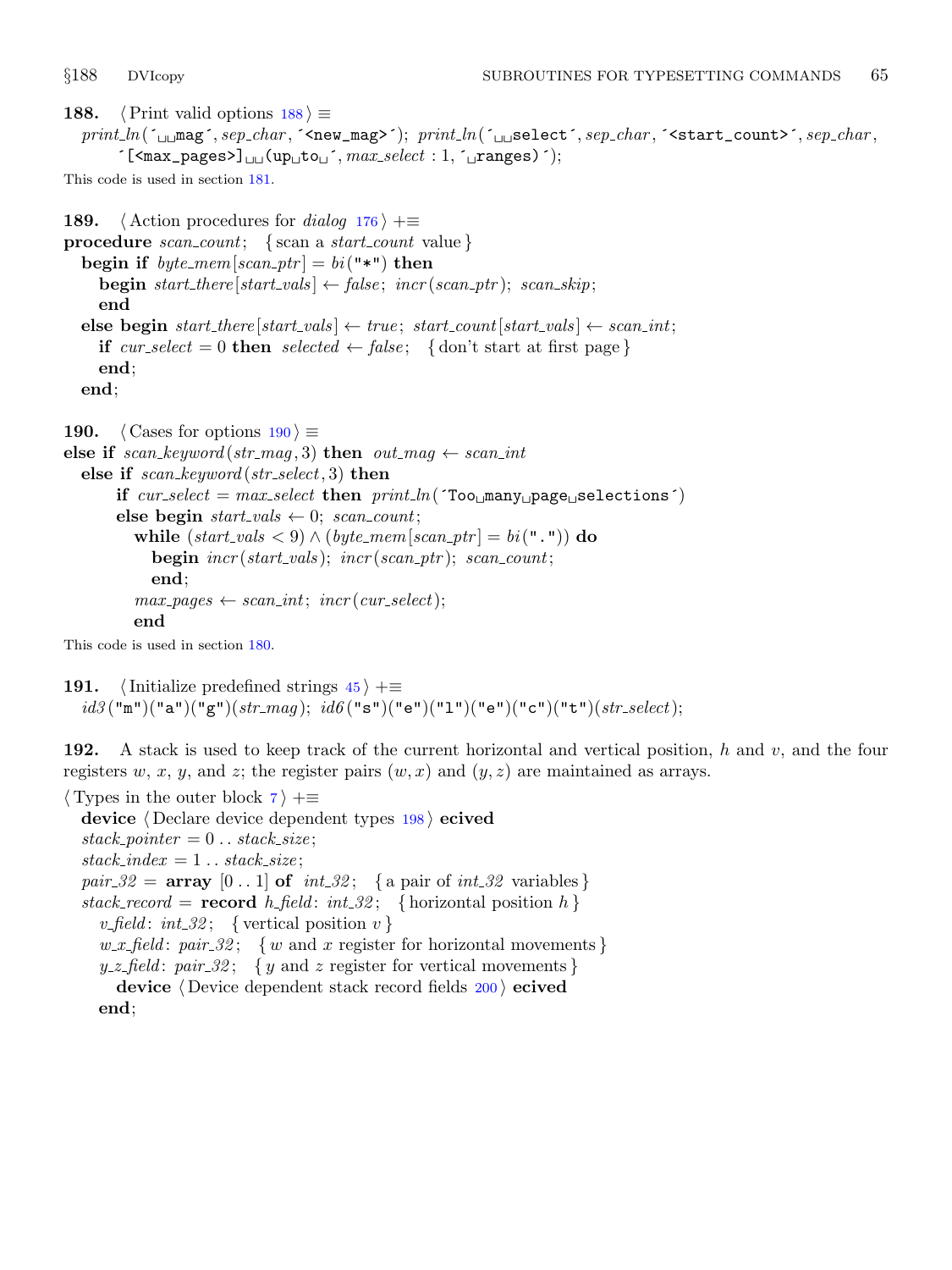**188.** ⟨ Print valid options 188 ⟩ ≡

```
print_ln('  mag', sep_char, '<new_mag>'); print_ln('  select', sep_char, '<start_count>', sep_char,
    '[<max_pages>]  (up to ', max_select : 1, ' ranges)');
```

This code is used in section 181.

**189.** ⟨ Action procedures for *dialog* 176 ⟩ +≡

```
procedure scan_count; { scan a start_count value }
  begin if byte_mem[scan_ptr] = bi("*") then
    begin start_there[start_vals] ← false; incr(scan_ptr); scan_skip;
    end
  else begin start_there[start_vals] ← true; start_count[start_vals] ← scan_int;
    if cur_select = 0 then selected ← false; { don't start at first page }
    end;
  end;
```

**190.** ⟨ Cases for options 190 ⟩ ≡

```
else if scan_keyword(str_mag, 3) then out_mag ← scan_int
  else if scan_keyword(str_select, 3) then
      if cur_select = max_select then print_ln('Too many page selections')
      else begin start_vals ← 0; scan_count;
        while (start_vals < 9) ∧ (byte_mem[scan_ptr] = bi(".")) do
          begin incr(start_vals); incr(scan_ptr); scan_count;
          end;
        max_pages ← scan_int; incr(cur_select);
        end
```

This code is used in section 180.

**191.** ⟨ Initialize predefined strings 45 ⟩ +≡

```
id3("m")("a")("g")(str_mag); id6("s")("e")("l")("e")("c")("t")(str_select);
```

**192.** A stack is used to keep track of the current horizontal and vertical position, $h$ and $v$, and the four registers $w$, $x$, $y$, and $z$; the register pairs $(w, x)$ and $(y, z)$ are maintained as arrays.

⟨ Types in the outer block 7 ⟩ +≡

```
device ⟨ Declare device dependent types 198 ⟩ ecived
stack_pointer = 0 .. stack_size;
stack_index = 1 .. stack_size;
pair_32 = array [0 .. 1] of int_32; { a pair of int_32 variables }
stack_record = record h_field: int_32; { horizontal position h }
  v_field: int_32; { vertical position v }
  w_x_field: pair_32; { w and x register for horizontal movements }
  y_z_field: pair_32; { y and z register for vertical movements }
    device ⟨ Device dependent stack record fields 200 ⟩ ecived
  end;
```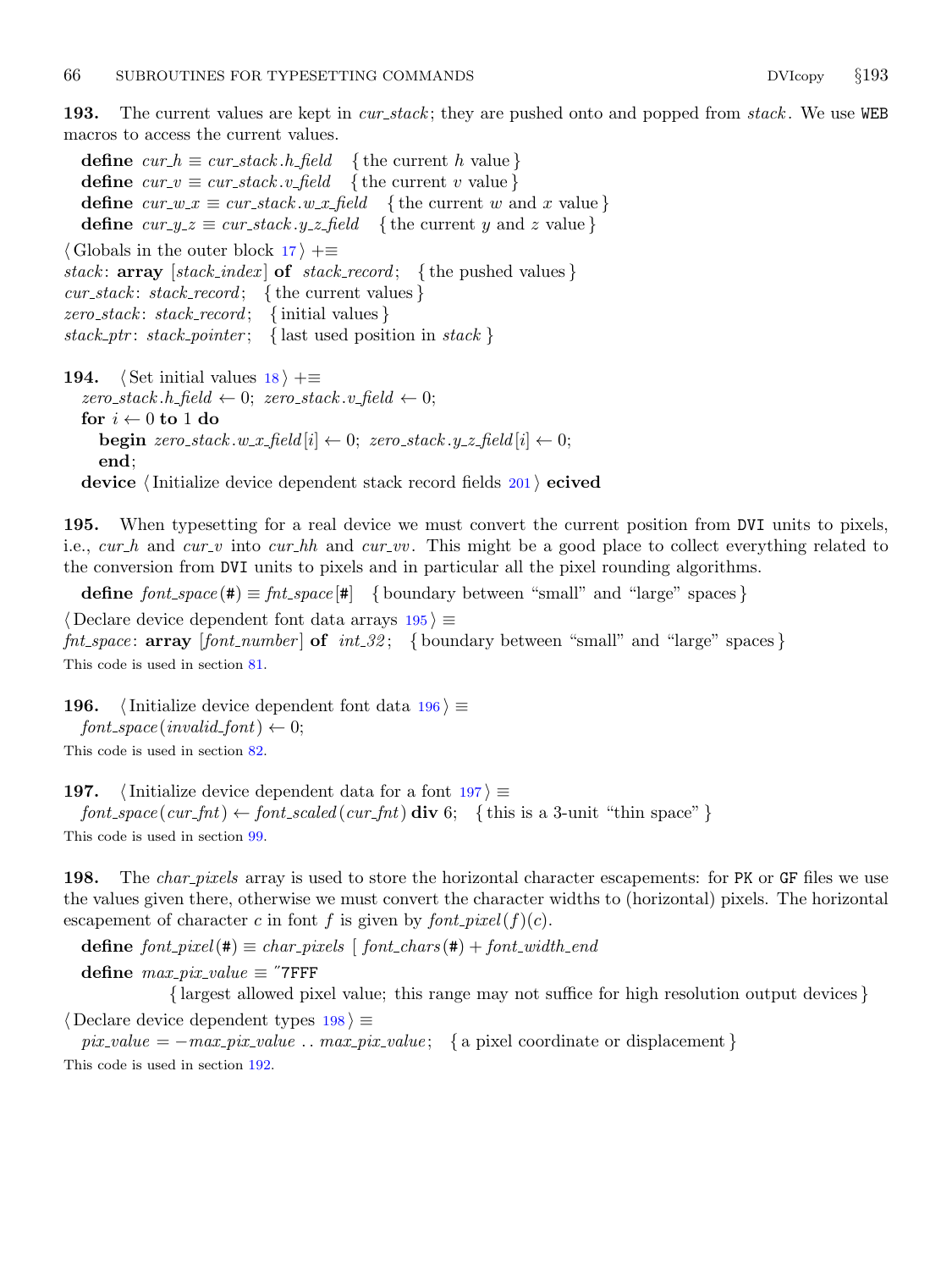**193.** The current values are kept in *cur_stack*; they are pushed onto and popped from *stack*. We use WEB macros to access the current values.

**define** *cur_h* ≡ *cur_stack.h_field* { the current *h* value }
**define** *cur_v* ≡ *cur_stack.v_field* { the current *v* value }
**define** *cur_w_x* ≡ *cur_stack.w_x_field* { the current *w* and *x* value }
**define** *cur_y_z* ≡ *cur_stack.y_z_field* { the current *y* and *z* value }

⟨ Globals in the outer block 17 ⟩ +≡
*stack*: **array** [*stack_index*] **of** *stack_record*; { the pushed values }
*cur_stack*: *stack_record*; { the current values }
*zero_stack*: *stack_record*; { initial values }
*stack_ptr*: *stack_pointer*; { last used position in *stack* }

**194.** ⟨ Set initial values 18 ⟩ +≡
*zero_stack.h_field* ← 0; *zero_stack.v_field* ← 0;
**for** *i* ← 0 **to** 1 **do**
  **begin** *zero_stack.w_x_field*[*i*] ← 0; *zero_stack.y_z_field*[*i*] ← 0;
  **end**;
**device** ⟨ Initialize device dependent stack record fields 201 ⟩ **ecived**

**195.** When typesetting for a real device we must convert the current position from DVI units to pixels, i.e., *cur_h* and *cur_v* into *cur_hh* and *cur_vv*. This might be a good place to collect everything related to the conversion from DVI units to pixels and in particular all the pixel rounding algorithms.

**define** *font_space*(#) ≡ *fnt_space*[#] { boundary between "small" and "large" spaces }

⟨ Declare device dependent font data arrays 195 ⟩ ≡
*fnt_space*: **array** [*font_number*] **of** *int_32*; { boundary between "small" and "large" spaces }

This code is used in section 81.

**196.** ⟨ Initialize device dependent font data 196 ⟩ ≡
*font_space*(*invalid_font*) ← 0;

This code is used in section 82.

**197.** ⟨ Initialize device dependent data for a font 197 ⟩ ≡
*font_space*(*cur_fnt*) ← *font_scaled*(*cur_fnt*) **div** 6; { this is a 3-unit "thin space" }

This code is used in section 99.

**198.** The *char_pixels* array is used to store the horizontal character escapements: for PK or GF files we use the values given there, otherwise we must convert the character widths to (horizontal) pixels. The horizontal escapement of character *c* in font *f* is given by *font_pixel*(*f*)(*c*).

**define** *font_pixel*(#) ≡ *char_pixels* [ *font_chars*(#) + *font_width_end*
**define** *max_pix_value* ≡ "7FFF
  { largest allowed pixel value; this range may not suffice for high resolution output devices }

⟨ Declare device dependent types 198 ⟩ ≡
*pix_value* = −*max_pix_value* .. *max_pix_value*; { a pixel coordinate or displacement }

This code is used in section 192.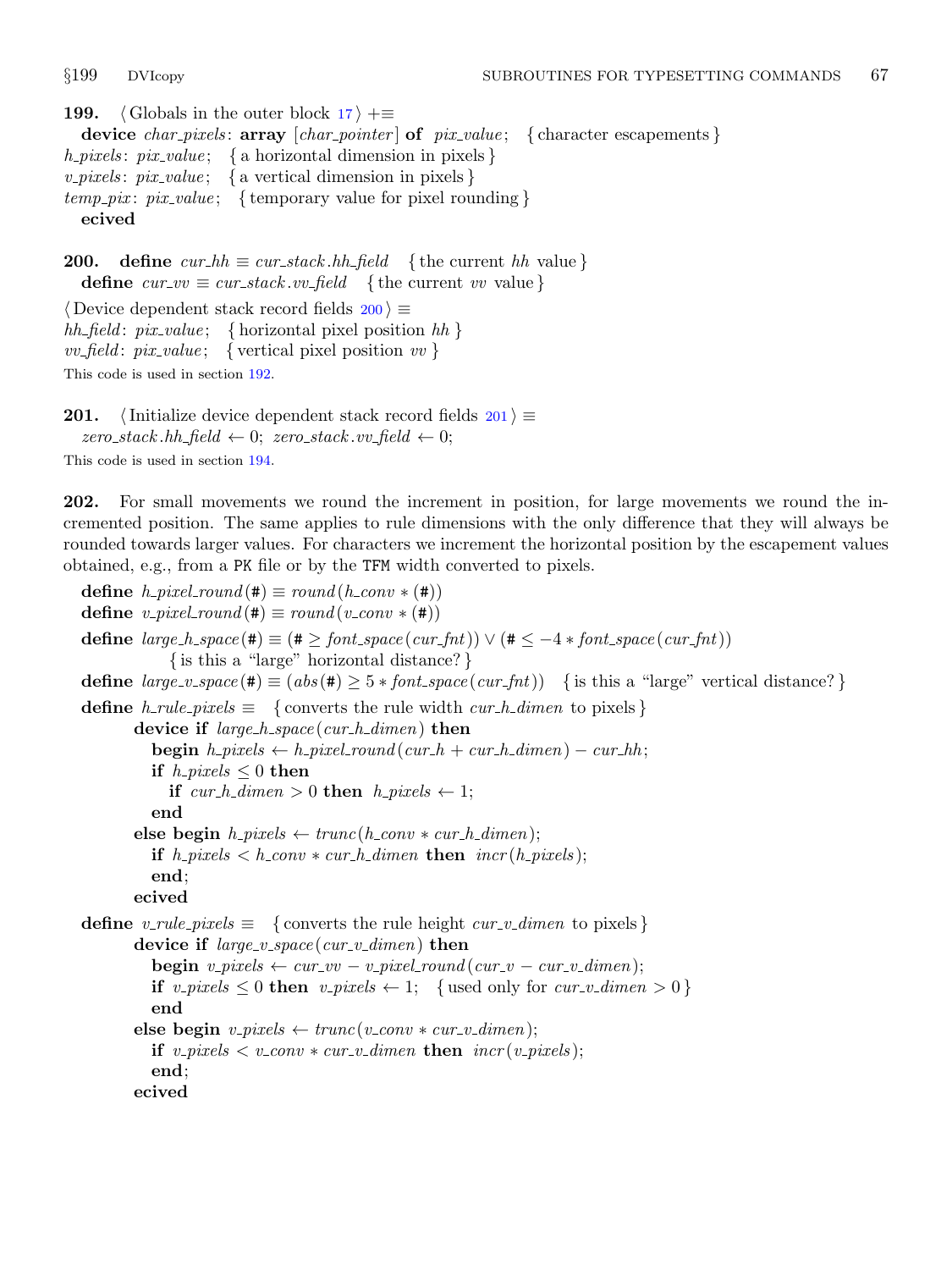**199.** ⟨ Globals in the outer block 17 ⟩ +≡
**device** *char_pixels*: **array** [*char_pointer*] **of** *pix_value*; { character escapements }
*h_pixels*: *pix_value*; { a horizontal dimension in pixels }
*v_pixels*: *pix_value*; { a vertical dimension in pixels }
*temp_pix*: *pix_value*; { temporary value for pixel rounding }
**ecived**

**200.** **define** *cur_hh* ≡ *cur_stack.hh_field* { the current *hh* value }
**define** *cur_vv* ≡ *cur_stack.vv_field* { the current *vv* value }

⟨ Device dependent stack record fields 200 ⟩ ≡
*hh_field*: *pix_value*; { horizontal pixel position *hh* }
*vv_field*: *pix_value*; { vertical pixel position *vv* }

This code is used in section 192.

**201.** ⟨ Initialize device dependent stack record fields 201 ⟩ ≡
*zero_stack.hh_field* ← 0; *zero_stack.vv_field* ← 0;

This code is used in section 194.

**202.** For small movements we round the increment in position, for large movements we round the incremented position. The same applies to rule dimensions with the only difference that they will always be rounded towards larger values. For characters we increment the horizontal position by the escapement values obtained, e.g., from a PK file or by the TFM width converted to pixels.

```
define h_pixel_round(#) ≡ round(h_conv ∗ (#))
define v_pixel_round(#) ≡ round(v_conv ∗ (#))
define large_h_space(#) ≡ (# ≥ font_space(cur_fnt)) ∨ (# ≤ −4 ∗ font_space(cur_fnt))
          { is this a "large" horizontal distance? }
define large_v_space(#) ≡ (abs(#) ≥ 5 ∗ font_space(cur_fnt))   { is this a "large" vertical distance? }
define h_rule_pixels ≡   { converts the rule width cur_h_dimen to pixels }
       device if large_h_space(cur_h_dimen) then
          begin h_pixels ← h_pixel_round(cur_h + cur_h_dimen) − cur_hh;
          if h_pixels ≤ 0 then
             if cur_h_dimen > 0 then h_pixels ← 1;
          end
       else begin h_pixels ← trunc(h_conv ∗ cur_h_dimen);
          if h_pixels < h_conv ∗ cur_h_dimen then incr(h_pixels);
          end;
       ecived
define v_rule_pixels ≡   { converts the rule height cur_v_dimen to pixels }
       device if large_v_space(cur_v_dimen) then
          begin v_pixels ← cur_vv − v_pixel_round(cur_v − cur_v_dimen);
          if v_pixels ≤ 0 then v_pixels ← 1;   { used only for cur_v_dimen > 0 }
          end
       else begin v_pixels ← trunc(v_conv ∗ cur_v_dimen);
          if v_pixels < v_conv ∗ cur_v_dimen then incr(v_pixels);
          end;
       ecived
```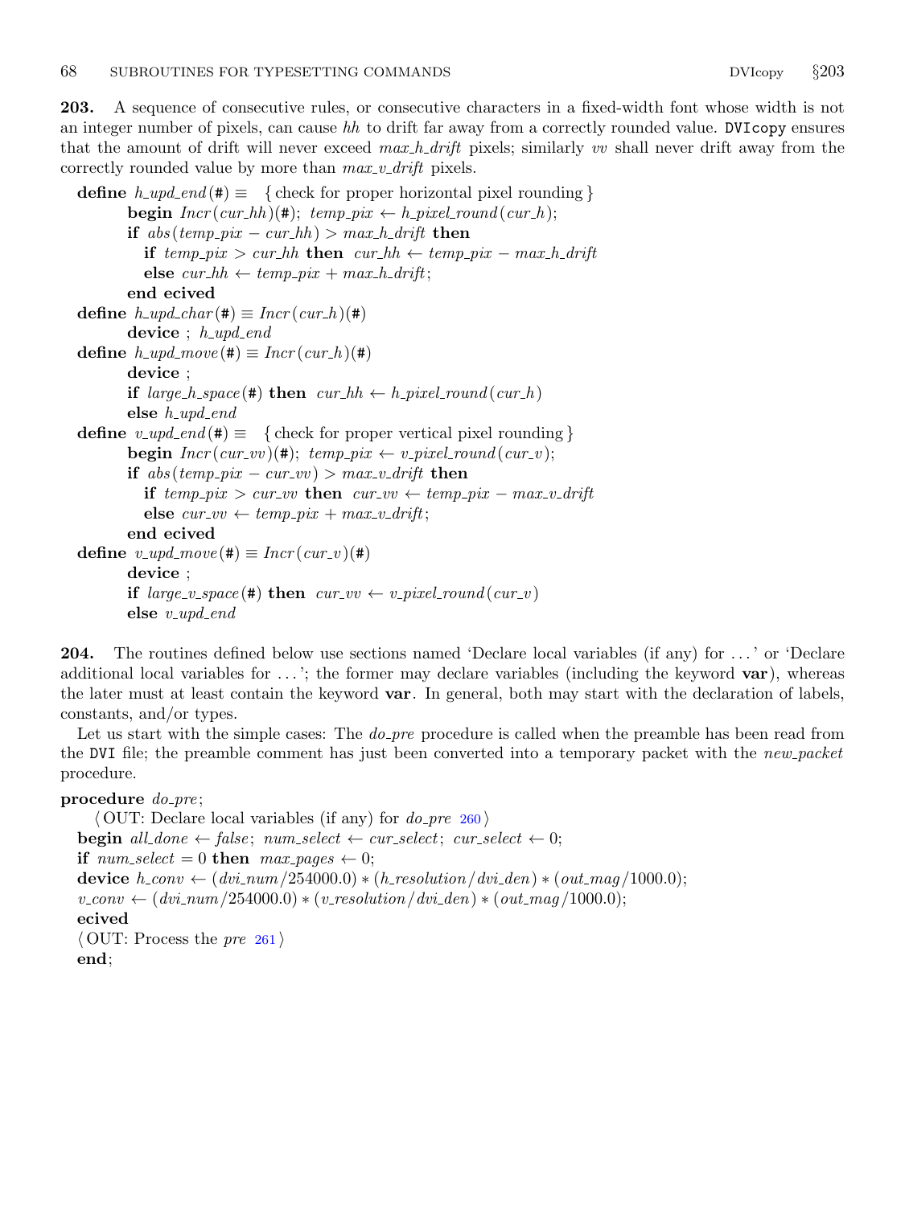**203.** A sequence of consecutive rules, or consecutive characters in a fixed-width font whose width is not an integer number of pixels, can cause *hh* to drift far away from a correctly rounded value. DVIcopy ensures that the amount of drift will never exceed *max_h_drift* pixels; similarly *vv* shall never drift away from the correctly rounded value by more than *max_v_drift* pixels.

```
define h_upd_end(#) ≡ { check for proper horizontal pixel rounding }
        begin Incr(cur_hh)(#); temp_pix ← h_pixel_round(cur_h);
        if abs(temp_pix − cur_hh) > max_h_drift then
          if temp_pix > cur_hh then cur_hh ← temp_pix − max_h_drift
          else cur_hh ← temp_pix + max_h_drift;
        end ecived
define h_upd_char(#) ≡ Incr(cur_h)(#)
        device ; h_upd_end
define h_upd_move(#) ≡ Incr(cur_h)(#)
        device ;
        if large_h_space(#) then cur_hh ← h_pixel_round(cur_h)
        else h_upd_end
define v_upd_end(#) ≡ { check for proper vertical pixel rounding }
        begin Incr(cur_vv)(#); temp_pix ← v_pixel_round(cur_v);
        if abs(temp_pix − cur_vv) > max_v_drift then
          if temp_pix > cur_vv then cur_vv ← temp_pix − max_v_drift
          else cur_vv ← temp_pix + max_v_drift;
        end ecived
define v_upd_move(#) ≡ Incr(cur_v)(#)
        device ;
        if large_v_space(#) then cur_vv ← v_pixel_round(cur_v)
        else v_upd_end
```

**204.** The routines defined below use sections named 'Declare local variables (if any) for ...' or 'Declare additional local variables for ...'; the former may declare variables (including the keyword **var**), whereas the later must at least contain the keyword **var**. In general, both may start with the declaration of labels, constants, and/or types.

Let us start with the simple cases: The *do_pre* procedure is called when the preamble has been read from the DVI file; the preamble comment has just been converted into a temporary packet with the *new_packet* procedure.

```
procedure do_pre;
    ⟨ OUT: Declare local variables (if any) for do_pre 260 ⟩
  begin all_done ← false; num_select ← cur_select; cur_select ← 0;
  if num_select = 0 then max_pages ← 0;
  device h_conv ← (dvi_num/254000.0) ∗ (h_resolution/dvi_den) ∗ (out_mag/1000.0);
  v_conv ← (dvi_num/254000.0) ∗ (v_resolution/dvi_den) ∗ (out_mag/1000.0);
  ecived
  ⟨ OUT: Process the pre 261 ⟩
  end;
```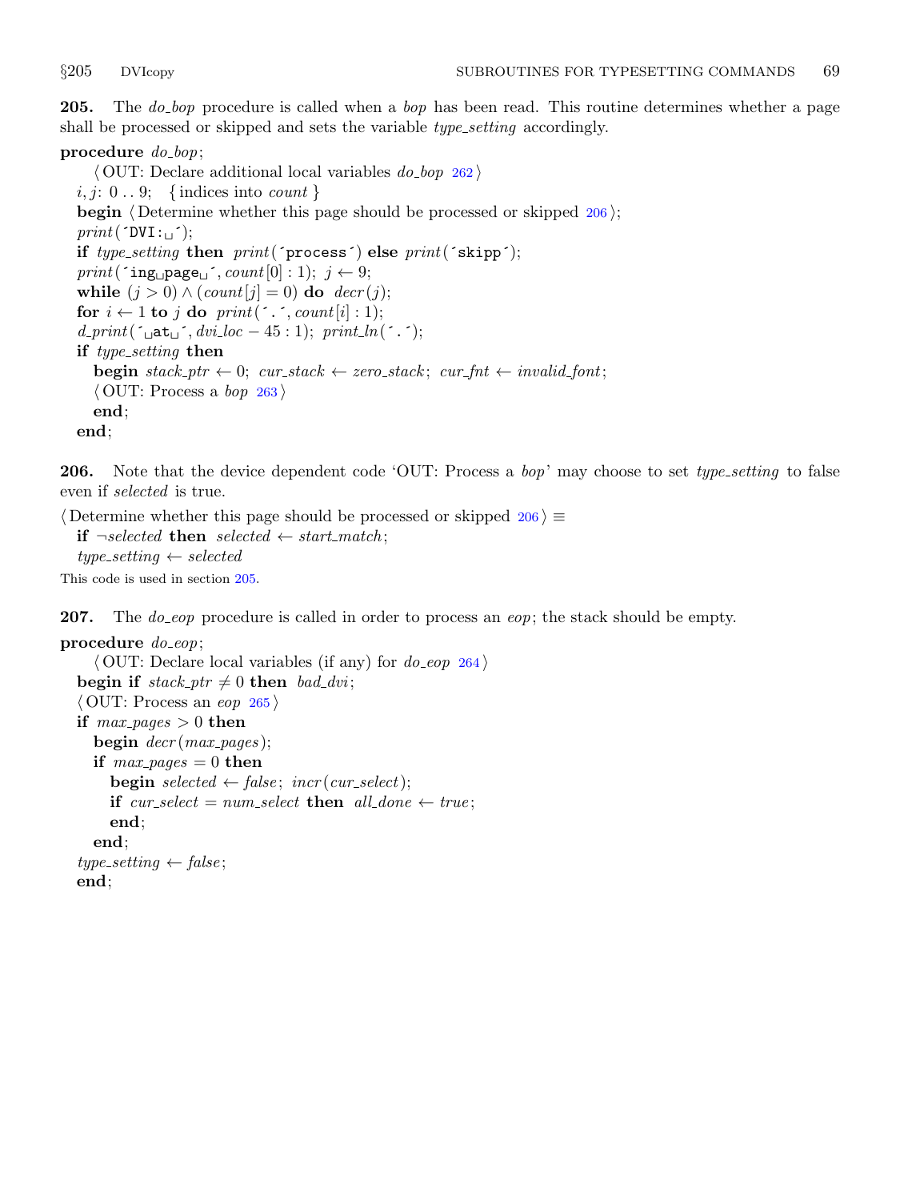**205.** The *do_bop* procedure is called when a *bop* has been read. This routine determines whether a page shall be processed or skipped and sets the variable *type_setting* accordingly.

```
procedure do_bop;
    ⟨ OUT: Declare additional local variables do_bop 262 ⟩
  i, j: 0 .. 9;  { indices into count }
  begin ⟨ Determine whether this page should be processed or skipped 206 ⟩;
  print(´DVI:␣´);
  if type_setting then print(´process´) else print(´skipp´);
  print(´ing␣page␣´, count[0] : 1); j ← 9;
  while (j > 0) ∧ (count[j] = 0) do decr(j);
  for i ← 1 to j do print(´.´, count[i] : 1);
  d_print(´␣at␣´, dvi_loc − 45 : 1); print_ln(´.´);
  if type_setting then
    begin stack_ptr ← 0; cur_stack ← zero_stack; cur_fnt ← invalid_font;
    ⟨ OUT: Process a bop 263 ⟩
    end;
  end;
```

**206.** Note that the device dependent code 'OUT: Process a *bop*' may choose to set *type_setting* to false even if *selected* is true.

```
⟨ Determine whether this page should be processed or skipped 206 ⟩ ≡
  if ¬selected then selected ← start_match;
  type_setting ← selected
```

This code is used in section 205.

**207.** The *do_eop* procedure is called in order to process an *eop*; the stack should be empty.

```
procedure do_eop;
    ⟨ OUT: Declare local variables (if any) for do_eop 264 ⟩
  begin if stack_ptr ≠ 0 then bad_dvi;
  ⟨ OUT: Process an eop 265 ⟩
  if max_pages > 0 then
    begin decr(max_pages);
    if max_pages = 0 then
      begin selected ← false; incr(cur_select);
      if cur_select = num_select then all_done ← true;
      end;
    end;
  type_setting ← false;
  end;
```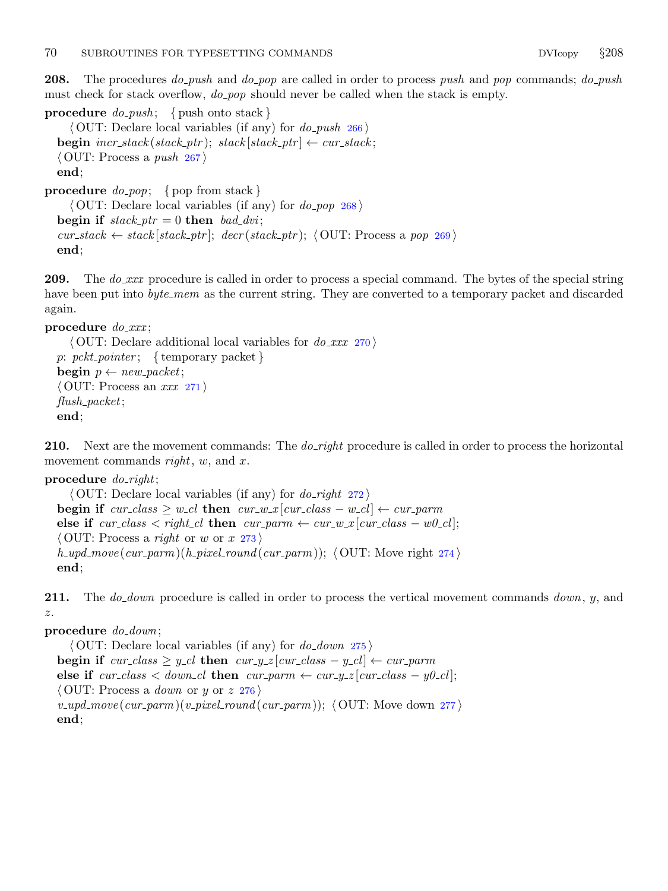**208.** The procedures *do_push* and *do_pop* are called in order to process *push* and *pop* commands; *do_push* must check for stack overflow, *do_pop* should never be called when the stack is empty.

```
procedure do_push; { push onto stack }
    ⟨OUT: Declare local variables (if any) for do_push 266⟩
  begin incr_stack(stack_ptr); stack[stack_ptr] ← cur_stack;
  ⟨OUT: Process a push 267⟩
  end;

procedure do_pop; { pop from stack }
    ⟨OUT: Declare local variables (if any) for do_pop 268⟩
  begin if stack_ptr = 0 then bad_dvi;
  cur_stack ← stack[stack_ptr]; decr(stack_ptr); ⟨OUT: Process a pop 269⟩
  end;
```

**209.** The *do_xxx* procedure is called in order to process a special command. The bytes of the special string have been put into *byte_mem* as the current string. They are converted to a temporary packet and discarded again.

```
procedure do_xxx;
    ⟨OUT: Declare additional local variables for do_xxx 270⟩
  p: pckt_pointer; { temporary packet }
  begin p ← new_packet;
  ⟨OUT: Process an xxx 271⟩
  flush_packet;
  end;
```

**210.** Next are the movement commands: The *do_right* procedure is called in order to process the horizontal movement commands *right*, *w*, and *x*.

```
procedure do_right;
    ⟨OUT: Declare local variables (if any) for do_right 272⟩
  begin if cur_class ≥ w_cl then cur_w_x[cur_class − w_cl] ← cur_parm
  else if cur_class < right_cl then cur_parm ← cur_w_x[cur_class − w0_cl];
  ⟨OUT: Process a right or w or x 273⟩
  h_upd_move(cur_parm)(h_pixel_round(cur_parm)); ⟨OUT: Move right 274⟩
  end;
```

**211.** The *do_down* procedure is called in order to process the vertical movement commands *down*, *y*, and *z*.

```
procedure do_down;
    ⟨OUT: Declare local variables (if any) for do_down 275⟩
  begin if cur_class ≥ y_cl then cur_y_z[cur_class − y_cl] ← cur_parm
  else if cur_class < down_cl then cur_parm ← cur_y_z[cur_class − y0_cl];
  ⟨OUT: Process a down or y or z 276⟩
  v_upd_move(cur_parm)(v_pixel_round(cur_parm)); ⟨OUT: Move down 277⟩
  end;
```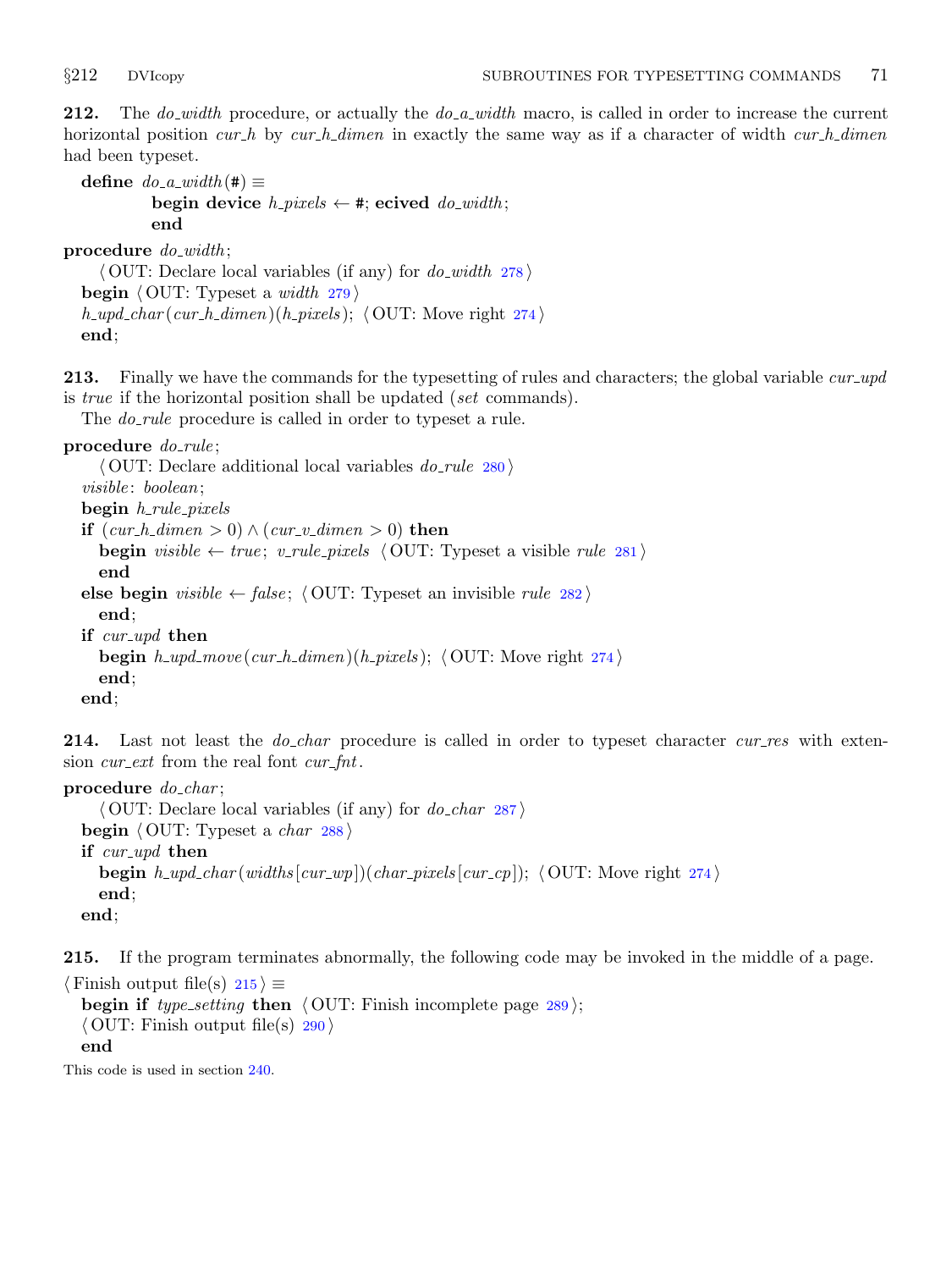**212.** The *do_width* procedure, or actually the *do_a_width* macro, is called in order to increase the current horizontal position *cur_h* by *cur_h_dimen* in exactly the same way as if a character of width *cur_h_dimen* had been typeset.

```
define do_a_width(#) ≡
        begin device h_pixels ← #; ecived do_width;
        end

procedure do_width;
    ⟨OUT: Declare local variables (if any) for do_width 278⟩
  begin ⟨OUT: Typeset a width 279⟩
  h_upd_char(cur_h_dimen)(h_pixels); ⟨OUT: Move right 274⟩
  end;
```

**213.** Finally we have the commands for the typesetting of rules and characters; the global variable *cur_upd* is *true* if the horizontal position shall be updated (*set* commands).

The *do_rule* procedure is called in order to typeset a rule.

```
procedure do_rule;
    ⟨OUT: Declare additional local variables do_rule 280⟩
  visible: boolean;
  begin h_rule_pixels
  if (cur_h_dimen > 0) ∧ (cur_v_dimen > 0) then
    begin visible ← true; v_rule_pixels ⟨OUT: Typeset a visible rule 281⟩
    end
  else begin visible ← false; ⟨OUT: Typeset an invisible rule 282⟩
    end;
  if cur_upd then
    begin h_upd_move(cur_h_dimen)(h_pixels); ⟨OUT: Move right 274⟩
    end;
  end;
```

**214.** Last not least the *do_char* procedure is called in order to typeset character *cur_res* with extension *cur_ext* from the real font *cur_fnt*.

```
procedure do_char;
    ⟨OUT: Declare local variables (if any) for do_char 287⟩
  begin ⟨OUT: Typeset a char 288⟩
  if cur_upd then
    begin h_upd_char(widths[cur_wp])(char_pixels[cur_cp]); ⟨OUT: Move right 274⟩
    end;
  end;
```

**215.** If the program terminates abnormally, the following code may be invoked in the middle of a page.

```
⟨Finish output file(s) 215⟩ ≡
  begin if type_setting then ⟨OUT: Finish incomplete page 289⟩;
  ⟨OUT: Finish output file(s) 290⟩
  end
```

This code is used in section 240.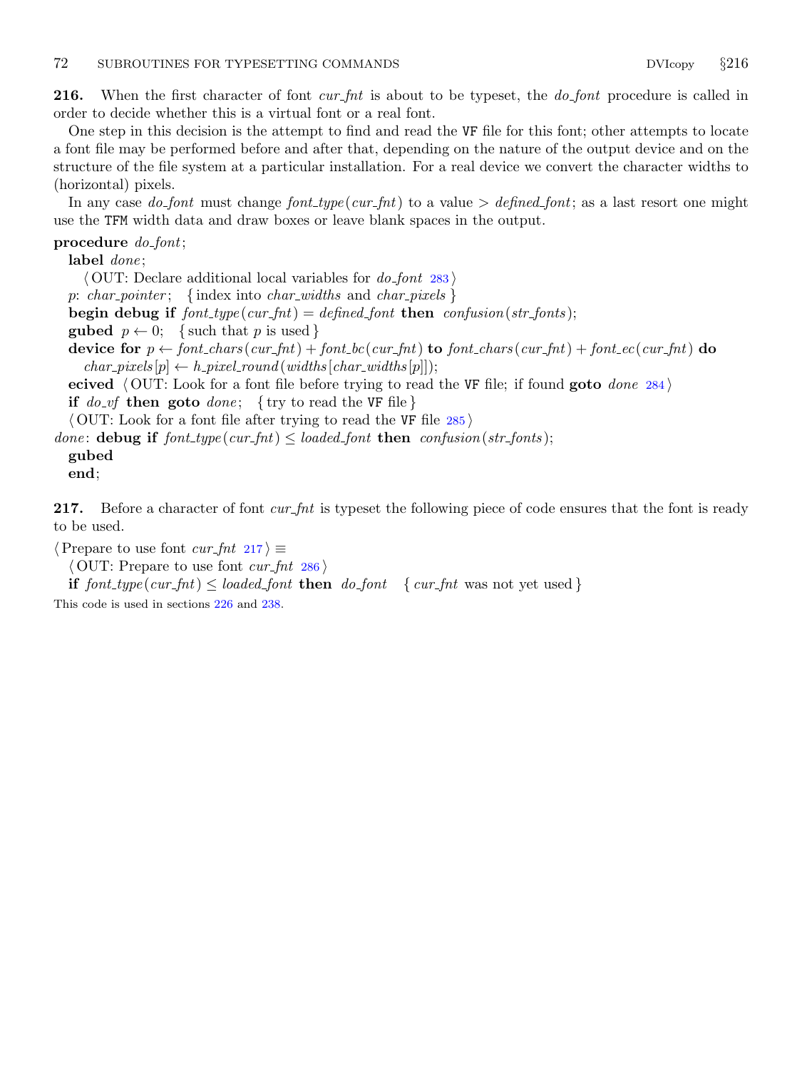**216.** When the first character of font *cur_fnt* is about to be typeset, the *do_font* procedure is called in order to decide whether this is a virtual font or a real font.

One step in this decision is the attempt to find and read the VF file for this font; other attempts to locate a font file may be performed before and after that, depending on the nature of the output device and on the structure of the file system at a particular installation. For a real device we convert the character widths to (horizontal) pixels.

In any case *do_font* must change *font_type*(*cur_fnt*) to a value > *defined_font*; as a last resort one might use the TFM width data and draw boxes or leave blank spaces in the output.

**procedure** *do_font*;
  **label** *done*;
    ⟨OUT: Declare additional local variables for *do_font* 283⟩
  *p*: *char_pointer*;  { index into *char_widths* and *char_pixels* }
  **begin debug if** *font_type*(*cur_fnt*) = *defined_font* **then** *confusion*(*str_fonts*);
  **gubed** $p \leftarrow 0$;  { such that *p* is used }
  **device for** $p \leftarrow$ *font_chars*(*cur_fnt*) + *font_bc*(*cur_fnt*) **to** *font_chars*(*cur_fnt*) + *font_ec*(*cur_fnt*) **do**
    *char_pixels*[*p*] ← *h_pixel_round*(*widths*[*char_widths*[*p*]]);
  **ecived** ⟨OUT: Look for a font file before trying to read the VF file; if found **goto** *done* 284⟩
  **if** *do_vf* **then goto** *done*;  { try to read the VF file }
  ⟨OUT: Look for a font file after trying to read the VF file 285⟩
*done*: **debug if** *font_type*(*cur_fnt*) ≤ *loaded_font* **then** *confusion*(*str_fonts*);
  **gubed**
  **end**;

**217.** Before a character of font *cur_fnt* is typeset the following piece of code ensures that the font is ready to be used.

⟨Prepare to use font *cur_fnt* 217⟩ ≡
  ⟨OUT: Prepare to use font *cur_fnt* 286⟩
  **if** *font_type*(*cur_fnt*) ≤ *loaded_font* **then** *do_font*  { *cur_fnt* was not yet used }

This code is used in sections 226 and 238.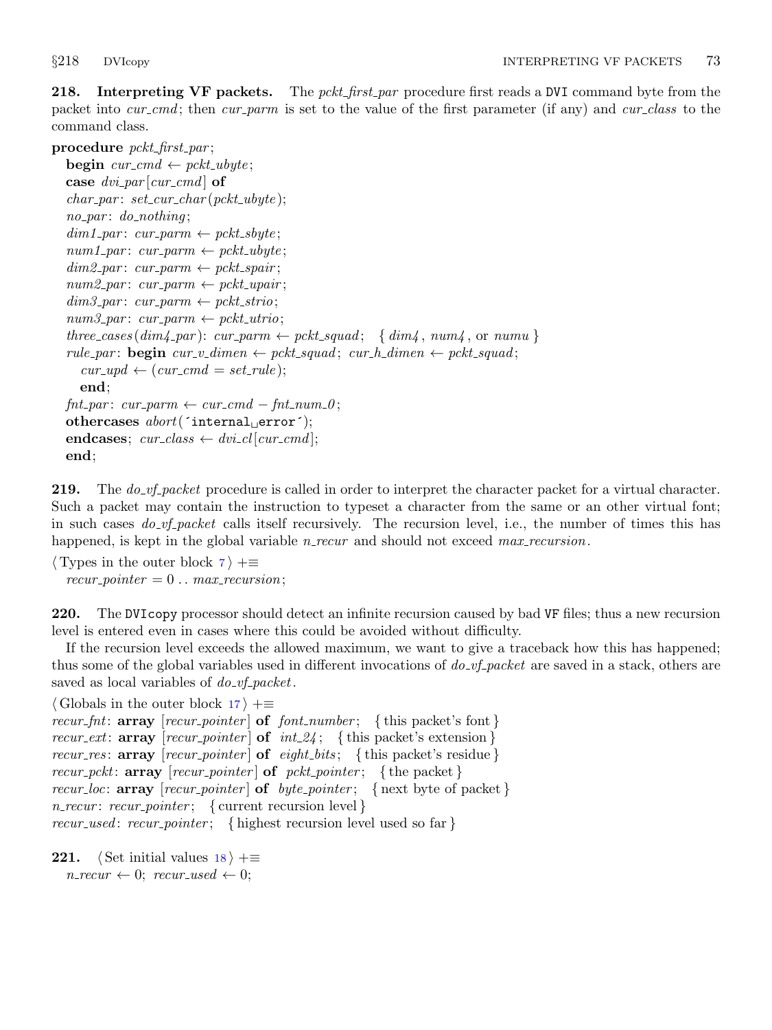**218. Interpreting VF packets.** The *pckt_first_par* procedure first reads a DVI command byte from the packet into *cur_cmd*; then *cur_parm* is set to the value of the first parameter (if any) and *cur_class* to the command class.

```
procedure pckt_first_par;
  begin cur_cmd ← pckt_ubyte;
  case dvi_par[cur_cmd] of
  char_par: set_cur_char(pckt_ubyte);
  no_par: do_nothing;
  dim1_par: cur_parm ← pckt_sbyte;
  num1_par: cur_parm ← pckt_ubyte;
  dim2_par: cur_parm ← pckt_spair;
  num2_par: cur_parm ← pckt_upair;
  dim3_par: cur_parm ← pckt_strio;
  num3_par: cur_parm ← pckt_utrio;
  three_cases(dim4_par): cur_parm ← pckt_squad;   { dim4, num4, or numu }
  rule_par: begin cur_v_dimen ← pckt_squad; cur_h_dimen ← pckt_squad;
    cur_upd ← (cur_cmd = set_rule);
    end;
  fnt_par: cur_parm ← cur_cmd − fnt_num_0;
  othercases abort('internal error');
  endcases; cur_class ← dvi_cl[cur_cmd];
  end;
```

**219.** The *do_vf_packet* procedure is called in order to interpret the character packet for a virtual character. Such a packet may contain the instruction to typeset a character from the same or an other virtual font; in such cases *do_vf_packet* calls itself recursively. The recursion level, i.e., the number of times this has happened, is kept in the global variable *n_recur* and should not exceed *max_recursion*.

```
⟨Types in the outer block 7⟩ +≡
  recur_pointer = 0 .. max_recursion;
```

**220.** The DVIcopy processor should detect an infinite recursion caused by bad VF files; thus a new recursion level is entered even in cases where this could be avoided without difficulty.

If the recursion level exceeds the allowed maximum, we want to give a traceback how this has happened; thus some of the global variables used in different invocations of *do_vf_packet* are saved in a stack, others are saved as local variables of *do_vf_packet*.

```
⟨Globals in the outer block 17⟩ +≡
recur_fnt: array [recur_pointer] of font_number;   { this packet's font }
recur_ext: array [recur_pointer] of int_24;   { this packet's extension }
recur_res: array [recur_pointer] of eight_bits;   { this packet's residue }
recur_pckt: array [recur_pointer] of pckt_pointer;   { the packet }
recur_loc: array [recur_pointer] of byte_pointer;   { next byte of packet }
n_recur: recur_pointer;   { current recursion level }
recur_used: recur_pointer;   { highest recursion level used so far }
```

**221.** ⟨Set initial values 18⟩ +≡

```
  n_recur ← 0; recur_used ← 0;
```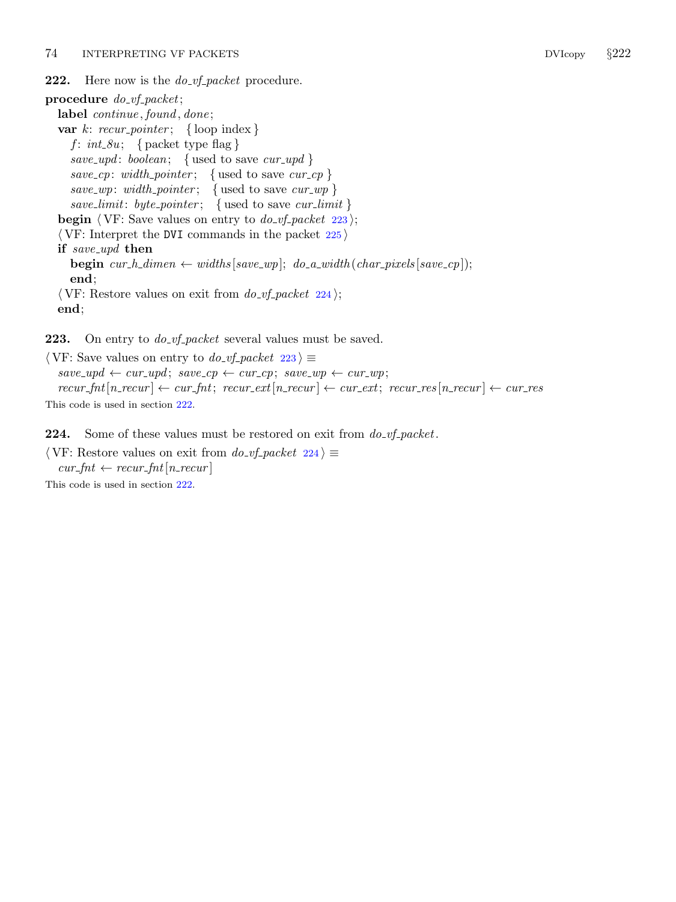**222.** Here now is the *do_vf_packet* procedure.

```
procedure do_vf_packet;
  label continue, found, done;
  var k: recur_pointer;   { loop index }
    f: int_8u;   { packet type flag }
    save_upd: boolean;   { used to save cur_upd }
    save_cp: width_pointer;   { used to save cur_cp }
    save_wp: width_pointer;   { used to save cur_wp }
    save_limit: byte_pointer;   { used to save cur_limit }
  begin ⟨VF: Save values on entry to do_vf_packet 223⟩;
  ⟨VF: Interpret the DVI commands in the packet 225⟩
  if save_upd then
    begin cur_h_dimen ← widths[save_wp]; do_a_width(char_pixels[save_cp]);
    end;
  ⟨VF: Restore values on exit from do_vf_packet 224⟩;
  end;
```

**223.** On entry to *do_vf_packet* several values must be saved.

```
⟨VF: Save values on entry to do_vf_packet 223⟩ ≡
  save_upd ← cur_upd; save_cp ← cur_cp; save_wp ← cur_wp;
  recur_fnt[n_recur] ← cur_fnt; recur_ext[n_recur] ← cur_ext; recur_res[n_recur] ← cur_res
```

This code is used in section 222.

**224.** Some of these values must be restored on exit from *do_vf_packet*.

```
⟨VF: Restore values on exit from do_vf_packet 224⟩ ≡
  cur_fnt ← recur_fnt[n_recur]
```

This code is used in section 222.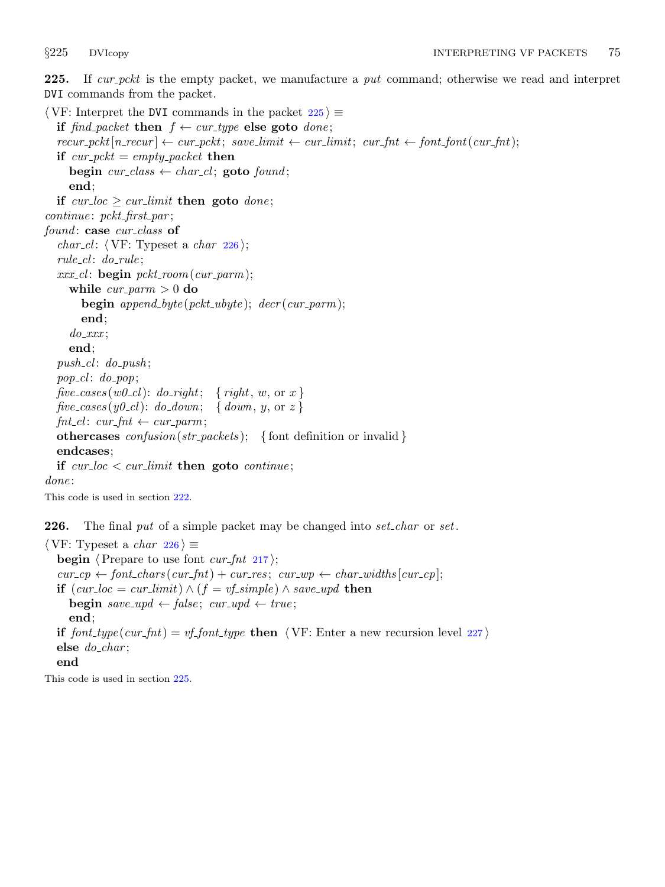**225.** If *cur_pckt* is the empty packet, we manufacture a *put* command; otherwise we read and interpret DVI commands from the packet.

⟨ VF: Interpret the DVI commands in the packet 225 ⟩ ≡

```
   if find_packet then f ← cur_type else goto done;
   recur_pckt[n_recur] ← cur_pckt; save_limit ← cur_limit; cur_fnt ← font_font(cur_fnt);
   if cur_pckt = empty_packet then
      begin cur_class ← char_cl; goto found;
      end;
   if cur_loc ≥ cur_limit then goto done;
continue: pckt_first_par;
found: case cur_class of
   char_cl: ⟨ VF: Typeset a char 226 ⟩;
   rule_cl: do_rule;
   xxx_cl: begin pckt_room(cur_parm);
      while cur_parm > 0 do
         begin append_byte(pckt_ubyte); decr(cur_parm);
         end;
      do_xxx;
      end;
   push_cl: do_push;
   pop_cl: do_pop;
   five_cases(w0_cl): do_right;   { right, w, or x }
   five_cases(y0_cl): do_down;   { down, y, or z }
   fnt_cl: cur_fnt ← cur_parm;
   othercases confusion(str_packets);   { font definition or invalid }
   endcases;
   if cur_loc < cur_limit then goto continue;
done:
```

This code is used in section 222.

**226.** The final *put* of a simple packet may be changed into *set_char* or *set*.

⟨ VF: Typeset a *char* 226 ⟩ ≡

```
   begin ⟨ Prepare to use font cur_fnt 217 ⟩;
   cur_cp ← font_chars(cur_fnt) + cur_res; cur_wp ← char_widths[cur_cp];
   if (cur_loc = cur_limit) ∧ (f = vf_simple) ∧ save_upd then
      begin save_upd ← false; cur_upd ← true;
      end;
   if font_type(cur_fnt) = vf_font_type then ⟨ VF: Enter a new recursion level 227 ⟩
   else do_char;
   end
```

This code is used in section 225.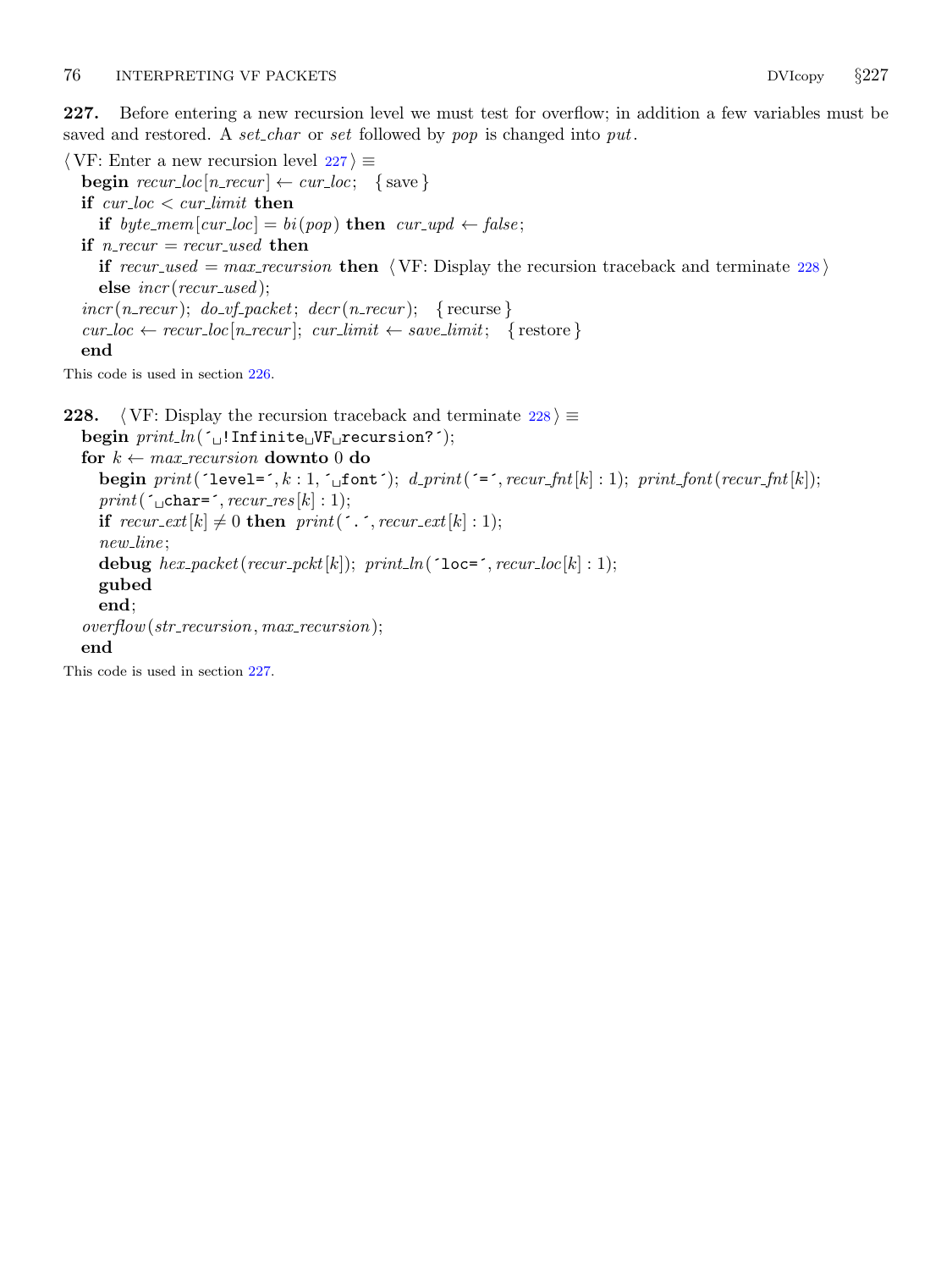**227.** Before entering a new recursion level we must test for overflow; in addition a few variables must be saved and restored. A *set_char* or *set* followed by *pop* is changed into *put*.

⟨ VF: Enter a new recursion level 227 ⟩ ≡

```
begin recur_loc[n_recur] ← cur_loc;   { save }
if cur_loc < cur_limit then
   if byte_mem[cur_loc] = bi(pop) then cur_upd ← false;
if n_recur = recur_used then
   if recur_used = max_recursion then ⟨ VF: Display the recursion traceback and terminate 228 ⟩
   else incr(recur_used);
incr(n_recur); do_vf_packet; decr(n_recur);   { recurse }
cur_loc ← recur_loc[n_recur]; cur_limit ← save_limit;   { restore }
end
```

This code is used in section 226.

**228.** ⟨ VF: Display the recursion traceback and terminate 228 ⟩ ≡

```
begin print_ln('␣!Infinite␣VF␣recursion?');
for k ← max_recursion downto 0 do
   begin print('level=', k : 1, '␣font'); d_print('=', recur_fnt[k] : 1); print_font(recur_fnt[k]);
   print('␣char=', recur_res[k] : 1);
   if recur_ext[k] ≠ 0 then print('.', recur_ext[k] : 1);
   new_line;
   debug hex_packet(recur_pckt[k]); print_ln('loc=', recur_loc[k] : 1);
   gubed
   end;
overflow(str_recursion, max_recursion);
end
```

This code is used in section 227.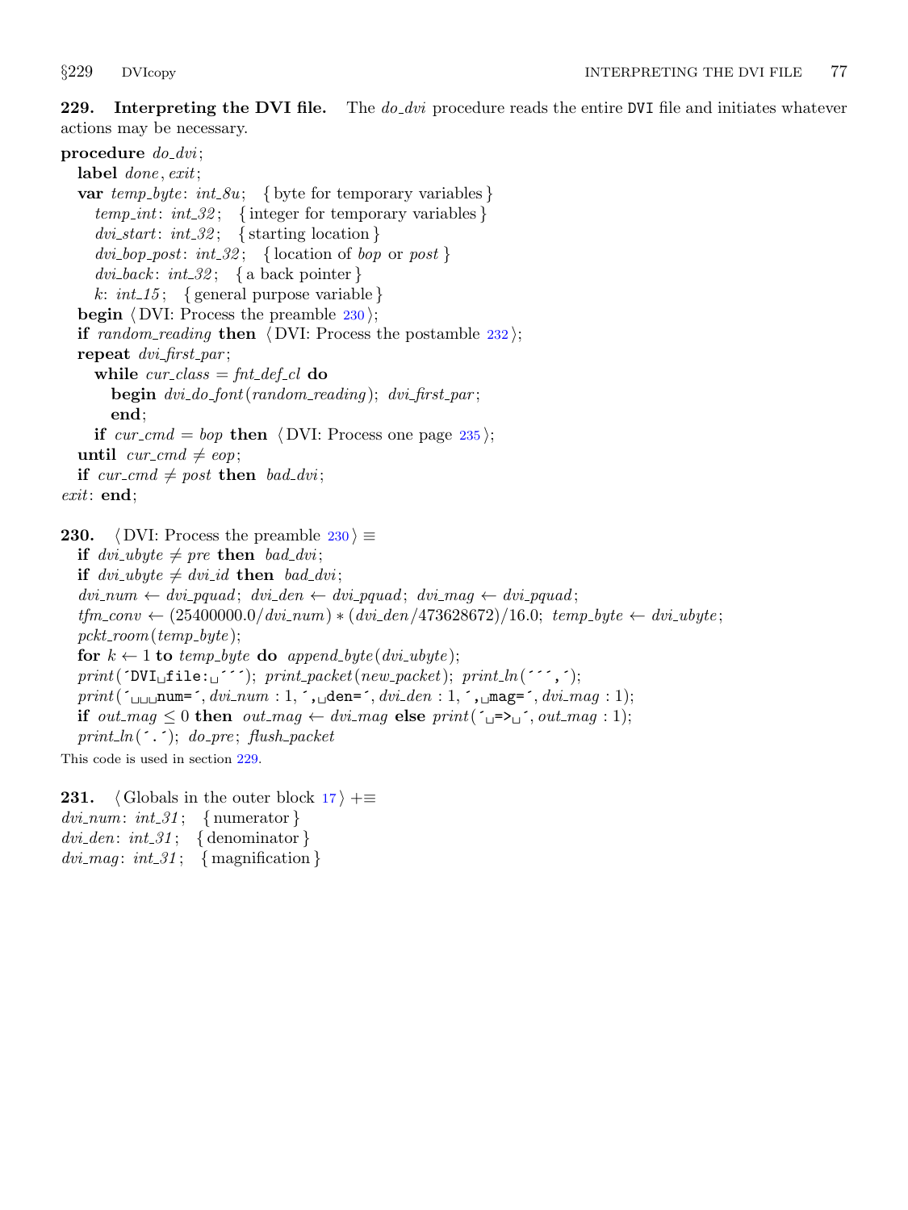**229. Interpreting the DVI file.** The *do_dvi* procedure reads the entire DVI file and initiates whatever actions may be necessary.

```
procedure do_dvi;
  label done, exit;
  var temp_byte: int_8u;  { byte for temporary variables }
    temp_int: int_32;  { integer for temporary variables }
    dvi_start: int_32;  { starting location }
    dvi_bop_post: int_32;  { location of bop or post }
    dvi_back: int_32;  { a back pointer }
    k: int_15;  { general purpose variable }
  begin ⟨DVI: Process the preamble 230⟩;
  if random_reading then ⟨DVI: Process the postamble 232⟩;
  repeat dvi_first_par;
    while cur_class = fnt_def_cl do
      begin dvi_do_font(random_reading); dvi_first_par;
      end;
    if cur_cmd = bop then ⟨DVI: Process one page 235⟩;
  until cur_cmd ≠ eop;
  if cur_cmd ≠ post then bad_dvi;
exit: end;
```

**230.** ⟨DVI: Process the preamble 230⟩ ≡

```
if dvi_ubyte ≠ pre then bad_dvi;
if dvi_ubyte ≠ dvi_id then bad_dvi;
dvi_num ← dvi_pquad; dvi_den ← dvi_pquad; dvi_mag ← dvi_pquad;
tfm_conv ← (25400000.0/dvi_num) * (dvi_den/473628672)/16.0; temp_byte ← dvi_ubyte;
pckt_room(temp_byte);
for k ← 1 to temp_byte do append_byte(dvi_ubyte);
print('DVI␣file:␣```); print_packet(new_packet); print_ln(```,');
print('␣␣␣num=', dvi_num : 1, ',␣den=', dvi_den : 1, ',␣mag=', dvi_mag : 1);
if out_mag ≤ 0 then out_mag ← dvi_mag else print('␣=>␣', out_mag : 1);
print_ln('.'); do_pre; flush_packet
```

This code is used in section 229.

**231.** ⟨Globals in the outer block 17⟩ +≡

```
dvi_num: int_31;  { numerator }
dvi_den: int_31;  { denominator }
dvi_mag: int_31;  { magnification }
```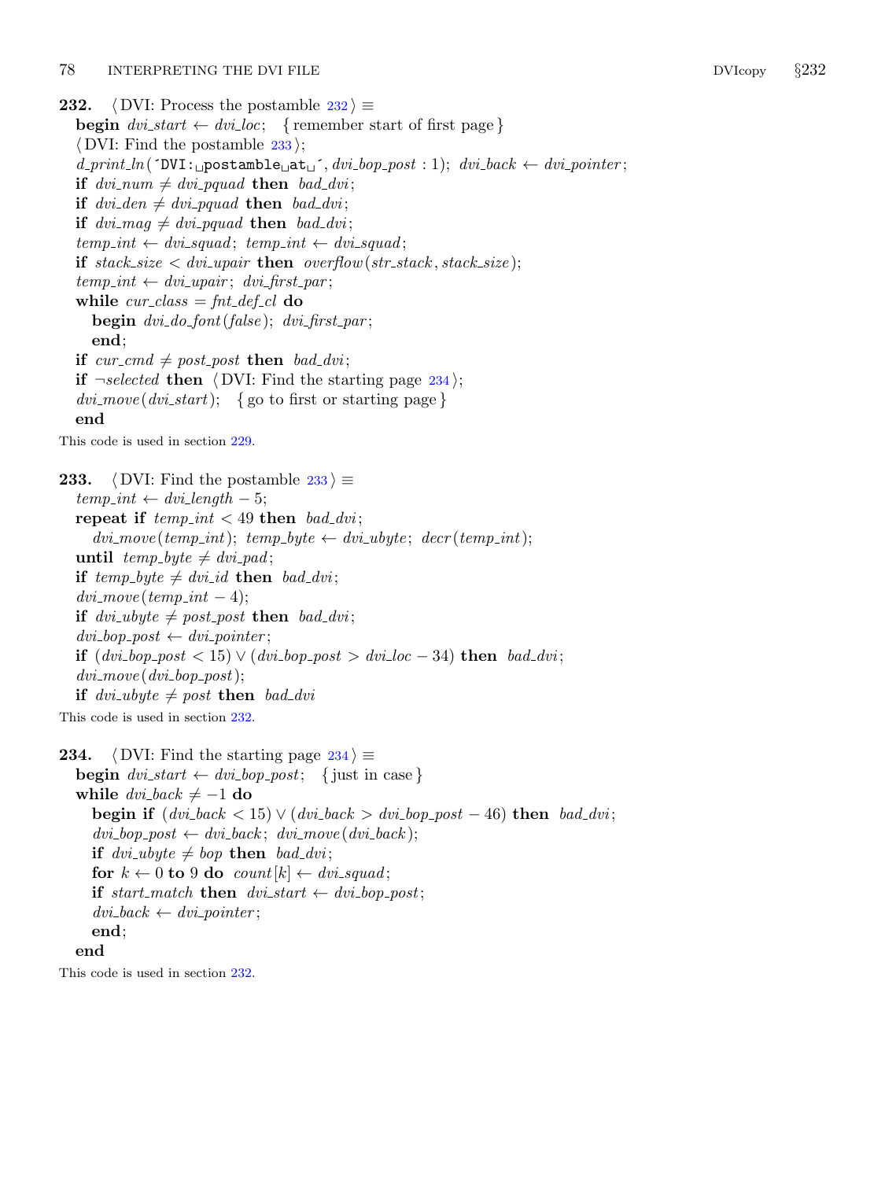**232.** ⟨ DVI: Process the postamble 232 ⟩ ≡

```
begin dvi_start ← dvi_loc;   { remember start of first page }
⟨ DVI: Find the postamble 233 ⟩;
d_print_ln(´DVI: postamble at ´, dvi_bop_post : 1);  dvi_back ← dvi_pointer;
if dvi_num ≠ dvi_pquad then bad_dvi;
if dvi_den ≠ dvi_pquad then bad_dvi;
if dvi_mag ≠ dvi_pquad then bad_dvi;
temp_int ← dvi_squad;  temp_int ← dvi_squad;
if stack_size < dvi_upair then overflow(str_stack, stack_size);
temp_int ← dvi_upair;  dvi_first_par;
while cur_class = fnt_def_cl do
  begin dvi_do_font(false);  dvi_first_par;
  end;
if cur_cmd ≠ post_post then bad_dvi;
if ¬selected then ⟨ DVI: Find the starting page 234 ⟩;
dvi_move(dvi_start);   { go to first or starting page }
end
```

This code is used in section 229.

**233.** ⟨ DVI: Find the postamble 233 ⟩ ≡

```
temp_int ← dvi_length − 5;
repeat if temp_int < 49 then bad_dvi;
  dvi_move(temp_int);  temp_byte ← dvi_ubyte;  decr(temp_int);
until temp_byte ≠ dvi_pad;
if temp_byte ≠ dvi_id then bad_dvi;
dvi_move(temp_int − 4);
if dvi_ubyte ≠ post_post then bad_dvi;
dvi_bop_post ← dvi_pointer;
if (dvi_bop_post < 15) ∨ (dvi_bop_post > dvi_loc − 34) then bad_dvi;
dvi_move(dvi_bop_post);
if dvi_ubyte ≠ post then bad_dvi
```

This code is used in section 232.

**234.** ⟨ DVI: Find the starting page 234 ⟩ ≡

```
begin dvi_start ← dvi_bop_post;   { just in case }
while dvi_back ≠ −1 do
  begin if (dvi_back < 15) ∨ (dvi_back > dvi_bop_post − 46) then bad_dvi;
  dvi_bop_post ← dvi_back;  dvi_move(dvi_back);
  if dvi_ubyte ≠ bop then bad_dvi;
  for k ← 0 to 9 do count[k] ← dvi_squad;
  if start_match then dvi_start ← dvi_bop_post;
  dvi_back ← dvi_pointer;
  end;
end
```

This code is used in section 232.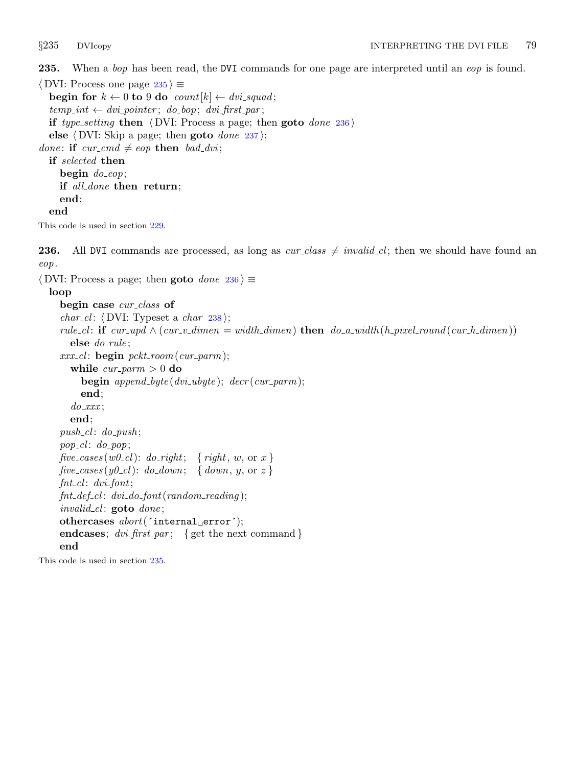**235.** When a *bop* has been read, the DVI commands for one page are interpreted until an *eop* is found.

```
⟨ DVI: Process one page 235 ⟩ ≡
  begin for k ← 0 to 9 do count[k] ← dvi_squad;
  temp_int ← dvi_pointer; do_bop; dvi_first_par;
  if type_setting then ⟨ DVI: Process a page; then goto done 236 ⟩
  else ⟨ DVI: Skip a page; then goto done 237 ⟩;
done: if cur_cmd ≠ eop then bad_dvi;
  if selected then
    begin do_eop;
    if all_done then return;
    end;
  end
```

This code is used in section 229.

**236.** All DVI commands are processed, as long as *cur_class* ≠ *invalid_cl*; then we should have found an *eop*.

```
⟨ DVI: Process a page; then goto done 236 ⟩ ≡
  loop
    begin case cur_class of
    char_cl: ⟨ DVI: Typeset a char 238 ⟩;
    rule_cl: if cur_upd ∧ (cur_v_dimen = width_dimen) then do_a_width(h_pixel_round(cur_h_dimen))
      else do_rule;
    xxx_cl: begin pckt_room(cur_parm);
      while cur_parm > 0 do
        begin append_byte(dvi_ubyte); decr(cur_parm);
        end;
      do_xxx;
      end;
    push_cl: do_push;
    pop_cl: do_pop;
    five_cases(w0_cl): do_right;   { right, w, or x }
    five_cases(y0_cl): do_down;   { down, y, or z }
    fnt_cl: dvi_font;
    fnt_def_cl: dvi_do_font(random_reading);
    invalid_cl: goto done;
    othercases abort(´internal␣error´);
    endcases; dvi_first_par;   { get the next command }
    end
```

This code is used in section 235.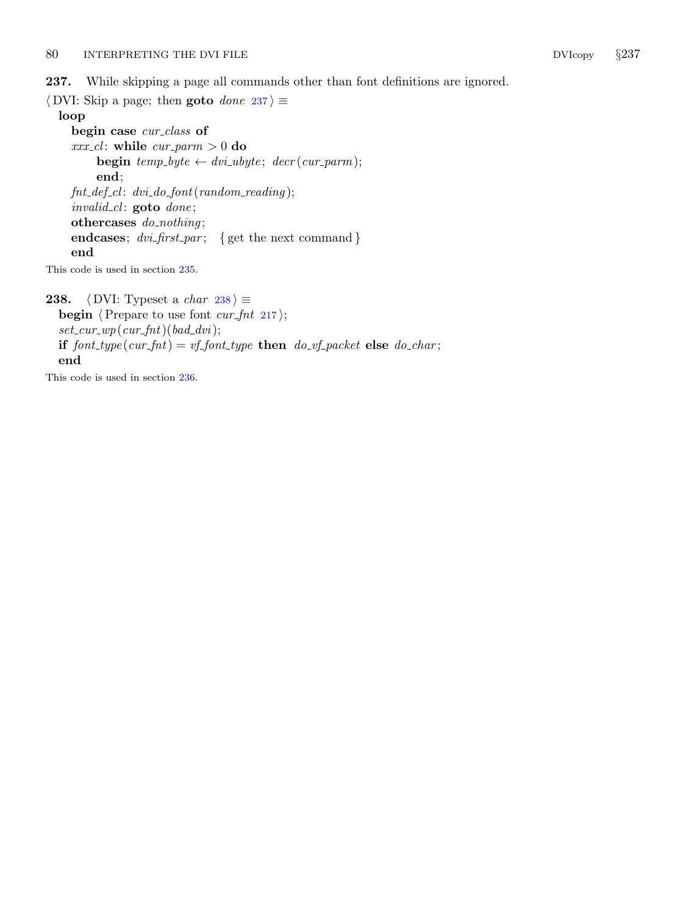**237.** While skipping a page all commands other than font definitions are ignored.

⟨ DVI: Skip a page; then **goto** *done* 237 ⟩ ≡

```
loop
  begin case cur_class of
  xxx_cl: while cur_parm > 0 do
      begin temp_byte ← dvi_ubyte; decr(cur_parm);
      end;
  fnt_def_cl: dvi_do_font(random_reading);
  invalid_cl: goto done;
  othercases do_nothing;
  endcases; dvi_first_par;   { get the next command }
  end
```

This code is used in section 235.

**238.** ⟨ DVI: Typeset a *char* 238 ⟩ ≡

```
begin ⟨ Prepare to use font cur_fnt 217 ⟩;
set_cur_wp(cur_fnt)(bad_dvi);
if font_type(cur_fnt) = vf_font_type then do_vf_packet else do_char;
end
```

This code is used in section 236.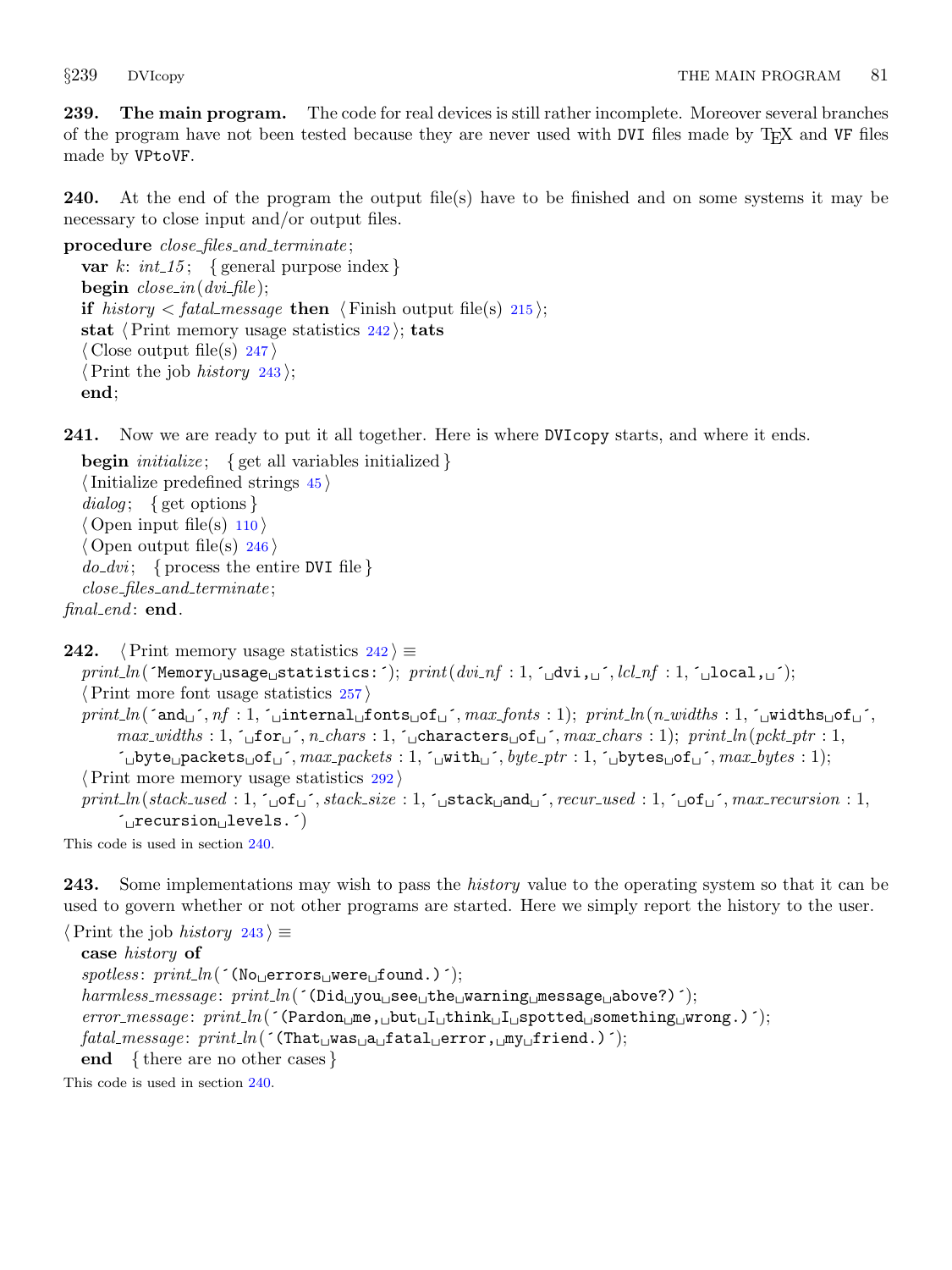**239. The main program.** The code for real devices is still rather incomplete. Moreover several branches of the program have not been tested because they are never used with DVI files made by TEX and VF files made by VPtoVF.

**240.** At the end of the program the output file(s) have to be finished and on some systems it may be necessary to close input and/or output files.

```
procedure close_files_and_terminate;
  var k: int_15;   { general purpose index }
  begin close_in(dvi_file);
  if history < fatal_message then ⟨Finish output file(s) 215⟩;
  stat ⟨Print memory usage statistics 242⟩; tats
  ⟨Close output file(s) 247⟩
  ⟨Print the job history 243⟩;
  end;
```

**241.** Now we are ready to put it all together. Here is where DVIcopy starts, and where it ends.

```
  begin initialize;   { get all variables initialized }
  ⟨Initialize predefined strings 45⟩
  dialog;   { get options }
  ⟨Open input file(s) 110⟩
  ⟨Open output file(s) 246⟩
  do_dvi;   { process the entire DVI file }
  close_files_and_terminate;
final_end: end.
```

**242.** ⟨Print memory usage statistics 242⟩ ≡

```
  print_ln('Memory usage statistics:'); print(dvi_nf : 1, ' dvi, ', lcl_nf : 1, ' local, ');
  ⟨Print more font usage statistics 257⟩
  print_ln('and ', nf : 1, ' internal fonts of ', max_fonts : 1); print_ln(n_widths : 1, ' widths of ',
      max_widths : 1, ' for ', n_chars : 1, ' characters of ', max_chars : 1); print_ln(pckt_ptr : 1,
      ' byte packets of ', max_packets : 1, ' with ', byte_ptr : 1, ' bytes of ', max_bytes : 1);
  ⟨Print more memory usage statistics 292⟩
  print_ln(stack_used : 1, ' of ', stack_size : 1, ' stack and ', recur_used : 1, ' of ', max_recursion : 1,
      ' recursion levels.')
```

This code is used in section 240.

**243.** Some implementations may wish to pass the *history* value to the operating system so that it can be used to govern whether or not other programs are started. Here we simply report the history to the user.

```
⟨Print the job history 243⟩ ≡
  case history of
  spotless: print_ln('(No errors were found.)');
  harmless_message: print_ln('(Did you see the warning message above?)');
  error_message: print_ln('(Pardon me, but I think I spotted something wrong.)');
  fatal_message: print_ln('(That was a fatal error, my friend.)');
  end   { there are no other cases }
```

This code is used in section 240.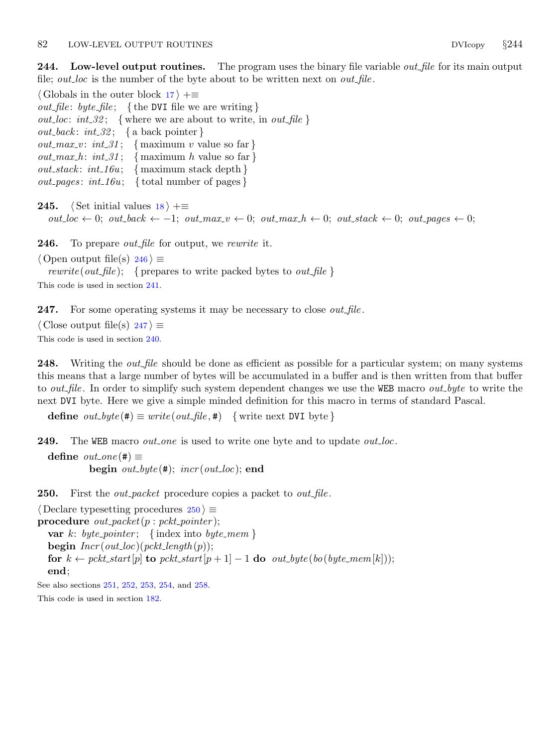**244. Low-level output routines.** The program uses the binary file variable *out_file* for its main output file; *out_loc* is the number of the byte about to be written next on *out_file*.

⟨ Globals in the outer block 17 ⟩ +≡
*out_file*: *byte_file*; { the DVI file we are writing }
*out_loc*: *int_32*; { where we are about to write, in *out_file* }
*out_back*: *int_32*; { a back pointer }
*out_max_v*: *int_31*; { maximum $v$ value so far }
*out_max_h*: *int_31*; { maximum $h$ value so far }
*out_stack*: *int_16u*; { maximum stack depth }
*out_pages*: *int_16u*; { total number of pages }

**245.** ⟨ Set initial values 18 ⟩ +≡
*out_loc* ← 0; *out_back* ← −1; *out_max_v* ← 0; *out_max_h* ← 0; *out_stack* ← 0; *out_pages* ← 0;

**246.** To prepare *out_file* for output, we *rewrite* it.

⟨ Open output file(s) 246 ⟩ ≡
*rewrite*(*out_file*); { prepares to write packed bytes to *out_file* }

This code is used in section 241.

**247.** For some operating systems it may be necessary to close *out_file*.

⟨ Close output file(s) 247 ⟩ ≡

This code is used in section 240.

**248.** Writing the *out_file* should be done as efficient as possible for a particular system; on many systems this means that a large number of bytes will be accumulated in a buffer and is then written from that buffer to *out_file*. In order to simplify such system dependent changes we use the WEB macro *out_byte* to write the next DVI byte. Here we give a simple minded definition for this macro in terms of standard Pascal.

**define** *out_byte*(#) ≡ *write*(*out_file*, #) { write next DVI byte }

**249.** The WEB macro *out_one* is used to write one byte and to update *out_loc*.

**define** *out_one*(#) ≡
  **begin** *out_byte*(#); *incr*(*out_loc*); **end**

**250.** First the *out_packet* procedure copies a packet to *out_file*.

⟨ Declare typesetting procedures 250 ⟩ ≡
**procedure** *out_packet*(*p* : *pckt_pointer*);
  **var** *k*: *byte_pointer*; { index into *byte_mem* }
  **begin** *Incr*(*out_loc*)(*pckt_length*(*p*));
  **for** *k* ← *pckt_start*[*p*] **to** *pckt_start*[*p* + 1] − 1 **do** *out_byte*(*bo*(*byte_mem*[*k*]));
  **end**;

See also sections 251, 252, 253, 254, and 258.

This code is used in section 182.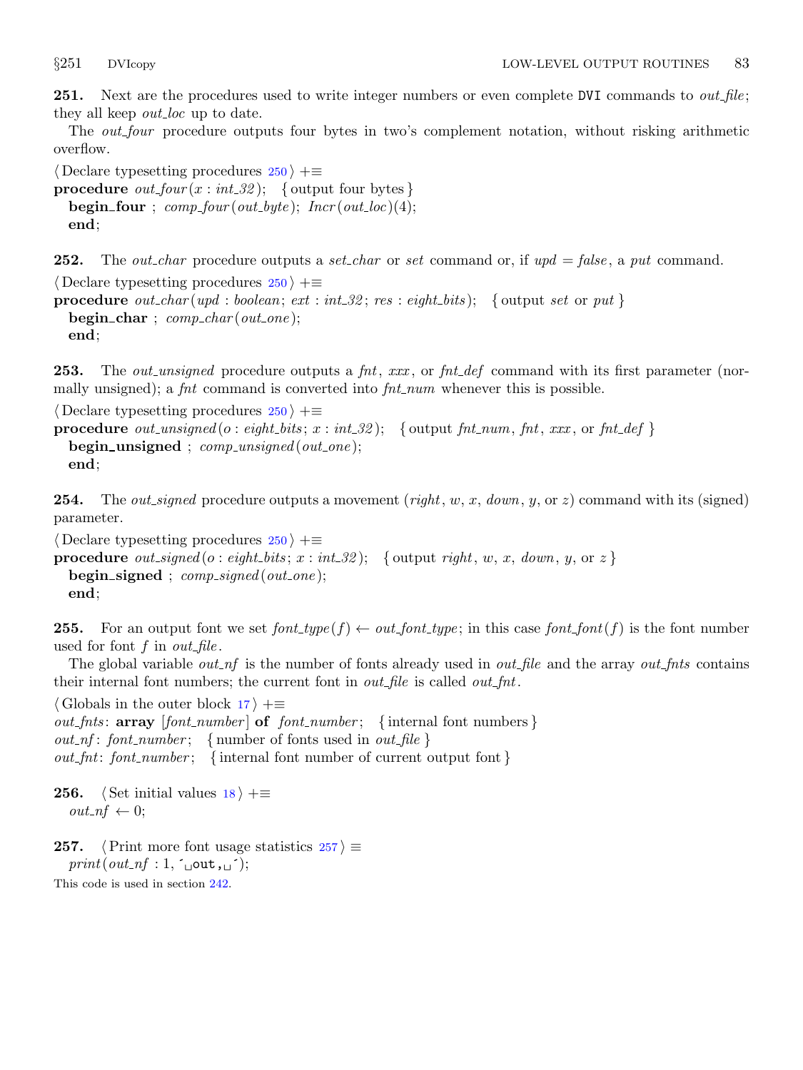**251.** Next are the procedures used to write integer numbers or even complete DVI commands to *out_file*; they all keep *out_loc* up to date.

The *out_four* procedure outputs four bytes in two's complement notation, without risking arithmetic overflow.

⟨ Declare typesetting procedures 250 ⟩ +≡
**procedure** *out_four*(*x* : *int_32*); { output four bytes }
  **begin_four** ; *comp_four*(*out_byte*); *Incr*(*out_loc*)(4);
  **end**;

**252.** The *out_char* procedure outputs a *set_char* or *set* command or, if *upd* = *false*, a *put* command.

⟨ Declare typesetting procedures 250 ⟩ +≡
**procedure** *out_char*(*upd* : *boolean*; *ext* : *int_32*; *res* : *eight_bits*); { output *set* or *put* }
  **begin_char** ; *comp_char*(*out_one*);
  **end**;

**253.** The *out_unsigned* procedure outputs a *fnt*, *xxx*, or *fnt_def* command with its first parameter (normally unsigned); a *fnt* command is converted into *fnt_num* whenever this is possible.

⟨ Declare typesetting procedures 250 ⟩ +≡
**procedure** *out_unsigned*(*o* : *eight_bits*; *x* : *int_32*); { output *fnt_num*, *fnt*, *xxx*, or *fnt_def* }
  **begin_unsigned** ; *comp_unsigned*(*out_one*);
  **end**;

**254.** The *out_signed* procedure outputs a movement (*right*, *w*, *x*, *down*, *y*, or *z*) command with its (signed) parameter.

⟨ Declare typesetting procedures 250 ⟩ +≡
**procedure** *out_signed*(*o* : *eight_bits*; *x* : *int_32*); { output *right*, *w*, *x*, *down*, *y*, or *z* }
  **begin_signed** ; *comp_signed*(*out_one*);
  **end**;

**255.** For an output font we set *font_type*(*f*) ← *out_font_type*; in this case *font_font*(*f*) is the font number used for font *f* in *out_file*.

The global variable *out_nf* is the number of fonts already used in *out_file* and the array *out_fnts* contains their internal font numbers; the current font in *out_file* is called *out_fnt*.

⟨ Globals in the outer block 17 ⟩ +≡
*out_fnts*: **array** [*font_number*] **of** *font_number*; { internal font numbers }
*out_nf*: *font_number*; { number of fonts used in *out_file* }
*out_fnt*: *font_number*; { internal font number of current output font }

**256.** ⟨ Set initial values 18 ⟩ +≡
  *out_nf* ← 0;

**257.** ⟨ Print more font usage statistics 257 ⟩ ≡
  *print*(*out_nf* : 1, ´␣out,␣´);

This code is used in section 242.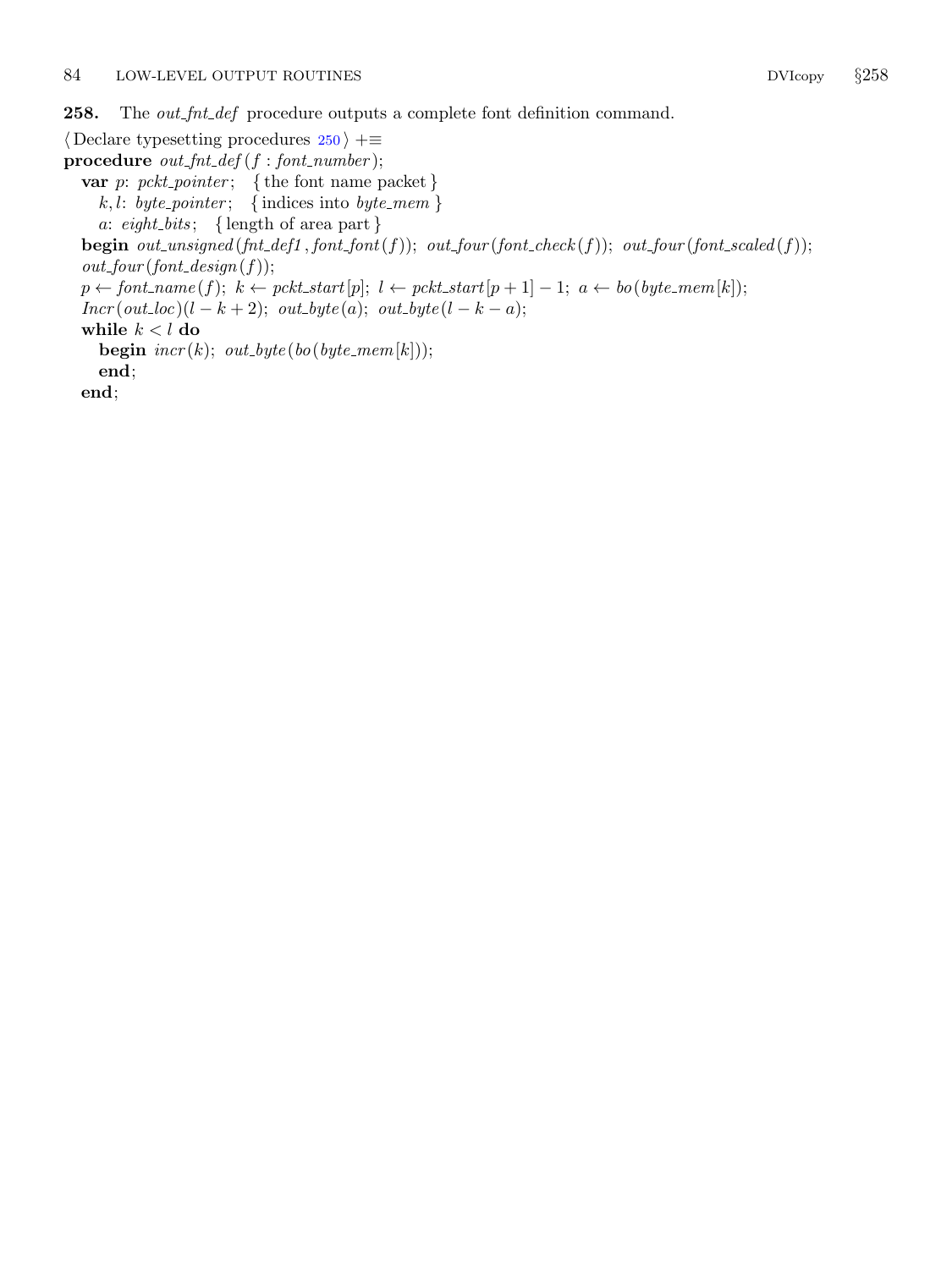**258.** The *out_fnt_def* procedure outputs a complete font definition command.

⟨ Declare typesetting procedures 250 ⟩ +≡

```
procedure out_fnt_def(f : font_number);
  var p: pckt_pointer;  { the font name packet }
    k, l: byte_pointer;  { indices into byte_mem }
    a: eight_bits;  { length of area part }
  begin out_unsigned(fnt_def1, font_font(f)); out_four(font_check(f)); out_four(font_scaled(f));
  out_four(font_design(f));
  p ← font_name(f); k ← pckt_start[p]; l ← pckt_start[p + 1] − 1; a ← bo(byte_mem[k]);
  Incr(out_loc)(l − k + 2); out_byte(a); out_byte(l − k − a);
  while k < l do
    begin incr(k); out_byte(bo(byte_mem[k]));
    end;
  end;
```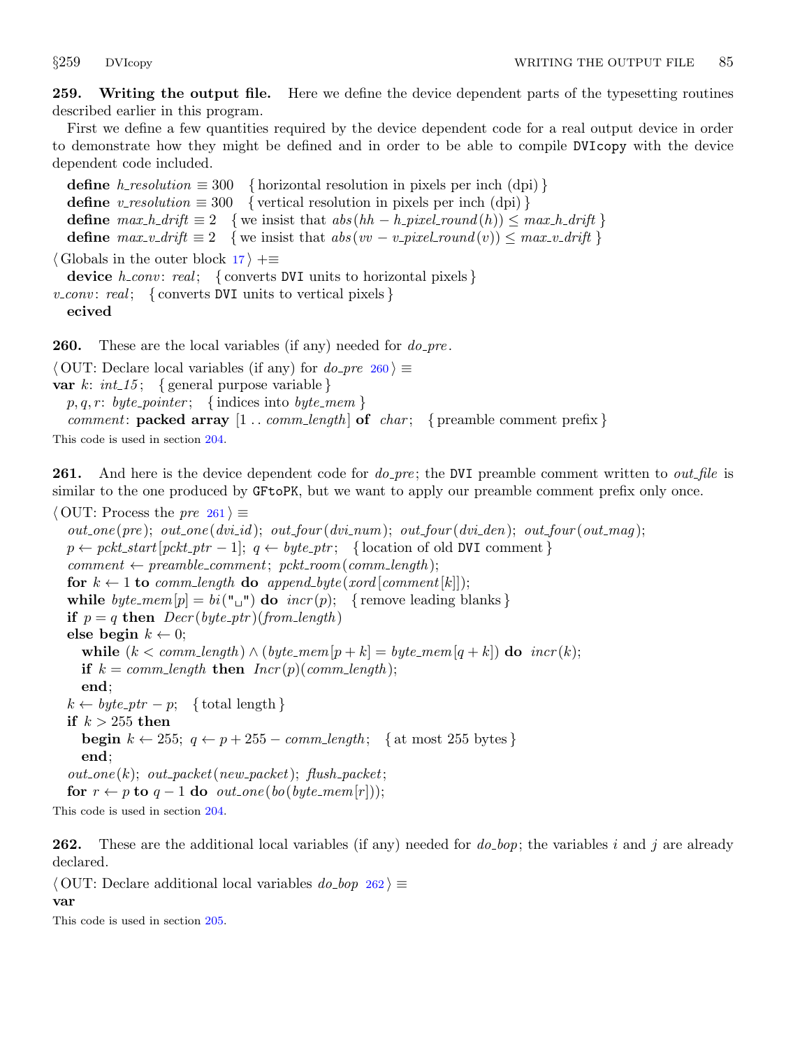**259. Writing the output file.** Here we define the device dependent parts of the typesetting routines described earlier in this program.

First we define a few quantities required by the device dependent code for a real output device in order to demonstrate how they might be defined and in order to be able to compile DVIcopy with the device dependent code included.

```
define h_resolution ≡ 300   { horizontal resolution in pixels per inch (dpi) }
define v_resolution ≡ 300   { vertical resolution in pixels per inch (dpi) }
define max_h_drift ≡ 2   { we insist that abs(hh − h_pixel_round(h)) ≤ max_h_drift }
define max_v_drift ≡ 2   { we insist that abs(vv − v_pixel_round(v)) ≤ max_v_drift }
```

```
⟨ Globals in the outer block 17 ⟩ +≡
  device h_conv: real;   { converts DVI units to horizontal pixels }
v_conv: real;   { converts DVI units to vertical pixels }
  ecived
```

**260.** These are the local variables (if any) needed for *do_pre*.

```
⟨ OUT: Declare local variables (if any) for do_pre 260 ⟩ ≡
var k: int_15;   { general purpose variable }
  p, q, r: byte_pointer;   { indices into byte_mem }
  comment: packed array [1 .. comm_length] of char;   { preamble comment prefix }
```

This code is used in section 204.

**261.** And here is the device dependent code for *do_pre*; the DVI preamble comment written to *out_file* is similar to the one produced by GFtoPK, but we want to apply our preamble comment prefix only once.

```
⟨ OUT: Process the pre 261 ⟩ ≡
  out_one(pre); out_one(dvi_id); out_four(dvi_num); out_four(dvi_den); out_four(out_mag);
  p ← pckt_start[pckt_ptr − 1]; q ← byte_ptr;   { location of old DVI comment }
  comment ← preamble_comment; pckt_room(comm_length);
  for k ← 1 to comm_length do append_byte(xord[comment[k]]);
  while byte_mem[p] = bi("␣") do incr(p);   { remove leading blanks }
  if p = q then Decr(byte_ptr)(from_length)
  else begin k ← 0;
    while (k < comm_length) ∧ (byte_mem[p + k] = byte_mem[q + k]) do incr(k);
    if k = comm_length then Incr(p)(comm_length);
    end;
  k ← byte_ptr − p;   { total length }
  if k > 255 then
    begin k ← 255; q ← p + 255 − comm_length;   { at most 255 bytes }
    end;
  out_one(k); out_packet(new_packet); flush_packet;
  for r ← p to q − 1 do out_one(bo(byte_mem[r]));
```

This code is used in section 204.

**262.** These are the additional local variables (if any) needed for *do_bop*; the variables *i* and *j* are already declared.

```
⟨ OUT: Declare additional local variables do_bop 262 ⟩ ≡
var
```

This code is used in section 205.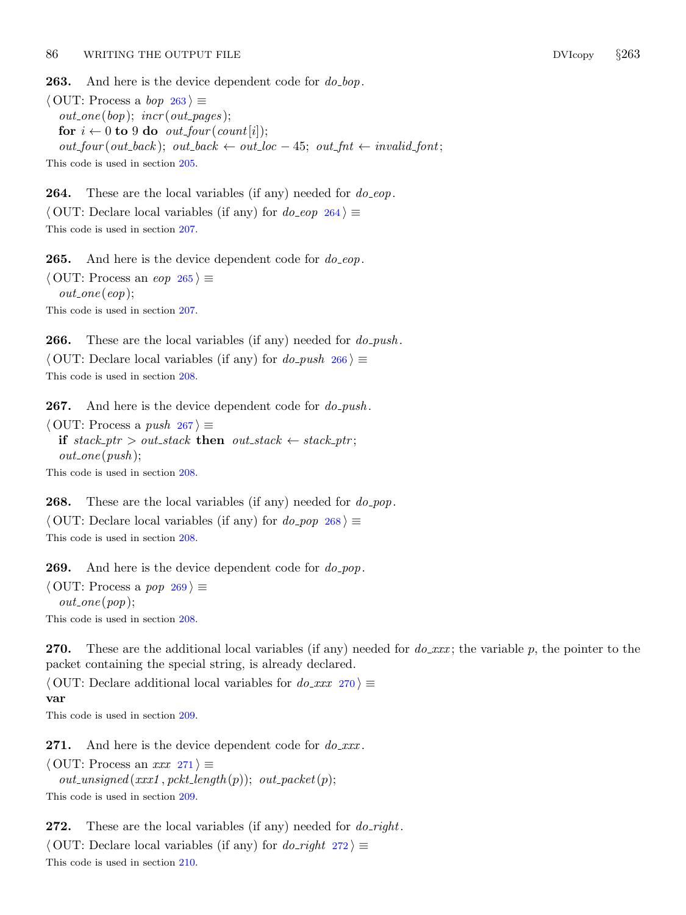**263.** And here is the device dependent code for *do_bop*.

⟨ OUT: Process a *bop* 263 ⟩ ≡
  *out_one*(*bop*); *incr*(*out_pages*);
  **for** $i \leftarrow 0$ **to** 9 **do** *out_four*(*count*[*i*]);
  *out_four*(*out_back*); *out_back* ← *out_loc* − 45; *out_fnt* ← *invalid_font*;

This code is used in section 205.

**264.** These are the local variables (if any) needed for *do_eop*.

⟨ OUT: Declare local variables (if any) for *do_eop* 264 ⟩ ≡

This code is used in section 207.

**265.** And here is the device dependent code for *do_eop*.

⟨ OUT: Process an *eop* 265 ⟩ ≡
  *out_one*(*eop*);

This code is used in section 207.

**266.** These are the local variables (if any) needed for *do_push*.

⟨ OUT: Declare local variables (if any) for *do_push* 266 ⟩ ≡

This code is used in section 208.

**267.** And here is the device dependent code for *do_push*.

⟨ OUT: Process a *push* 267 ⟩ ≡
  **if** *stack_ptr* > *out_stack* **then** *out_stack* ← *stack_ptr*;
  *out_one*(*push*);

This code is used in section 208.

**268.** These are the local variables (if any) needed for *do_pop*.

⟨ OUT: Declare local variables (if any) for *do_pop* 268 ⟩ ≡

This code is used in section 208.

**269.** And here is the device dependent code for *do_pop*.

⟨ OUT: Process a *pop* 269 ⟩ ≡
  *out_one*(*pop*);

This code is used in section 208.

**270.** These are the additional local variables (if any) needed for *do_xxx*; the variable *p*, the pointer to the packet containing the special string, is already declared.

⟨ OUT: Declare additional local variables for *do_xxx* 270 ⟩ ≡
**var**

This code is used in section 209.

**271.** And here is the device dependent code for *do_xxx*.

⟨ OUT: Process an *xxx* 271 ⟩ ≡
  *out_unsigned*(*xxx1*, *pckt_length*(*p*)); *out_packet*(*p*);

This code is used in section 209.

**272.** These are the local variables (if any) needed for *do_right*.

⟨ OUT: Declare local variables (if any) for *do_right* 272 ⟩ ≡

This code is used in section 210.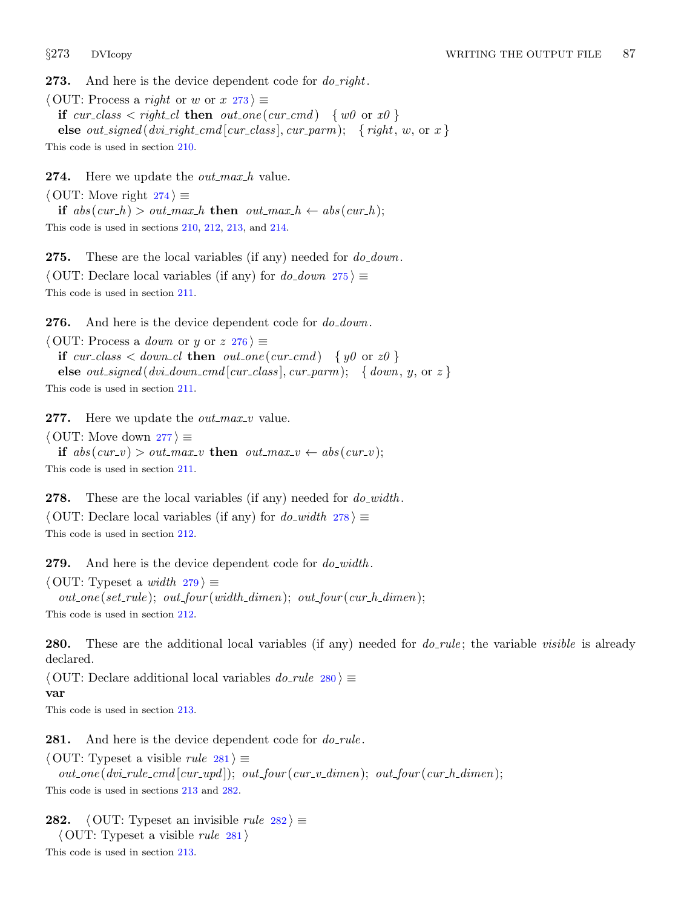**273.** And here is the device dependent code for *do_right*.

⟨ OUT: Process a *right* or *w* or *x* 273 ⟩ ≡
  **if** *cur_class* < *right_cl* **then** *out_one*(*cur_cmd*) { *w0* or *x0* }
  **else** *out_signed*(*dvi_right_cmd*[*cur_class*], *cur_parm*); { *right*, *w*, or *x* }

This code is used in section 210.

**274.** Here we update the *out_max_h* value.

⟨ OUT: Move right 274 ⟩ ≡
  **if** *abs*(*cur_h*) > *out_max_h* **then** *out_max_h* ← *abs*(*cur_h*);

This code is used in sections 210, 212, 213, and 214.

**275.** These are the local variables (if any) needed for *do_down*.

⟨ OUT: Declare local variables (if any) for *do_down* 275 ⟩ ≡

This code is used in section 211.

**276.** And here is the device dependent code for *do_down*.

⟨ OUT: Process a *down* or *y* or *z* 276 ⟩ ≡
  **if** *cur_class* < *down_cl* **then** *out_one*(*cur_cmd*) { *y0* or *z0* }
  **else** *out_signed*(*dvi_down_cmd*[*cur_class*], *cur_parm*); { *down*, *y*, or *z* }

This code is used in section 211.

**277.** Here we update the *out_max_v* value.

⟨ OUT: Move down 277 ⟩ ≡
  **if** *abs*(*cur_v*) > *out_max_v* **then** *out_max_v* ← *abs*(*cur_v*);

This code is used in section 211.

**278.** These are the local variables (if any) needed for *do_width*.

⟨ OUT: Declare local variables (if any) for *do_width* 278 ⟩ ≡

This code is used in section 212.

**279.** And here is the device dependent code for *do_width*.

⟨ OUT: Typeset a *width* 279 ⟩ ≡
  *out_one*(*set_rule*); *out_four*(*width_dimen*); *out_four*(*cur_h_dimen*);

This code is used in section 212.

**280.** These are the additional local variables (if any) needed for *do_rule*; the variable *visible* is already declared.

⟨ OUT: Declare additional local variables *do_rule* 280 ⟩ ≡
**var**

This code is used in section 213.

**281.** And here is the device dependent code for *do_rule*.

⟨ OUT: Typeset a visible *rule* 281 ⟩ ≡
  *out_one*(*dvi_rule_cmd*[*cur_upd*]); *out_four*(*cur_v_dimen*); *out_four*(*cur_h_dimen*);

This code is used in sections 213 and 282.

**282.** ⟨ OUT: Typeset an invisible *rule* 282 ⟩ ≡
  ⟨ OUT: Typeset a visible *rule* 281 ⟩

This code is used in section 213.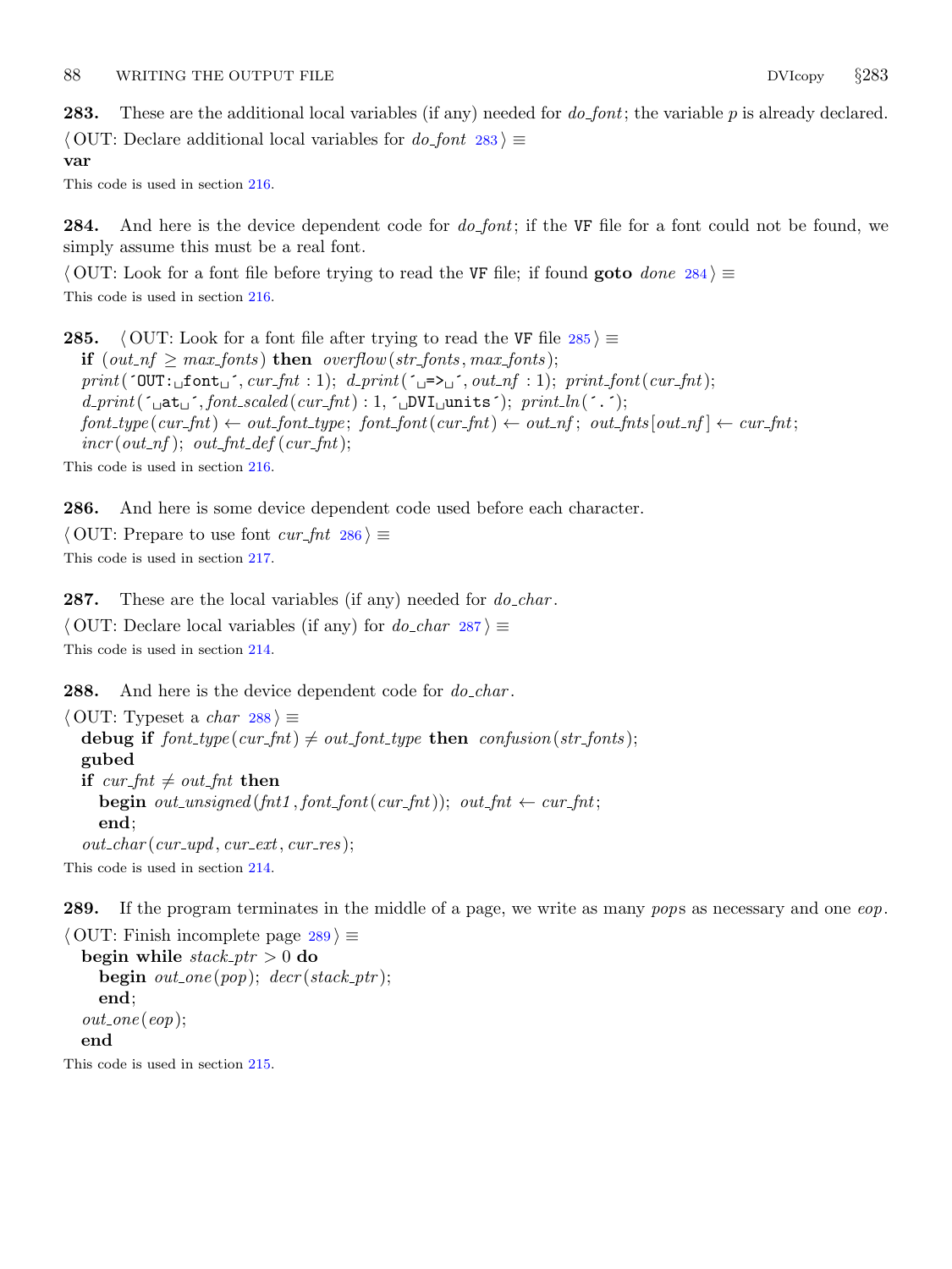**283.** These are the additional local variables (if any) needed for *do_font*; the variable *p* is already declared.

⟨ OUT: Declare additional local variables for *do_font* 283 ⟩ ≡
**var**

This code is used in section 216.

**284.** And here is the device dependent code for *do_font*; if the VF file for a font could not be found, we simply assume this must be a real font.

⟨ OUT: Look for a font file before trying to read the VF file; if found **goto** *done* 284 ⟩ ≡

This code is used in section 216.

**285.** ⟨ OUT: Look for a font file after trying to read the VF file 285 ⟩ ≡

```
if (out_nf ≥ max_fonts) then overflow(str_fonts, max_fonts);
print(´OUT: font ´, cur_fnt : 1); d_print(´ => ´, out_nf : 1); print_font(cur_fnt);
d_print(´ at ´, font_scaled(cur_fnt) : 1, ´ DVI units´); print_ln(´.´);
font_type(cur_fnt) ← out_font_type; font_font(cur_fnt) ← out_nf; out_fnts[out_nf] ← cur_fnt;
incr(out_nf); out_fnt_def(cur_fnt);
```

This code is used in section 216.

**286.** And here is some device dependent code used before each character.

⟨ OUT: Prepare to use font *cur_fnt* 286 ⟩ ≡

This code is used in section 217.

**287.** These are the local variables (if any) needed for *do_char*.

⟨ OUT: Declare local variables (if any) for *do_char* 287 ⟩ ≡

This code is used in section 214.

**288.** And here is the device dependent code for *do_char*.

⟨ OUT: Typeset a *char* 288 ⟩ ≡

```
debug if font_type(cur_fnt) ≠ out_font_type then confusion(str_fonts);
gubed
if cur_fnt ≠ out_fnt then
   begin out_unsigned(fnt1, font_font(cur_fnt)); out_fnt ← cur_fnt;
   end;
out_char(cur_upd, cur_ext, cur_res);
```

This code is used in section 214.

**289.** If the program terminates in the middle of a page, we write as many *pop*s as necessary and one *eop*.

⟨ OUT: Finish incomplete page 289 ⟩ ≡

```
begin while stack_ptr > 0 do
   begin out_one(pop); decr(stack_ptr);
   end;
out_one(eop);
end
```

This code is used in section 215.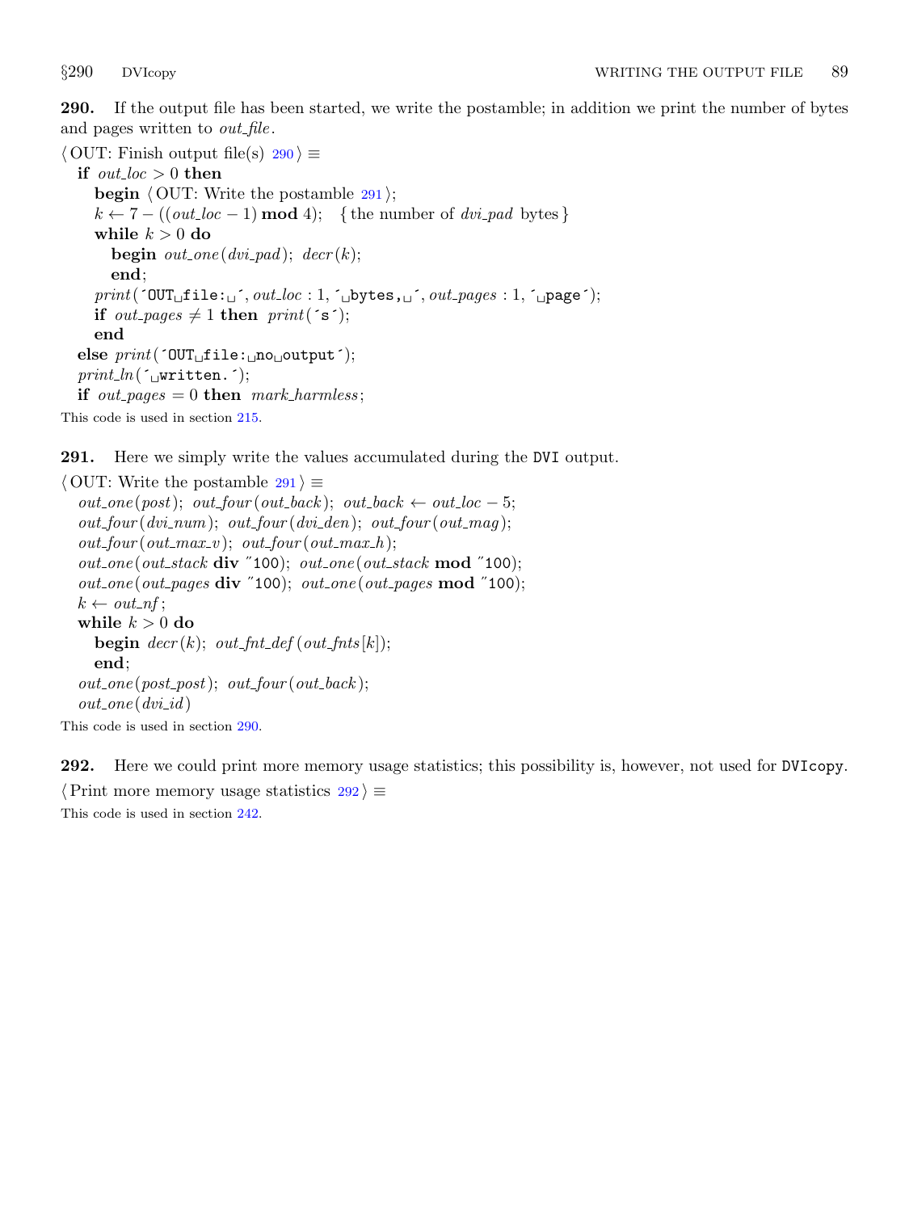**290.** If the output file has been started, we write the postamble; in addition we print the number of bytes and pages written to *out_file*.

⟨ OUT: Finish output file(s) 290 ⟩ ≡

```
if out_loc > 0 then
   begin ⟨ OUT: Write the postamble 291 ⟩;
   k ← 7 − ((out_loc − 1) mod 4);   { the number of dvi_pad bytes }
   while k > 0 do
      begin out_one(dvi_pad); decr(k);
      end;
   print(´OUT␣file:␣´, out_loc : 1, ´␣bytes,␣´, out_pages : 1, ´␣page´);
   if out_pages ≠ 1 then print(´s´);
   end
else print(´OUT␣file:␣no␣output´);
print_ln(´␣written.´);
if out_pages = 0 then mark_harmless;
```

This code is used in section 215.

**291.** Here we simply write the values accumulated during the DVI output.

⟨ OUT: Write the postamble 291 ⟩ ≡

```
out_one(post); out_four(out_back); out_back ← out_loc − 5;
out_four(dvi_num); out_four(dvi_den); out_four(out_mag);
out_four(out_max_v); out_four(out_max_h);
out_one(out_stack div "100); out_one(out_stack mod "100);
out_one(out_pages div "100); out_one(out_pages mod "100);
k ← out_nf;
while k > 0 do
   begin decr(k); out_fnt_def(out_fnts[k]);
   end;
out_one(post_post); out_four(out_back);
out_one(dvi_id)
```

This code is used in section 290.

**292.** Here we could print more memory usage statistics; this possibility is, however, not used for DVIcopy.

⟨ Print more memory usage statistics 292 ⟩ ≡

This code is used in section 242.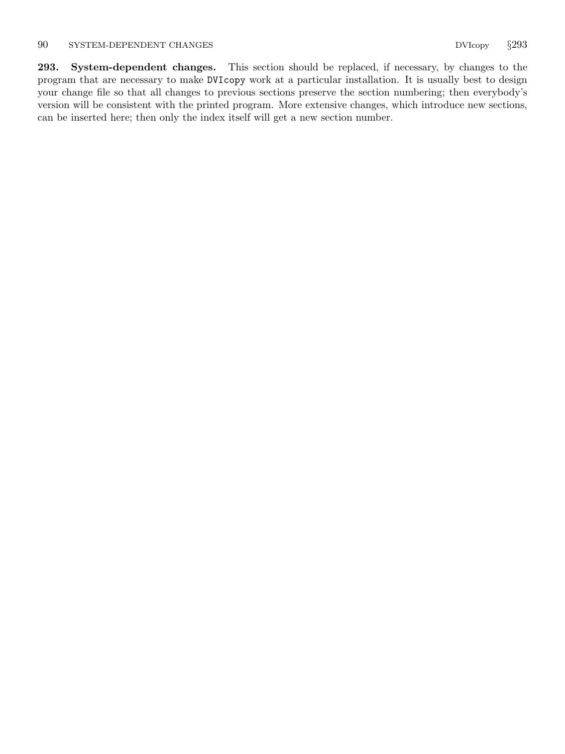**293. System-dependent changes.** This section should be replaced, if necessary, by changes to the program that are necessary to make `DVIcopy` work at a particular installation. It is usually best to design your change file so that all changes to previous sections preserve the section numbering; then everybody's version will be consistent with the printed program. More extensive changes, which introduce new sections, can be inserted here; then only the index itself will get a new section number.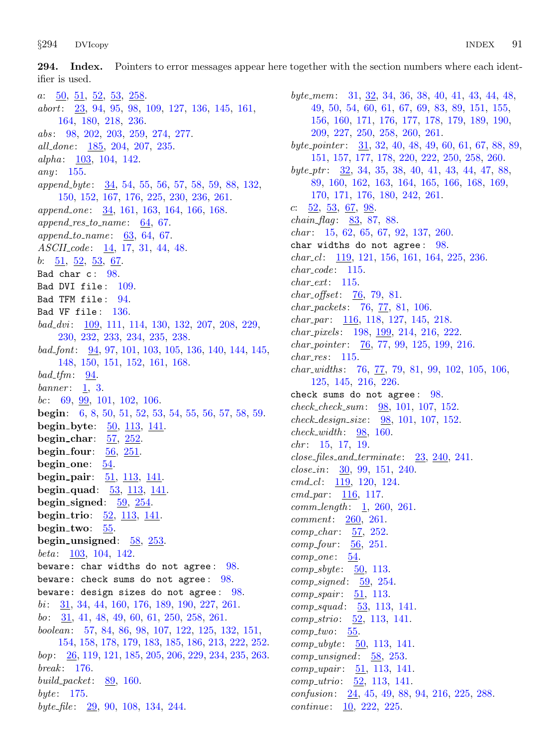**294. Index.** Pointers to error messages appear here together with the section numbers where each identifier is used.

*a*: 50, 51, 52, 53, 258.
*abort*: 23, 94, 95, 98, 109, 127, 136, 145, 161, 164, 180, 218, 236.
*abs*: 98, 202, 203, 259, 274, 277.
*all_done*: 185, 204, 207, 235.
*alpha*: 103, 104, 142.
*any*: 155.
*append_byte*: 34, 54, 55, 56, 57, 58, 59, 88, 132, 150, 152, 167, 176, 225, 230, 236, 261.
*append_one*: 34, 161, 163, 164, 166, 168.
*append_res_to_name*: 64, 67.
*append_to_name*: 63, 64, 67.
*ASCII_code*: 14, 17, 31, 44, 48.
*b*: 51, 52, 53, 67.
`Bad char c`: 98.
`Bad DVI file`: 109.
`Bad TFM file`: 94.
`Bad VF file`: 136.
*bad_dvi*: 109, 111, 114, 130, 132, 207, 208, 229, 230, 232, 233, 234, 235, 238.
*bad_font*: 94, 97, 101, 103, 105, 136, 140, 144, 145, 148, 150, 151, 152, 161, 168.
*bad_tfm*: 94.
*banner*: 1, 3.
*bc*: 69, 99, 101, 102, 106.
**begin**: 6, 8, 50, 51, 52, 53, 54, 55, 56, 57, 58, 59.
**begin_byte**: 50, 113, 141.
**begin_char**: 57, 252.
**begin_four**: 56, 251.
**begin_one**: 54.
**begin_pair**: 51, 113, 141.
**begin_quad**: 53, 113, 141.
**begin_signed**: 59, 254.
**begin_trio**: 52, 113, 141.
**begin_two**: 55.
**begin_unsigned**: 58, 253.
*beta*: 103, 104, 142.
`beware: char widths do not agree`: 98.
`beware: check sums do not agree`: 98.
`beware: design sizes do not agree`: 98.
*bi*: 31, 34, 44, 160, 176, 189, 190, 227, 261.
*bo*: 31, 41, 48, 49, 60, 61, 250, 258, 261.
*boolean*: 57, 84, 86, 98, 107, 122, 125, 132, 151, 154, 158, 178, 179, 183, 185, 186, 213, 222, 252.
*bop*: 26, 119, 121, 185, 205, 206, 229, 234, 235, 263.
*break*: 176.
*build_packet*: 89, 160.
*byte*: 175.
*byte_file*: 29, 90, 108, 134, 244.
*byte_mem*: 31, 32, 34, 36, 38, 40, 41, 43, 44, 48, 49, 50, 54, 60, 61, 67, 69, 83, 89, 151, 155, 156, 160, 171, 176, 177, 178, 179, 189, 190, 209, 227, 250, 258, 260, 261.
*byte_pointer*: 31, 32, 40, 48, 49, 60, 61, 67, 88, 89, 151, 157, 177, 178, 220, 222, 250, 258, 260.
*byte_ptr*: 32, 34, 35, 38, 40, 41, 43, 44, 47, 88, 89, 160, 162, 163, 164, 165, 166, 168, 169, 170, 171, 176, 180, 242, 261.
*c*: 52, 53, 67, 98.
*chain_flag*: 83, 87, 88.
*char*: 15, 62, 65, 67, 92, 137, 260.
`char widths do not agree`: 98.
*char_cl*: 119, 121, 156, 161, 164, 225, 236.
*char_code*: 115.
*char_ext*: 115.
*char_offset*: 76, 79, 81.
*char_packets*: 76, 77, 81, 106.
*char_par*: 116, 118, 127, 145, 218.
*char_pixels*: 198, 199, 214, 216, 222.
*char_pointer*: 76, 77, 99, 125, 199, 216.
*char_res*: 115.
*char_widths*: 76, 77, 79, 81, 99, 102, 105, 106, 125, 145, 216, 226.
`check sums do not agree`: 98.
*check_check_sum*: 98, 101, 107, 152.
*check_design_size*: 98, 101, 107, 152.
*check_width*: 98, 160.
*chr*: 15, 17, 19.
*close_files_and_terminate*: 23, 240, 241.
*close_in*: 30, 99, 151, 240.
*cmd_cl*: 119, 120, 124.
*cmd_par*: 116, 117.
*comm_length*: 1, 260, 261.
*comment*: 260, 261.
*comp_char*: 57, 252.
*comp_four*: 56, 251.
*comp_one*: 54.
*comp_sbyte*: 50, 113.
*comp_signed*: 59, 254.
*comp_spair*: 51, 113.
*comp_squad*: 53, 113, 141.
*comp_strio*: 52, 113, 141.
*comp_two*: 55.
*comp_ubyte*: 50, 113, 141.
*comp_unsigned*: 58, 253.
*comp_upair*: 51, 113, 141.
*comp_utrio*: 52, 113, 141.
*confusion*: 24, 45, 49, 88, 94, 216, 225, 288.
*continue*: 10, 222, 225.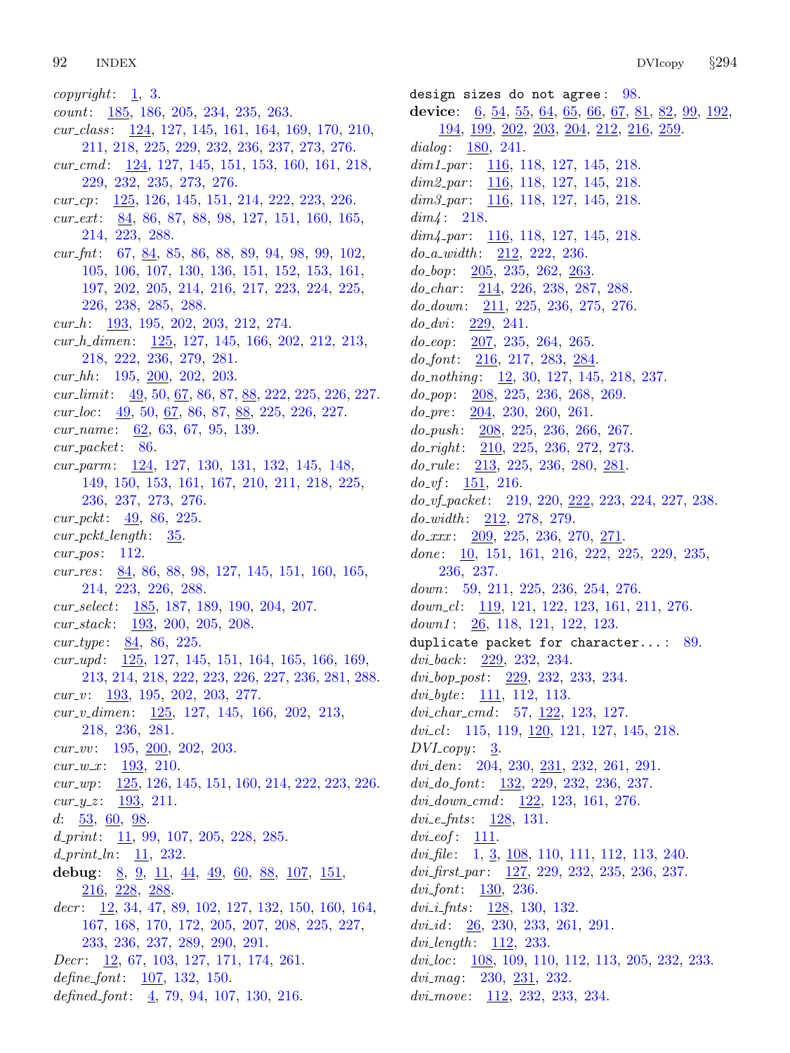*copyright*: 1, 3.
*count*: 185, 186, 205, 234, 235, 263.
*cur_class*: 124, 127, 145, 161, 164, 169, 170, 210, 211, 218, 225, 229, 232, 236, 237, 273, 276.
*cur_cmd*: 124, 127, 145, 151, 153, 160, 161, 218, 229, 232, 235, 273, 276.
*cur_cp*: 125, 126, 145, 151, 214, 222, 223, 226.
*cur_ext*: 84, 86, 87, 88, 98, 127, 151, 160, 165, 214, 223, 288.
*cur_fnt*: 67, 84, 85, 86, 88, 89, 94, 98, 99, 102, 105, 106, 107, 130, 136, 151, 152, 153, 161, 197, 202, 205, 214, 216, 217, 223, 224, 225, 226, 238, 285, 288.
*cur_h*: 193, 195, 202, 203, 212, 274.
*cur_h_dimen*: 125, 127, 145, 166, 202, 212, 213, 218, 222, 236, 279, 281.
*cur_hh*: 195, 200, 202, 203.
*cur_limit*: 49, 50, 67, 86, 87, 88, 222, 225, 226, 227.
*cur_loc*: 49, 50, 67, 86, 87, 88, 225, 226, 227.
*cur_name*: 62, 63, 67, 95, 139.
*cur_packet*: 86.
*cur_parm*: 124, 127, 130, 131, 132, 145, 148, 149, 150, 153, 161, 167, 210, 211, 218, 225, 236, 237, 273, 276.
*cur_pckt*: 49, 86, 225.
*cur_pckt_length*: 35.
*cur_pos*: 112.
*cur_res*: 84, 86, 88, 98, 127, 145, 151, 160, 165, 214, 223, 226, 288.
*cur_select*: 185, 187, 189, 190, 204, 207.
*cur_stack*: 193, 200, 205, 208.
*cur_type*: 84, 86, 225.
*cur_upd*: 125, 127, 145, 151, 164, 165, 166, 169, 213, 214, 218, 222, 223, 226, 227, 236, 281, 288.
*cur_v*: 193, 195, 202, 203, 277.
*cur_v_dimen*: 125, 127, 145, 166, 202, 213, 218, 236, 281.
*cur_vv*: 195, 200, 202, 203.
*cur_w_x*: 193, 210.
*cur_wp*: 125, 126, 145, 151, 160, 214, 222, 223, 226.
*cur_y_z*: 193, 211.
*d*: 53, 60, 98.
*d_print*: 11, 99, 107, 205, 228, 285.
*d_print_ln*: 11, 232.
**debug**: 8, 9, 11, 44, 49, 60, 88, 107, 151, 216, 228, 288.
*decr*: 12, 34, 47, 89, 102, 127, 132, 150, 160, 164, 167, 168, 170, 172, 205, 207, 208, 225, 227, 233, 236, 237, 289, 290, 291.
*Decr*: 12, 67, 103, 127, 171, 174, 261.
*define_font*: 107, 132, 150.
*defined_font*: 4, 79, 94, 107, 130, 216.
`design sizes do not agree`: 98.
**device**: 6, 54, 55, 64, 65, 66, 67, 81, 82, 99, 192, 194, 199, 202, 203, 204, 212, 216, 259.
*dialog*: 180, 241.
*dim1_par*: 116, 118, 127, 145, 218.
*dim2_par*: 116, 118, 127, 145, 218.
*dim3_par*: 116, 118, 127, 145, 218.
*dim4*: 218.
*dim4_par*: 116, 118, 127, 145, 218.
*do_a_width*: 212, 222, 236.
*do_bop*: 205, 235, 262, 263.
*do_char*: 214, 226, 238, 287, 288.
*do_down*: 211, 225, 236, 275, 276.
*do_dvi*: 229, 241.
*do_eop*: 207, 235, 264, 265.
*do_font*: 216, 217, 283, 284.
*do_nothing*: 12, 30, 127, 145, 218, 237.
*do_pop*: 208, 225, 236, 268, 269.
*do_pre*: 204, 230, 260, 261.
*do_push*: 208, 225, 236, 266, 267.
*do_right*: 210, 225, 236, 272, 273.
*do_rule*: 213, 225, 236, 280, 281.
*do_vf*: 151, 216.
*do_vf_packet*: 219, 220, 222, 223, 224, 227, 238.
*do_width*: 212, 278, 279.
*do_xxx*: 209, 225, 236, 270, 271.
*done*: 10, 151, 161, 216, 222, 225, 229, 235, 236, 237.
*down*: 59, 211, 225, 236, 254, 276.
*down_cl*: 119, 121, 122, 123, 161, 211, 276.
*down1*: 26, 118, 121, 122, 123.
`duplicate packet for character...`: 89.
*dvi_back*: 229, 232, 234.
*dvi_bop_post*: 229, 232, 233, 234.
*dvi_byte*: 111, 112, 113.
*dvi_char_cmd*: 57, 122, 123, 127.
*dvi_cl*: 115, 119, 120, 121, 127, 145, 218.
*DVI_copy*: 3.
*dvi_den*: 204, 230, 231, 232, 261, 291.
*dvi_do_font*: 132, 229, 232, 236, 237.
*dvi_down_cmd*: 122, 123, 161, 276.
*dvi_e_fnts*: 128, 131.
*dvi_eof*: 111.
*dvi_file*: 1, 3, 108, 110, 111, 112, 113, 240.
*dvi_first_par*: 127, 229, 232, 235, 236, 237.
*dvi_font*: 130, 236.
*dvi_i_fnts*: 128, 130, 132.
*dvi_id*: 26, 230, 233, 261, 291.
*dvi_length*: 112, 233.
*dvi_loc*: 108, 109, 110, 112, 113, 205, 232, 233.
*dvi_mag*: 230, 231, 232.
*dvi_move*: 112, 232, 233, 234.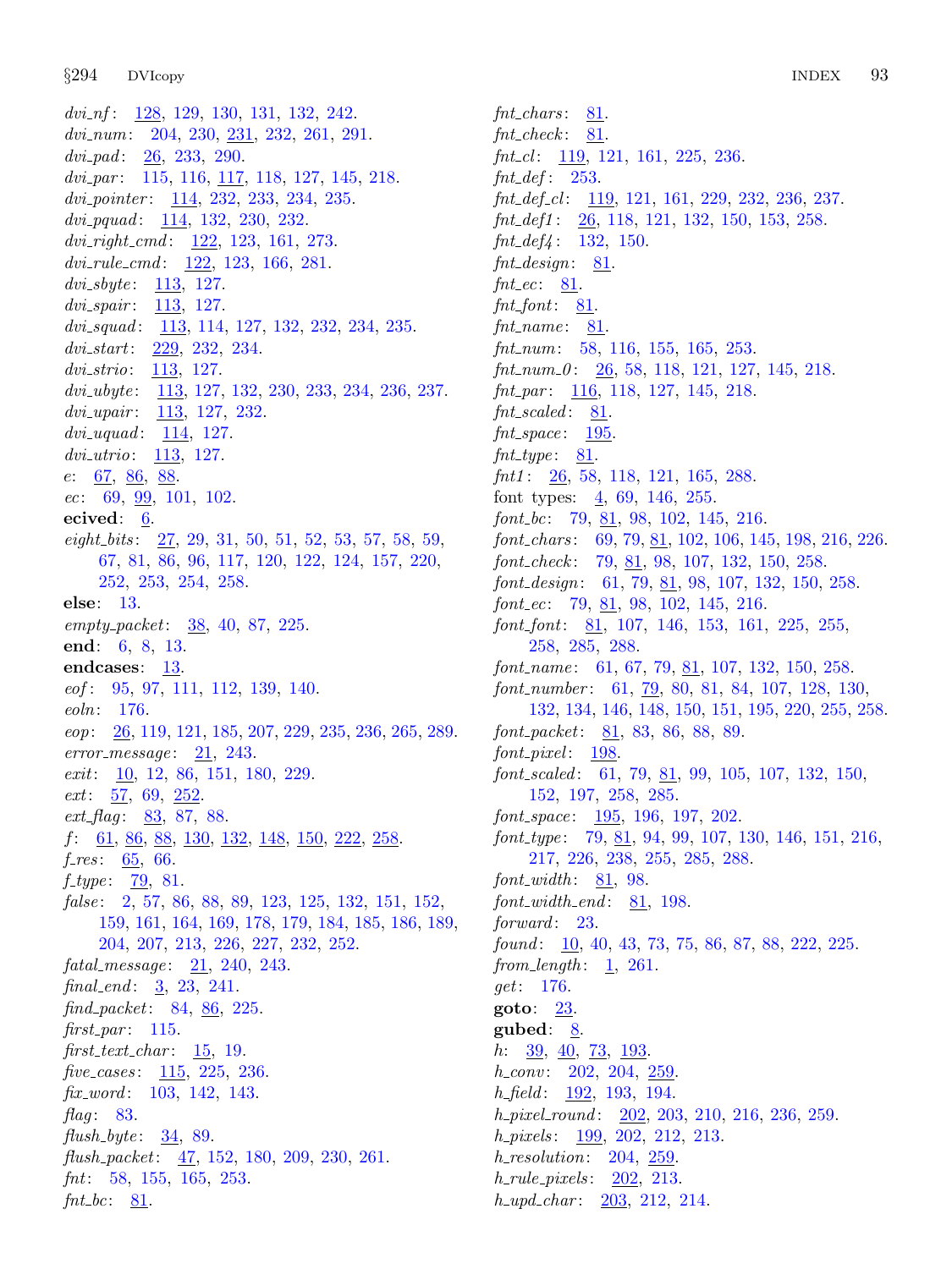*dvi_nf*: 128, 129, 130, 131, 132, 242.
*dvi_num*: 204, 230, 231, 232, 261, 291.
*dvi_pad*: 26, 233, 290.
*dvi_par*: 115, 116, 117, 118, 127, 145, 218.
*dvi_pointer*: 114, 232, 233, 234, 235.
*dvi_pquad*: 114, 132, 230, 232.
*dvi_right_cmd*: 122, 123, 161, 273.
*dvi_rule_cmd*: 122, 123, 166, 281.
*dvi_sbyte*: 113, 127.
*dvi_spair*: 113, 127.
*dvi_squad*: 113, 114, 127, 132, 232, 234, 235.
*dvi_start*: 229, 232, 234.
*dvi_strio*: 113, 127.
*dvi_ubyte*: 113, 127, 132, 230, 233, 234, 236, 237.
*dvi_upair*: 113, 127, 232.
*dvi_uquad*: 114, 127.
*dvi_utrio*: 113, 127.
*e*: 67, 86, 88.
*ec*: 69, 99, 101, 102.
**ecived**: 6.
*eight_bits*: 27, 29, 31, 50, 51, 52, 53, 57, 58, 59, 67, 81, 86, 96, 117, 120, 122, 124, 157, 220, 252, 253, 254, 258.
**else**: 13.
*empty_packet*: 38, 40, 87, 225.
**end**: 6, 8, 13.
**endcases**: 13.
*eof*: 95, 97, 111, 112, 139, 140.
*eoln*: 176.
*eop*: 26, 119, 121, 185, 207, 229, 235, 236, 265, 289.
*error_message*: 21, 243.
*exit*: 10, 12, 86, 151, 180, 229.
*ext*: 57, 69, 252.
*ext_flag*: 83, 87, 88.
*f*: 61, 86, 88, 130, 132, 148, 150, 222, 258.
*f_res*: 65, 66.
*f_type*: 79, 81.
*false*: 2, 57, 86, 88, 89, 123, 125, 132, 151, 152, 159, 161, 164, 169, 178, 179, 184, 185, 186, 189, 204, 207, 213, 226, 227, 232, 252.
*fatal_message*: 21, 240, 243.
*final_end*: 3, 23, 241.
*find_packet*: 84, 86, 225.
*first_par*: 115.
*first_text_char*: 15, 19.
*five_cases*: 115, 225, 236.
*fix_word*: 103, 142, 143.
*flag*: 83.
*flush_byte*: 34, 89.
*flush_packet*: 47, 152, 180, 209, 230, 261.
*fnt*: 58, 155, 165, 253.
*fnt_bc*: 81.
*fnt_chars*: 81.
*fnt_check*: 81.
*fnt_cl*: 119, 121, 161, 225, 236.
*fnt_def*: 253.
*fnt_def_cl*: 119, 121, 161, 229, 232, 236, 237.
*fnt_def1*: 26, 118, 121, 132, 150, 153, 258.
*fnt_def4*: 132, 150.
*fnt_design*: 81.
*fnt_ec*: 81.
*fnt_font*: 81.
*fnt_name*: 81.
*fnt_num*: 58, 116, 155, 165, 253.
*fnt_num_0*: 26, 58, 118, 121, 127, 145, 218.
*fnt_par*: 116, 118, 127, 145, 218.
*fnt_scaled*: 81.
*fnt_space*: 195.
*fnt_type*: 81.
*fnt1*: 26, 58, 118, 121, 165, 288.
font types: 4, 69, 146, 255.
*font_bc*: 79, 81, 98, 102, 145, 216.
*font_chars*: 69, 79, 81, 102, 106, 145, 198, 216, 226.
*font_check*: 79, 81, 98, 107, 132, 150, 258.
*font_design*: 61, 79, 81, 98, 107, 132, 150, 258.
*font_ec*: 79, 81, 98, 102, 145, 216.
*font_font*: 81, 107, 146, 153, 161, 225, 255, 258, 285, 288.
*font_name*: 61, 67, 79, 81, 107, 132, 150, 258.
*font_number*: 61, 79, 80, 81, 84, 107, 128, 130, 132, 134, 146, 148, 150, 151, 195, 220, 255, 258.
*font_packet*: 81, 83, 86, 88, 89.
*font_pixel*: 198.
*font_scaled*: 61, 79, 81, 99, 105, 107, 132, 150, 152, 197, 258, 285.
*font_space*: 195, 196, 197, 202.
*font_type*: 79, 81, 94, 99, 107, 130, 146, 151, 216, 217, 226, 238, 255, 285, 288.
*font_width*: 81, 98.
*font_width_end*: 81, 198.
*forward*: 23.
*found*: 10, 40, 43, 73, 75, 86, 87, 88, 222, 225.
*from_length*: 1, 261.
*get*: 176.
**goto**: 23.
**gubed**: 8.
*h*: 39, 40, 73, 193.
*h_conv*: 202, 204, 259.
*h_field*: 192, 193, 194.
*h_pixel_round*: 202, 203, 210, 216, 236, 259.
*h_pixels*: 199, 202, 212, 213.
*h_resolution*: 204, 259.
*h_rule_pixels*: 202, 213.
*h_upd_char*: 203, 212, 214.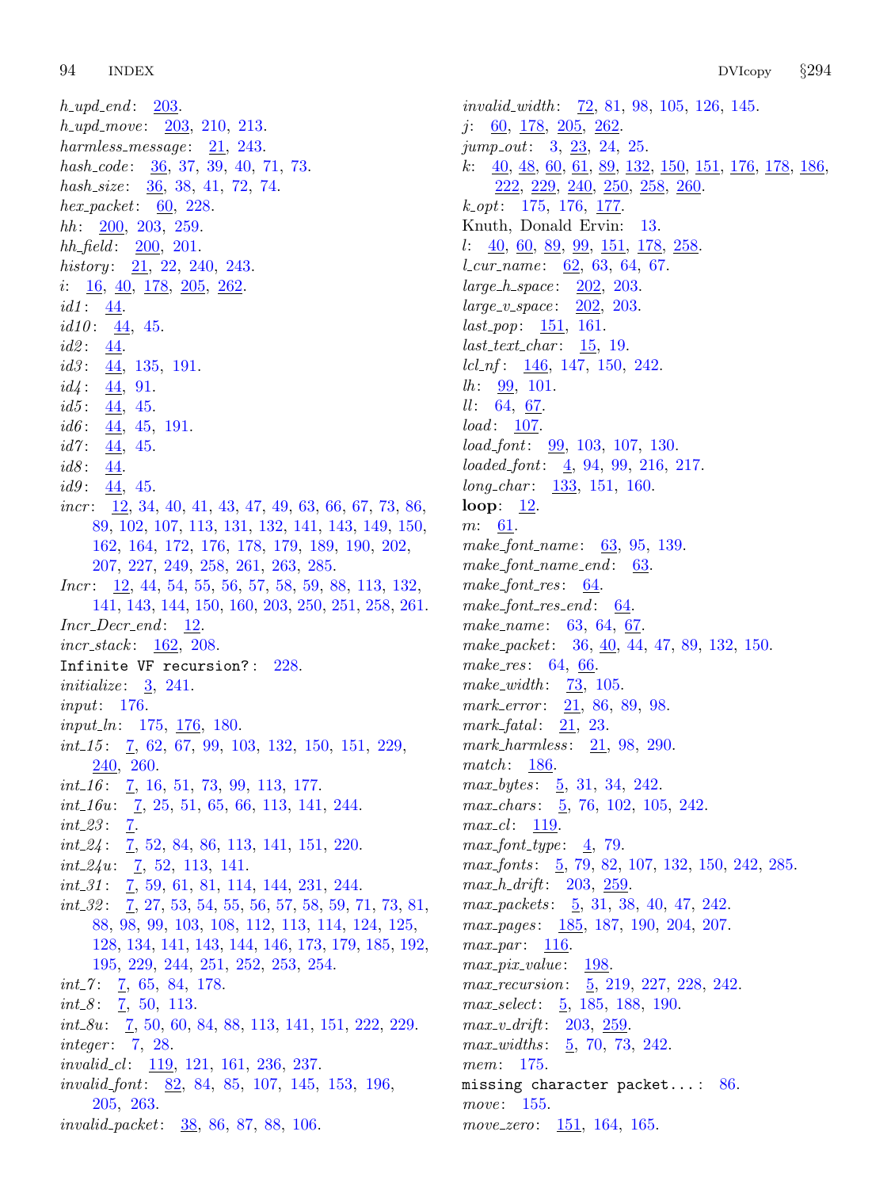*h_upd_end*: 203.
*h_upd_move*: 203, 210, 213.
*harmless_message*: 21, 243.
*hash_code*: 36, 37, 39, 40, 71, 73.
*hash_size*: 36, 38, 41, 72, 74.
*hex_packet*: 60, 228.
*hh*: 200, 203, 259.
*hh_field*: 200, 201.
*history*: 21, 22, 240, 243.
*i*: 16, 40, 178, 205, 262.
*id1*: 44.
*id10*: 44, 45.
*id2*: 44.
*id3*: 44, 135, 191.
*id4*: 44, 91.
*id5*: 44, 45.
*id6*: 44, 45, 191.
*id7*: 44, 45.
*id8*: 44.
*id9*: 44, 45.
*incr*: 12, 34, 40, 41, 43, 47, 49, 63, 66, 67, 73, 86, 89, 102, 107, 113, 131, 132, 141, 143, 149, 150, 162, 164, 172, 176, 178, 179, 189, 190, 202, 207, 227, 249, 258, 261, 263, 285.
*Incr*: 12, 44, 54, 55, 56, 57, 58, 59, 88, 113, 132, 141, 143, 144, 150, 160, 203, 250, 251, 258, 261.
*Incr_Decr_end*: 12.
*incr_stack*: 162, 208.
`Infinite VF recursion?`: 228.
*initialize*: 3, 241.
*input*: 176.
*input_ln*: 175, 176, 180.
*int_15*: 7, 62, 67, 99, 103, 132, 150, 151, 229, 240, 260.
*int_16*: 7, 16, 51, 73, 99, 113, 177.
*int_16u*: 7, 25, 51, 65, 66, 113, 141, 244.
*int_23*: 7.
*int_24*: 7, 52, 84, 86, 113, 141, 151, 220.
*int_24u*: 7, 52, 113, 141.
*int_31*: 7, 59, 61, 81, 114, 144, 231, 244.
*int_32*: 7, 27, 53, 54, 55, 56, 57, 58, 59, 71, 73, 81, 88, 98, 99, 103, 108, 112, 113, 114, 124, 125, 128, 134, 141, 143, 144, 146, 173, 179, 185, 192, 195, 229, 244, 251, 252, 253, 254.
*int_7*: 7, 65, 84, 178.
*int_8*: 7, 50, 113.
*int_8u*: 7, 50, 60, 84, 88, 113, 141, 151, 222, 229.
*integer*: 7, 28.
*invalid_cl*: 119, 121, 161, 236, 237.
*invalid_font*: 82, 84, 85, 107, 145, 153, 196, 205, 263.
*invalid_packet*: 38, 86, 87, 88, 106.
*invalid_width*: 72, 81, 98, 105, 126, 145.
*j*: 60, 178, 205, 262.
*jump_out*: 3, 23, 24, 25.
*k*: 40, 48, 60, 61, 89, 132, 150, 151, 176, 178, 186, 222, 229, 240, 250, 258, 260.
*k_opt*: 175, 176, 177.
Knuth, Donald Ervin: 13.
*l*: 40, 60, 89, 99, 151, 178, 258.
*l_cur_name*: 62, 63, 64, 67.
*large_h_space*: 202, 203.
*large_v_space*: 202, 203.
*last_pop*: 151, 161.
*last_text_char*: 15, 19.
*lcl_nf*: 146, 147, 150, 242.
*lh*: 99, 101.
*ll*: 64, 67.
*load*: 107.
*load_font*: 99, 103, 107, 130.
*loaded_font*: 4, 94, 99, 216, 217.
*long_char*: 133, 151, 160.
**loop**: 12.
*m*: 61.
*make_font_name*: 63, 95, 139.
*make_font_name_end*: 63.
*make_font_res*: 64.
*make_font_res_end*: 64.
*make_name*: 63, 64, 67.
*make_packet*: 36, 40, 44, 47, 89, 132, 150.
*make_res*: 64, 66.
*make_width*: 73, 105.
*mark_error*: 21, 86, 89, 98.
*mark_fatal*: 21, 23.
*mark_harmless*: 21, 98, 290.
*match*: 186.
*max_bytes*: 5, 31, 34, 242.
*max_chars*: 5, 76, 102, 105, 242.
*max_cl*: 119.
*max_font_type*: 4, 79.
*max_fonts*: 5, 79, 82, 107, 132, 150, 242, 285.
*max_h_drift*: 203, 259.
*max_packets*: 5, 31, 38, 40, 47, 242.
*max_pages*: 185, 187, 190, 204, 207.
*max_par*: 116.
*max_pix_value*: 198.
*max_recursion*: 5, 219, 227, 228, 242.
*max_select*: 5, 185, 188, 190.
*max_v_drift*: 203, 259.
*max_widths*: 5, 70, 73, 242.
*mem*: 175.
`missing character packet...`: 86.
*move*: 155.
*move_zero*: 151, 164, 165.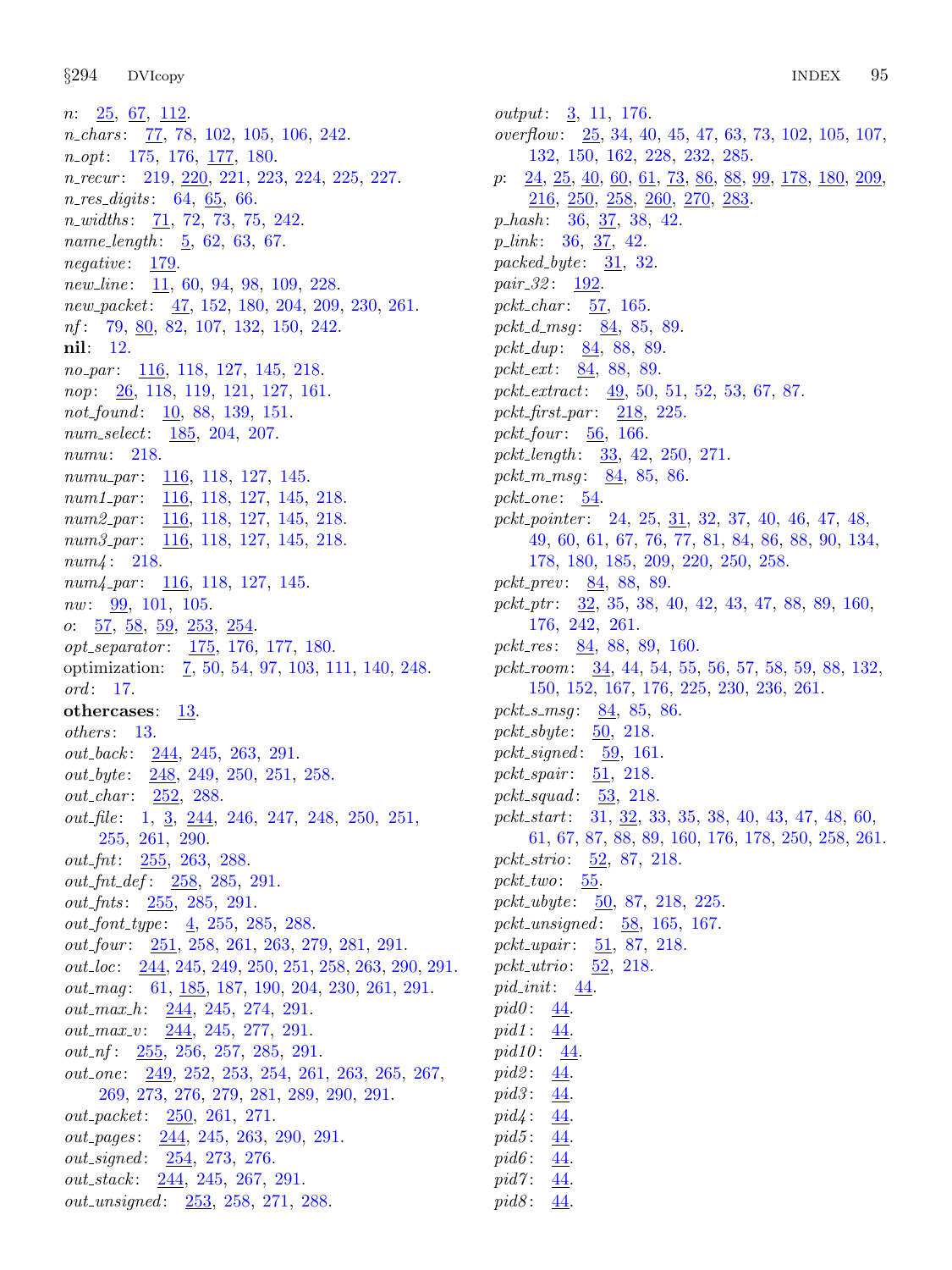*n*: 25, 67, 112.
*n_chars*: 77, 78, 102, 105, 106, 242.
*n_opt*: 175, 176, 177, 180.
*n_recur*: 219, 220, 221, 223, 224, 225, 227.
*n_res_digits*: 64, 65, 66.
*n_widths*: 71, 72, 73, 75, 242.
*name_length*: 5, 62, 63, 67.
*negative*: 179.
*new_line*: 11, 60, 94, 98, 109, 228.
*new_packet*: 47, 152, 180, 204, 209, 230, 261.
*nf*: 79, 80, 82, 107, 132, 150, 242.
**nil**: 12.
*no_par*: 116, 118, 127, 145, 218.
*nop*: 26, 118, 119, 121, 127, 161.
*not_found*: 10, 88, 139, 151.
*num_select*: 185, 204, 207.
*numu*: 218.
*numu_par*: 116, 118, 127, 145.
*num1_par*: 116, 118, 127, 145, 218.
*num2_par*: 116, 118, 127, 145, 218.
*num3_par*: 116, 118, 127, 145, 218.
*num4*: 218.
*num4_par*: 116, 118, 127, 145.
*nw*: 99, 101, 105.
*o*: 57, 58, 59, 253, 254.
*opt_separator*: 175, 176, 177, 180.
optimization: 7, 50, 54, 97, 103, 111, 140, 248.
*ord*: 17.
**othercases**: 13.
*others*: 13.
*out_back*: 244, 245, 263, 291.
*out_byte*: 248, 249, 250, 251, 258.
*out_char*: 252, 288.
*out_file*: 1, 3, 244, 246, 247, 248, 250, 251, 255, 261, 290.
*out_fnt*: 255, 263, 288.
*out_fnt_def*: 258, 285, 291.
*out_fnts*: 255, 285, 291.
*out_font_type*: 4, 255, 285, 288.
*out_four*: 251, 258, 261, 263, 279, 281, 291.
*out_loc*: 244, 245, 249, 250, 251, 258, 263, 290, 291.
*out_mag*: 61, 185, 187, 190, 204, 230, 261, 291.
*out_max_h*: 244, 245, 274, 291.
*out_max_v*: 244, 245, 277, 291.
*out_nf*: 255, 256, 257, 285, 291.
*out_one*: 249, 252, 253, 254, 261, 263, 265, 267, 269, 273, 276, 279, 281, 289, 290, 291.
*out_packet*: 250, 261, 271.
*out_pages*: 244, 245, 263, 290, 291.
*out_signed*: 254, 273, 276.
*out_stack*: 244, 245, 267, 291.
*out_unsigned*: 253, 258, 271, 288.
*output*: 3, 11, 176.
*overflow*: 25, 34, 40, 45, 47, 63, 73, 102, 105, 107, 132, 150, 162, 228, 232, 285.
*p*: 24, 25, 40, 60, 61, 73, 86, 88, 99, 178, 180, 209, 216, 250, 258, 260, 270, 283.
*p_hash*: 36, 37, 38, 42.
*p_link*: 36, 37, 42.
*packed_byte*: 31, 32.
*pair_32*: 192.
*pckt_char*: 57, 165.
*pckt_d_msg*: 84, 85, 89.
*pckt_dup*: 84, 88, 89.
*pckt_ext*: 84, 88, 89.
*pckt_extract*: 49, 50, 51, 52, 53, 67, 87.
*pckt_first_par*: 218, 225.
*pckt_four*: 56, 166.
*pckt_length*: 33, 42, 250, 271.
*pckt_m_msg*: 84, 85, 86.
*pckt_one*: 54.
*pckt_pointer*: 24, 25, 31, 32, 37, 40, 46, 47, 48, 49, 60, 61, 67, 76, 77, 81, 84, 86, 88, 90, 134, 178, 180, 185, 209, 220, 250, 258.
*pckt_prev*: 84, 88, 89.
*pckt_ptr*: 32, 35, 38, 40, 42, 43, 47, 88, 89, 160, 176, 242, 261.
*pckt_res*: 84, 88, 89, 160.
*pckt_room*: 34, 44, 54, 55, 56, 57, 58, 59, 88, 132, 150, 152, 167, 176, 225, 230, 236, 261.
*pckt_s_msg*: 84, 85, 86.
*pckt_sbyte*: 50, 218.
*pckt_signed*: 59, 161.
*pckt_spair*: 51, 218.
*pckt_squad*: 53, 218.
*pckt_start*: 31, 32, 33, 35, 38, 40, 43, 47, 48, 60, 61, 67, 87, 88, 89, 160, 176, 178, 250, 258, 261.
*pckt_strio*: 52, 87, 218.
*pckt_two*: 55.
*pckt_ubyte*: 50, 87, 218, 225.
*pckt_unsigned*: 58, 165, 167.
*pckt_upair*: 51, 87, 218.
*pckt_utrio*: 52, 218.
*pid_init*: 44.
*pid0*: 44.
*pid1*: 44.
*pid10*: 44.
*pid2*: 44.
*pid3*: 44.
*pid4*: 44.
*pid5*: 44.
*pid6*: 44.
*pid7*: 44.
*pid8*: 44.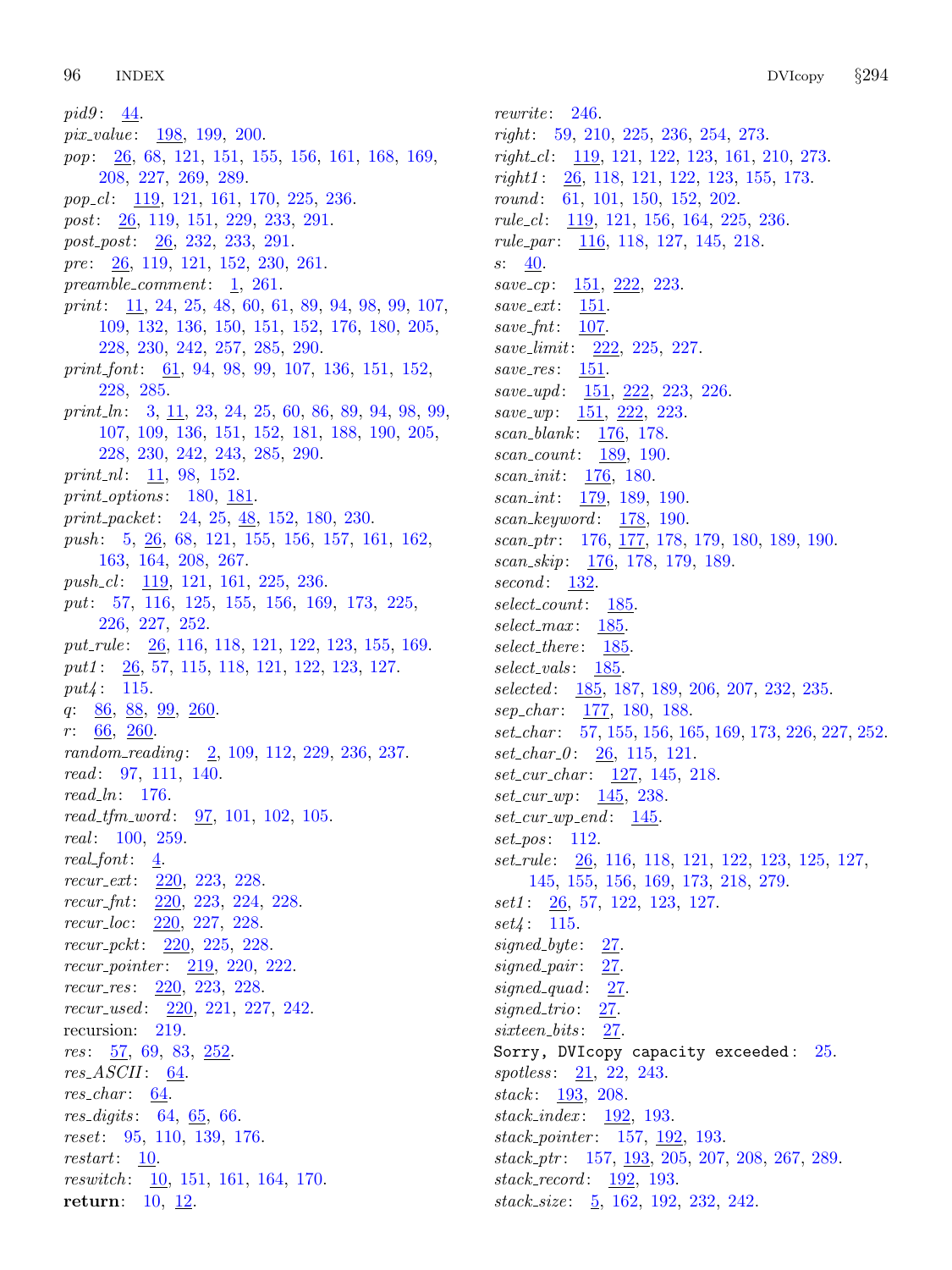*pid9*: 44.
*pix_value*: 198, 199, 200.
*pop*: 26, 68, 121, 151, 155, 156, 161, 168, 169, 208, 227, 269, 289.
*pop_cl*: 119, 121, 161, 170, 225, 236.
*post*: 26, 119, 151, 229, 233, 291.
*post_post*: 26, 232, 233, 291.
*pre*: 26, 119, 121, 152, 230, 261.
*preamble_comment*: 1, 261.
*print*: 11, 24, 25, 48, 60, 61, 89, 94, 98, 99, 107, 109, 132, 136, 150, 151, 152, 176, 180, 205, 228, 230, 242, 257, 285, 290.
*print_font*: 61, 94, 98, 99, 107, 136, 151, 152, 228, 285.
*print_ln*: 3, 11, 23, 24, 25, 60, 86, 89, 94, 98, 99, 107, 109, 136, 151, 152, 181, 188, 190, 205, 228, 230, 242, 243, 285, 290.
*print_nl*: 11, 98, 152.
*print_options*: 180, 181.
*print_packet*: 24, 25, 48, 152, 180, 230.
*push*: 5, 26, 68, 121, 155, 156, 157, 161, 162, 163, 164, 208, 267.
*push_cl*: 119, 121, 161, 225, 236.
*put*: 57, 116, 125, 155, 156, 169, 173, 225, 226, 227, 252.
*put_rule*: 26, 116, 118, 121, 122, 123, 155, 169.
*put1*: 26, 57, 115, 118, 121, 122, 123, 127.
*put4*: 115.
*q*: 86, 88, 99, 260.
*r*: 66, 260.
*random_reading*: 2, 109, 112, 229, 236, 237.
*read*: 97, 111, 140.
*read_ln*: 176.
*read_tfm_word*: 97, 101, 102, 105.
*real*: 100, 259.
*real_font*: 4.
*recur_ext*: 220, 223, 228.
*recur_fnt*: 220, 223, 224, 228.
*recur_loc*: 220, 227, 228.
*recur_pckt*: 220, 225, 228.
*recur_pointer*: 219, 220, 222.
*recur_res*: 220, 223, 228.
*recur_used*: 220, 221, 227, 242.
recursion: 219.
*res*: 57, 69, 83, 252.
*res_ASCII*: 64.
*res_char*: 64.
*res_digits*: 64, 65, 66.
*reset*: 95, 110, 139, 176.
*restart*: 10.
*reswitch*: 10, 151, 161, 164, 170.
**return**: 10, 12.
*rewrite*: 246.
*right*: 59, 210, 225, 236, 254, 273.
*right_cl*: 119, 121, 122, 123, 161, 210, 273.
*right1*: 26, 118, 121, 122, 123, 155, 173.
*round*: 61, 101, 150, 152, 202.
*rule_cl*: 119, 121, 156, 164, 225, 236.
*rule_par*: 116, 118, 127, 145, 218.
*s*: 40.
*save_cp*: 151, 222, 223.
*save_ext*: 151.
*save_fnt*: 107.
*save_limit*: 222, 225, 227.
*save_res*: 151.
*save_upd*: 151, 222, 223, 226.
*save_wp*: 151, 222, 223.
*scan_blank*: 176, 178.
*scan_count*: 189, 190.
*scan_init*: 176, 180.
*scan_int*: 179, 189, 190.
*scan_keyword*: 178, 190.
*scan_ptr*: 176, 177, 178, 179, 180, 189, 190.
*scan_skip*: 176, 178, 179, 189.
*second*: 132.
*select_count*: 185.
*select_max*: 185.
*select_there*: 185.
*select_vals*: 185.
*selected*: 185, 187, 189, 206, 207, 232, 235.
*sep_char*: 177, 180, 188.
*set_char*: 57, 155, 156, 165, 169, 173, 226, 227, 252.
*set_char_0*: 26, 115, 121.
*set_cur_char*: 127, 145, 218.
*set_cur_wp*: 145, 238.
*set_cur_wp_end*: 145.
*set_pos*: 112.
*set_rule*: 26, 116, 118, 121, 122, 123, 125, 127, 145, 155, 156, 169, 173, 218, 279.
*set1*: 26, 57, 122, 123, 127.
*set4*: 115.
*signed_byte*: 27.
*signed_pair*: 27.
*signed_quad*: 27.
*signed_trio*: 27.
*sixteen_bits*: 27.
`Sorry, DVIcopy capacity exceeded`: 25.
*spotless*: 21, 22, 243.
*stack*: 193, 208.
*stack_index*: 192, 193.
*stack_pointer*: 157, 192, 193.
*stack_ptr*: 157, 193, 205, 207, 208, 267, 289.
*stack_record*: 192, 193.
*stack_size*: 5, 162, 192, 232, 242.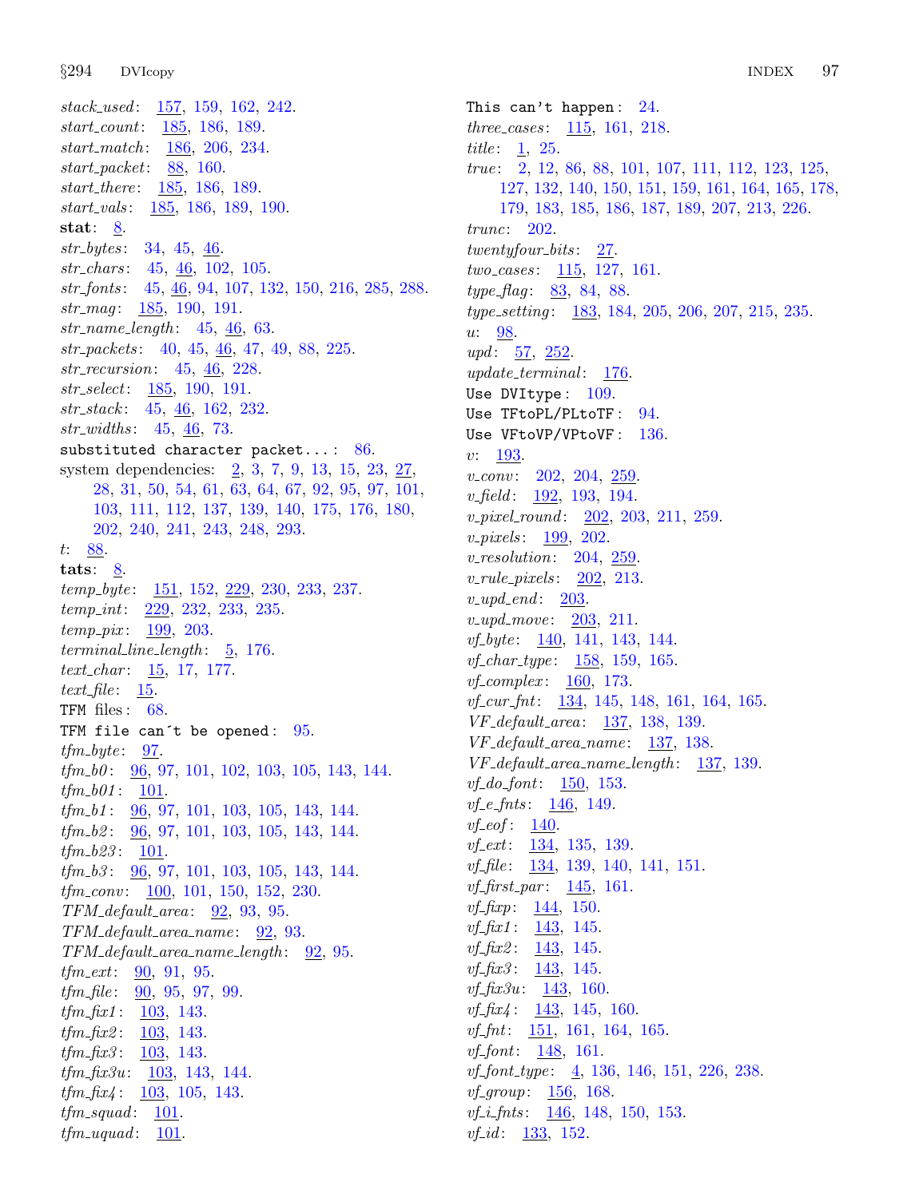*stack_used*: 157, 159, 162, 242.
*start_count*: 185, 186, 189.
*start_match*: 186, 206, 234.
*start_packet*: 88, 160.
*start_there*: 185, 186, 189.
*start_vals*: 185, 186, 189, 190.
**stat**: 8.
*str_bytes*: 34, 45, 46.
*str_chars*: 45, 46, 102, 105.
*str_fonts*: 45, 46, 94, 107, 132, 150, 216, 285, 288.
*str_mag*: 185, 190, 191.
*str_name_length*: 45, 46, 63.
*str_packets*: 40, 45, 46, 47, 49, 88, 225.
*str_recursion*: 45, 46, 228.
*str_select*: 185, 190, 191.
*str_stack*: 45, 46, 162, 232.
*str_widths*: 45, 46, 73.
`substituted character packet...`: 86.
system dependencies: 2, 3, 7, 9, 13, 15, 23, 27, 28, 31, 50, 54, 61, 63, 64, 67, 92, 95, 97, 101, 103, 111, 112, 137, 139, 140, 175, 176, 180, 202, 240, 241, 243, 248, 293.
*t*: 88.
**tats**: 8.
*temp_byte*: 151, 152, 229, 230, 233, 237.
*temp_int*: 229, 232, 233, 235.
*temp_pix*: 199, 203.
*terminal_line_length*: 5, 176.
*text_char*: 15, 17, 177.
*text_file*: 15.
`TFM files`: 68.
`TFM file can't be opened`: 95.
*tfm_byte*: 97.
*tfm_b0*: 96, 97, 101, 102, 103, 105, 143, 144.
*tfm_b01*: 101.
*tfm_b1*: 96, 97, 101, 103, 105, 143, 144.
*tfm_b2*: 96, 97, 101, 103, 105, 143, 144.
*tfm_b23*: 101.
*tfm_b3*: 96, 97, 101, 103, 105, 143, 144.
*tfm_conv*: 100, 101, 150, 152, 230.
*TFM_default_area*: 92, 93, 95.
*TFM_default_area_name*: 92, 93.
*TFM_default_area_name_length*: 92, 95.
*tfm_ext*: 90, 91, 95.
*tfm_file*: 90, 95, 97, 99.
*tfm_fix1*: 103, 143.
*tfm_fix2*: 103, 143.
*tfm_fix3*: 103, 143.
*tfm_fix3u*: 103, 143, 144.
*tfm_fix4*: 103, 105, 143.
*tfm_squad*: 101.
*tfm_uquad*: 101.
`This can't happen`: 24.
*three_cases*: 115, 161, 218.
*title*: 1, 25.
*true*: 2, 12, 86, 88, 101, 107, 111, 112, 123, 125, 127, 132, 140, 150, 151, 159, 161, 164, 165, 178, 179, 183, 185, 186, 187, 189, 207, 213, 226.
*trunc*: 202.
*twentyfour_bits*: 27.
*two_cases*: 115, 127, 161.
*type_flag*: 83, 84, 88.
*type_setting*: 183, 184, 205, 206, 207, 215, 235.
*u*: 98.
*upd*: 57, 252.
*update_terminal*: 176.
`Use DVItype`: 109.
`Use TFtoPL/PLtoTF`: 94.
`Use VFtoVP/VPtoVF`: 136.
*v*: 193.
*v_conv*: 202, 204, 259.
*v_field*: 192, 193, 194.
*v_pixel_round*: 202, 203, 211, 259.
*v_pixels*: 199, 202.
*v_resolution*: 204, 259.
*v_rule_pixels*: 202, 213.
*v_upd_end*: 203.
*v_upd_move*: 203, 211.
*vf_byte*: 140, 141, 143, 144.
*vf_char_type*: 158, 159, 165.
*vf_complex*: 160, 173.
*vf_cur_fnt*: 134, 145, 148, 161, 164, 165.
*VF_default_area*: 137, 138, 139.
*VF_default_area_name*: 137, 138.
*VF_default_area_name_length*: 137, 139.
*vf_do_font*: 150, 153.
*vf_e_fnts*: 146, 149.
*vf_eof*: 140.
*vf_ext*: 134, 135, 139.
*vf_file*: 134, 139, 140, 141, 151.
*vf_first_par*: 145, 161.
*vf_fixp*: 144, 150.
*vf_fix1*: 143, 145.
*vf_fix2*: 143, 145.
*vf_fix3*: 143, 145.
*vf_fix3u*: 143, 160.
*vf_fix4*: 143, 145, 160.
*vf_fnt*: 151, 161, 164, 165.
*vf_font*: 148, 161.
*vf_font_type*: 4, 136, 146, 151, 226, 238.
*vf_group*: 156, 168.
*vf_i_fnts*: 146, 148, 150, 153.
*vf_id*: 133, 152.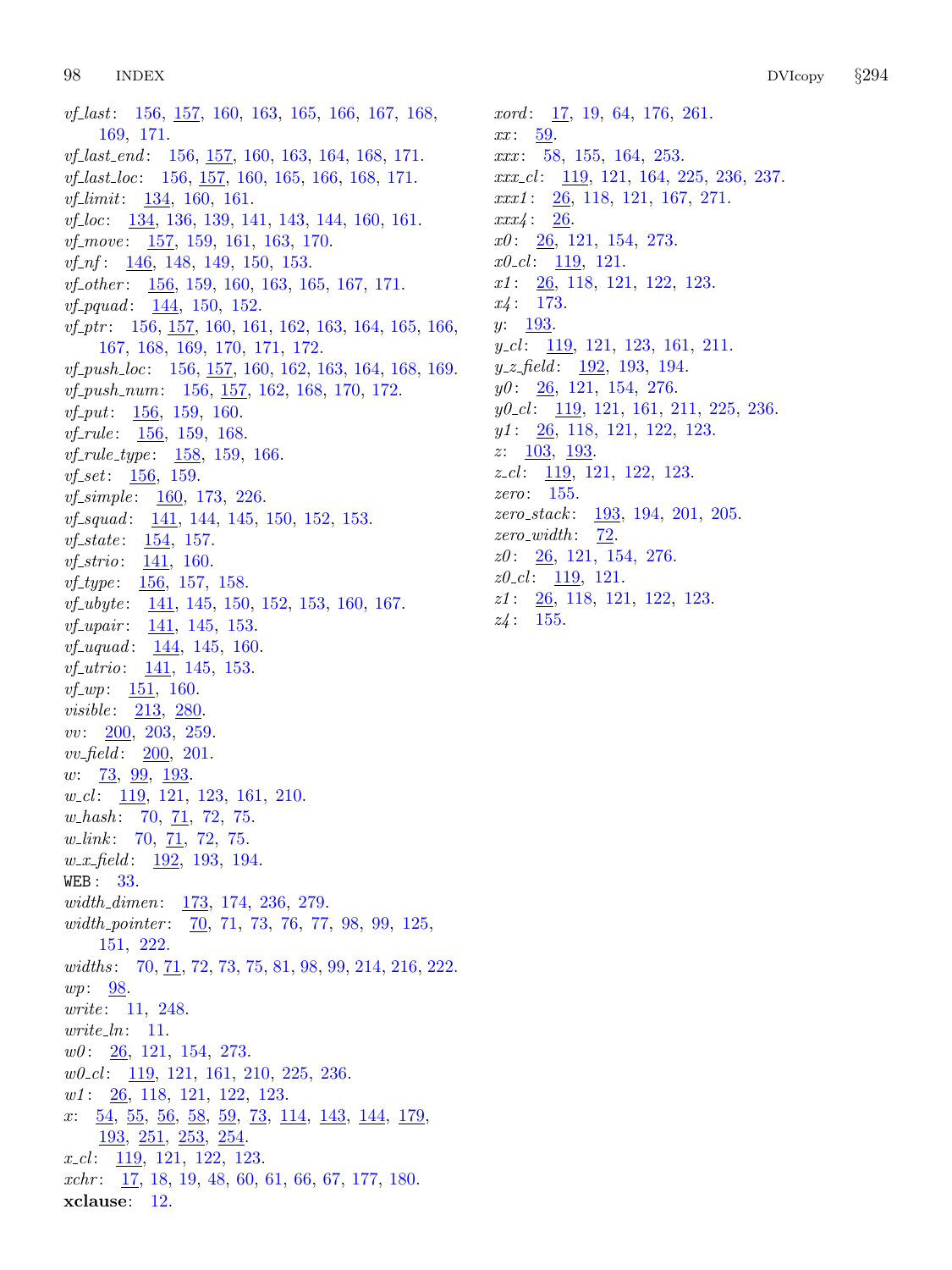*vf_last*: 156, 157, 160, 163, 165, 166, 167, 168, 169, 171.
*vf_last_end*: 156, 157, 160, 163, 164, 168, 171.
*vf_last_loc*: 156, 157, 160, 165, 166, 168, 171.
*vf_limit*: 134, 160, 161.
*vf_loc*: 134, 136, 139, 141, 143, 144, 160, 161.
*vf_move*: 157, 159, 161, 163, 170.
*vf_nf*: 146, 148, 149, 150, 153.
*vf_other*: 156, 159, 160, 163, 165, 167, 171.
*vf_pquad*: 144, 150, 152.
*vf_ptr*: 156, 157, 160, 161, 162, 163, 164, 165, 166, 167, 168, 169, 170, 171, 172.
*vf_push_loc*: 156, 157, 160, 162, 163, 164, 168, 169.
*vf_push_num*: 156, 157, 162, 168, 170, 172.
*vf_put*: 156, 159, 160.
*vf_rule*: 156, 159, 168.
*vf_rule_type*: 158, 159, 166.
*vf_set*: 156, 159.
*vf_simple*: 160, 173, 226.
*vf_squad*: 141, 144, 145, 150, 152, 153.
*vf_state*: 154, 157.
*vf_strio*: 141, 160.
*vf_type*: 156, 157, 158.
*vf_ubyte*: 141, 145, 150, 152, 153, 160, 167.
*vf_upair*: 141, 145, 153.
*vf_uquad*: 144, 145, 160.
*vf_utrio*: 141, 145, 153.
*vf_wp*: 151, 160.
*visible*: 213, 280.
*vv*: 200, 203, 259.
*vv_field*: 200, 201.
*w*: 73, 99, 193.
*w_cl*: 119, 121, 123, 161, 210.
*w_hash*: 70, 71, 72, 75.
*w_link*: 70, 71, 72, 75.
*w_x_field*: 192, 193, 194.
WEB: 33.
*width_dimen*: 173, 174, 236, 279.
*width_pointer*: 70, 71, 73, 76, 77, 98, 99, 125, 151, 222.
*widths*: 70, 71, 72, 73, 75, 81, 98, 99, 214, 216, 222.
*wp*: 98.
*write*: 11, 248.
*write_ln*: 11.
*w0*: 26, 121, 154, 273.
*w0_cl*: 119, 121, 161, 210, 225, 236.
*w1*: 26, 118, 121, 122, 123.
*x*: 54, 55, 56, 58, 59, 73, 114, 143, 144, 179, 193, 251, 253, 254.
*x_cl*: 119, 121, 122, 123.
*xchr*: 17, 18, 19, 48, 60, 61, 66, 67, 177, 180.
**xclause**: 12.
*xord*: 17, 19, 64, 176, 261.
*xx*: 59.
*xxx*: 58, 155, 164, 253.
*xxx_cl*: 119, 121, 164, 225, 236, 237.
*xxx1*: 26, 118, 121, 167, 271.
*xxx4*: 26.
*x0*: 26, 121, 154, 273.
*x0_cl*: 119, 121.
*x1*: 26, 118, 121, 122, 123.
*x4*: 173.
*y*: 193.
*y_cl*: 119, 121, 123, 161, 211.
*y_z_field*: 192, 193, 194.
*y0*: 26, 121, 154, 276.
*y0_cl*: 119, 121, 161, 211, 225, 236.
*y1*: 26, 118, 121, 122, 123.
*z*: 103, 193.
*z_cl*: 119, 121, 122, 123.
*zero*: 155.
*zero_stack*: 193, 194, 201, 205.
*zero_width*: 72.
*z0*: 26, 121, 154, 276.
*z0_cl*: 119, 121.
*z1*: 26, 118, 121, 122, 123.
*z4*: 155.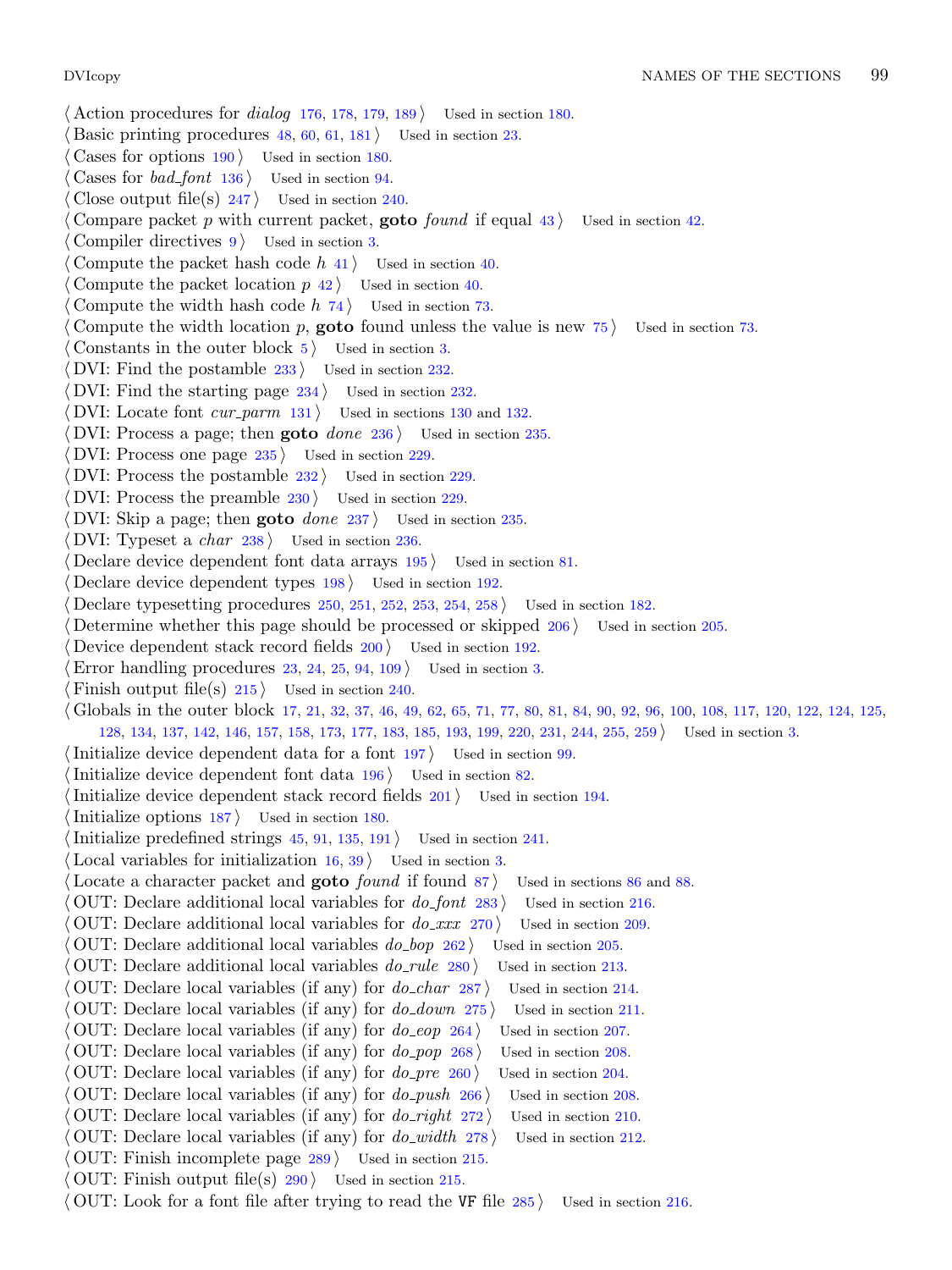⟨ Action procedures for *dialog* 176, 178, 179, 189 ⟩ Used in section 180.
⟨ Basic printing procedures 48, 60, 61, 181 ⟩ Used in section 23.
⟨ Cases for options 190 ⟩ Used in section 180.
⟨ Cases for *bad_font* 136 ⟩ Used in section 94.
⟨ Close output file(s) 247 ⟩ Used in section 240.
⟨ Compare packet *p* with current packet, **goto** *found* if equal 43 ⟩ Used in section 42.
⟨ Compiler directives 9 ⟩ Used in section 3.
⟨ Compute the packet hash code *h* 41 ⟩ Used in section 40.
⟨ Compute the packet location *p* 42 ⟩ Used in section 40.
⟨ Compute the width hash code *h* 74 ⟩ Used in section 73.
⟨ Compute the width location *p*, **goto** found unless the value is new 75 ⟩ Used in section 73.
⟨ Constants in the outer block 5 ⟩ Used in section 3.
⟨ DVI: Find the postamble 233 ⟩ Used in section 232.
⟨ DVI: Find the starting page 234 ⟩ Used in section 232.
⟨ DVI: Locate font *cur_parm* 131 ⟩ Used in sections 130 and 132.
⟨ DVI: Process a page; then **goto** *done* 236 ⟩ Used in section 235.
⟨ DVI: Process one page 235 ⟩ Used in section 229.
⟨ DVI: Process the postamble 232 ⟩ Used in section 229.
⟨ DVI: Process the preamble 230 ⟩ Used in section 229.
⟨ DVI: Skip a page; then **goto** *done* 237 ⟩ Used in section 235.
⟨ DVI: Typeset a *char* 238 ⟩ Used in section 236.
⟨ Declare device dependent font data arrays 195 ⟩ Used in section 81.
⟨ Declare device dependent types 198 ⟩ Used in section 192.
⟨ Declare typesetting procedures 250, 251, 252, 253, 254, 258 ⟩ Used in section 182.
⟨ Determine whether this page should be processed or skipped 206 ⟩ Used in section 205.
⟨ Device dependent stack record fields 200 ⟩ Used in section 192.
⟨ Error handling procedures 23, 24, 25, 94, 109 ⟩ Used in section 3.
⟨ Finish output file(s) 215 ⟩ Used in section 240.
⟨ Globals in the outer block 17, 21, 32, 37, 46, 49, 62, 65, 71, 77, 80, 81, 84, 90, 92, 96, 100, 108, 117, 120, 122, 124, 125, 128, 134, 137, 142, 146, 157, 158, 173, 177, 183, 185, 193, 199, 220, 231, 244, 255, 259 ⟩ Used in section 3.
⟨ Initialize device dependent data for a font 197 ⟩ Used in section 99.
⟨ Initialize device dependent font data 196 ⟩ Used in section 82.
⟨ Initialize device dependent stack record fields 201 ⟩ Used in section 194.
⟨ Initialize options 187 ⟩ Used in section 180.
⟨ Initialize predefined strings 45, 91, 135, 191 ⟩ Used in section 241.
⟨ Local variables for initialization 16, 39 ⟩ Used in section 3.
⟨ Locate a character packet and **goto** *found* if found 87 ⟩ Used in sections 86 and 88.
⟨ OUT: Declare additional local variables for *do_font* 283 ⟩ Used in section 216.
⟨ OUT: Declare additional local variables for *do_xxx* 270 ⟩ Used in section 209.
⟨ OUT: Declare additional local variables *do_bop* 262 ⟩ Used in section 205.
⟨ OUT: Declare additional local variables *do_rule* 280 ⟩ Used in section 213.
⟨ OUT: Declare local variables (if any) for *do_char* 287 ⟩ Used in section 214.
⟨ OUT: Declare local variables (if any) for *do_down* 275 ⟩ Used in section 211.
⟨ OUT: Declare local variables (if any) for *do_eop* 264 ⟩ Used in section 207.
⟨ OUT: Declare local variables (if any) for *do_pop* 268 ⟩ Used in section 208.
⟨ OUT: Declare local variables (if any) for *do_pre* 260 ⟩ Used in section 204.
⟨ OUT: Declare local variables (if any) for *do_push* 266 ⟩ Used in section 208.
⟨ OUT: Declare local variables (if any) for *do_right* 272 ⟩ Used in section 210.
⟨ OUT: Declare local variables (if any) for *do_width* 278 ⟩ Used in section 212.
⟨ OUT: Finish incomplete page 289 ⟩ Used in section 215.
⟨ OUT: Finish output file(s) 290 ⟩ Used in section 215.
⟨ OUT: Look for a font file after trying to read the `VF` file 285 ⟩ Used in section 216.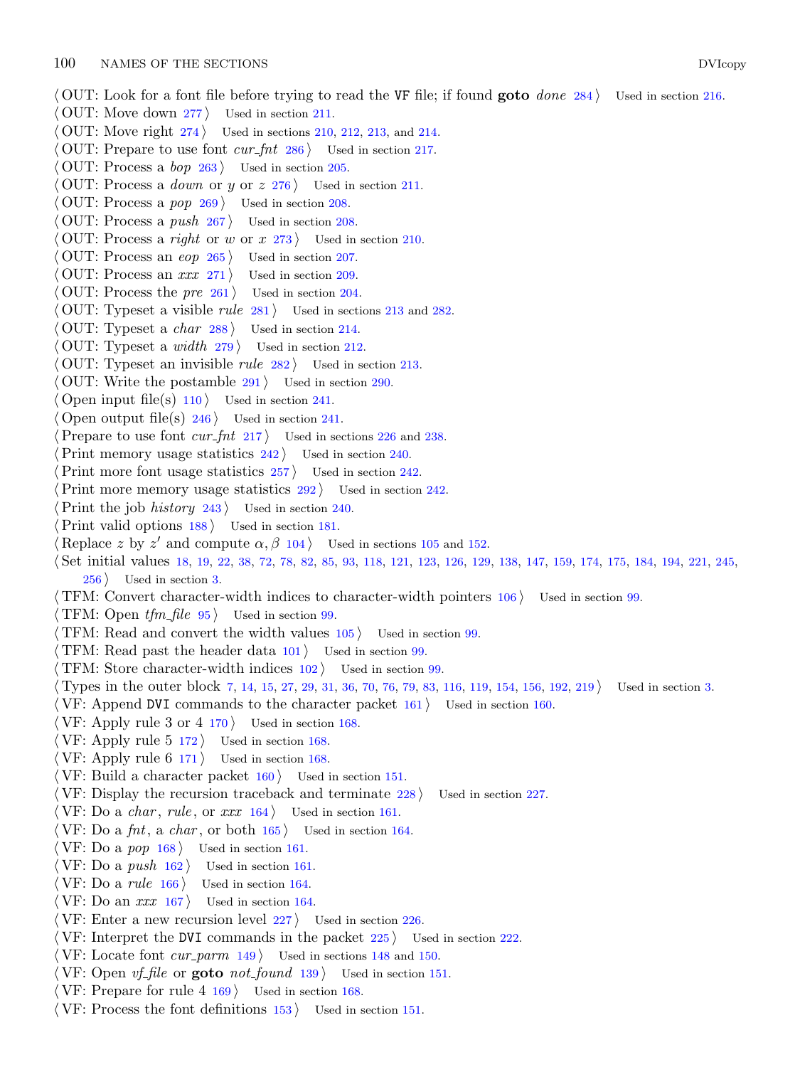⟨ OUT: Look for a font file before trying to read the VF file; if found **goto** *done* 284 ⟩ Used in section 216.
⟨ OUT: Move down 277 ⟩ Used in section 211.
⟨ OUT: Move right 274 ⟩ Used in sections 210, 212, 213, and 214.
⟨ OUT: Prepare to use font *cur_fnt* 286 ⟩ Used in section 217.
⟨ OUT: Process a *bop* 263 ⟩ Used in section 205.
⟨ OUT: Process a *down* or $y$ or $z$ 276 ⟩ Used in section 211.
⟨ OUT: Process a *pop* 269 ⟩ Used in section 208.
⟨ OUT: Process a *push* 267 ⟩ Used in section 208.
⟨ OUT: Process a *right* or $w$ or $x$ 273 ⟩ Used in section 210.
⟨ OUT: Process an *eop* 265 ⟩ Used in section 207.
⟨ OUT: Process an *xxx* 271 ⟩ Used in section 209.
⟨ OUT: Process the *pre* 261 ⟩ Used in section 204.
⟨ OUT: Typeset a visible *rule* 281 ⟩ Used in sections 213 and 282.
⟨ OUT: Typeset a *char* 288 ⟩ Used in section 214.
⟨ OUT: Typeset a *width* 279 ⟩ Used in section 212.
⟨ OUT: Typeset an invisible *rule* 282 ⟩ Used in section 213.
⟨ OUT: Write the postamble 291 ⟩ Used in section 290.
⟨ Open input file(s) 110 ⟩ Used in section 241.
⟨ Open output file(s) 246 ⟩ Used in section 241.
⟨ Prepare to use font *cur_fnt* 217 ⟩ Used in sections 226 and 238.
⟨ Print memory usage statistics 242 ⟩ Used in section 240.
⟨ Print more font usage statistics 257 ⟩ Used in section 242.
⟨ Print more memory usage statistics 292 ⟩ Used in section 242.
⟨ Print the job *history* 243 ⟩ Used in section 240.
⟨ Print valid options 188 ⟩ Used in section 181.
⟨ Replace $z$ by $z'$ and compute $\alpha, \beta$ 104 ⟩ Used in sections 105 and 152.
⟨ Set initial values 18, 19, 22, 38, 72, 78, 82, 85, 93, 118, 121, 123, 126, 129, 138, 147, 159, 174, 175, 184, 194, 221, 245, 256 ⟩ Used in section 3.
⟨ TFM: Convert character-width indices to character-width pointers 106 ⟩ Used in section 99.
⟨ TFM: Open *tfm_file* 95 ⟩ Used in section 99.
⟨ TFM: Read and convert the width values 105 ⟩ Used in section 99.
⟨ TFM: Read past the header data 101 ⟩ Used in section 99.
⟨ TFM: Store character-width indices 102 ⟩ Used in section 99.
⟨ Types in the outer block 7, 14, 15, 27, 29, 31, 36, 70, 76, 79, 83, 116, 119, 154, 156, 192, 219 ⟩ Used in section 3.
⟨ VF: Append DVI commands to the character packet 161 ⟩ Used in section 160.
⟨ VF: Apply rule 3 or 4 170 ⟩ Used in section 168.
⟨ VF: Apply rule 5 172 ⟩ Used in section 168.
⟨ VF: Apply rule 6 171 ⟩ Used in section 168.
⟨ VF: Build a character packet 160 ⟩ Used in section 151.
⟨ VF: Display the recursion traceback and terminate 228 ⟩ Used in section 227.
⟨ VF: Do a *char*, *rule*, or *xxx* 164 ⟩ Used in section 161.
⟨ VF: Do a *fnt*, a *char*, or both 165 ⟩ Used in section 164.
⟨ VF: Do a *pop* 168 ⟩ Used in section 161.
⟨ VF: Do a *push* 162 ⟩ Used in section 161.
⟨ VF: Do a *rule* 166 ⟩ Used in section 164.
⟨ VF: Do an *xxx* 167 ⟩ Used in section 164.
⟨ VF: Enter a new recursion level 227 ⟩ Used in section 226.
⟨ VF: Interpret the DVI commands in the packet 225 ⟩ Used in section 222.
⟨ VF: Locate font *cur_parm* 149 ⟩ Used in sections 148 and 150.
⟨ VF: Open *vf_file* or **goto** *not_found* 139 ⟩ Used in section 151.
⟨ VF: Prepare for rule 4 169 ⟩ Used in section 168.
⟨ VF: Process the font definitions 153 ⟩ Used in section 151.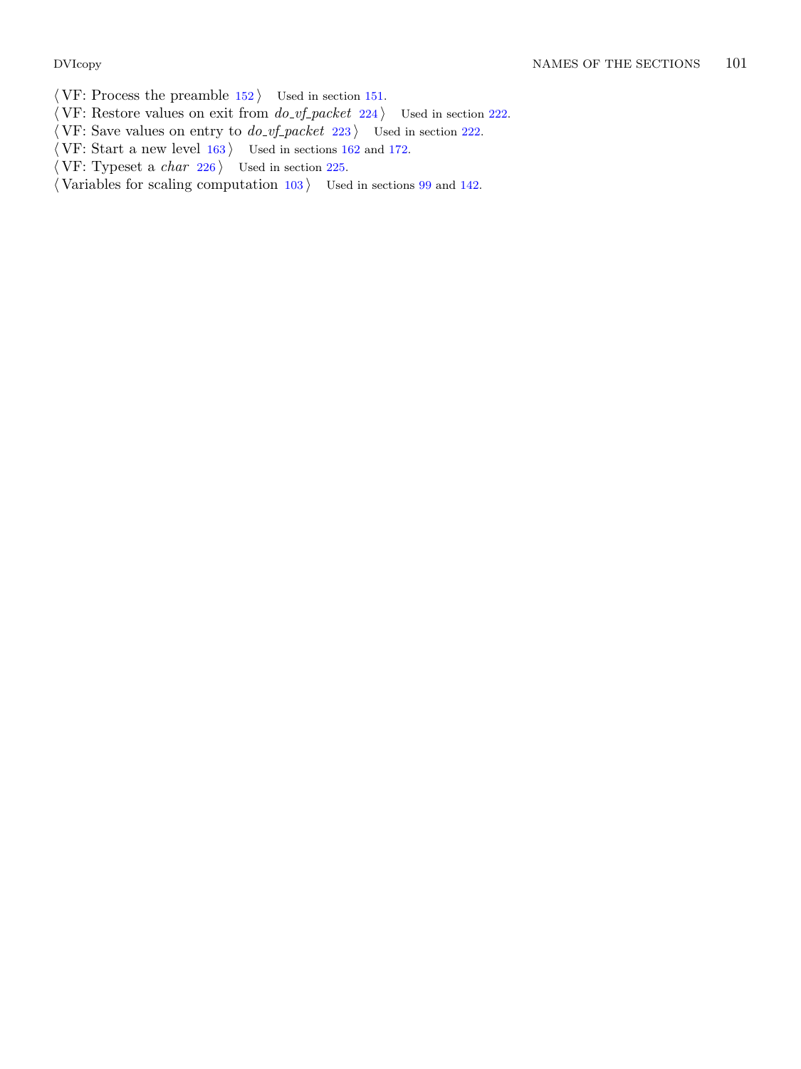⟨ VF: Process the preamble 152 ⟩ Used in section 151.
⟨ VF: Restore values on exit from *do_vf_packet* 224 ⟩ Used in section 222.
⟨ VF: Save values on entry to *do_vf_packet* 223 ⟩ Used in section 222.
⟨ VF: Start a new level 163 ⟩ Used in sections 162 and 172.
⟨ VF: Typeset a *char* 226 ⟩ Used in section 225.
⟨ Variables for scaling computation 103 ⟩ Used in sections 99 and 142.